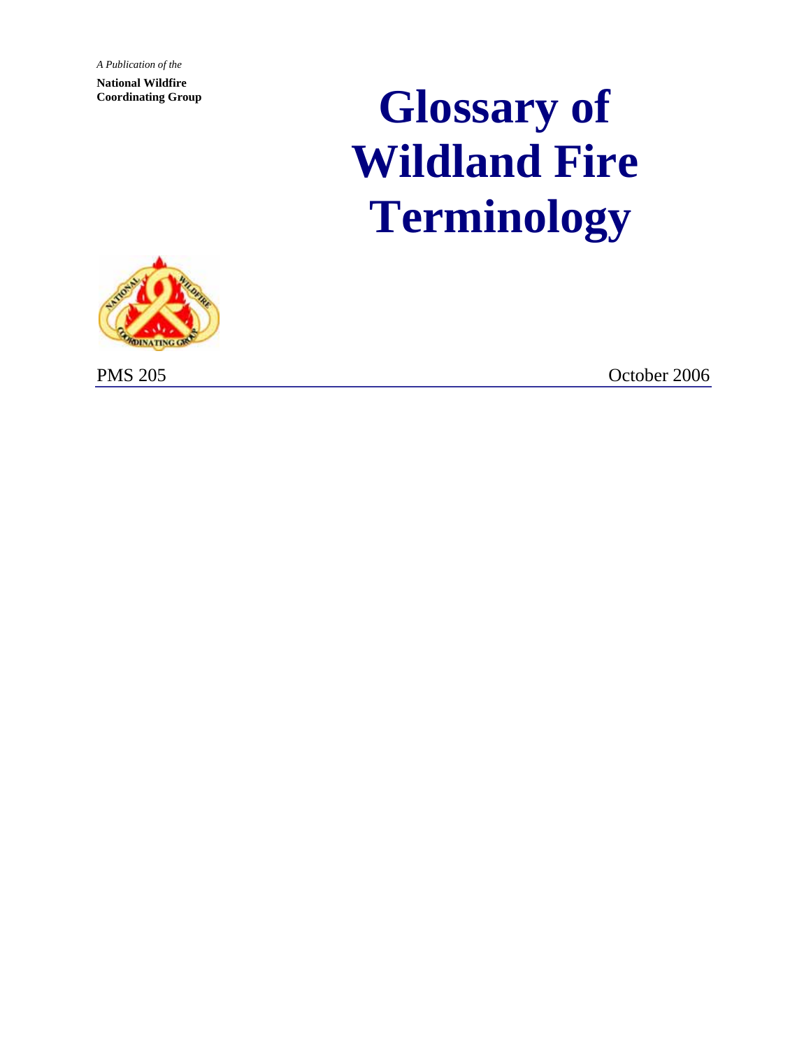*A Publication of the*

**National Wildfire Coordinating Group**

# Glossary of Wildland Fire Terminology

PMS 205

October 2006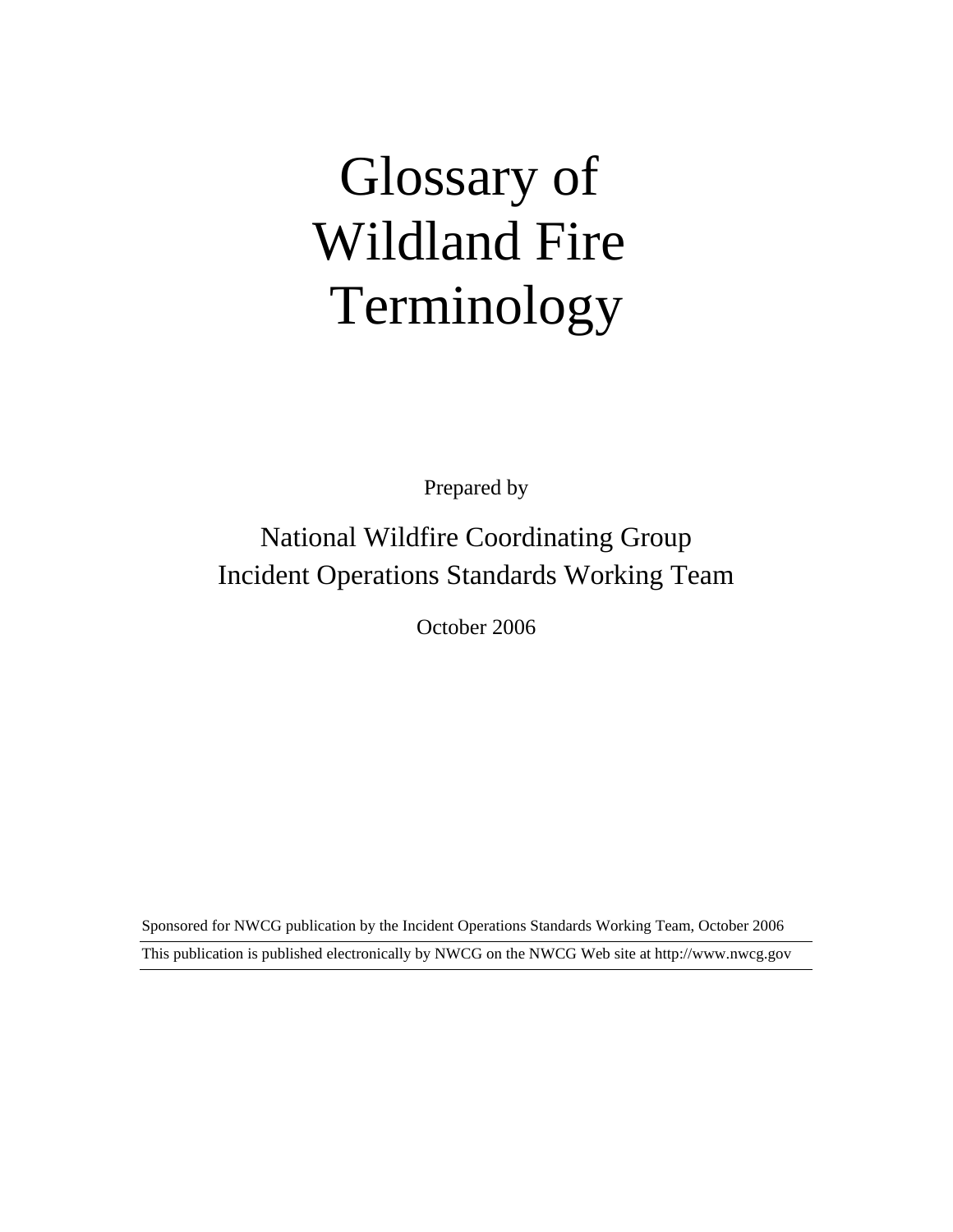# Glossary of Wildland Fire Terminology

Prepared by

National Wildfire Coordinating Group
Incident Operations Standards Working Team

October 2006

Sponsored for NWCG publication by the Incident Operations Standards Working Team, October 2006

This publication is published electronically by NWCG on the NWCG Web site at http://www.nwcg.gov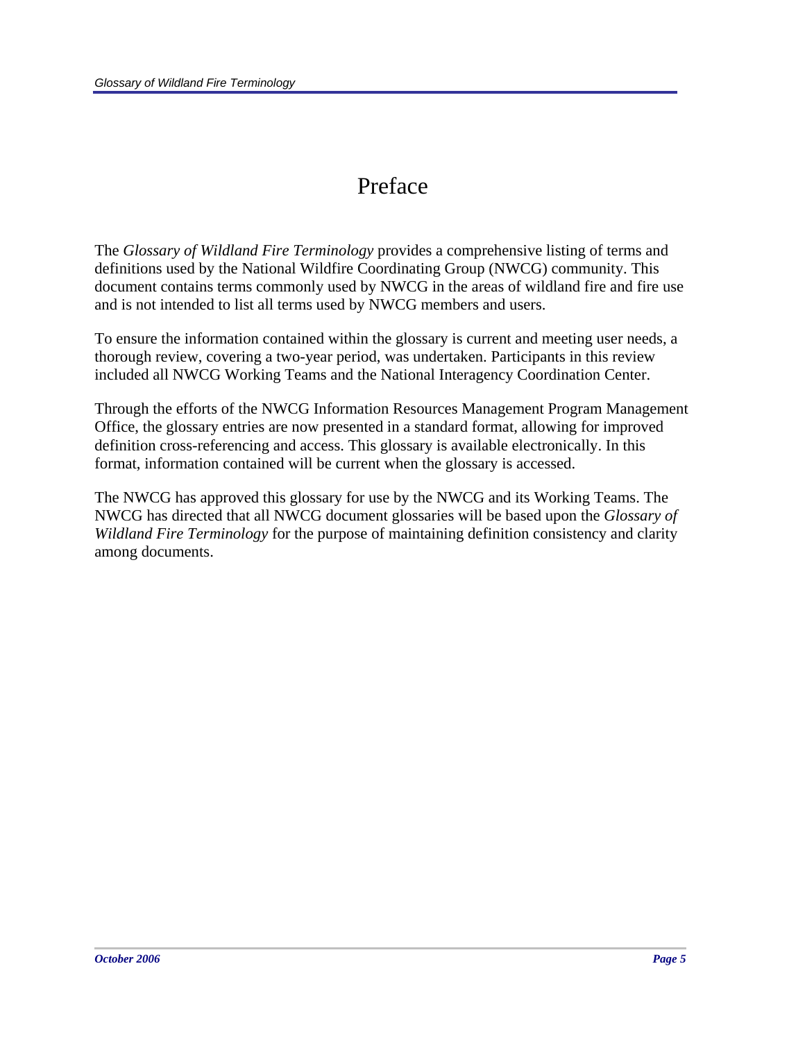# Preface

The *Glossary of Wildland Fire Terminology* provides a comprehensive listing of terms and definitions used by the National Wildfire Coordinating Group (NWCG) community. This document contains terms commonly used by NWCG in the areas of wildland fire and fire use and is not intended to list all terms used by NWCG members and users.

To ensure the information contained within the glossary is current and meeting user needs, a thorough review, covering a two-year period, was undertaken. Participants in this review included all NWCG Working Teams and the National Interagency Coordination Center.

Through the efforts of the NWCG Information Resources Management Program Management Office, the glossary entries are now presented in a standard format, allowing for improved definition cross-referencing and access. This glossary is available electronically. In this format, information contained will be current when the glossary is accessed.

The NWCG has approved this glossary for use by the NWCG and its Working Teams. The NWCG has directed that all NWCG document glossaries will be based upon the *Glossary of Wildland Fire Terminology* for the purpose of maintaining definition consistency and clarity among documents.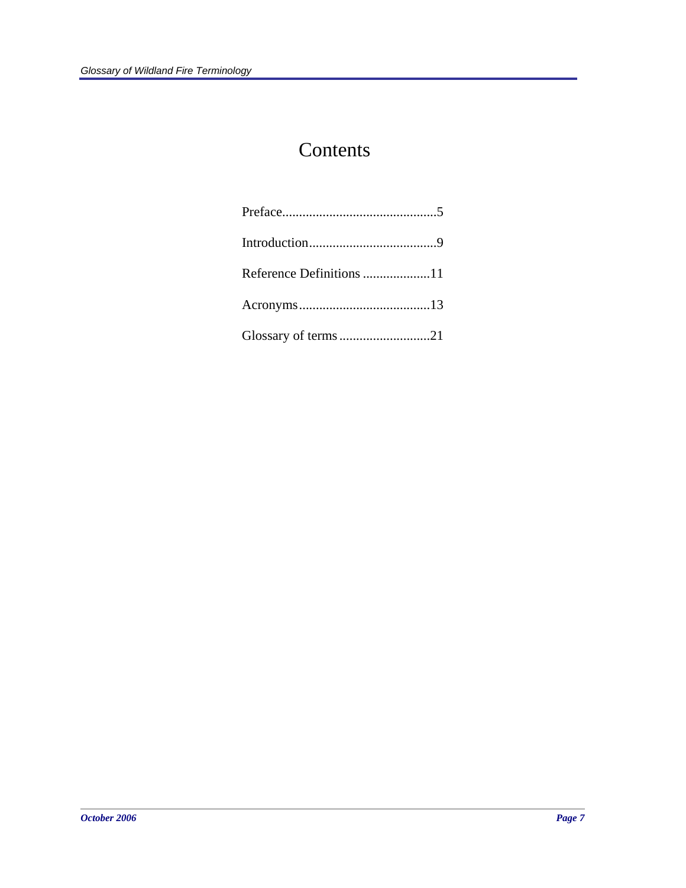# Contents

Preface..............................................5

Introduction......................................9

Reference Definitions ....................11

Acronyms.......................................13

Glossary of terms ...........................21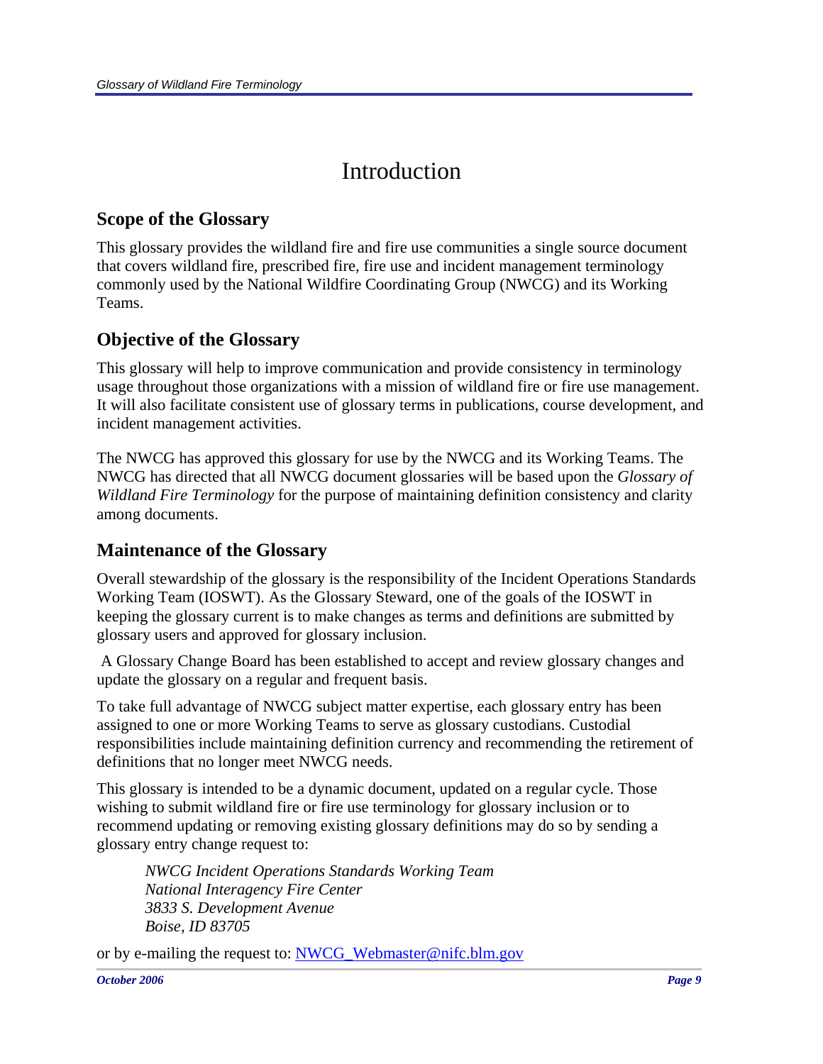# Introduction

## Scope of the Glossary

This glossary provides the wildland fire and fire use communities a single source document that covers wildland fire, prescribed fire, fire use and incident management terminology commonly used by the National Wildfire Coordinating Group (NWCG) and its Working Teams.

## Objective of the Glossary

This glossary will help to improve communication and provide consistency in terminology usage throughout those organizations with a mission of wildland fire or fire use management. It will also facilitate consistent use of glossary terms in publications, course development, and incident management activities.

The NWCG has approved this glossary for use by the NWCG and its Working Teams. The NWCG has directed that all NWCG document glossaries will be based upon the *Glossary of Wildland Fire Terminology* for the purpose of maintaining definition consistency and clarity among documents.

## Maintenance of the Glossary

Overall stewardship of the glossary is the responsibility of the Incident Operations Standards Working Team (IOSWT). As the Glossary Steward, one of the goals of the IOSWT in keeping the glossary current is to make changes as terms and definitions are submitted by glossary users and approved for glossary inclusion.

A Glossary Change Board has been established to accept and review glossary changes and update the glossary on a regular and frequent basis.

To take full advantage of NWCG subject matter expertise, each glossary entry has been assigned to one or more Working Teams to serve as glossary custodians. Custodial responsibilities include maintaining definition currency and recommending the retirement of definitions that no longer meet NWCG needs.

This glossary is intended to be a dynamic document, updated on a regular cycle. Those wishing to submit wildland fire or fire use terminology for glossary inclusion or to recommend updating or removing existing glossary definitions may do so by sending a glossary entry change request to:

> *NWCG Incident Operations Standards Working Team*
> *National Interagency Fire Center*
> *3833 S. Development Avenue*
> *Boise, ID 83705*

or by e-mailing the request to: NWCG_Webmaster@nifc.blm.gov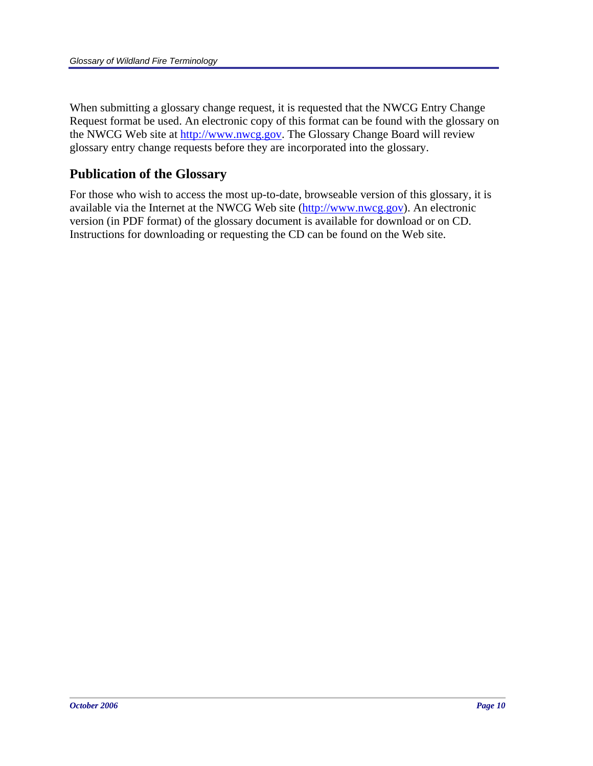When submitting a glossary change request, it is requested that the NWCG Entry Change Request format be used. An electronic copy of this format can be found with the glossary on the NWCG Web site at http://www.nwcg.gov. The Glossary Change Board will review glossary entry change requests before they are incorporated into the glossary.

## Publication of the Glossary

For those who wish to access the most up-to-date, browseable version of this glossary, it is available via the Internet at the NWCG Web site (http://www.nwcg.gov). An electronic version (in PDF format) of the glossary document is available for download or on CD. Instructions for downloading or requesting the CD can be found on the Web site.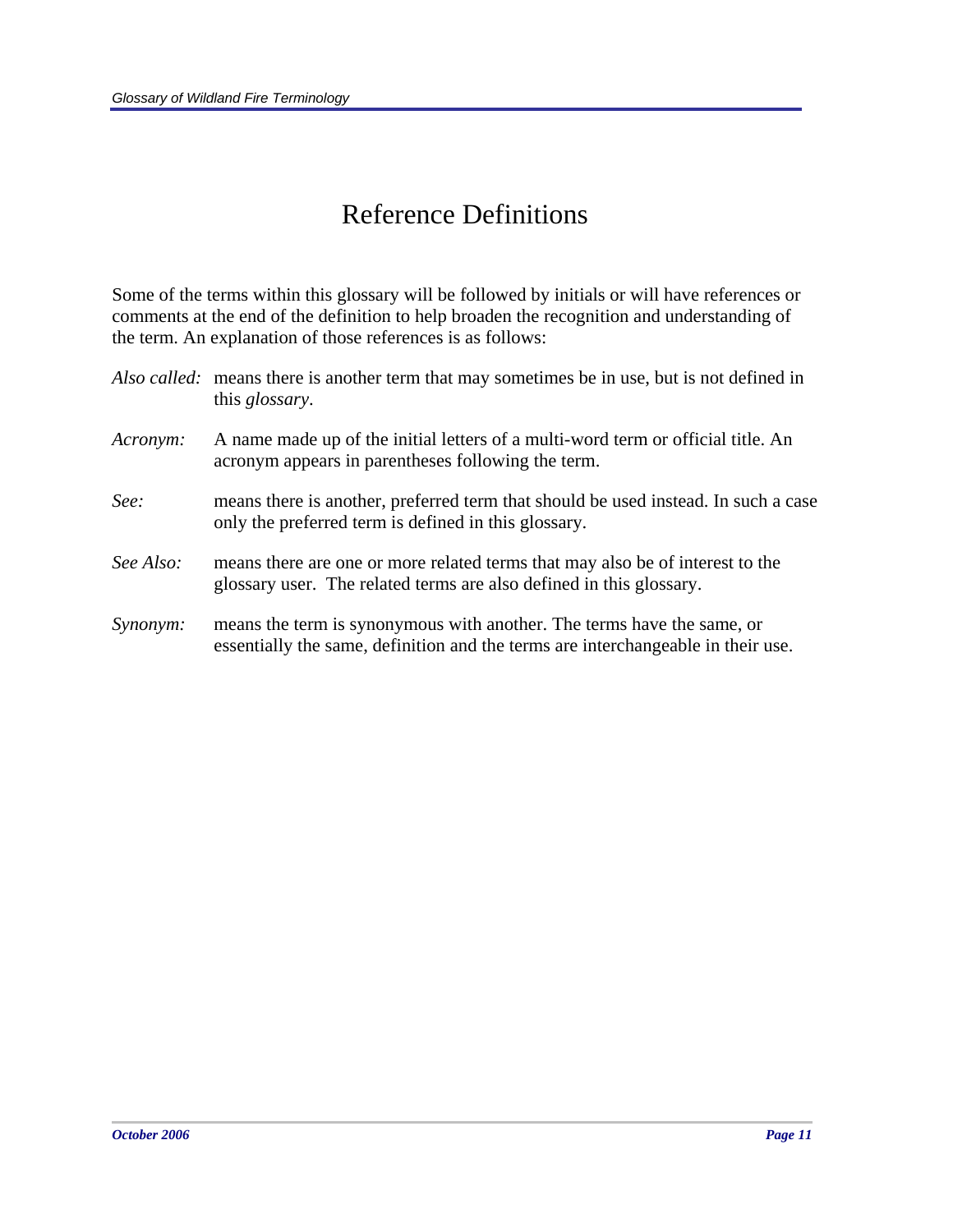# Reference Definitions

Some of the terms within this glossary will be followed by initials or will have references or comments at the end of the definition to help broaden the recognition and understanding of the term. An explanation of those references is as follows:

*Also called:* means there is another term that may sometimes be in use, but is not defined in this *glossary*.

*Acronym:* A name made up of the initial letters of a multi-word term or official title. An acronym appears in parentheses following the term.

*See:* means there is another, preferred term that should be used instead. In such a case only the preferred term is defined in this glossary.

*See Also:* means there are one or more related terms that may also be of interest to the glossary user. The related terms are also defined in this glossary.

*Synonym:* means the term is synonymous with another. The terms have the same, or essentially the same, definition and the terms are interchangeable in their use.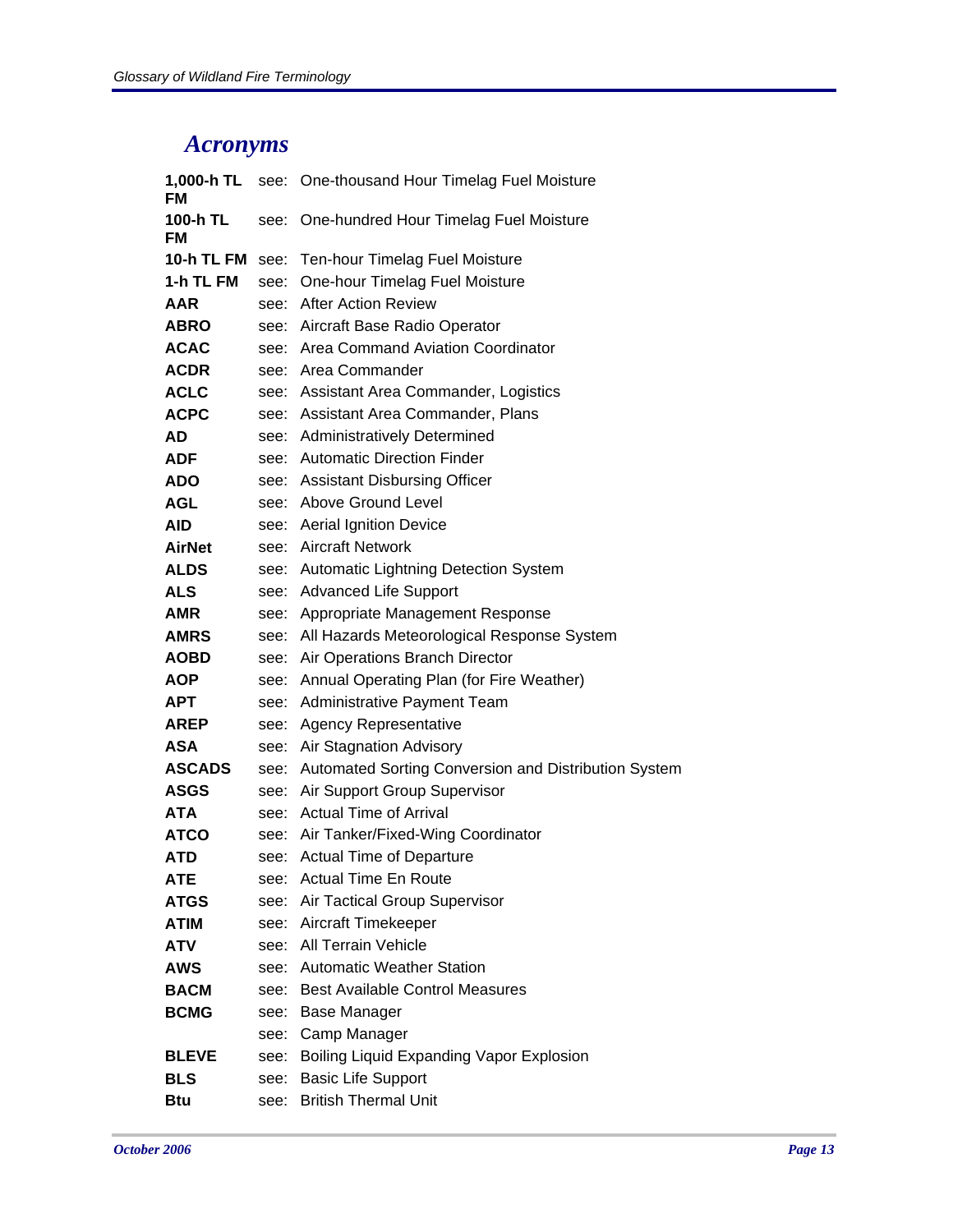## Acronyms

| | | |
|---|---|---|
| **1,000-h TL FM** | see: | One-thousand Hour Timelag Fuel Moisture |
| **100-h TL FM** | see: | One-hundred Hour Timelag Fuel Moisture |
| **10-h TL FM** | see: | Ten-hour Timelag Fuel Moisture |
| **1-h TL FM** | see: | One-hour Timelag Fuel Moisture |
| **AAR** | see: | After Action Review |
| **ABRO** | see: | Aircraft Base Radio Operator |
| **ACAC** | see: | Area Command Aviation Coordinator |
| **ACDR** | see: | Area Commander |
| **ACLC** | see: | Assistant Area Commander, Logistics |
| **ACPC** | see: | Assistant Area Commander, Plans |
| **AD** | see: | Administratively Determined |
| **ADF** | see: | Automatic Direction Finder |
| **ADO** | see: | Assistant Disbursing Officer |
| **AGL** | see: | Above Ground Level |
| **AID** | see: | Aerial Ignition Device |
| **AirNet** | see: | Aircraft Network |
| **ALDS** | see: | Automatic Lightning Detection System |
| **ALS** | see: | Advanced Life Support |
| **AMR** | see: | Appropriate Management Response |
| **AMRS** | see: | All Hazards Meteorological Response System |
| **AOBD** | see: | Air Operations Branch Director |
| **AOP** | see: | Annual Operating Plan (for Fire Weather) |
| **APT** | see: | Administrative Payment Team |
| **AREP** | see: | Agency Representative |
| **ASA** | see: | Air Stagnation Advisory |
| **ASCADS** | see: | Automated Sorting Conversion and Distribution System |
| **ASGS** | see: | Air Support Group Supervisor |
| **ATA** | see: | Actual Time of Arrival |
| **ATCO** | see: | Air Tanker/Fixed-Wing Coordinator |
| **ATD** | see: | Actual Time of Departure |
| **ATE** | see: | Actual Time En Route |
| **ATGS** | see: | Air Tactical Group Supervisor |
| **ATIM** | see: | Aircraft Timekeeper |
| **ATV** | see: | All Terrain Vehicle |
| **AWS** | see: | Automatic Weather Station |
| **BACM** | see: | Best Available Control Measures |
| **BCMG** | see: | Base Manager |
| | see: | Camp Manager |
| **BLEVE** | see: | Boiling Liquid Expanding Vapor Explosion |
| **BLS** | see: | Basic Life Support |
| **Btu** | see: | British Thermal Unit |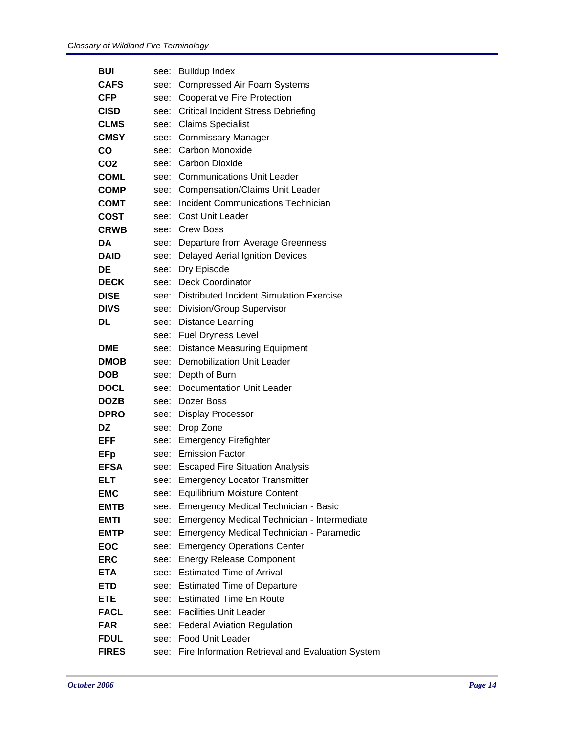| | | |
|---|---|---|
| **BUI** | see: | Buildup Index |
| **CAFS** | see: | Compressed Air Foam Systems |
| **CFP** | see: | Cooperative Fire Protection |
| **CISD** | see: | Critical Incident Stress Debriefing |
| **CLMS** | see: | Claims Specialist |
| **CMSY** | see: | Commissary Manager |
| **CO** | see: | Carbon Monoxide |
| **CO2** | see: | Carbon Dioxide |
| **COML** | see: | Communications Unit Leader |
| **COMP** | see: | Compensation/Claims Unit Leader |
| **COMT** | see: | Incident Communications Technician |
| **COST** | see: | Cost Unit Leader |
| **CRWB** | see: | Crew Boss |
| **DA** | see: | Departure from Average Greenness |
| **DAID** | see: | Delayed Aerial Ignition Devices |
| **DE** | see: | Dry Episode |
| **DECK** | see: | Deck Coordinator |
| **DISE** | see: | Distributed Incident Simulation Exercise |
| **DIVS** | see: | Division/Group Supervisor |
| **DL** | see: | Distance Learning |
| | see: | Fuel Dryness Level |
| **DME** | see: | Distance Measuring Equipment |
| **DMOB** | see: | Demobilization Unit Leader |
| **DOB** | see: | Depth of Burn |
| **DOCL** | see: | Documentation Unit Leader |
| **DOZB** | see: | Dozer Boss |
| **DPRO** | see: | Display Processor |
| **DZ** | see: | Drop Zone |
| **EFF** | see: | Emergency Firefighter |
| **EFp** | see: | Emission Factor |
| **EFSA** | see: | Escaped Fire Situation Analysis |
| **ELT** | see: | Emergency Locator Transmitter |
| **EMC** | see: | Equilibrium Moisture Content |
| **EMTB** | see: | Emergency Medical Technician - Basic |
| **EMTI** | see: | Emergency Medical Technician - Intermediate |
| **EMTP** | see: | Emergency Medical Technician - Paramedic |
| **EOC** | see: | Emergency Operations Center |
| **ERC** | see: | Energy Release Component |
| **ETA** | see: | Estimated Time of Arrival |
| **ETD** | see: | Estimated Time of Departure |
| **ETE** | see: | Estimated Time En Route |
| **FACL** | see: | Facilities Unit Leader |
| **FAR** | see: | Federal Aviation Regulation |
| **FDUL** | see: | Food Unit Leader |
| **FIRES** | see: | Fire Information Retrieval and Evaluation System |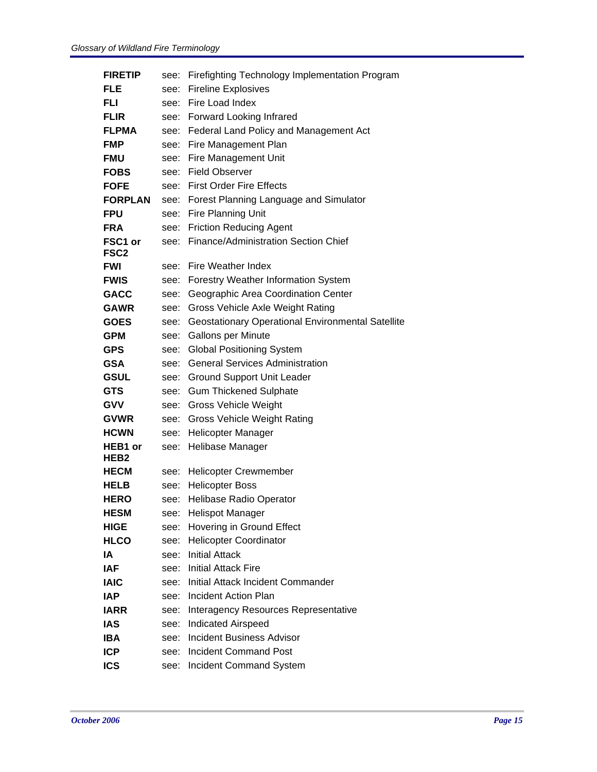**FIRETIP** see: Firefighting Technology Implementation Program

**FLE** see: Fireline Explosives

**FLI** see: Fire Load Index

**FLIR** see: Forward Looking Infrared

**FLPMA** see: Federal Land Policy and Management Act

**FMP** see: Fire Management Plan

**FMU** see: Fire Management Unit

**FOBS** see: Field Observer

**FOFE** see: First Order Fire Effects

**FORPLAN** see: Forest Planning Language and Simulator

**FPU** see: Fire Planning Unit

**FRA** see: Friction Reducing Agent

**FSC1 or FSC2** see: Finance/Administration Section Chief

**FWI** see: Fire Weather Index

**FWIS** see: Forestry Weather Information System

**GACC** see: Geographic Area Coordination Center

**GAWR** see: Gross Vehicle Axle Weight Rating

**GOES** see: Geostationary Operational Environmental Satellite

**GPM** see: Gallons per Minute

**GPS** see: Global Positioning System

**GSA** see: General Services Administration

**GSUL** see: Ground Support Unit Leader

**GTS** see: Gum Thickened Sulphate

**GVV** see: Gross Vehicle Weight

**GVWR** see: Gross Vehicle Weight Rating

**HCWN** see: Helicopter Manager

**HEB1 or HEB2** see: Helibase Manager

**HECM** see: Helicopter Crewmember

**HELB** see: Helicopter Boss

**HERO** see: Helibase Radio Operator

**HESM** see: Helispot Manager

**HIGE** see: Hovering in Ground Effect

**HLCO** see: Helicopter Coordinator

**IA** see: Initial Attack

**IAF** see: Initial Attack Fire

**IAIC** see: Initial Attack Incident Commander

**IAP** see: Incident Action Plan

**IARR** see: Interagency Resources Representative

**IAS** see: Indicated Airspeed

**IBA** see: Incident Business Advisor

**ICP** see: Incident Command Post

**ICS** see: Incident Command System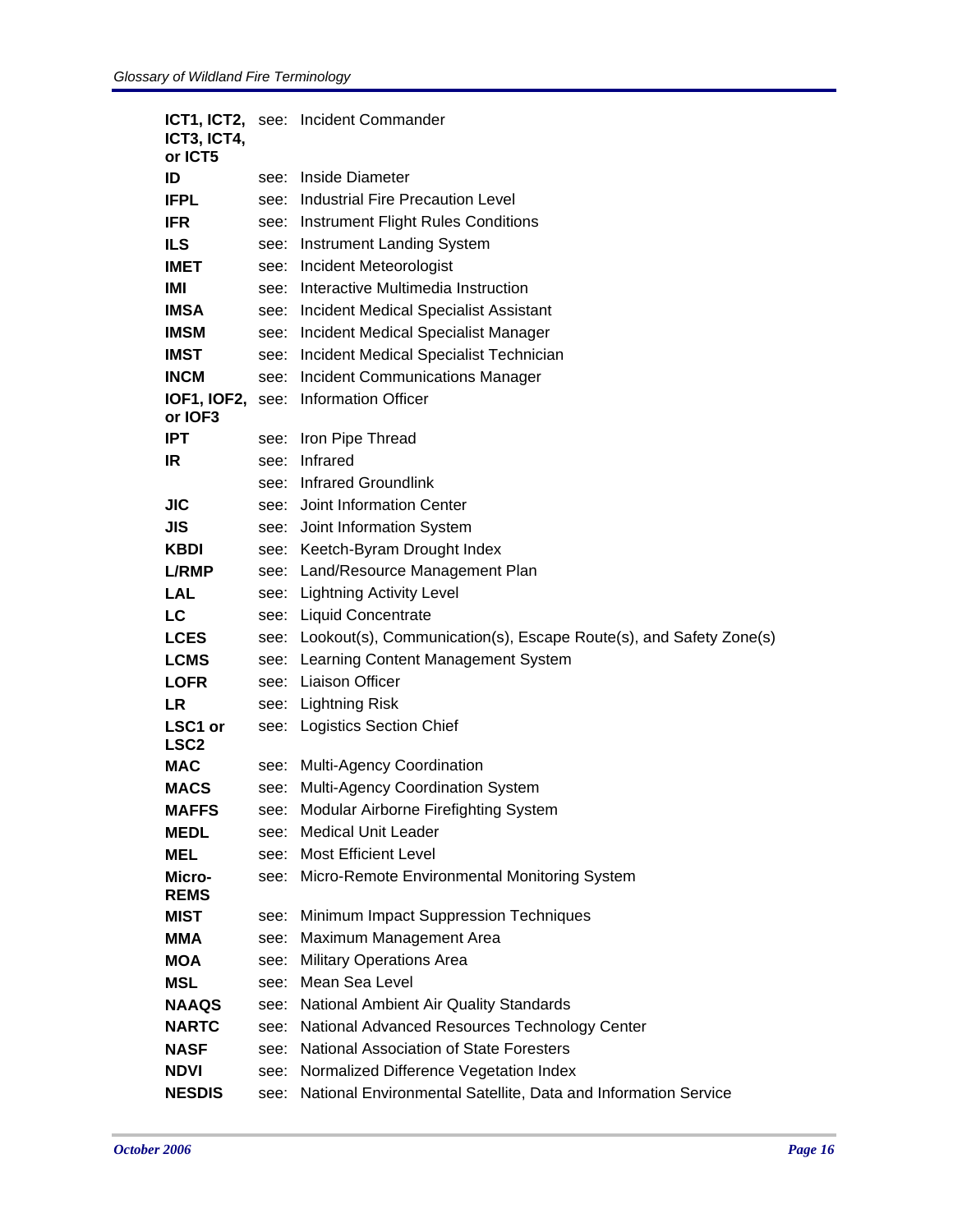| | | |
|---|---|---|
| **ICT1, ICT2, ICT3, ICT4, or ICT5** | see: | Incident Commander |
| **ID** | see: | Inside Diameter |
| **IFPL** | see: | Industrial Fire Precaution Level |
| **IFR** | see: | Instrument Flight Rules Conditions |
| **ILS** | see: | Instrument Landing System |
| **IMET** | see: | Incident Meteorologist |
| **IMI** | see: | Interactive Multimedia Instruction |
| **IMSA** | see: | Incident Medical Specialist Assistant |
| **IMSM** | see: | Incident Medical Specialist Manager |
| **IMST** | see: | Incident Medical Specialist Technician |
| **INCM** | see: | Incident Communications Manager |
| **IOF1, IOF2, or IOF3** | see: | Information Officer |
| **IPT** | see: | Iron Pipe Thread |
| **IR** | see: | Infrared |
| | see: | Infrared Groundlink |
| **JIC** | see: | Joint Information Center |
| **JIS** | see: | Joint Information System |
| **KBDI** | see: | Keetch-Byram Drought Index |
| **L/RMP** | see: | Land/Resource Management Plan |
| **LAL** | see: | Lightning Activity Level |
| **LC** | see: | Liquid Concentrate |
| **LCES** | see: | Lookout(s), Communication(s), Escape Route(s), and Safety Zone(s) |
| **LCMS** | see: | Learning Content Management System |
| **LOFR** | see: | Liaison Officer |
| **LR** | see: | Lightning Risk |
| **LSC1 or LSC2** | see: | Logistics Section Chief |
| **MAC** | see: | Multi-Agency Coordination |
| **MACS** | see: | Multi-Agency Coordination System |
| **MAFFS** | see: | Modular Airborne Firefighting System |
| **MEDL** | see: | Medical Unit Leader |
| **MEL** | see: | Most Efficient Level |
| **Micro-REMS** | see: | Micro-Remote Environmental Monitoring System |
| **MIST** | see: | Minimum Impact Suppression Techniques |
| **MMA** | see: | Maximum Management Area |
| **MOA** | see: | Military Operations Area |
| **MSL** | see: | Mean Sea Level |
| **NAAQS** | see: | National Ambient Air Quality Standards |
| **NARTC** | see: | National Advanced Resources Technology Center |
| **NASF** | see: | National Association of State Foresters |
| **NDVI** | see: | Normalized Difference Vegetation Index |
| **NESDIS** | see: | National Environmental Satellite, Data and Information Service |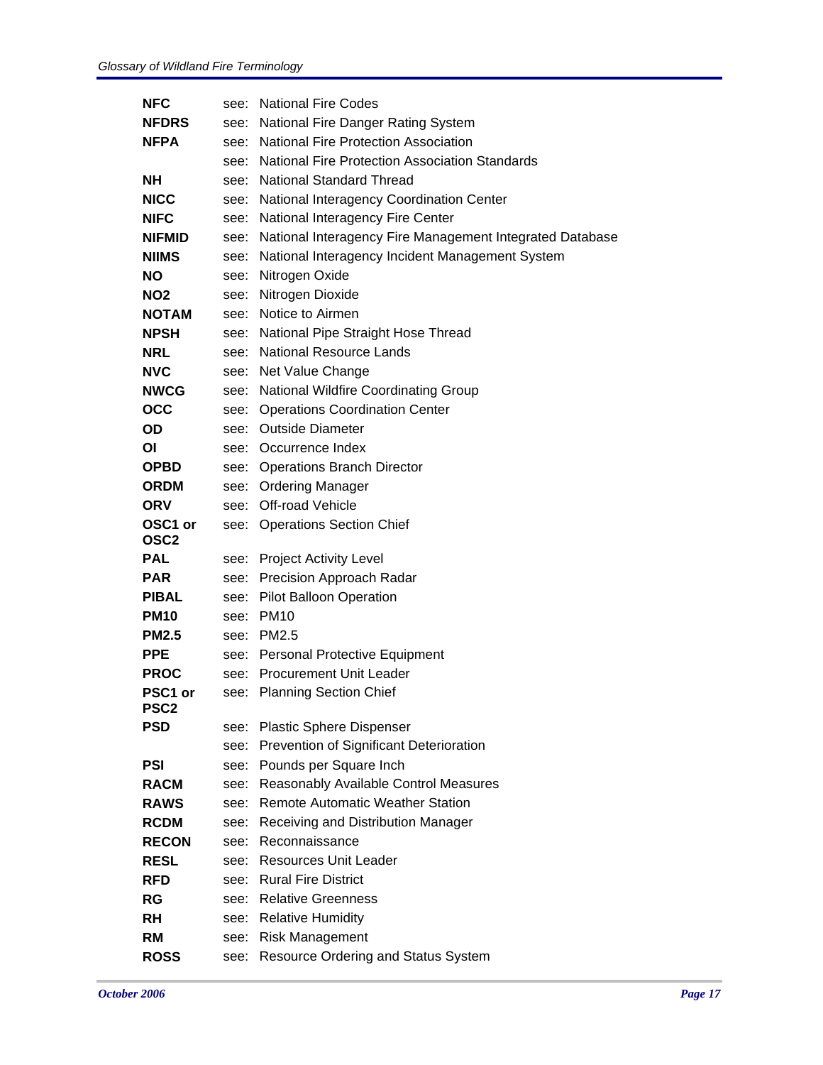| | | |
|---|---|---|
| **NFC** | see: | National Fire Codes |
| **NFDRS** | see: | National Fire Danger Rating System |
| **NFPA** | see: | National Fire Protection Association |
| | see: | National Fire Protection Association Standards |
| **NH** | see: | National Standard Thread |
| **NICC** | see: | National Interagency Coordination Center |
| **NIFC** | see: | National Interagency Fire Center |
| **NIFMID** | see: | National Interagency Fire Management Integrated Database |
| **NIIMS** | see: | National Interagency Incident Management System |
| **NO** | see: | Nitrogen Oxide |
| **NO2** | see: | Nitrogen Dioxide |
| **NOTAM** | see: | Notice to Airmen |
| **NPSH** | see: | National Pipe Straight Hose Thread |
| **NRL** | see: | National Resource Lands |
| **NVC** | see: | Net Value Change |
| **NWCG** | see: | National Wildfire Coordinating Group |
| **OCC** | see: | Operations Coordination Center |
| **OD** | see: | Outside Diameter |
| **OI** | see: | Occurrence Index |
| **OPBD** | see: | Operations Branch Director |
| **ORDM** | see: | Ordering Manager |
| **ORV** | see: | Off-road Vehicle |
| **OSC1 or OSC2** | see: | Operations Section Chief |
| **PAL** | see: | Project Activity Level |
| **PAR** | see: | Precision Approach Radar |
| **PIBAL** | see: | Pilot Balloon Operation |
| **PM10** | see: | PM10 |
| **PM2.5** | see: | PM2.5 |
| **PPE** | see: | Personal Protective Equipment |
| **PROC** | see: | Procurement Unit Leader |
| **PSC1 or PSC2** | see: | Planning Section Chief |
| **PSD** | see: | Plastic Sphere Dispenser |
| | see: | Prevention of Significant Deterioration |
| **PSI** | see: | Pounds per Square Inch |
| **RACM** | see: | Reasonably Available Control Measures |
| **RAWS** | see: | Remote Automatic Weather Station |
| **RCDM** | see: | Receiving and Distribution Manager |
| **RECON** | see: | Reconnaissance |
| **RESL** | see: | Resources Unit Leader |
| **RFD** | see: | Rural Fire District |
| **RG** | see: | Relative Greenness |
| **RH** | see: | Relative Humidity |
| **RM** | see: | Risk Management |
| **ROSS** | see: | Resource Ordering and Status System |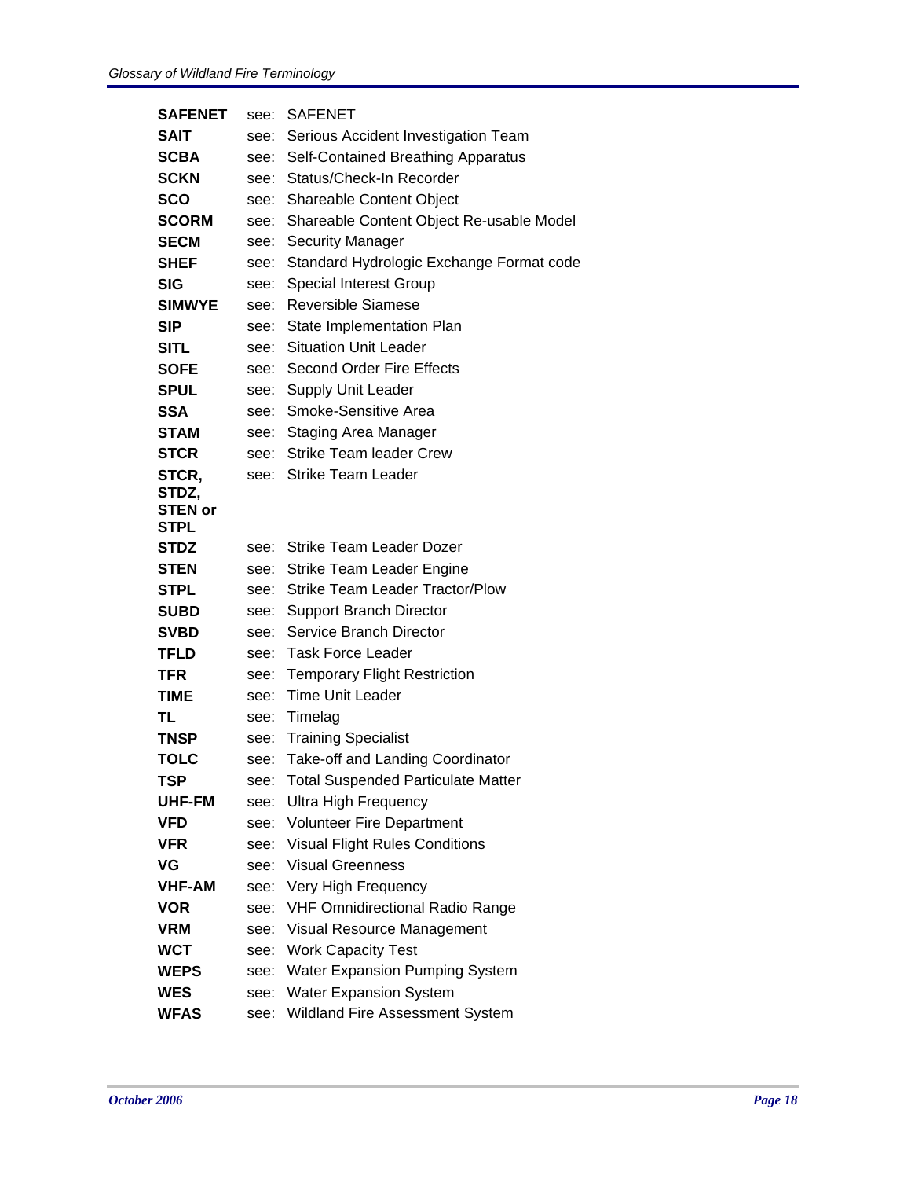| | | |
|---|---|---|
| **SAFENET** | see: | SAFENET |
| **SAIT** | see: | Serious Accident Investigation Team |
| **SCBA** | see: | Self-Contained Breathing Apparatus |
| **SCKN** | see: | Status/Check-In Recorder |
| **SCO** | see: | Shareable Content Object |
| **SCORM** | see: | Shareable Content Object Re-usable Model |
| **SECM** | see: | Security Manager |
| **SHEF** | see: | Standard Hydrologic Exchange Format code |
| **SIG** | see: | Special Interest Group |
| **SIMWYE** | see: | Reversible Siamese |
| **SIP** | see: | State Implementation Plan |
| **SITL** | see: | Situation Unit Leader |
| **SOFE** | see: | Second Order Fire Effects |
| **SPUL** | see: | Supply Unit Leader |
| **SSA** | see: | Smoke-Sensitive Area |
| **STAM** | see: | Staging Area Manager |
| **STCR** | see: | Strike Team leader Crew |
| **STCR, STDZ, STEN or STPL** | see: | Strike Team Leader |
| **STDZ** | see: | Strike Team Leader Dozer |
| **STEN** | see: | Strike Team Leader Engine |
| **STPL** | see: | Strike Team Leader Tractor/Plow |
| **SUBD** | see: | Support Branch Director |
| **SVBD** | see: | Service Branch Director |
| **TFLD** | see: | Task Force Leader |
| **TFR** | see: | Temporary Flight Restriction |
| **TIME** | see: | Time Unit Leader |
| **TL** | see: | Timelag |
| **TNSP** | see: | Training Specialist |
| **TOLC** | see: | Take-off and Landing Coordinator |
| **TSP** | see: | Total Suspended Particulate Matter |
| **UHF-FM** | see: | Ultra High Frequency |
| **VFD** | see: | Volunteer Fire Department |
| **VFR** | see: | Visual Flight Rules Conditions |
| **VG** | see: | Visual Greenness |
| **VHF-AM** | see: | Very High Frequency |
| **VOR** | see: | VHF Omnidirectional Radio Range |
| **VRM** | see: | Visual Resource Management |
| **WCT** | see: | Work Capacity Test |
| **WEPS** | see: | Water Expansion Pumping System |
| **WES** | see: | Water Expansion System |
| **WFAS** | see: | Wildland Fire Assessment System |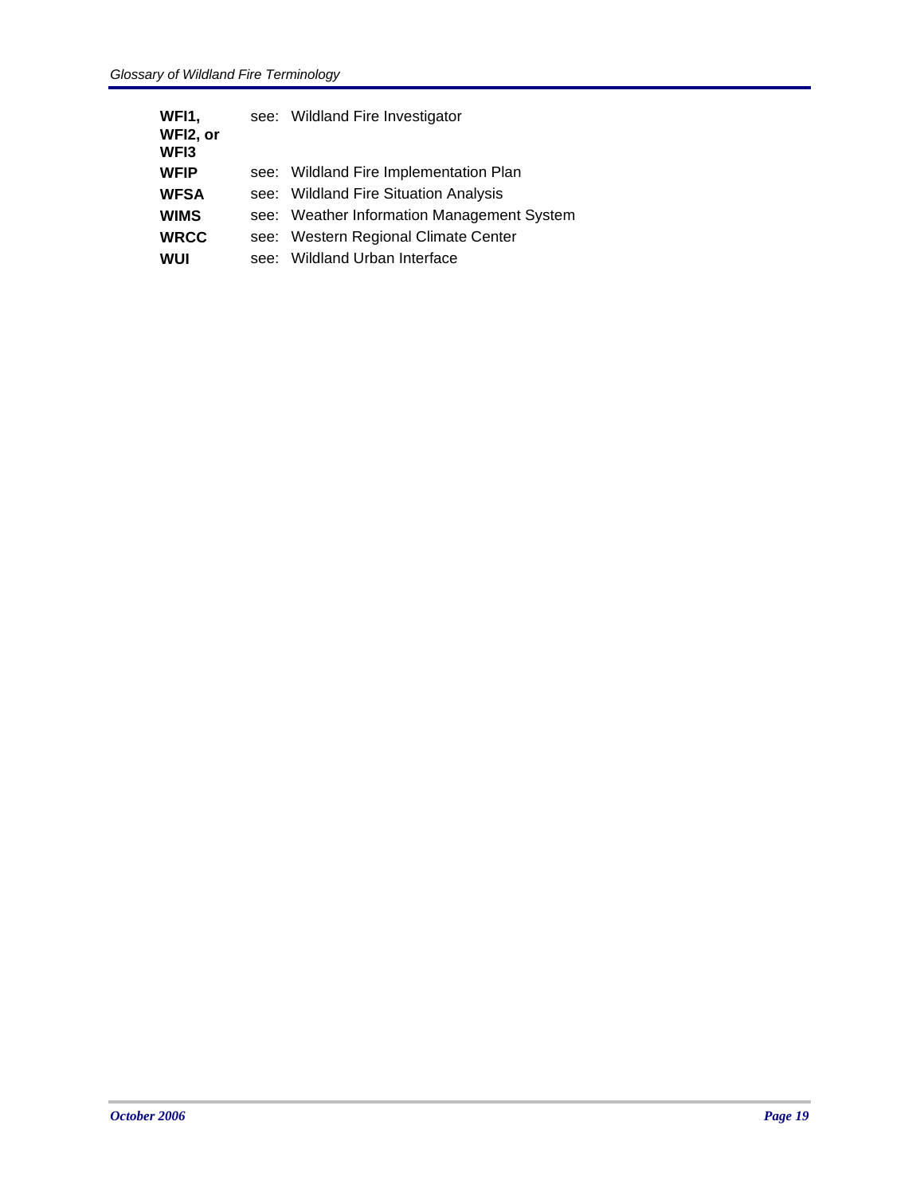**WFI1, WFI2, or WFI3** see: Wildland Fire Investigator

**WFIP** see: Wildland Fire Implementation Plan

**WFSA** see: Wildland Fire Situation Analysis

**WIMS** see: Weather Information Management System

**WRCC** see: Western Regional Climate Center

**WUI** see: Wildland Urban Interface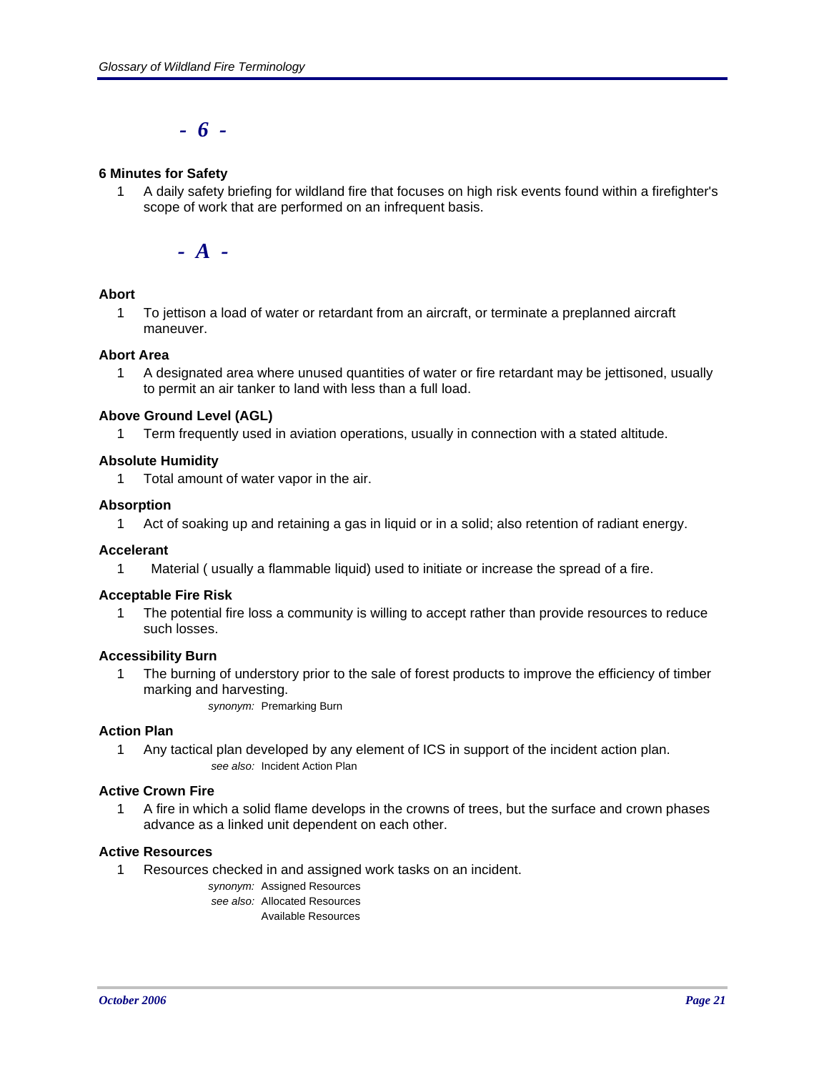## - 6 -

### 6 Minutes for Safety

1. A daily safety briefing for wildland fire that focuses on high risk events found within a firefighter's scope of work that are performed on an infrequent basis.

## - A -

### Abort

1. To jettison a load of water or retardant from an aircraft, or terminate a preplanned aircraft maneuver.

### Abort Area

1. A designated area where unused quantities of water or fire retardant may be jettisoned, usually to permit an air tanker to land with less than a full load.

### Above Ground Level (AGL)

1. Term frequently used in aviation operations, usually in connection with a stated altitude.

### Absolute Humidity

1. Total amount of water vapor in the air.

### Absorption

1. Act of soaking up and retaining a gas in liquid or in a solid; also retention of radiant energy.

### Accelerant

1. Material ( usually a flammable liquid) used to initiate or increase the spread of a fire.

### Acceptable Fire Risk

1. The potential fire loss a community is willing to accept rather than provide resources to reduce such losses.

### Accessibility Burn

1. The burning of understory prior to the sale of forest products to improve the efficiency of timber marking and harvesting.

   *synonym:* Premarking Burn

### Action Plan

1. Any tactical plan developed by any element of ICS in support of the incident action plan.

   *see also:* Incident Action Plan

### Active Crown Fire

1. A fire in which a solid flame develops in the crowns of trees, but the surface and crown phases advance as a linked unit dependent on each other.

### Active Resources

1. Resources checked in and assigned work tasks on an incident.

   *synonym:* Assigned Resources
   *see also:* Allocated Resources
   Available Resources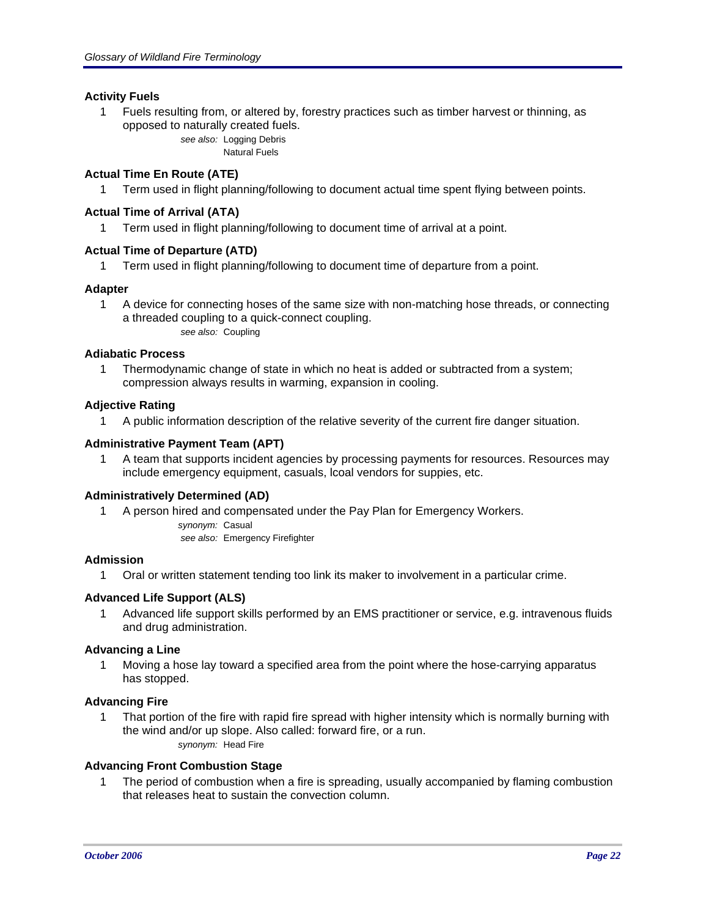### Activity Fuels

1 Fuels resulting from, or altered by, forestry practices such as timber harvest or thinning, as opposed to naturally created fuels.

*see also:* Logging Debris
Natural Fuels

### Actual Time En Route (ATE)

1 Term used in flight planning/following to document actual time spent flying between points.

### Actual Time of Arrival (ATA)

1 Term used in flight planning/following to document time of arrival at a point.

### Actual Time of Departure (ATD)

1 Term used in flight planning/following to document time of departure from a point.

### Adapter

1 A device for connecting hoses of the same size with non-matching hose threads, or connecting a threaded coupling to a quick-connect coupling.

*see also:* Coupling

### Adiabatic Process

1 Thermodynamic change of state in which no heat is added or subtracted from a system; compression always results in warming, expansion in cooling.

### Adjective Rating

1 A public information description of the relative severity of the current fire danger situation.

### Administrative Payment Team (APT)

1 A team that supports incident agencies by processing payments for resources. Resources may include emergency equipment, casuals, lcoal vendors for suppies, etc.

### Administratively Determined (AD)

1 A person hired and compensated under the Pay Plan for Emergency Workers.

*synonym:* Casual
*see also:* Emergency Firefighter

### Admission

1 Oral or written statement tending too link its maker to involvement in a particular crime.

### Advanced Life Support (ALS)

1 Advanced life support skills performed by an EMS practitioner or service, e.g. intravenous fluids and drug administration.

### Advancing a Line

1 Moving a hose lay toward a specified area from the point where the hose-carrying apparatus has stopped.

### Advancing Fire

1 That portion of the fire with rapid fire spread with higher intensity which is normally burning with the wind and/or up slope. Also called: forward fire, or a run.

*synonym:* Head Fire

### Advancing Front Combustion Stage

1 The period of combustion when a fire is spreading, usually accompanied by flaming combustion that releases heat to sustain the convection column.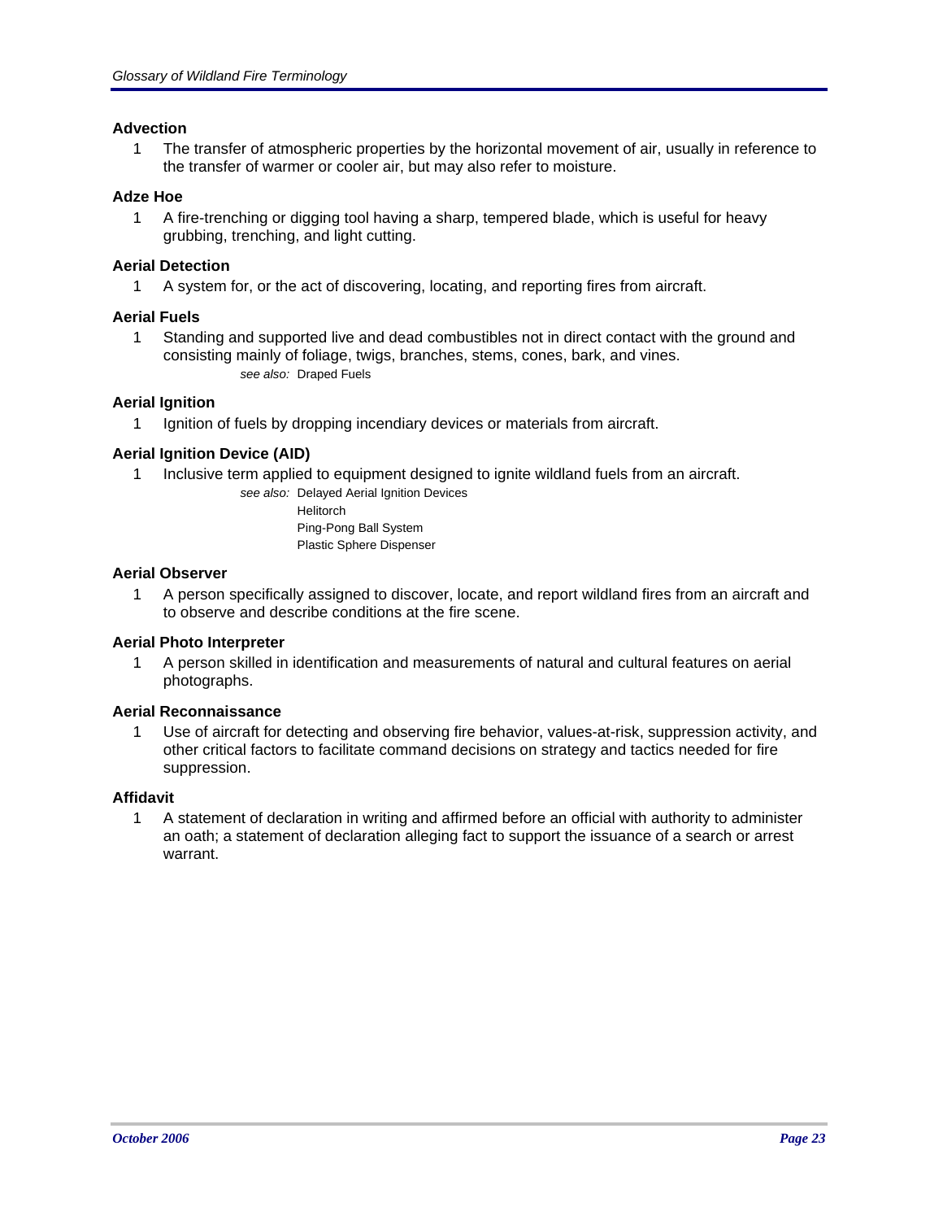### Advection

1 The transfer of atmospheric properties by the horizontal movement of air, usually in reference to the transfer of warmer or cooler air, but may also refer to moisture.

### Adze Hoe

1 A fire-trenching or digging tool having a sharp, tempered blade, which is useful for heavy grubbing, trenching, and light cutting.

### Aerial Detection

1 A system for, or the act of discovering, locating, and reporting fires from aircraft.

### Aerial Fuels

1 Standing and supported live and dead combustibles not in direct contact with the ground and consisting mainly of foliage, twigs, branches, stems, cones, bark, and vines.

*see also:* Draped Fuels

### Aerial Ignition

1 Ignition of fuels by dropping incendiary devices or materials from aircraft.

### Aerial Ignition Device (AID)

1 Inclusive term applied to equipment designed to ignite wildland fuels from an aircraft.

*see also:* Delayed Aerial Ignition Devices
Helitorch
Ping-Pong Ball System
Plastic Sphere Dispenser

### Aerial Observer

1 A person specifically assigned to discover, locate, and report wildland fires from an aircraft and to observe and describe conditions at the fire scene.

### Aerial Photo Interpreter

1 A person skilled in identification and measurements of natural and cultural features on aerial photographs.

### Aerial Reconnaissance

1 Use of aircraft for detecting and observing fire behavior, values-at-risk, suppression activity, and other critical factors to facilitate command decisions on strategy and tactics needed for fire suppression.

### Affidavit

1 A statement of declaration in writing and affirmed before an official with authority to administer an oath; a statement of declaration alleging fact to support the issuance of a search or arrest warrant.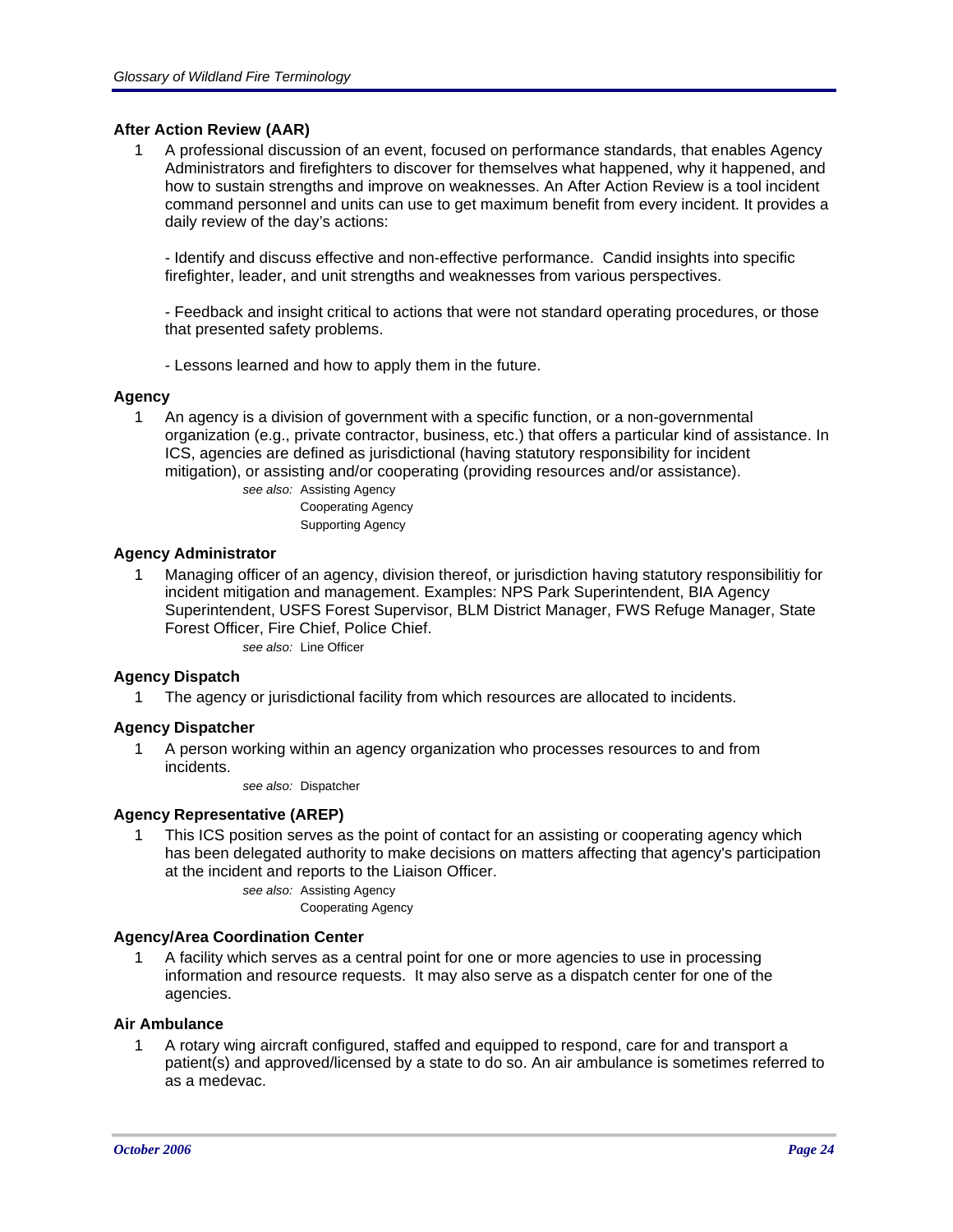**After Action Review (AAR)**

1 A professional discussion of an event, focused on performance standards, that enables Agency Administrators and firefighters to discover for themselves what happened, why it happened, and how to sustain strengths and improve on weaknesses. An After Action Review is a tool incident command personnel and units can use to get maximum benefit from every incident. It provides a daily review of the day's actions:

- Identify and discuss effective and non-effective performance. Candid insights into specific firefighter, leader, and unit strengths and weaknesses from various perspectives.

- Feedback and insight critical to actions that were not standard operating procedures, or those that presented safety problems.

- Lessons learned and how to apply them in the future.

**Agency**

1 An agency is a division of government with a specific function, or a non-governmental organization (e.g., private contractor, business, etc.) that offers a particular kind of assistance. In ICS, agencies are defined as jurisdictional (having statutory responsibility for incident mitigation), or assisting and/or cooperating (providing resources and/or assistance).

*see also:* Assisting Agency
Cooperating Agency
Supporting Agency

**Agency Administrator**

1 Managing officer of an agency, division thereof, or jurisdiction having statutory responsibilitiy for incident mitigation and management. Examples: NPS Park Superintendent, BIA Agency Superintendent, USFS Forest Supervisor, BLM District Manager, FWS Refuge Manager, State Forest Officer, Fire Chief, Police Chief.

*see also:* Line Officer

**Agency Dispatch**

1 The agency or jurisdictional facility from which resources are allocated to incidents.

**Agency Dispatcher**

1 A person working within an agency organization who processes resources to and from incidents.

*see also:* Dispatcher

**Agency Representative (AREP)**

1 This ICS position serves as the point of contact for an assisting or cooperating agency which has been delegated authority to make decisions on matters affecting that agency's participation at the incident and reports to the Liaison Officer.

*see also:* Assisting Agency
Cooperating Agency

**Agency/Area Coordination Center**

1 A facility which serves as a central point for one or more agencies to use in processing information and resource requests. It may also serve as a dispatch center for one of the agencies.

**Air Ambulance**

1 A rotary wing aircraft configured, staffed and equipped to respond, care for and transport a patient(s) and approved/licensed by a state to do so. An air ambulance is sometimes referred to as a medevac.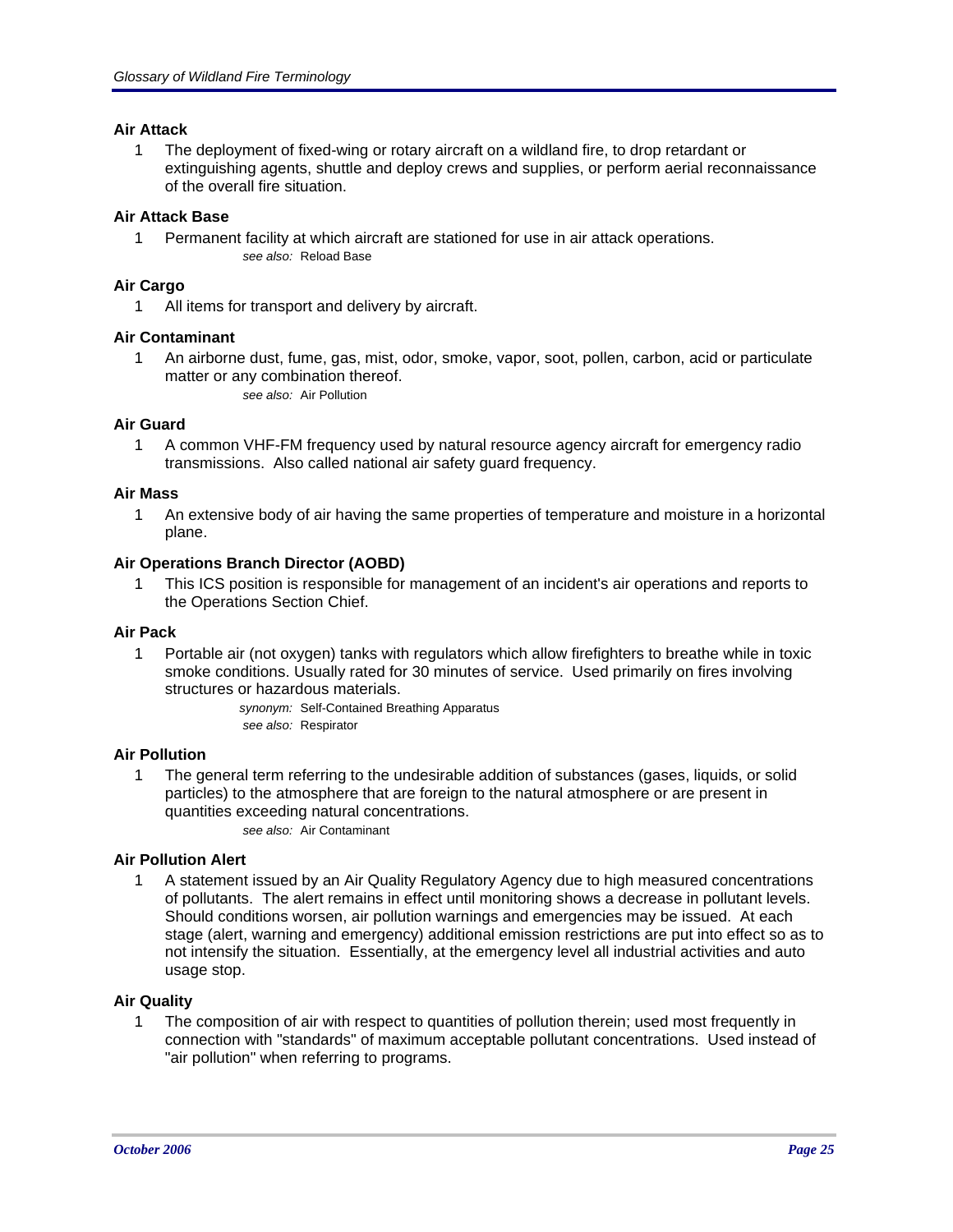### Air Attack

1 The deployment of fixed-wing or rotary aircraft on a wildland fire, to drop retardant or extinguishing agents, shuttle and deploy crews and supplies, or perform aerial reconnaissance of the overall fire situation.

### Air Attack Base

1 Permanent facility at which aircraft are stationed for use in air attack operations.

*see also:* Reload Base

### Air Cargo

1 All items for transport and delivery by aircraft.

### Air Contaminant

1 An airborne dust, fume, gas, mist, odor, smoke, vapor, soot, pollen, carbon, acid or particulate matter or any combination thereof.

*see also:* Air Pollution

### Air Guard

1 A common VHF-FM frequency used by natural resource agency aircraft for emergency radio transmissions. Also called national air safety guard frequency.

### Air Mass

1 An extensive body of air having the same properties of temperature and moisture in a horizontal plane.

### Air Operations Branch Director (AOBD)

1 This ICS position is responsible for management of an incident's air operations and reports to the Operations Section Chief.

### Air Pack

1 Portable air (not oxygen) tanks with regulators which allow firefighters to breathe while in toxic smoke conditions. Usually rated for 30 minutes of service. Used primarily on fires involving structures or hazardous materials.

*synonym:* Self-Contained Breathing Apparatus
*see also:* Respirator

### Air Pollution

1 The general term referring to the undesirable addition of substances (gases, liquids, or solid particles) to the atmosphere that are foreign to the natural atmosphere or are present in quantities exceeding natural concentrations.

*see also:* Air Contaminant

### Air Pollution Alert

1 A statement issued by an Air Quality Regulatory Agency due to high measured concentrations of pollutants. The alert remains in effect until monitoring shows a decrease in pollutant levels. Should conditions worsen, air pollution warnings and emergencies may be issued. At each stage (alert, warning and emergency) additional emission restrictions are put into effect so as to not intensify the situation. Essentially, at the emergency level all industrial activities and auto usage stop.

### Air Quality

1 The composition of air with respect to quantities of pollution therein; used most frequently in connection with "standards" of maximum acceptable pollutant concentrations. Used instead of "air pollution" when referring to programs.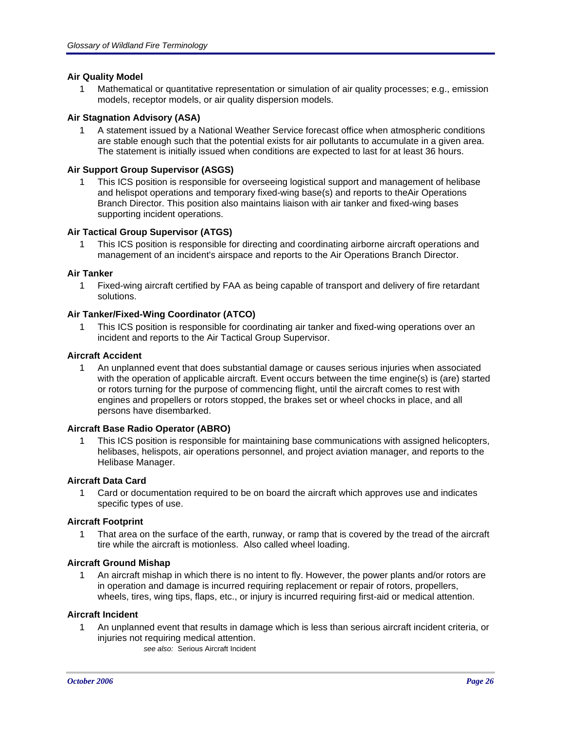**Air Quality Model**

1 Mathematical or quantitative representation or simulation of air quality processes; e.g., emission models, receptor models, or air quality dispersion models.

**Air Stagnation Advisory (ASA)**

1 A statement issued by a National Weather Service forecast office when atmospheric conditions are stable enough such that the potential exists for air pollutants to accumulate in a given area. The statement is initially issued when conditions are expected to last for at least 36 hours.

**Air Support Group Supervisor (ASGS)**

1 This ICS position is responsible for overseeing logistical support and management of helibase and helispot operations and temporary fixed-wing base(s) and reports to theAir Operations Branch Director. This position also maintains liaison with air tanker and fixed-wing bases supporting incident operations.

**Air Tactical Group Supervisor (ATGS)**

1 This ICS position is responsible for directing and coordinating airborne aircraft operations and management of an incident's airspace and reports to the Air Operations Branch Director.

**Air Tanker**

1 Fixed-wing aircraft certified by FAA as being capable of transport and delivery of fire retardant solutions.

**Air Tanker/Fixed-Wing Coordinator (ATCO)**

1 This ICS position is responsible for coordinating air tanker and fixed-wing operations over an incident and reports to the Air Tactical Group Supervisor.

**Aircraft Accident**

1 An unplanned event that does substantial damage or causes serious injuries when associated with the operation of applicable aircraft. Event occurs between the time engine(s) is (are) started or rotors turning for the purpose of commencing flight, until the aircraft comes to rest with engines and propellers or rotors stopped, the brakes set or wheel chocks in place, and all persons have disembarked.

**Aircraft Base Radio Operator (ABRO)**

1 This ICS position is responsible for maintaining base communications with assigned helicopters, helibases, helispots, air operations personnel, and project aviation manager, and reports to the Helibase Manager.

**Aircraft Data Card**

1 Card or documentation required to be on board the aircraft which approves use and indicates specific types of use.

**Aircraft Footprint**

1 That area on the surface of the earth, runway, or ramp that is covered by the tread of the aircraft tire while the aircraft is motionless. Also called wheel loading.

**Aircraft Ground Mishap**

1 An aircraft mishap in which there is no intent to fly. However, the power plants and/or rotors are in operation and damage is incurred requiring replacement or repair of rotors, propellers, wheels, tires, wing tips, flaps, etc., or injury is incurred requiring first-aid or medical attention.

**Aircraft Incident**

1 An unplanned event that results in damage which is less than serious aircraft incident criteria, or injuries not requiring medical attention.

*see also:* Serious Aircraft Incident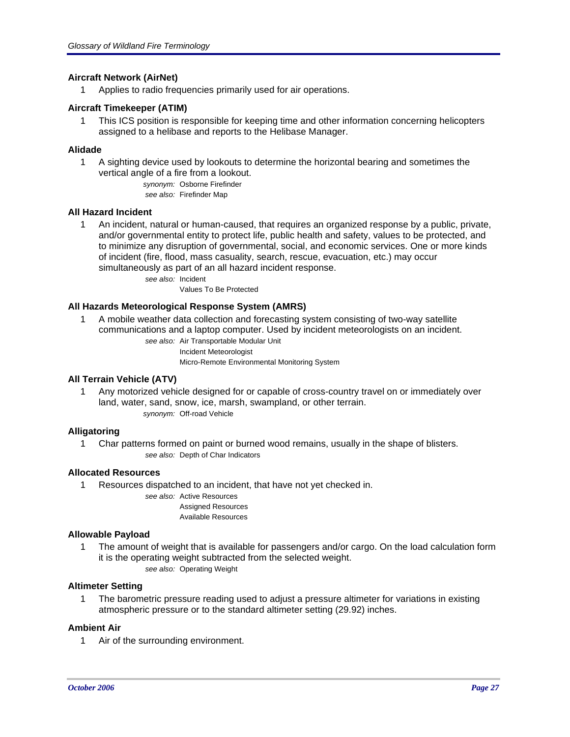### Aircraft Network (AirNet)

1 Applies to radio frequencies primarily used for air operations.

### Aircraft Timekeeper (ATIM)

1 This ICS position is responsible for keeping time and other information concerning helicopters assigned to a helibase and reports to the Helibase Manager.

### Alidade

1 A sighting device used by lookouts to determine the horizontal bearing and sometimes the vertical angle of a fire from a lookout.

*synonym:* Osborne Firefinder
*see also:* Firefinder Map

### All Hazard Incident

1 An incident, natural or human-caused, that requires an organized response by a public, private, and/or governmental entity to protect life, public health and safety, values to be protected, and to minimize any disruption of governmental, social, and economic services. One or more kinds of incident (fire, flood, mass casuality, search, rescue, evacuation, etc.) may occur simultaneously as part of an all hazard incident response.

*see also:* Incident
Values To Be Protected

### All Hazards Meteorological Response System (AMRS)

1 A mobile weather data collection and forecasting system consisting of two-way satellite communications and a laptop computer. Used by incident meteorologists on an incident.

*see also:* Air Transportable Modular Unit
Incident Meteorologist
Micro-Remote Environmental Monitoring System

### All Terrain Vehicle (ATV)

1 Any motorized vehicle designed for or capable of cross-country travel on or immediately over land, water, sand, snow, ice, marsh, swampland, or other terrain.

*synonym:* Off-road Vehicle

### Alligatoring

1 Char patterns formed on paint or burned wood remains, usually in the shape of blisters.

*see also:* Depth of Char Indicators

### Allocated Resources

1 Resources dispatched to an incident, that have not yet checked in.

*see also:* Active Resources
Assigned Resources
Available Resources

### Allowable Payload

1 The amount of weight that is available for passengers and/or cargo. On the load calculation form it is the operating weight subtracted from the selected weight.

*see also:* Operating Weight

### Altimeter Setting

1 The barometric pressure reading used to adjust a pressure altimeter for variations in existing atmospheric pressure or to the standard altimeter setting (29.92) inches.

### Ambient Air

1 Air of the surrounding environment.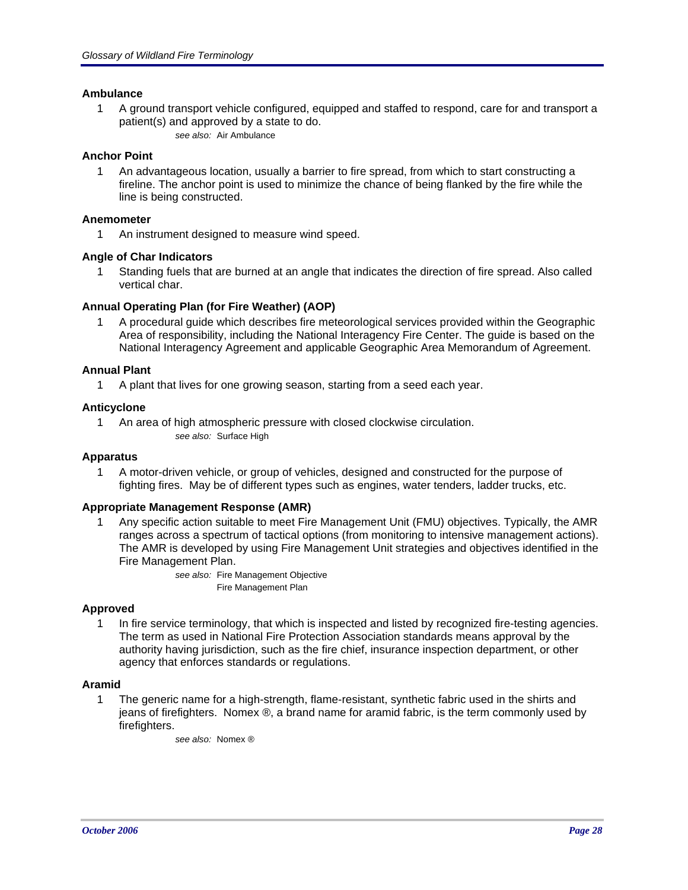### Ambulance

1 A ground transport vehicle configured, equipped and staffed to respond, care for and transport a patient(s) and approved by a state to do.

*see also:* Air Ambulance

### Anchor Point

1 An advantageous location, usually a barrier to fire spread, from which to start constructing a fireline. The anchor point is used to minimize the chance of being flanked by the fire while the line is being constructed.

### Anemometer

1 An instrument designed to measure wind speed.

### Angle of Char Indicators

1 Standing fuels that are burned at an angle that indicates the direction of fire spread. Also called vertical char.

### Annual Operating Plan (for Fire Weather) (AOP)

1 A procedural guide which describes fire meteorological services provided within the Geographic Area of responsibility, including the National Interagency Fire Center. The guide is based on the National Interagency Agreement and applicable Geographic Area Memorandum of Agreement.

### Annual Plant

1 A plant that lives for one growing season, starting from a seed each year.

### Anticyclone

1 An area of high atmospheric pressure with closed clockwise circulation.

*see also:* Surface High

### Apparatus

1 A motor-driven vehicle, or group of vehicles, designed and constructed for the purpose of fighting fires. May be of different types such as engines, water tenders, ladder trucks, etc.

### Appropriate Management Response (AMR)

1 Any specific action suitable to meet Fire Management Unit (FMU) objectives. Typically, the AMR ranges across a spectrum of tactical options (from monitoring to intensive management actions). The AMR is developed by using Fire Management Unit strategies and objectives identified in the Fire Management Plan.

*see also:* Fire Management Objective
Fire Management Plan

### Approved

1 In fire service terminology, that which is inspected and listed by recognized fire-testing agencies. The term as used in National Fire Protection Association standards means approval by the authority having jurisdiction, such as the fire chief, insurance inspection department, or other agency that enforces standards or regulations.

### Aramid

1 The generic name for a high-strength, flame-resistant, synthetic fabric used in the shirts and jeans of firefighters. Nomex ®, a brand name for aramid fabric, is the term commonly used by firefighters.

*see also:* Nomex ®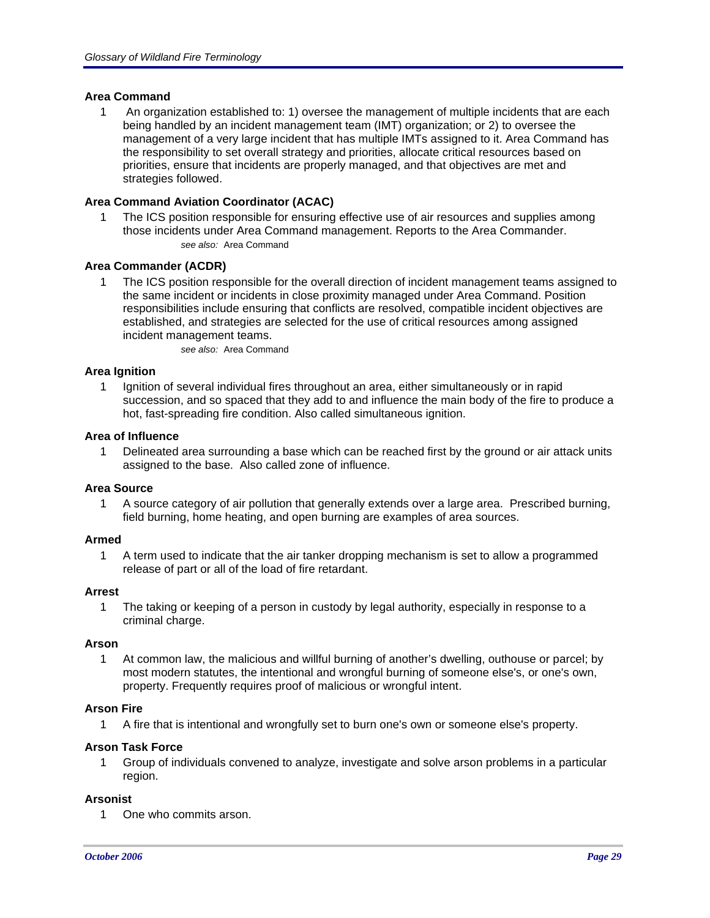**Area Command**

1 An organization established to: 1) oversee the management of multiple incidents that are each being handled by an incident management team (IMT) organization; or 2) to oversee the management of a very large incident that has multiple IMTs assigned to it. Area Command has the responsibility to set overall strategy and priorities, allocate critical resources based on priorities, ensure that incidents are properly managed, and that objectives are met and strategies followed.

**Area Command Aviation Coordinator (ACAC)**

1 The ICS position responsible for ensuring effective use of air resources and supplies among those incidents under Area Command management. Reports to the Area Commander.

*see also:* Area Command

**Area Commander (ACDR)**

1 The ICS position responsible for the overall direction of incident management teams assigned to the same incident or incidents in close proximity managed under Area Command. Position responsibilities include ensuring that conflicts are resolved, compatible incident objectives are established, and strategies are selected for the use of critical resources among assigned incident management teams.

*see also:* Area Command

**Area Ignition**

1 Ignition of several individual fires throughout an area, either simultaneously or in rapid succession, and so spaced that they add to and influence the main body of the fire to produce a hot, fast-spreading fire condition. Also called simultaneous ignition.

**Area of Influence**

1 Delineated area surrounding a base which can be reached first by the ground or air attack units assigned to the base. Also called zone of influence.

**Area Source**

1 A source category of air pollution that generally extends over a large area. Prescribed burning, field burning, home heating, and open burning are examples of area sources.

**Armed**

1 A term used to indicate that the air tanker dropping mechanism is set to allow a programmed release of part or all of the load of fire retardant.

**Arrest**

1 The taking or keeping of a person in custody by legal authority, especially in response to a criminal charge.

**Arson**

1 At common law, the malicious and willful burning of another's dwelling, outhouse or parcel; by most modern statutes, the intentional and wrongful burning of someone else's, or one's own, property. Frequently requires proof of malicious or wrongful intent.

**Arson Fire**

1 A fire that is intentional and wrongfully set to burn one's own or someone else's property.

**Arson Task Force**

1 Group of individuals convened to analyze, investigate and solve arson problems in a particular region.

**Arsonist**

1 One who commits arson.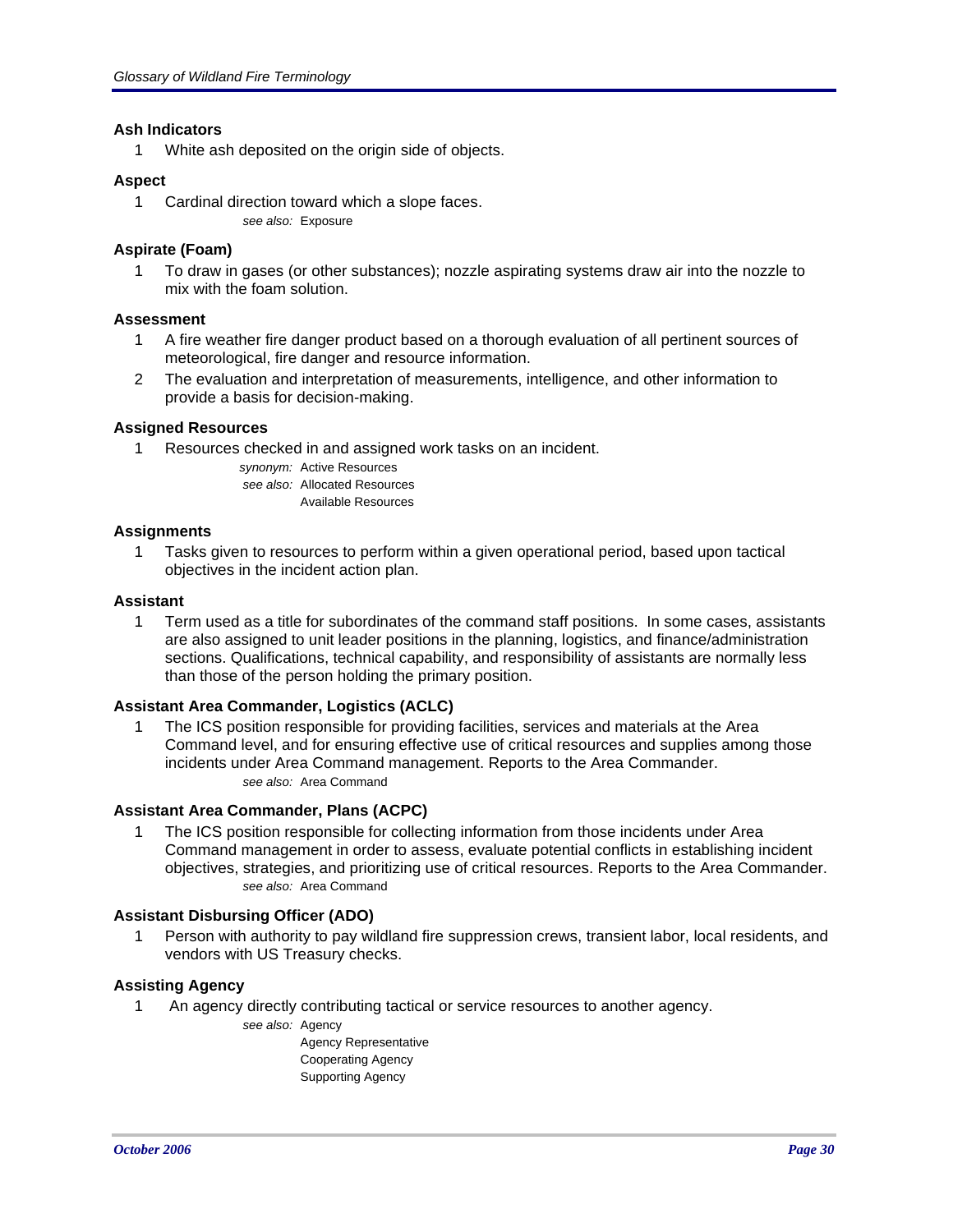### Ash Indicators

1. White ash deposited on the origin side of objects.

### Aspect

1. Cardinal direction toward which a slope faces.

   *see also:* Exposure

### Aspirate (Foam)

1. To draw in gases (or other substances); nozzle aspirating systems draw air into the nozzle to mix with the foam solution.

### Assessment

1. A fire weather fire danger product based on a thorough evaluation of all pertinent sources of meteorological, fire danger and resource information.
2. The evaluation and interpretation of measurements, intelligence, and other information to provide a basis for decision-making.

### Assigned Resources

1. Resources checked in and assigned work tasks on an incident.

   *synonym:* Active Resources
   *see also:* Allocated Resources
   Available Resources

### Assignments

1. Tasks given to resources to perform within a given operational period, based upon tactical objectives in the incident action plan.

### Assistant

1. Term used as a title for subordinates of the command staff positions. In some cases, assistants are also assigned to unit leader positions in the planning, logistics, and finance/administration sections. Qualifications, technical capability, and responsibility of assistants are normally less than those of the person holding the primary position.

### Assistant Area Commander, Logistics (ACLC)

1. The ICS position responsible for providing facilities, services and materials at the Area Command level, and for ensuring effective use of critical resources and supplies among those incidents under Area Command management. Reports to the Area Commander.

   *see also:* Area Command

### Assistant Area Commander, Plans (ACPC)

1. The ICS position responsible for collecting information from those incidents under Area Command management in order to assess, evaluate potential conflicts in establishing incident objectives, strategies, and prioritizing use of critical resources. Reports to the Area Commander.

   *see also:* Area Command

### Assistant Disbursing Officer (ADO)

1. Person with authority to pay wildland fire suppression crews, transient labor, local residents, and vendors with US Treasury checks.

### Assisting Agency

1. An agency directly contributing tactical or service resources to another agency.

   *see also:* Agency
   Agency Representative
   Cooperating Agency
   Supporting Agency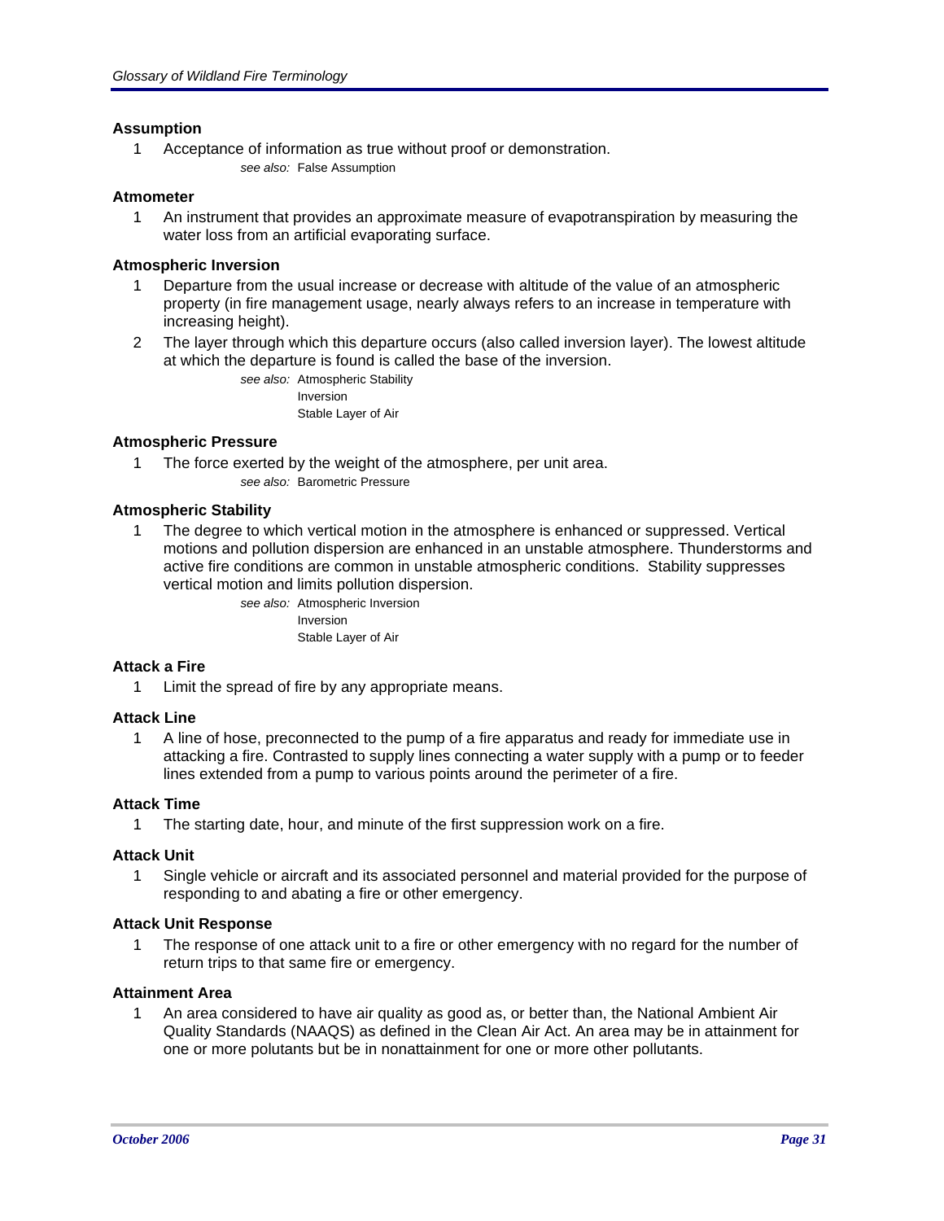### Assumption

1. Acceptance of information as true without proof or demonstration.

   *see also:* False Assumption

### Atmometer

1. An instrument that provides an approximate measure of evapotranspiration by measuring the water loss from an artificial evaporating surface.

### Atmospheric Inversion

1. Departure from the usual increase or decrease with altitude of the value of an atmospheric property (in fire management usage, nearly always refers to an increase in temperature with increasing height).
2. The layer through which this departure occurs (also called inversion layer). The lowest altitude at which the departure is found is called the base of the inversion.

   *see also:* Atmospheric Stability
   Inversion
   Stable Layer of Air

### Atmospheric Pressure

1. The force exerted by the weight of the atmosphere, per unit area.

   *see also:* Barometric Pressure

### Atmospheric Stability

1. The degree to which vertical motion in the atmosphere is enhanced or suppressed. Vertical motions and pollution dispersion are enhanced in an unstable atmosphere. Thunderstorms and active fire conditions are common in unstable atmospheric conditions. Stability suppresses vertical motion and limits pollution dispersion.

   *see also:* Atmospheric Inversion
   Inversion
   Stable Layer of Air

### Attack a Fire

1. Limit the spread of fire by any appropriate means.

### Attack Line

1. A line of hose, preconnected to the pump of a fire apparatus and ready for immediate use in attacking a fire. Contrasted to supply lines connecting a water supply with a pump or to feeder lines extended from a pump to various points around the perimeter of a fire.

### Attack Time

1. The starting date, hour, and minute of the first suppression work on a fire.

### Attack Unit

1. Single vehicle or aircraft and its associated personnel and material provided for the purpose of responding to and abating a fire or other emergency.

### Attack Unit Response

1. The response of one attack unit to a fire or other emergency with no regard for the number of return trips to that same fire or emergency.

### Attainment Area

1. An area considered to have air quality as good as, or better than, the National Ambient Air Quality Standards (NAAQS) as defined in the Clean Air Act. An area may be in attainment for one or more polutants but be in nonattainment for one or more other pollutants.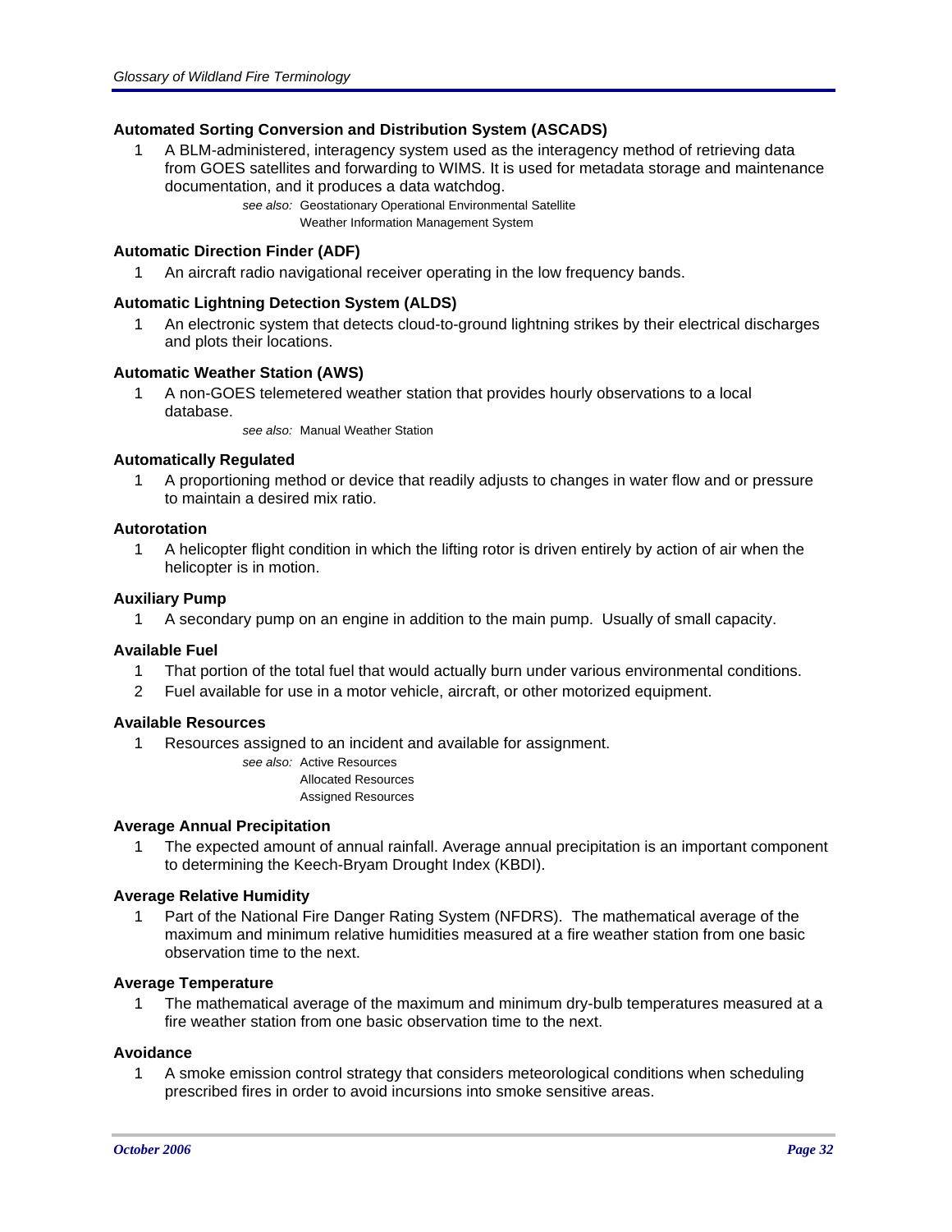### Automated Sorting Conversion and Distribution System (ASCADS)

1. A BLM-administered, interagency system used as the interagency method of retrieving data from GOES satellites and forwarding to WIMS. It is used for metadata storage and maintenance documentation, and it produces a data watchdog.

   *see also:* Geostationary Operational Environmental Satellite
   Weather Information Management System

### Automatic Direction Finder (ADF)

1. An aircraft radio navigational receiver operating in the low frequency bands.

### Automatic Lightning Detection System (ALDS)

1. An electronic system that detects cloud-to-ground lightning strikes by their electrical discharges and plots their locations.

### Automatic Weather Station (AWS)

1. A non-GOES telemetered weather station that provides hourly observations to a local database.

   *see also:* Manual Weather Station

### Automatically Regulated

1. A proportioning method or device that readily adjusts to changes in water flow and or pressure to maintain a desired mix ratio.

### Autorotation

1. A helicopter flight condition in which the lifting rotor is driven entirely by action of air when the helicopter is in motion.

### Auxiliary Pump

1. A secondary pump on an engine in addition to the main pump. Usually of small capacity.

### Available Fuel

1. That portion of the total fuel that would actually burn under various environmental conditions.
2. Fuel available for use in a motor vehicle, aircraft, or other motorized equipment.

### Available Resources

1. Resources assigned to an incident and available for assignment.

   *see also:* Active Resources
   Allocated Resources
   Assigned Resources

### Average Annual Precipitation

1. The expected amount of annual rainfall. Average annual precipitation is an important component to determining the Keech-Bryam Drought Index (KBDI).

### Average Relative Humidity

1. Part of the National Fire Danger Rating System (NFDRS). The mathematical average of the maximum and minimum relative humidities measured at a fire weather station from one basic observation time to the next.

### Average Temperature

1. The mathematical average of the maximum and minimum dry-bulb temperatures measured at a fire weather station from one basic observation time to the next.

### Avoidance

1. A smoke emission control strategy that considers meteorological conditions when scheduling prescribed fires in order to avoid incursions into smoke sensitive areas.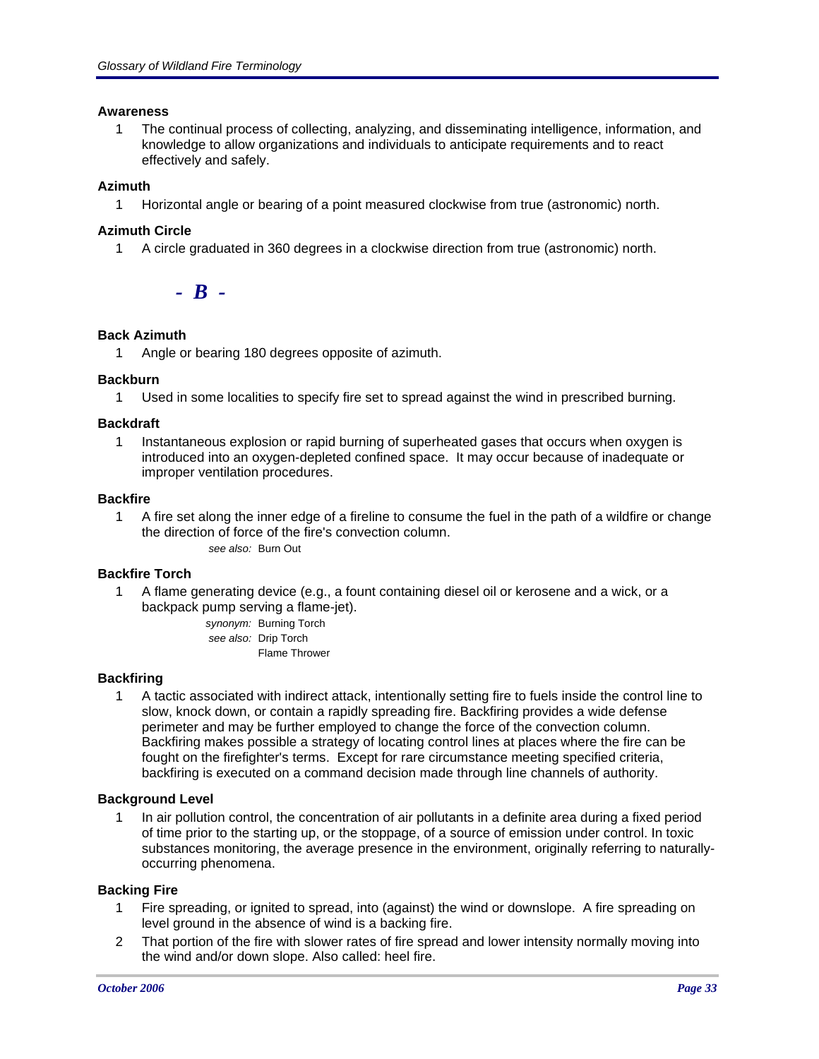### Awareness

1. The continual process of collecting, analyzing, and disseminating intelligence, information, and knowledge to allow organizations and individuals to anticipate requirements and to react effectively and safely.

### Azimuth

1. Horizontal angle or bearing of a point measured clockwise from true (astronomic) north.

### Azimuth Circle

1. A circle graduated in 360 degrees in a clockwise direction from true (astronomic) north.

## *- B -*

### Back Azimuth

1. Angle or bearing 180 degrees opposite of azimuth.

### Backburn

1. Used in some localities to specify fire set to spread against the wind in prescribed burning.

### Backdraft

1. Instantaneous explosion or rapid burning of superheated gases that occurs when oxygen is introduced into an oxygen-depleted confined space. It may occur because of inadequate or improper ventilation procedures.

### Backfire

1. A fire set along the inner edge of a fireline to consume the fuel in the path of a wildfire or change the direction of force of the fire's convection column.

   *see also:* Burn Out

### Backfire Torch

1. A flame generating device (e.g., a fount containing diesel oil or kerosene and a wick, or a backpack pump serving a flame-jet).

   *synonym:* Burning Torch
   *see also:* Drip Torch
   Flame Thrower

### Backfiring

1. A tactic associated with indirect attack, intentionally setting fire to fuels inside the control line to slow, knock down, or contain a rapidly spreading fire. Backfiring provides a wide defense perimeter and may be further employed to change the force of the convection column. Backfiring makes possible a strategy of locating control lines at places where the fire can be fought on the firefighter's terms. Except for rare circumstance meeting specified criteria, backfiring is executed on a command decision made through line channels of authority.

### Background Level

1. In air pollution control, the concentration of air pollutants in a definite area during a fixed period of time prior to the starting up, or the stoppage, of a source of emission under control. In toxic substances monitoring, the average presence in the environment, originally referring to naturally-occurring phenomena.

### Backing Fire

1. Fire spreading, or ignited to spread, into (against) the wind or downslope. A fire spreading on level ground in the absence of wind is a backing fire.
2. That portion of the fire with slower rates of fire spread and lower intensity normally moving into the wind and/or down slope. Also called: heel fire.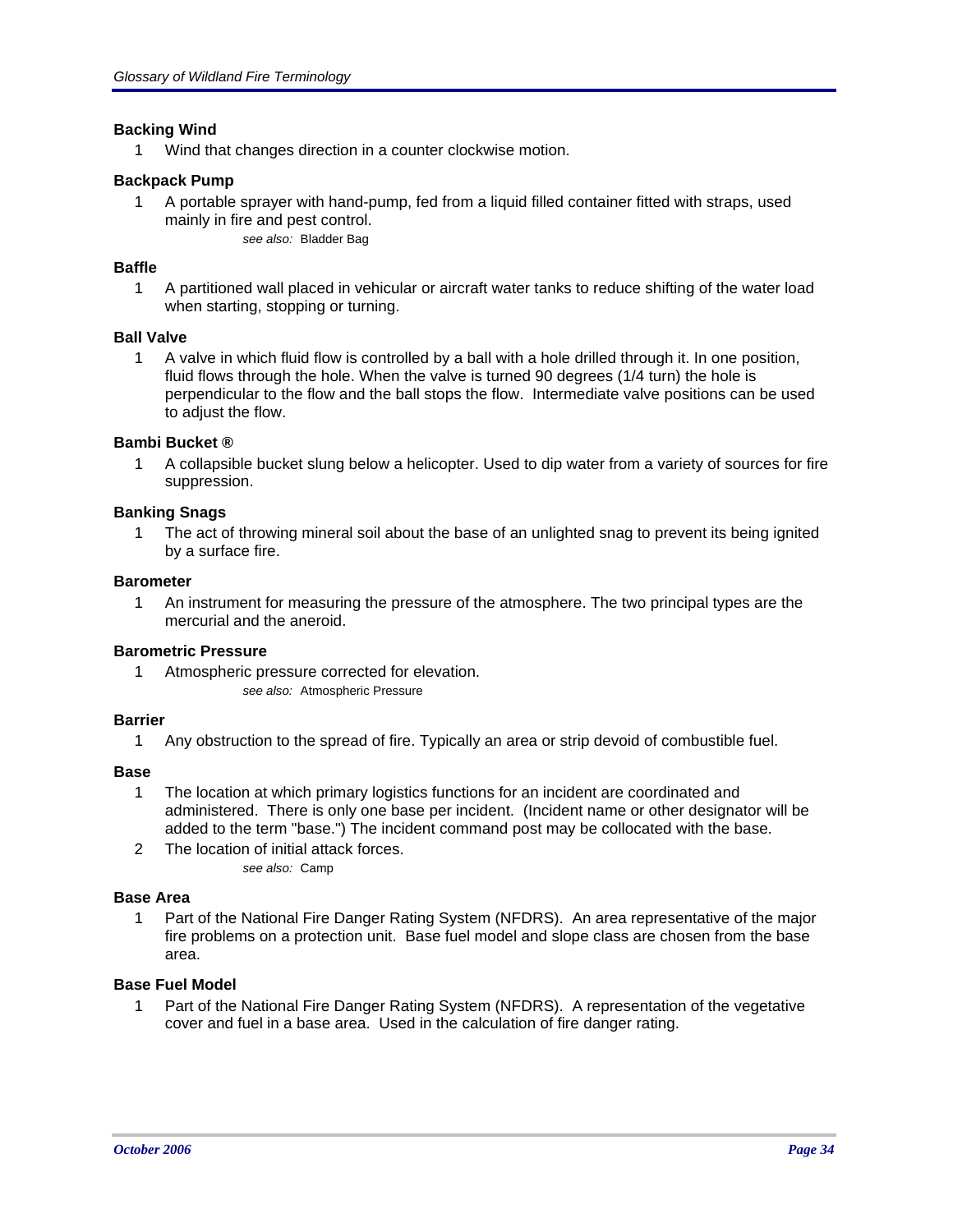**Backing Wind**

1 Wind that changes direction in a counter clockwise motion.

**Backpack Pump**

1 A portable sprayer with hand-pump, fed from a liquid filled container fitted with straps, used mainly in fire and pest control.

*see also:* Bladder Bag

**Baffle**

1 A partitioned wall placed in vehicular or aircraft water tanks to reduce shifting of the water load when starting, stopping or turning.

**Ball Valve**

1 A valve in which fluid flow is controlled by a ball with a hole drilled through it. In one position, fluid flows through the hole. When the valve is turned 90 degrees (1/4 turn) the hole is perpendicular to the flow and the ball stops the flow. Intermediate valve positions can be used to adjust the flow.

**Bambi Bucket ®**

1 A collapsible bucket slung below a helicopter. Used to dip water from a variety of sources for fire suppression.

**Banking Snags**

1 The act of throwing mineral soil about the base of an unlighted snag to prevent its being ignited by a surface fire.

**Barometer**

1 An instrument for measuring the pressure of the atmosphere. The two principal types are the mercurial and the aneroid.

**Barometric Pressure**

1 Atmospheric pressure corrected for elevation.

*see also:* Atmospheric Pressure

**Barrier**

1 Any obstruction to the spread of fire. Typically an area or strip devoid of combustible fuel.

**Base**

1 The location at which primary logistics functions for an incident are coordinated and administered. There is only one base per incident. (Incident name or other designator will be added to the term "base.") The incident command post may be collocated with the base.

2 The location of initial attack forces.

*see also:* Camp

**Base Area**

1 Part of the National Fire Danger Rating System (NFDRS). An area representative of the major fire problems on a protection unit. Base fuel model and slope class are chosen from the base area.

**Base Fuel Model**

1 Part of the National Fire Danger Rating System (NFDRS). A representation of the vegetative cover and fuel in a base area. Used in the calculation of fire danger rating.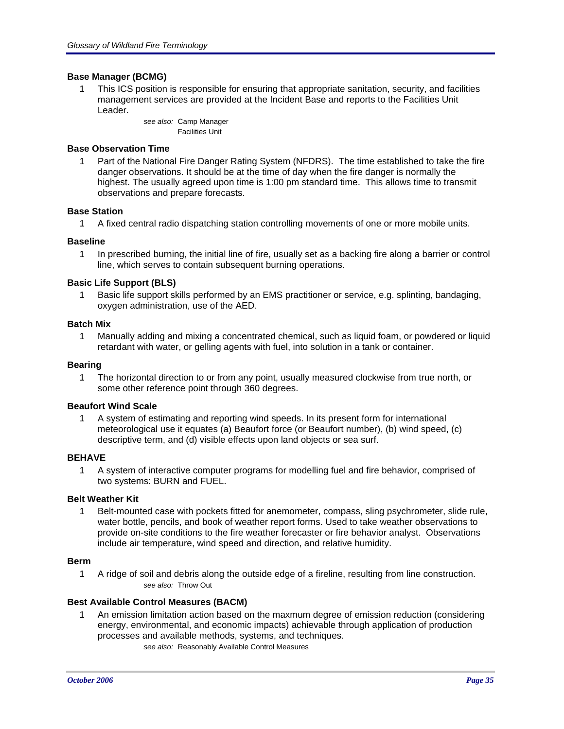### Base Manager (BCMG)

1 This ICS position is responsible for ensuring that appropriate sanitation, security, and facilities management services are provided at the Incident Base and reports to the Facilities Unit Leader.

*see also:* Camp Manager
Facilities Unit

### Base Observation Time

1 Part of the National Fire Danger Rating System (NFDRS). The time established to take the fire danger observations. It should be at the time of day when the fire danger is normally the highest. The usually agreed upon time is 1:00 pm standard time. This allows time to transmit observations and prepare forecasts.

### Base Station

1 A fixed central radio dispatching station controlling movements of one or more mobile units.

### Baseline

1 In prescribed burning, the initial line of fire, usually set as a backing fire along a barrier or control line, which serves to contain subsequent burning operations.

### Basic Life Support (BLS)

1 Basic life support skills performed by an EMS practitioner or service, e.g. splinting, bandaging, oxygen administration, use of the AED.

### Batch Mix

1 Manually adding and mixing a concentrated chemical, such as liquid foam, or powdered or liquid retardant with water, or gelling agents with fuel, into solution in a tank or container.

### Bearing

1 The horizontal direction to or from any point, usually measured clockwise from true north, or some other reference point through 360 degrees.

### Beaufort Wind Scale

1 A system of estimating and reporting wind speeds. In its present form for international meteorological use it equates (a) Beaufort force (or Beaufort number), (b) wind speed, (c) descriptive term, and (d) visible effects upon land objects or sea surf.

### BEHAVE

1 A system of interactive computer programs for modelling fuel and fire behavior, comprised of two systems: BURN and FUEL.

### Belt Weather Kit

1 Belt-mounted case with pockets fitted for anemometer, compass, sling psychrometer, slide rule, water bottle, pencils, and book of weather report forms. Used to take weather observations to provide on-site conditions to the fire weather forecaster or fire behavior analyst. Observations include air temperature, wind speed and direction, and relative humidity.

### Berm

1 A ridge of soil and debris along the outside edge of a fireline, resulting from line construction.

*see also:* Throw Out

### Best Available Control Measures (BACM)

1 An emission limitation action based on the maxmum degree of emission reduction (considering energy, environmental, and economic impacts) achievable through application of production processes and available methods, systems, and techniques.

*see also:* Reasonably Available Control Measures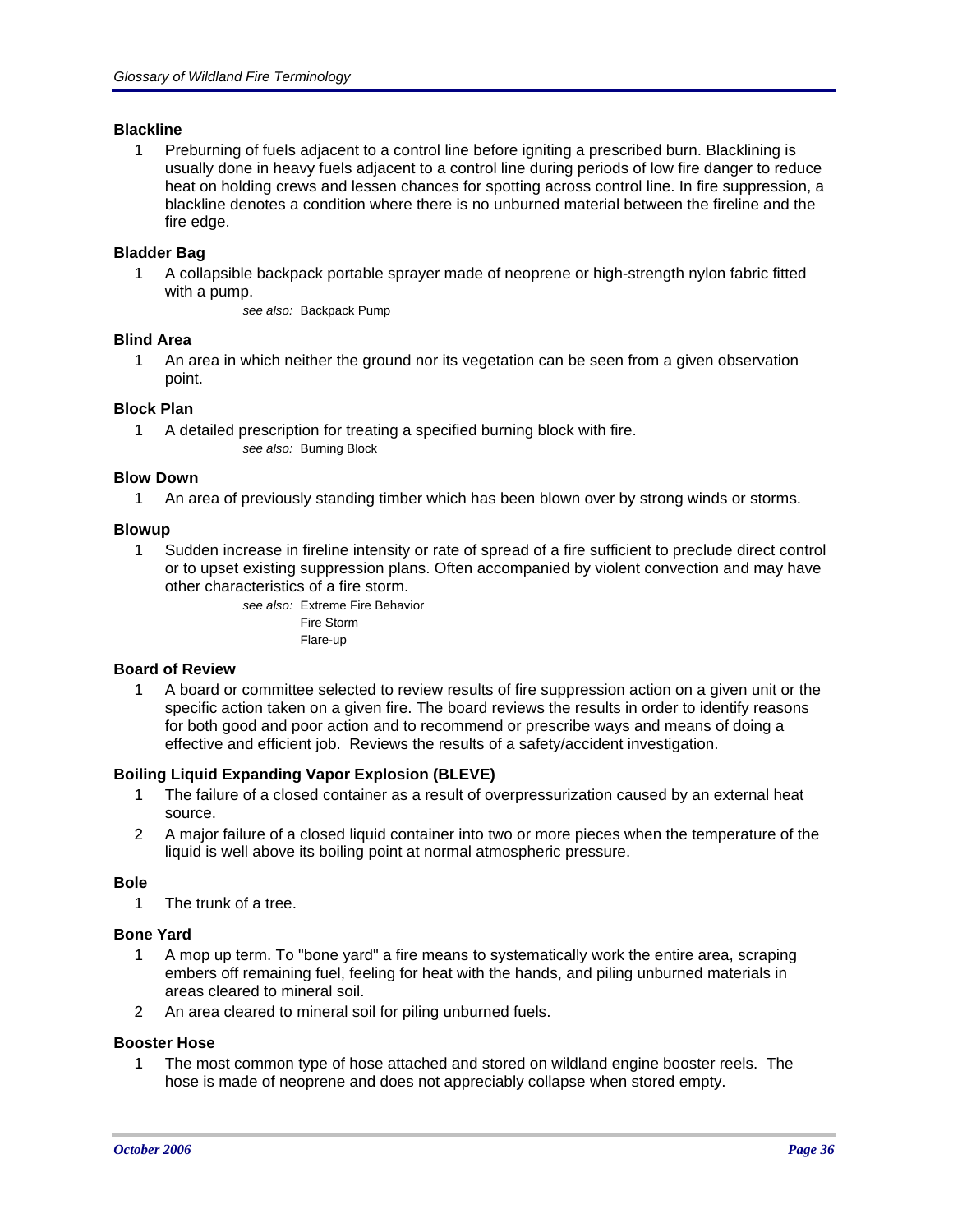### Blackline

1. Preburning of fuels adjacent to a control line before igniting a prescribed burn. Blacklining is usually done in heavy fuels adjacent to a control line during periods of low fire danger to reduce heat on holding crews and lessen chances for spotting across control line. In fire suppression, a blackline denotes a condition where there is no unburned material between the fireline and the fire edge.

### Bladder Bag

1. A collapsible backpack portable sprayer made of neoprene or high-strength nylon fabric fitted with a pump.

   *see also:* Backpack Pump

### Blind Area

1. An area in which neither the ground nor its vegetation can be seen from a given observation point.

### Block Plan

1. A detailed prescription for treating a specified burning block with fire.

   *see also:* Burning Block

### Blow Down

1. An area of previously standing timber which has been blown over by strong winds or storms.

### Blowup

1. Sudden increase in fireline intensity or rate of spread of a fire sufficient to preclude direct control or to upset existing suppression plans. Often accompanied by violent convection and may have other characteristics of a fire storm.

   *see also:* Extreme Fire Behavior
   Fire Storm
   Flare-up

### Board of Review

1. A board or committee selected to review results of fire suppression action on a given unit or the specific action taken on a given fire. The board reviews the results in order to identify reasons for both good and poor action and to recommend or prescribe ways and means of doing a effective and efficient job. Reviews the results of a safety/accident investigation.

### Boiling Liquid Expanding Vapor Explosion (BLEVE)

1. The failure of a closed container as a result of overpressurization caused by an external heat source.
2. A major failure of a closed liquid container into two or more pieces when the temperature of the liquid is well above its boiling point at normal atmospheric pressure.

### Bole

1. The trunk of a tree.

### Bone Yard

1. A mop up term. To "bone yard" a fire means to systematically work the entire area, scraping embers off remaining fuel, feeling for heat with the hands, and piling unburned materials in areas cleared to mineral soil.
2. An area cleared to mineral soil for piling unburned fuels.

### Booster Hose

1. The most common type of hose attached and stored on wildland engine booster reels. The hose is made of neoprene and does not appreciably collapse when stored empty.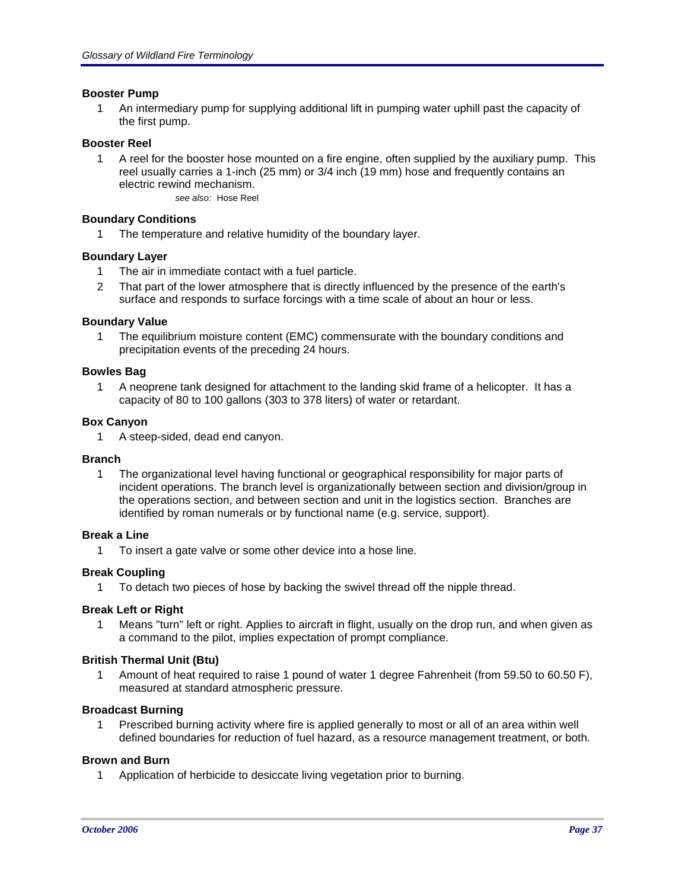### Booster Pump

1. An intermediary pump for supplying additional lift in pumping water uphill past the capacity of the first pump.

### Booster Reel

1. A reel for the booster hose mounted on a fire engine, often supplied by the auxiliary pump. This reel usually carries a 1-inch (25 mm) or 3/4 inch (19 mm) hose and frequently contains an electric rewind mechanism.

   *see also:* Hose Reel

### Boundary Conditions

1. The temperature and relative humidity of the boundary layer.

### Boundary Layer

1. The air in immediate contact with a fuel particle.
2. That part of the lower atmosphere that is directly influenced by the presence of the earth's surface and responds to surface forcings with a time scale of about an hour or less.

### Boundary Value

1. The equilibrium moisture content (EMC) commensurate with the boundary conditions and precipitation events of the preceding 24 hours.

### Bowles Bag

1. A neoprene tank designed for attachment to the landing skid frame of a helicopter. It has a capacity of 80 to 100 gallons (303 to 378 liters) of water or retardant.

### Box Canyon

1. A steep-sided, dead end canyon.

### Branch

1. The organizational level having functional or geographical responsibility for major parts of incident operations. The branch level is organizationally between section and division/group in the operations section, and between section and unit in the logistics section. Branches are identified by roman numerals or by functional name (e.g. service, support).

### Break a Line

1. To insert a gate valve or some other device into a hose line.

### Break Coupling

1. To detach two pieces of hose by backing the swivel thread off the nipple thread.

### Break Left or Right

1. Means "turn" left or right. Applies to aircraft in flight, usually on the drop run, and when given as a command to the pilot, implies expectation of prompt compliance.

### British Thermal Unit (Btu)

1. Amount of heat required to raise 1 pound of water 1 degree Fahrenheit (from 59.50 to 60.50 F), measured at standard atmospheric pressure.

### Broadcast Burning

1. Prescribed burning activity where fire is applied generally to most or all of an area within well defined boundaries for reduction of fuel hazard, as a resource management treatment, or both.

### Brown and Burn

1. Application of herbicide to desiccate living vegetation prior to burning.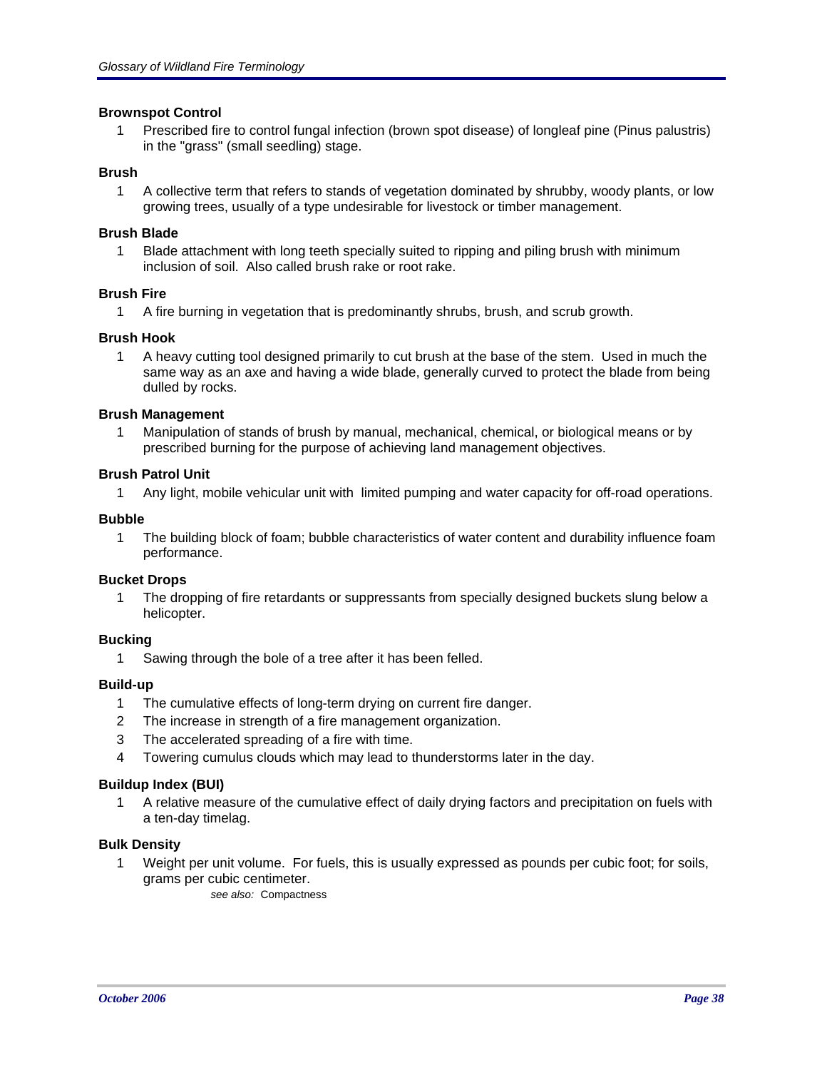**Brownspot Control**

1 Prescribed fire to control fungal infection (brown spot disease) of longleaf pine (Pinus palustris) in the "grass" (small seedling) stage.

**Brush**

1 A collective term that refers to stands of vegetation dominated by shrubby, woody plants, or low growing trees, usually of a type undesirable for livestock or timber management.

**Brush Blade**

1 Blade attachment with long teeth specially suited to ripping and piling brush with minimum inclusion of soil. Also called brush rake or root rake.

**Brush Fire**

1 A fire burning in vegetation that is predominantly shrubs, brush, and scrub growth.

**Brush Hook**

1 A heavy cutting tool designed primarily to cut brush at the base of the stem. Used in much the same way as an axe and having a wide blade, generally curved to protect the blade from being dulled by rocks.

**Brush Management**

1 Manipulation of stands of brush by manual, mechanical, chemical, or biological means or by prescribed burning for the purpose of achieving land management objectives.

**Brush Patrol Unit**

1 Any light, mobile vehicular unit with limited pumping and water capacity for off-road operations.

**Bubble**

1 The building block of foam; bubble characteristics of water content and durability influence foam performance.

**Bucket Drops**

1 The dropping of fire retardants or suppressants from specially designed buckets slung below a helicopter.

**Bucking**

1 Sawing through the bole of a tree after it has been felled.

**Build-up**

1 The cumulative effects of long-term drying on current fire danger.
2 The increase in strength of a fire management organization.
3 The accelerated spreading of a fire with time.
4 Towering cumulus clouds which may lead to thunderstorms later in the day.

**Buildup Index (BUI)**

1 A relative measure of the cumulative effect of daily drying factors and precipitation on fuels with a ten-day timelag.

**Bulk Density**

1 Weight per unit volume. For fuels, this is usually expressed as pounds per cubic foot; for soils, grams per cubic centimeter.

*see also:* Compactness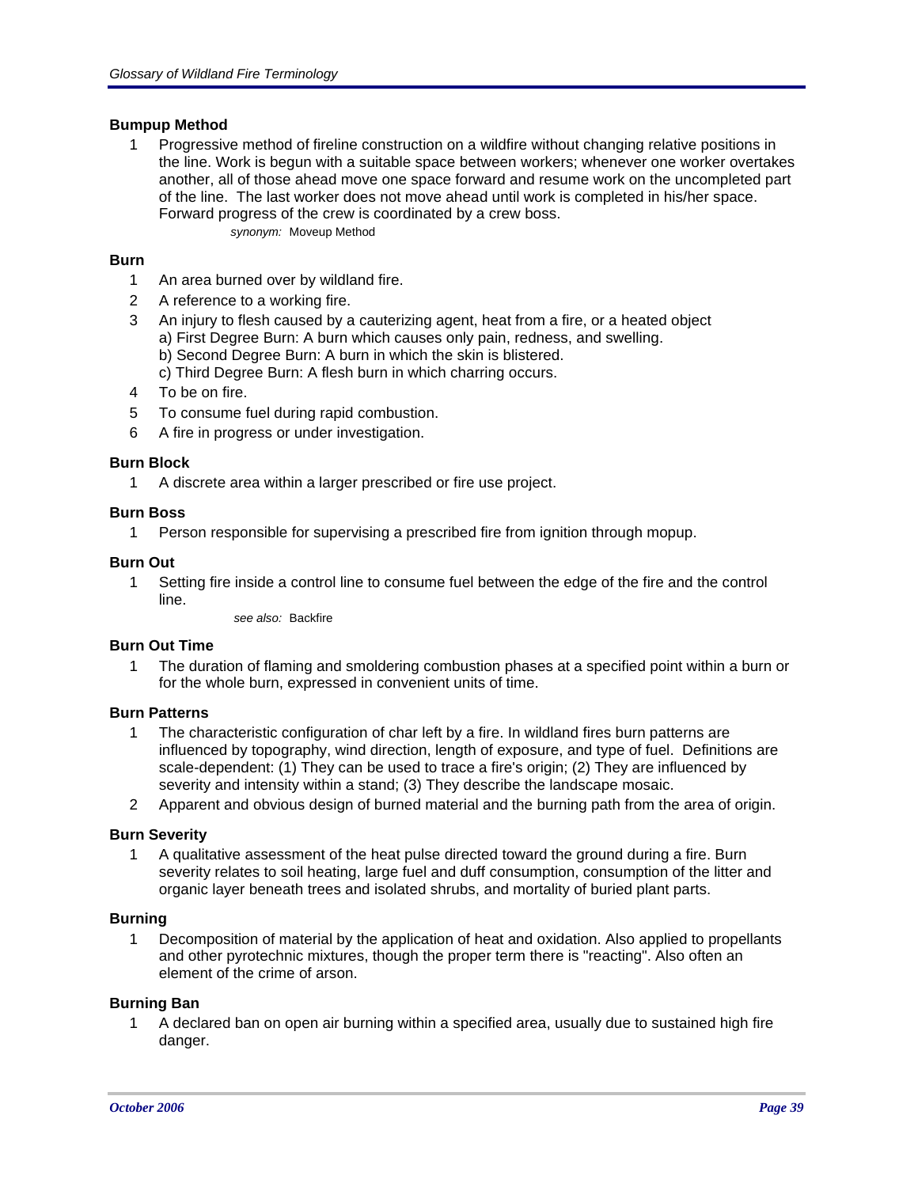**Bumpup Method**

1. Progressive method of fireline construction on a wildfire without changing relative positions in the line. Work is begun with a suitable space between workers; whenever one worker overtakes another, all of those ahead move one space forward and resume work on the uncompleted part of the line. The last worker does not move ahead until work is completed in his/her space. Forward progress of the crew is coordinated by a crew boss.

   *synonym:* Moveup Method

**Burn**

1. An area burned over by wildland fire.
2. A reference to a working fire.
3. An injury to flesh caused by a cauterizing agent, heat from a fire, or a heated object
   a) First Degree Burn: A burn which causes only pain, redness, and swelling.
   b) Second Degree Burn: A burn in which the skin is blistered.
   c) Third Degree Burn: A flesh burn in which charring occurs.
4. To be on fire.
5. To consume fuel during rapid combustion.
6. A fire in progress or under investigation.

**Burn Block**

1. A discrete area within a larger prescribed or fire use project.

**Burn Boss**

1. Person responsible for supervising a prescribed fire from ignition through mopup.

**Burn Out**

1. Setting fire inside a control line to consume fuel between the edge of the fire and the control line.

   *see also:* Backfire

**Burn Out Time**

1. The duration of flaming and smoldering combustion phases at a specified point within a burn or for the whole burn, expressed in convenient units of time.

**Burn Patterns**

1. The characteristic configuration of char left by a fire. In wildland fires burn patterns are influenced by topography, wind direction, length of exposure, and type of fuel. Definitions are scale-dependent: (1) They can be used to trace a fire's origin; (2) They are influenced by severity and intensity within a stand; (3) They describe the landscape mosaic.
2. Apparent and obvious design of burned material and the burning path from the area of origin.

**Burn Severity**

1. A qualitative assessment of the heat pulse directed toward the ground during a fire. Burn severity relates to soil heating, large fuel and duff consumption, consumption of the litter and organic layer beneath trees and isolated shrubs, and mortality of buried plant parts.

**Burning**

1. Decomposition of material by the application of heat and oxidation. Also applied to propellants and other pyrotechnic mixtures, though the proper term there is "reacting". Also often an element of the crime of arson.

**Burning Ban**

1. A declared ban on open air burning within a specified area, usually due to sustained high fire danger.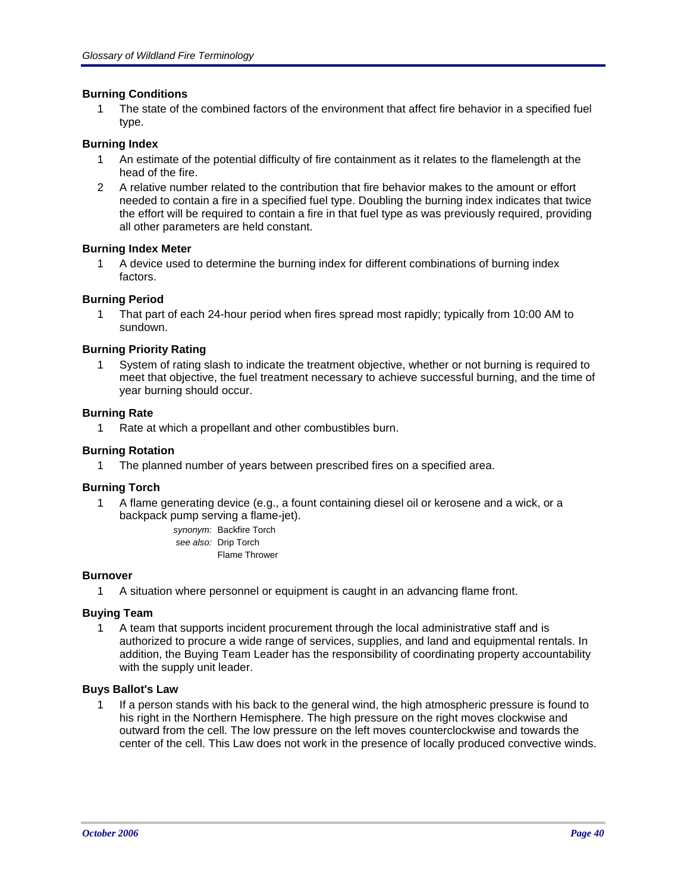### Burning Conditions

1. The state of the combined factors of the environment that affect fire behavior in a specified fuel type.

### Burning Index

1. An estimate of the potential difficulty of fire containment as it relates to the flamelength at the head of the fire.
2. A relative number related to the contribution that fire behavior makes to the amount or effort needed to contain a fire in a specified fuel type. Doubling the burning index indicates that twice the effort will be required to contain a fire in that fuel type as was previously required, providing all other parameters are held constant.

### Burning Index Meter

1. A device used to determine the burning index for different combinations of burning index factors.

### Burning Period

1. That part of each 24-hour period when fires spread most rapidly; typically from 10:00 AM to sundown.

### Burning Priority Rating

1. System of rating slash to indicate the treatment objective, whether or not burning is required to meet that objective, the fuel treatment necessary to achieve successful burning, and the time of year burning should occur.

### Burning Rate

1. Rate at which a propellant and other combustibles burn.

### Burning Rotation

1. The planned number of years between prescribed fires on a specified area.

### Burning Torch

1. A flame generating device (e.g., a fount containing diesel oil or kerosene and a wick, or a backpack pump serving a flame-jet).

*synonym:* Backfire Torch
*see also:* Drip Torch
Flame Thrower

### Burnover

1. A situation where personnel or equipment is caught in an advancing flame front.

### Buying Team

1. A team that supports incident procurement through the local administrative staff and is authorized to procure a wide range of services, supplies, and land and equipmental rentals. In addition, the Buying Team Leader has the responsibility of coordinating property accountability with the supply unit leader.

### Buys Ballot's Law

1. If a person stands with his back to the general wind, the high atmospheric pressure is found to his right in the Northern Hemisphere. The high pressure on the right moves clockwise and outward from the cell. The low pressure on the left moves counterclockwise and towards the center of the cell. This Law does not work in the presence of locally produced convective winds.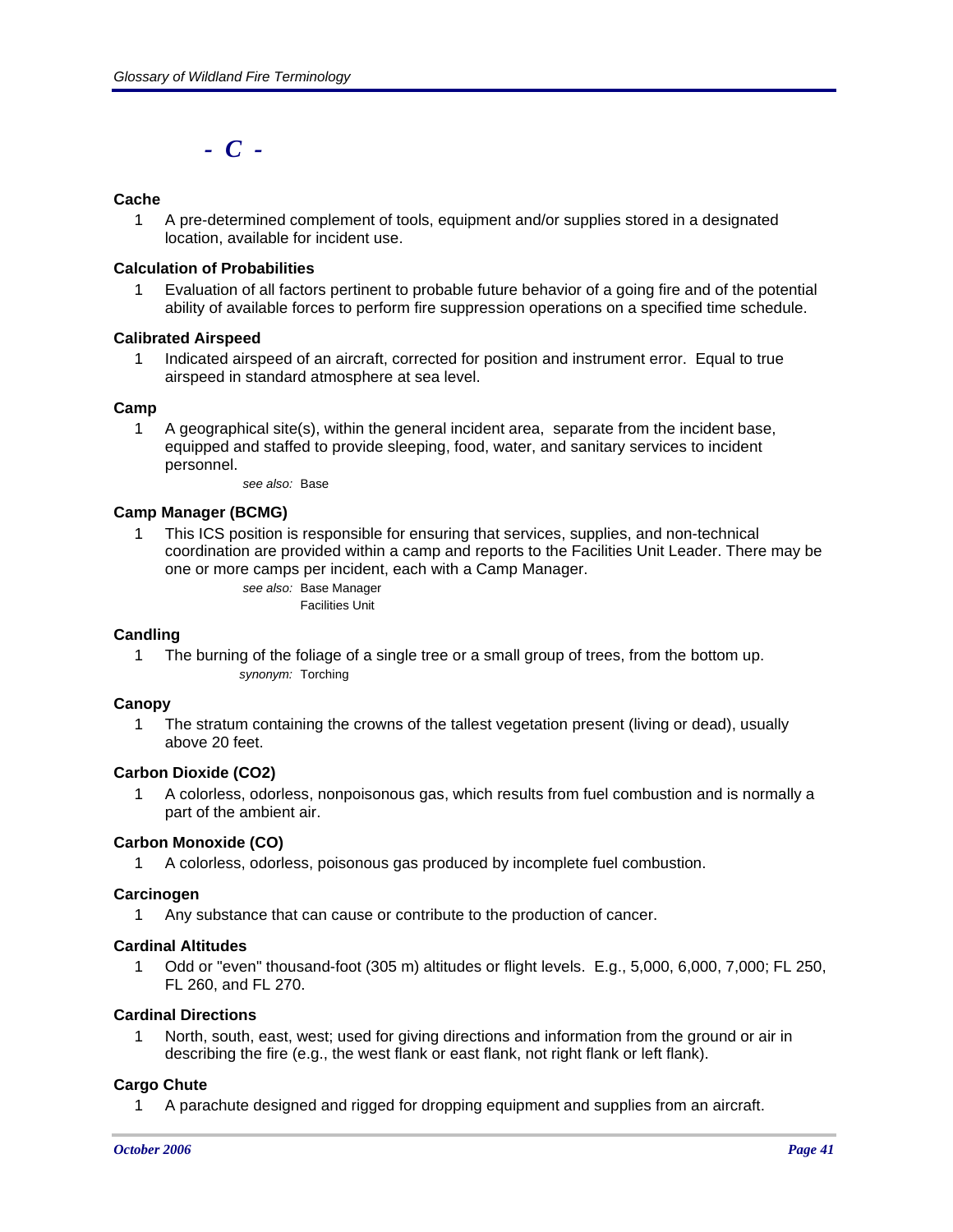## - C -

**Cache**

1 A pre-determined complement of tools, equipment and/or supplies stored in a designated location, available for incident use.

**Calculation of Probabilities**

1 Evaluation of all factors pertinent to probable future behavior of a going fire and of the potential ability of available forces to perform fire suppression operations on a specified time schedule.

**Calibrated Airspeed**

1 Indicated airspeed of an aircraft, corrected for position and instrument error. Equal to true airspeed in standard atmosphere at sea level.

**Camp**

1 A geographical site(s), within the general incident area, separate from the incident base, equipped and staffed to provide sleeping, food, water, and sanitary services to incident personnel.

*see also:* Base

**Camp Manager (BCMG)**

1 This ICS position is responsible for ensuring that services, supplies, and non-technical coordination are provided within a camp and reports to the Facilities Unit Leader. There may be one or more camps per incident, each with a Camp Manager.

*see also:* Base Manager
Facilities Unit

**Candling**

1 The burning of the foliage of a single tree or a small group of trees, from the bottom up.

*synonym:* Torching

**Canopy**

1 The stratum containing the crowns of the tallest vegetation present (living or dead), usually above 20 feet.

**Carbon Dioxide ($CO_2$)**

1 A colorless, odorless, nonpoisonous gas, which results from fuel combustion and is normally a part of the ambient air.

**Carbon Monoxide (CO)**

1 A colorless, odorless, poisonous gas produced by incomplete fuel combustion.

**Carcinogen**

1 Any substance that can cause or contribute to the production of cancer.

**Cardinal Altitudes**

1 Odd or "even" thousand-foot (305 m) altitudes or flight levels. E.g., 5,000, 6,000, 7,000; FL 250, FL 260, and FL 270.

**Cardinal Directions**

1 North, south, east, west; used for giving directions and information from the ground or air in describing the fire (e.g., the west flank or east flank, not right flank or left flank).

**Cargo Chute**

1 A parachute designed and rigged for dropping equipment and supplies from an aircraft.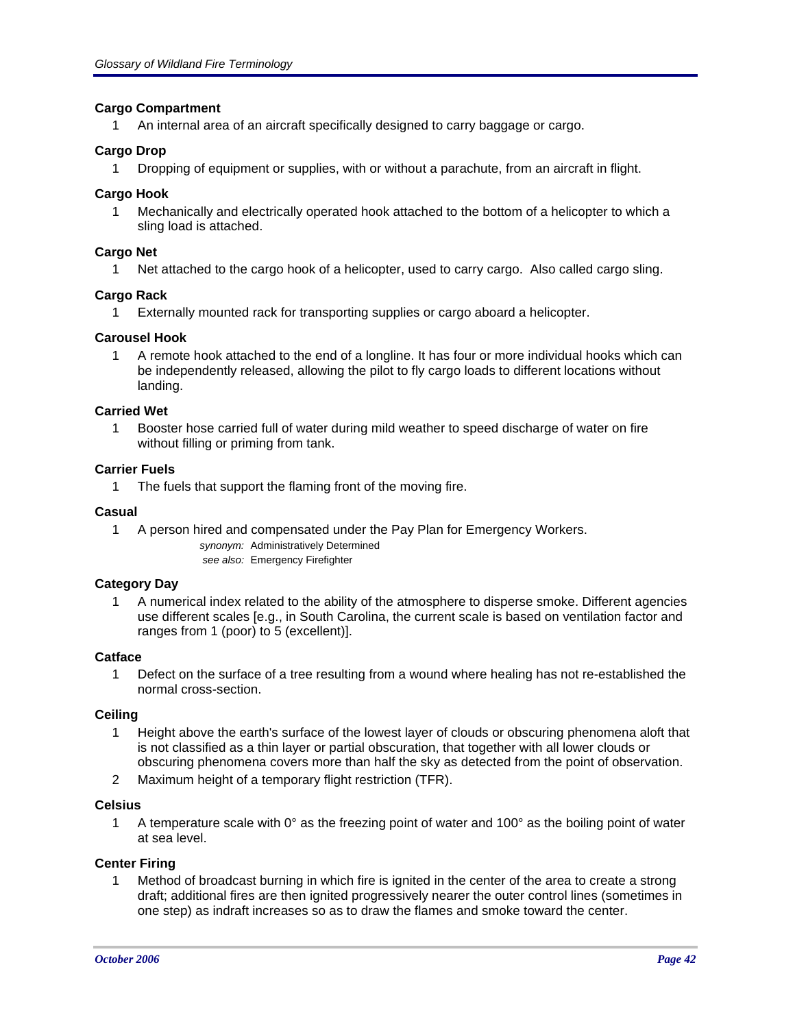**Cargo Compartment**

1 An internal area of an aircraft specifically designed to carry baggage or cargo.

**Cargo Drop**

1 Dropping of equipment or supplies, with or without a parachute, from an aircraft in flight.

**Cargo Hook**

1 Mechanically and electrically operated hook attached to the bottom of a helicopter to which a sling load is attached.

**Cargo Net**

1 Net attached to the cargo hook of a helicopter, used to carry cargo. Also called cargo sling.

**Cargo Rack**

1 Externally mounted rack for transporting supplies or cargo aboard a helicopter.

**Carousel Hook**

1 A remote hook attached to the end of a longline. It has four or more individual hooks which can be independently released, allowing the pilot to fly cargo loads to different locations without landing.

**Carried Wet**

1 Booster hose carried full of water during mild weather to speed discharge of water on fire without filling or priming from tank.

**Carrier Fuels**

1 The fuels that support the flaming front of the moving fire.

**Casual**

1 A person hired and compensated under the Pay Plan for Emergency Workers.

*synonym:* Administratively Determined
*see also:* Emergency Firefighter

**Category Day**

1 A numerical index related to the ability of the atmosphere to disperse smoke. Different agencies use different scales [e.g., in South Carolina, the current scale is based on ventilation factor and ranges from 1 (poor) to 5 (excellent)].

**Catface**

1 Defect on the surface of a tree resulting from a wound where healing has not re-established the normal cross-section.

**Ceiling**

1 Height above the earth's surface of the lowest layer of clouds or obscuring phenomena aloft that is not classified as a thin layer or partial obscuration, that together with all lower clouds or obscuring phenomena covers more than half the sky as detected from the point of observation.
2 Maximum height of a temporary flight restriction (TFR).

**Celsius**

1 A temperature scale with 0° as the freezing point of water and 100° as the boiling point of water at sea level.

**Center Firing**

1 Method of broadcast burning in which fire is ignited in the center of the area to create a strong draft; additional fires are then ignited progressively nearer the outer control lines (sometimes in one step) as indraft increases so as to draw the flames and smoke toward the center.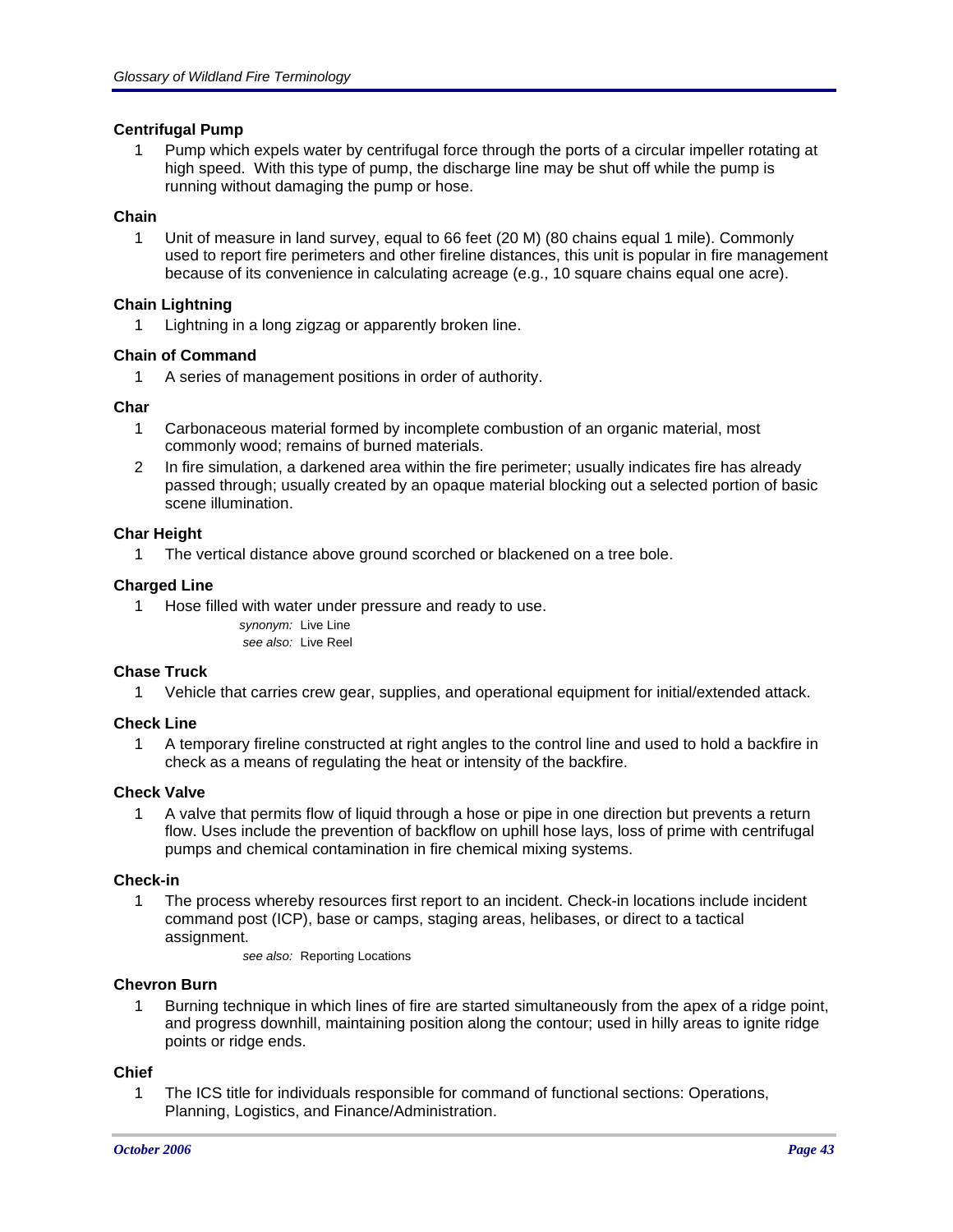**Centrifugal Pump**

1 Pump which expels water by centrifugal force through the ports of a circular impeller rotating at high speed. With this type of pump, the discharge line may be shut off while the pump is running without damaging the pump or hose.

**Chain**

1 Unit of measure in land survey, equal to 66 feet (20 M) (80 chains equal 1 mile). Commonly used to report fire perimeters and other fireline distances, this unit is popular in fire management because of its convenience in calculating acreage (e.g., 10 square chains equal one acre).

**Chain Lightning**

1 Lightning in a long zigzag or apparently broken line.

**Chain of Command**

1 A series of management positions in order of authority.

**Char**

1 Carbonaceous material formed by incomplete combustion of an organic material, most commonly wood; remains of burned materials.

2 In fire simulation, a darkened area within the fire perimeter; usually indicates fire has already passed through; usually created by an opaque material blocking out a selected portion of basic scene illumination.

**Char Height**

1 The vertical distance above ground scorched or blackened on a tree bole.

**Charged Line**

1 Hose filled with water under pressure and ready to use.

*synonym:* Live Line
*see also:* Live Reel

**Chase Truck**

1 Vehicle that carries crew gear, supplies, and operational equipment for initial/extended attack.

**Check Line**

1 A temporary fireline constructed at right angles to the control line and used to hold a backfire in check as a means of regulating the heat or intensity of the backfire.

**Check Valve**

1 A valve that permits flow of liquid through a hose or pipe in one direction but prevents a return flow. Uses include the prevention of backflow on uphill hose lays, loss of prime with centrifugal pumps and chemical contamination in fire chemical mixing systems.

**Check-in**

1 The process whereby resources first report to an incident. Check-in locations include incident command post (ICP), base or camps, staging areas, helibases, or direct to a tactical assignment.

*see also:* Reporting Locations

**Chevron Burn**

1 Burning technique in which lines of fire are started simultaneously from the apex of a ridge point, and progress downhill, maintaining position along the contour; used in hilly areas to ignite ridge points or ridge ends.

**Chief**

1 The ICS title for individuals responsible for command of functional sections: Operations, Planning, Logistics, and Finance/Administration.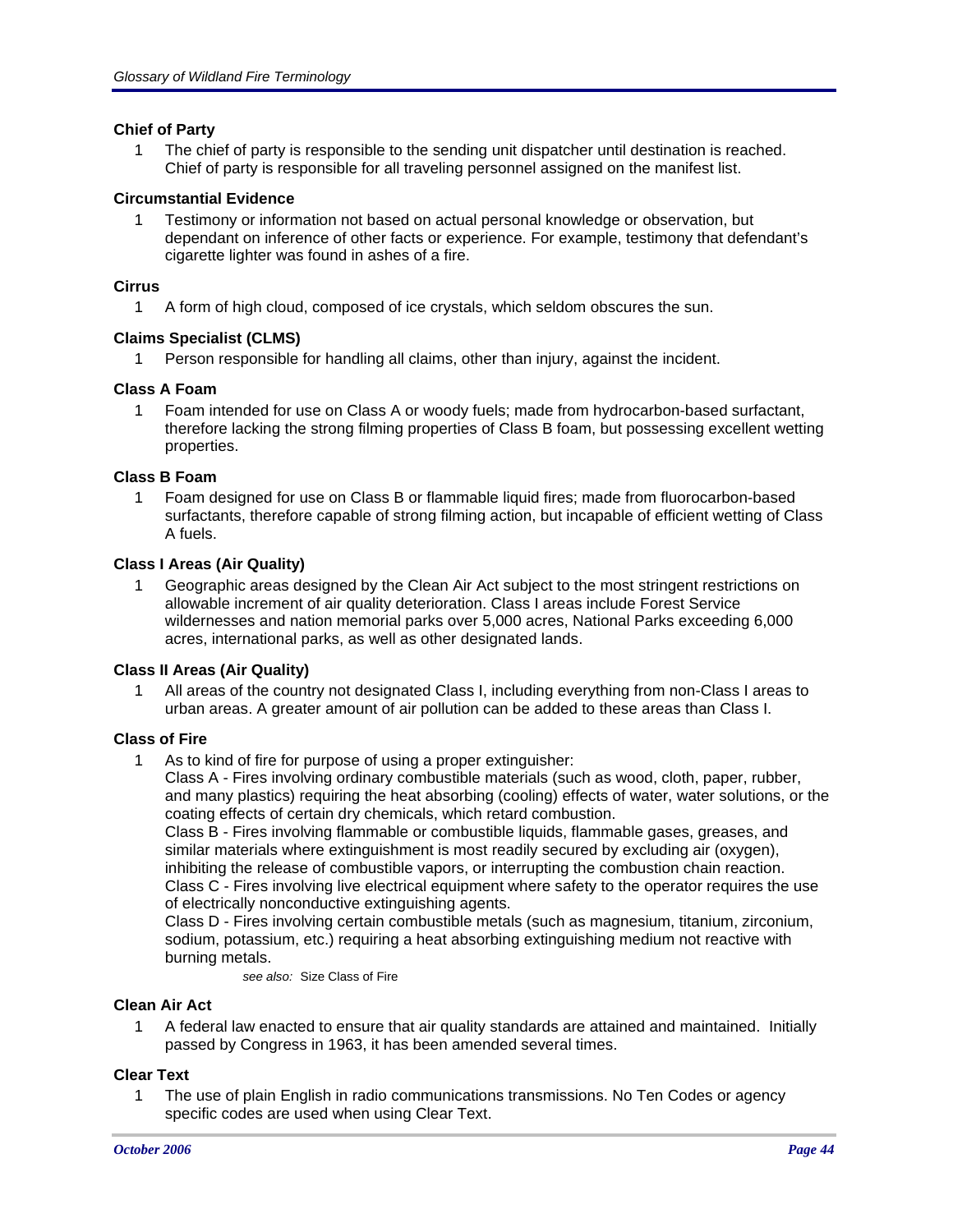**Chief of Party**

1 The chief of party is responsible to the sending unit dispatcher until destination is reached. Chief of party is responsible for all traveling personnel assigned on the manifest list.

**Circumstantial Evidence**

1 Testimony or information not based on actual personal knowledge or observation, but dependant on inference of other facts or experience. For example, testimony that defendant's cigarette lighter was found in ashes of a fire.

**Cirrus**

1 A form of high cloud, composed of ice crystals, which seldom obscures the sun.

**Claims Specialist (CLMS)**

1 Person responsible for handling all claims, other than injury, against the incident.

**Class A Foam**

1 Foam intended for use on Class A or woody fuels; made from hydrocarbon-based surfactant, therefore lacking the strong filming properties of Class B foam, but possessing excellent wetting properties.

**Class B Foam**

1 Foam designed for use on Class B or flammable liquid fires; made from fluorocarbon-based surfactants, therefore capable of strong filming action, but incapable of efficient wetting of Class A fuels.

**Class I Areas (Air Quality)**

1 Geographic areas designed by the Clean Air Act subject to the most stringent restrictions on allowable increment of air quality deterioration. Class I areas include Forest Service wildernesses and nation memorial parks over 5,000 acres, National Parks exceeding 6,000 acres, international parks, as well as other designated lands.

**Class II Areas (Air Quality)**

1 All areas of the country not designated Class I, including everything from non-Class I areas to urban areas. A greater amount of air pollution can be added to these areas than Class I.

**Class of Fire**

1 As to kind of fire for purpose of using a proper extinguisher:
Class A - Fires involving ordinary combustible materials (such as wood, cloth, paper, rubber, and many plastics) requiring the heat absorbing (cooling) effects of water, water solutions, or the coating effects of certain dry chemicals, which retard combustion.
Class B - Fires involving flammable or combustible liquids, flammable gases, greases, and similar materials where extinguishment is most readily secured by excluding air (oxygen), inhibiting the release of combustible vapors, or interrupting the combustion chain reaction.
Class C - Fires involving live electrical equipment where safety to the operator requires the use of electrically nonconductive extinguishing agents.
Class D - Fires involving certain combustible metals (such as magnesium, titanium, zirconium, sodium, potassium, etc.) requiring a heat absorbing extinguishing medium not reactive with burning metals.

*see also:* Size Class of Fire

**Clean Air Act**

1 A federal law enacted to ensure that air quality standards are attained and maintained. Initially passed by Congress in 1963, it has been amended several times.

**Clear Text**

1 The use of plain English in radio communications transmissions. No Ten Codes or agency specific codes are used when using Clear Text.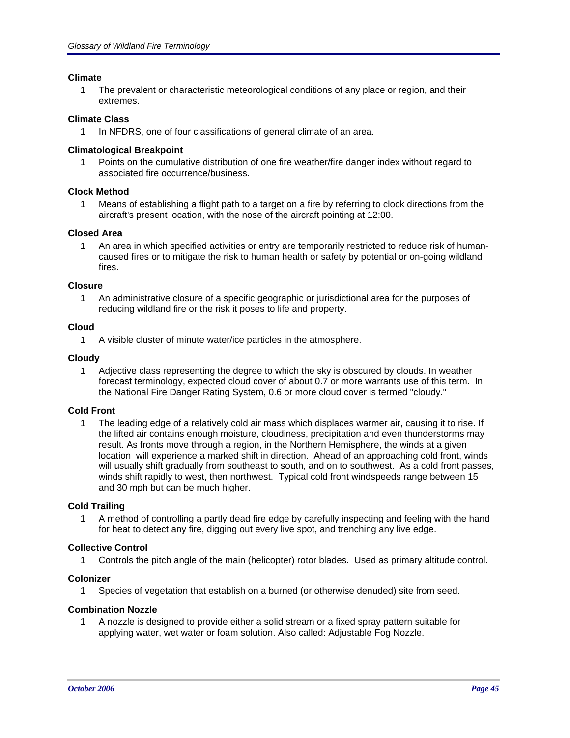### Climate

1 The prevalent or characteristic meteorological conditions of any place or region, and their extremes.

### Climate Class

1 In NFDRS, one of four classifications of general climate of an area.

### Climatological Breakpoint

1 Points on the cumulative distribution of one fire weather/fire danger index without regard to associated fire occurrence/business.

### Clock Method

1 Means of establishing a flight path to a target on a fire by referring to clock directions from the aircraft's present location, with the nose of the aircraft pointing at 12:00.

### Closed Area

1 An area in which specified activities or entry are temporarily restricted to reduce risk of human-caused fires or to mitigate the risk to human health or safety by potential or on-going wildland fires.

### Closure

1 An administrative closure of a specific geographic or jurisdictional area for the purposes of reducing wildland fire or the risk it poses to life and property.

### Cloud

1 A visible cluster of minute water/ice particles in the atmosphere.

### Cloudy

1 Adjective class representing the degree to which the sky is obscured by clouds. In weather forecast terminology, expected cloud cover of about 0.7 or more warrants use of this term. In the National Fire Danger Rating System, 0.6 or more cloud cover is termed "cloudy."

### Cold Front

1 The leading edge of a relatively cold air mass which displaces warmer air, causing it to rise. If the lifted air contains enough moisture, cloudiness, precipitation and even thunderstorms may result. As fronts move through a region, in the Northern Hemisphere, the winds at a given location will experience a marked shift in direction. Ahead of an approaching cold front, winds will usually shift gradually from southeast to south, and on to southwest. As a cold front passes, winds shift rapidly to west, then northwest. Typical cold front windspeeds range between 15 and 30 mph but can be much higher.

### Cold Trailing

1 A method of controlling a partly dead fire edge by carefully inspecting and feeling with the hand for heat to detect any fire, digging out every live spot, and trenching any live edge.

### Collective Control

1 Controls the pitch angle of the main (helicopter) rotor blades. Used as primary altitude control.

### Colonizer

1 Species of vegetation that establish on a burned (or otherwise denuded) site from seed.

### Combination Nozzle

1 A nozzle is designed to provide either a solid stream or a fixed spray pattern suitable for applying water, wet water or foam solution. Also called: Adjustable Fog Nozzle.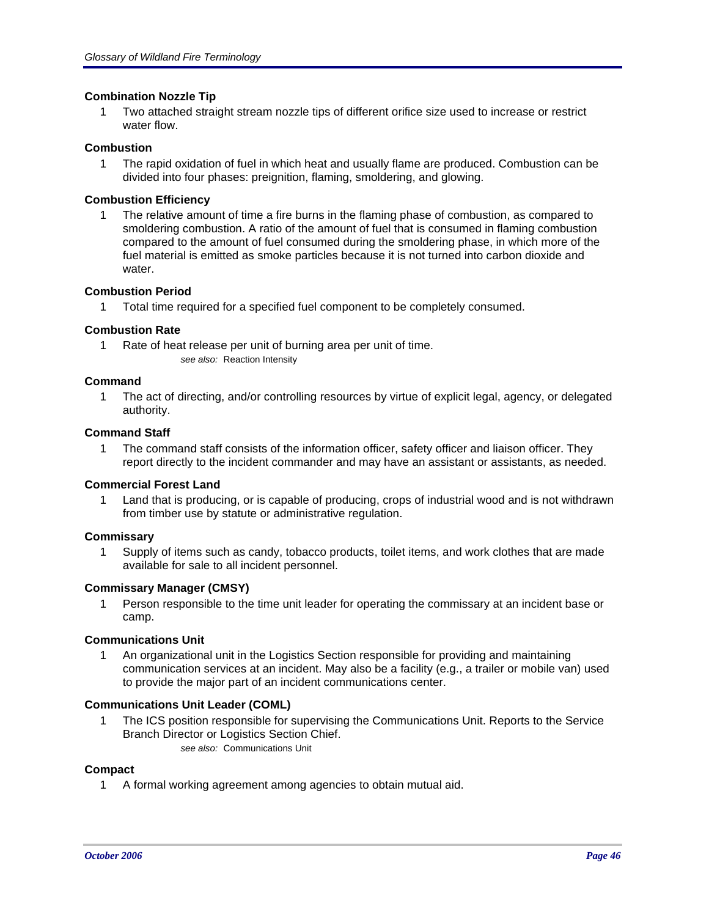**Combination Nozzle Tip**

1 Two attached straight stream nozzle tips of different orifice size used to increase or restrict water flow.

**Combustion**

1 The rapid oxidation of fuel in which heat and usually flame are produced. Combustion can be divided into four phases: preignition, flaming, smoldering, and glowing.

**Combustion Efficiency**

1 The relative amount of time a fire burns in the flaming phase of combustion, as compared to smoldering combustion. A ratio of the amount of fuel that is consumed in flaming combustion compared to the amount of fuel consumed during the smoldering phase, in which more of the fuel material is emitted as smoke particles because it is not turned into carbon dioxide and water.

**Combustion Period**

1 Total time required for a specified fuel component to be completely consumed.

**Combustion Rate**

1 Rate of heat release per unit of burning area per unit of time.

*see also:* Reaction Intensity

**Command**

1 The act of directing, and/or controlling resources by virtue of explicit legal, agency, or delegated authority.

**Command Staff**

1 The command staff consists of the information officer, safety officer and liaison officer. They report directly to the incident commander and may have an assistant or assistants, as needed.

**Commercial Forest Land**

1 Land that is producing, or is capable of producing, crops of industrial wood and is not withdrawn from timber use by statute or administrative regulation.

**Commissary**

1 Supply of items such as candy, tobacco products, toilet items, and work clothes that are made available for sale to all incident personnel.

**Commissary Manager (CMSY)**

1 Person responsible to the time unit leader for operating the commissary at an incident base or camp.

**Communications Unit**

1 An organizational unit in the Logistics Section responsible for providing and maintaining communication services at an incident. May also be a facility (e.g., a trailer or mobile van) used to provide the major part of an incident communications center.

**Communications Unit Leader (COML)**

1 The ICS position responsible for supervising the Communications Unit. Reports to the Service Branch Director or Logistics Section Chief.

*see also:* Communications Unit

**Compact**

1 A formal working agreement among agencies to obtain mutual aid.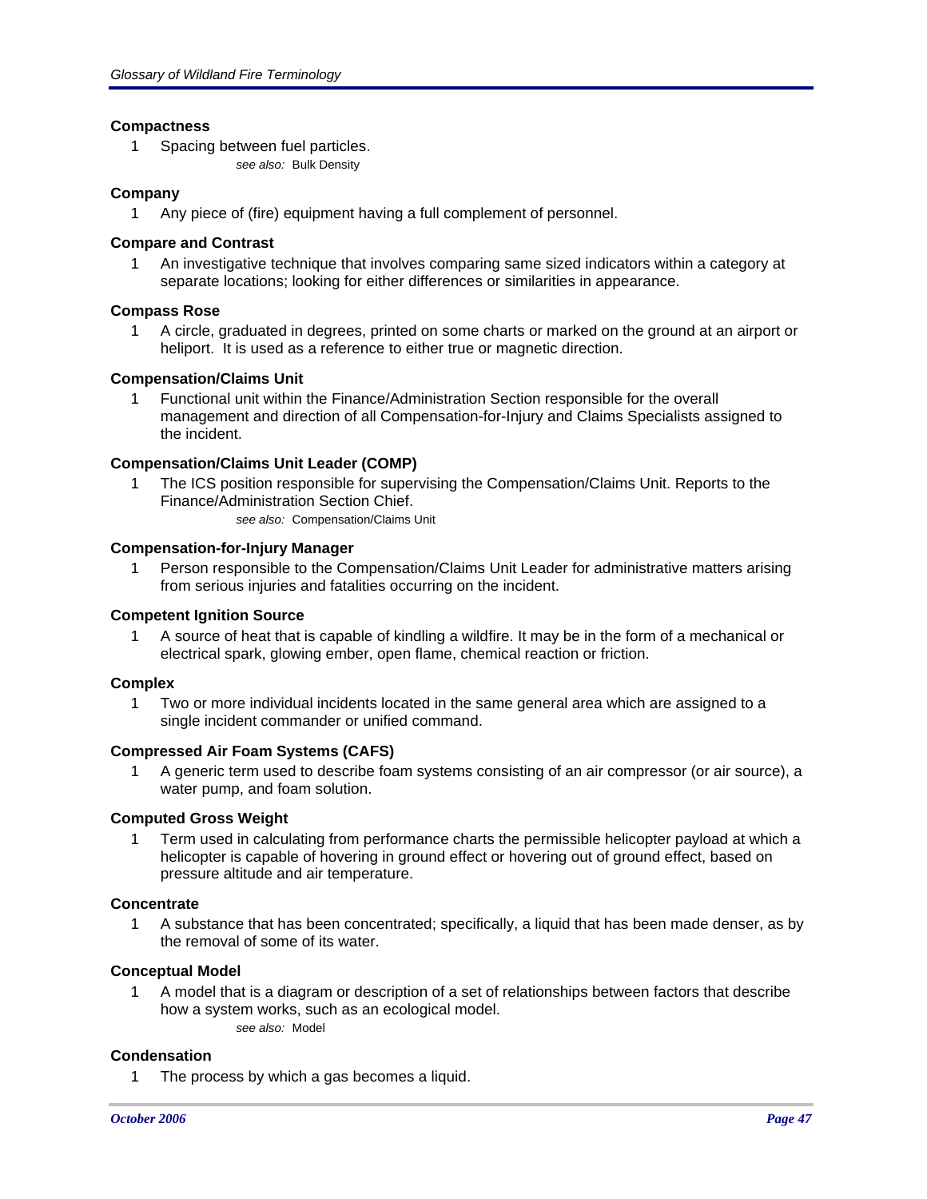**Compactness**

1 Spacing between fuel particles.

*see also:* Bulk Density

**Company**

1 Any piece of (fire) equipment having a full complement of personnel.

**Compare and Contrast**

1 An investigative technique that involves comparing same sized indicators within a category at separate locations; looking for either differences or similarities in appearance.

**Compass Rose**

1 A circle, graduated in degrees, printed on some charts or marked on the ground at an airport or heliport. It is used as a reference to either true or magnetic direction.

**Compensation/Claims Unit**

1 Functional unit within the Finance/Administration Section responsible for the overall management and direction of all Compensation-for-Injury and Claims Specialists assigned to the incident.

**Compensation/Claims Unit Leader (COMP)**

1 The ICS position responsible for supervising the Compensation/Claims Unit. Reports to the Finance/Administration Section Chief.

*see also:* Compensation/Claims Unit

**Compensation-for-Injury Manager**

1 Person responsible to the Compensation/Claims Unit Leader for administrative matters arising from serious injuries and fatalities occurring on the incident.

**Competent Ignition Source**

1 A source of heat that is capable of kindling a wildfire. It may be in the form of a mechanical or electrical spark, glowing ember, open flame, chemical reaction or friction.

**Complex**

1 Two or more individual incidents located in the same general area which are assigned to a single incident commander or unified command.

**Compressed Air Foam Systems (CAFS)**

1 A generic term used to describe foam systems consisting of an air compressor (or air source), a water pump, and foam solution.

**Computed Gross Weight**

1 Term used in calculating from performance charts the permissible helicopter payload at which a helicopter is capable of hovering in ground effect or hovering out of ground effect, based on pressure altitude and air temperature.

**Concentrate**

1 A substance that has been concentrated; specifically, a liquid that has been made denser, as by the removal of some of its water.

**Conceptual Model**

1 A model that is a diagram or description of a set of relationships between factors that describe how a system works, such as an ecological model.

*see also:* Model

**Condensation**

1 The process by which a gas becomes a liquid.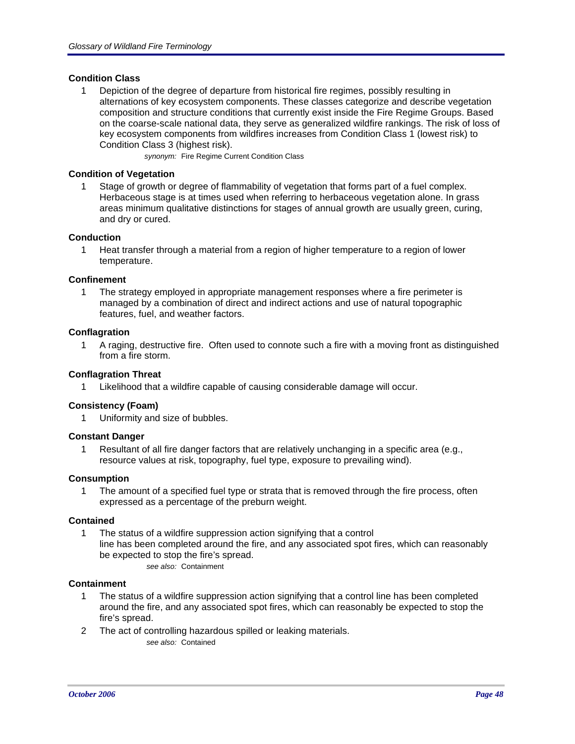### Condition Class

1. Depiction of the degree of departure from historical fire regimes, possibly resulting in alternations of key ecosystem components. These classes categorize and describe vegetation composition and structure conditions that currently exist inside the Fire Regime Groups. Based on the coarse-scale national data, they serve as generalized wildfire rankings. The risk of loss of key ecosystem components from wildfires increases from Condition Class 1 (lowest risk) to Condition Class 3 (highest risk).

   *synonym:* Fire Regime Current Condition Class

### Condition of Vegetation

1. Stage of growth or degree of flammability of vegetation that forms part of a fuel complex. Herbaceous stage is at times used when referring to herbaceous vegetation alone. In grass areas minimum qualitative distinctions for stages of annual growth are usually green, curing, and dry or cured.

### Conduction

1. Heat transfer through a material from a region of higher temperature to a region of lower temperature.

### Confinement

1. The strategy employed in appropriate management responses where a fire perimeter is managed by a combination of direct and indirect actions and use of natural topographic features, fuel, and weather factors.

### Conflagration

1. A raging, destructive fire. Often used to connote such a fire with a moving front as distinguished from a fire storm.

### Conflagration Threat

1. Likelihood that a wildfire capable of causing considerable damage will occur.

### Consistency (Foam)

1. Uniformity and size of bubbles.

### Constant Danger

1. Resultant of all fire danger factors that are relatively unchanging in a specific area (e.g., resource values at risk, topography, fuel type, exposure to prevailing wind).

### Consumption

1. The amount of a specified fuel type or strata that is removed through the fire process, often expressed as a percentage of the preburn weight.

### Contained

1. The status of a wildfire suppression action signifying that a control line has been completed around the fire, and any associated spot fires, which can reasonably be expected to stop the fire's spread.

   *see also:* Containment

### Containment

1. The status of a wildfire suppression action signifying that a control line has been completed around the fire, and any associated spot fires, which can reasonably be expected to stop the fire's spread.
2. The act of controlling hazardous spilled or leaking materials.

   *see also:* Contained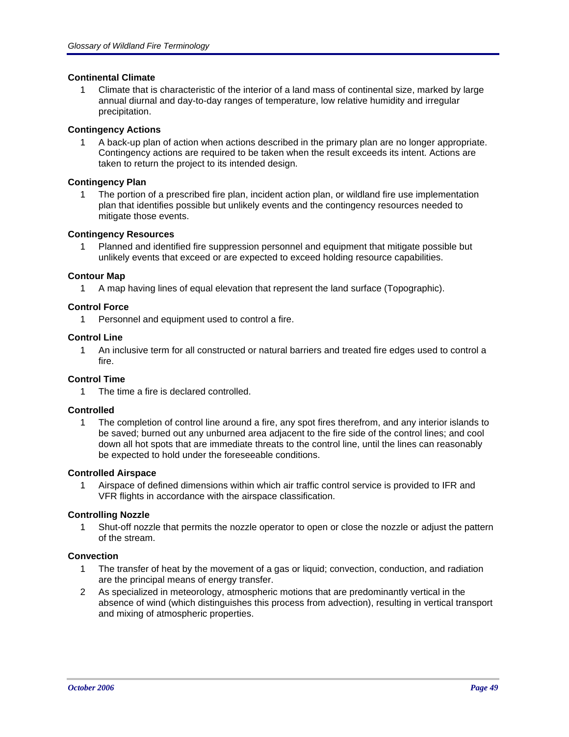**Continental Climate**

1. Climate that is characteristic of the interior of a land mass of continental size, marked by large annual diurnal and day-to-day ranges of temperature, low relative humidity and irregular precipitation.

**Contingency Actions**

1. A back-up plan of action when actions described in the primary plan are no longer appropriate. Contingency actions are required to be taken when the result exceeds its intent. Actions are taken to return the project to its intended design.

**Contingency Plan**

1. The portion of a prescribed fire plan, incident action plan, or wildland fire use implementation plan that identifies possible but unlikely events and the contingency resources needed to mitigate those events.

**Contingency Resources**

1. Planned and identified fire suppression personnel and equipment that mitigate possible but unlikely events that exceed or are expected to exceed holding resource capabilities.

**Contour Map**

1. A map having lines of equal elevation that represent the land surface (Topographic).

**Control Force**

1. Personnel and equipment used to control a fire.

**Control Line**

1. An inclusive term for all constructed or natural barriers and treated fire edges used to control a fire.

**Control Time**

1. The time a fire is declared controlled.

**Controlled**

1. The completion of control line around a fire, any spot fires therefrom, and any interior islands to be saved; burned out any unburned area adjacent to the fire side of the control lines; and cool down all hot spots that are immediate threats to the control line, until the lines can reasonably be expected to hold under the foreseeable conditions.

**Controlled Airspace**

1. Airspace of defined dimensions within which air traffic control service is provided to IFR and VFR flights in accordance with the airspace classification.

**Controlling Nozzle**

1. Shut-off nozzle that permits the nozzle operator to open or close the nozzle or adjust the pattern of the stream.

**Convection**

1. The transfer of heat by the movement of a gas or liquid; convection, conduction, and radiation are the principal means of energy transfer.
2. As specialized in meteorology, atmospheric motions that are predominantly vertical in the absence of wind (which distinguishes this process from advection), resulting in vertical transport and mixing of atmospheric properties.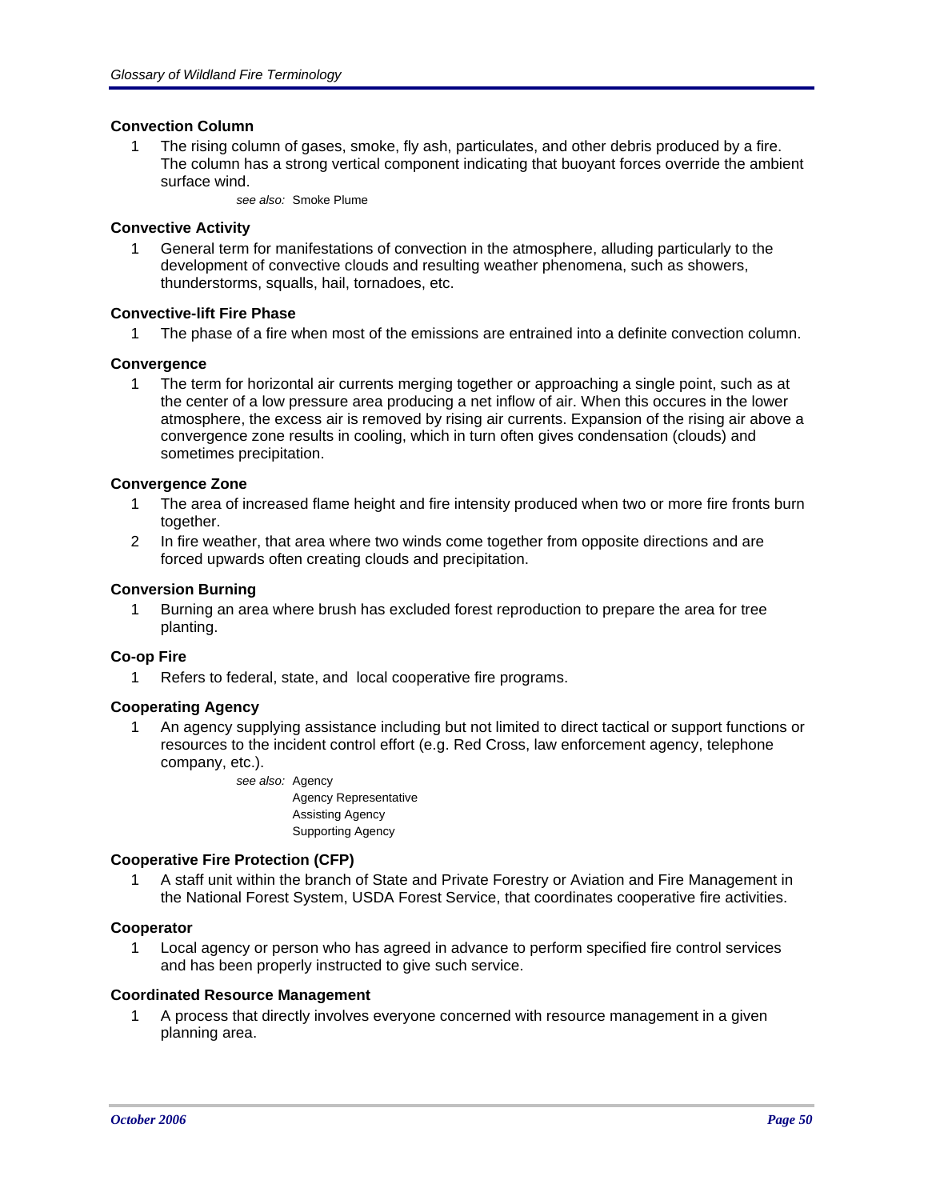### Convection Column

1 The rising column of gases, smoke, fly ash, particulates, and other debris produced by a fire. The column has a strong vertical component indicating that buoyant forces override the ambient surface wind.

*see also:* Smoke Plume

### Convective Activity

1 General term for manifestations of convection in the atmosphere, alluding particularly to the development of convective clouds and resulting weather phenomena, such as showers, thunderstorms, squalls, hail, tornadoes, etc.

### Convective-lift Fire Phase

1 The phase of a fire when most of the emissions are entrained into a definite convection column.

### Convergence

1 The term for horizontal air currents merging together or approaching a single point, such as at the center of a low pressure area producing a net inflow of air. When this occures in the lower atmosphere, the excess air is removed by rising air currents. Expansion of the rising air above a convergence zone results in cooling, which in turn often gives condensation (clouds) and sometimes precipitation.

### Convergence Zone

1 The area of increased flame height and fire intensity produced when two or more fire fronts burn together.

2 In fire weather, that area where two winds come together from opposite directions and are forced upwards often creating clouds and precipitation.

### Conversion Burning

1 Burning an area where brush has excluded forest reproduction to prepare the area for tree planting.

### Co-op Fire

1 Refers to federal, state, and local cooperative fire programs.

### Cooperating Agency

1 An agency supplying assistance including but not limited to direct tactical or support functions or resources to the incident control effort (e.g. Red Cross, law enforcement agency, telephone company, etc.).

*see also:* Agency
Agency Representative
Assisting Agency
Supporting Agency

### Cooperative Fire Protection (CFP)

1 A staff unit within the branch of State and Private Forestry or Aviation and Fire Management in the National Forest System, USDA Forest Service, that coordinates cooperative fire activities.

### Cooperator

1 Local agency or person who has agreed in advance to perform specified fire control services and has been properly instructed to give such service.

### Coordinated Resource Management

1 A process that directly involves everyone concerned with resource management in a given planning area.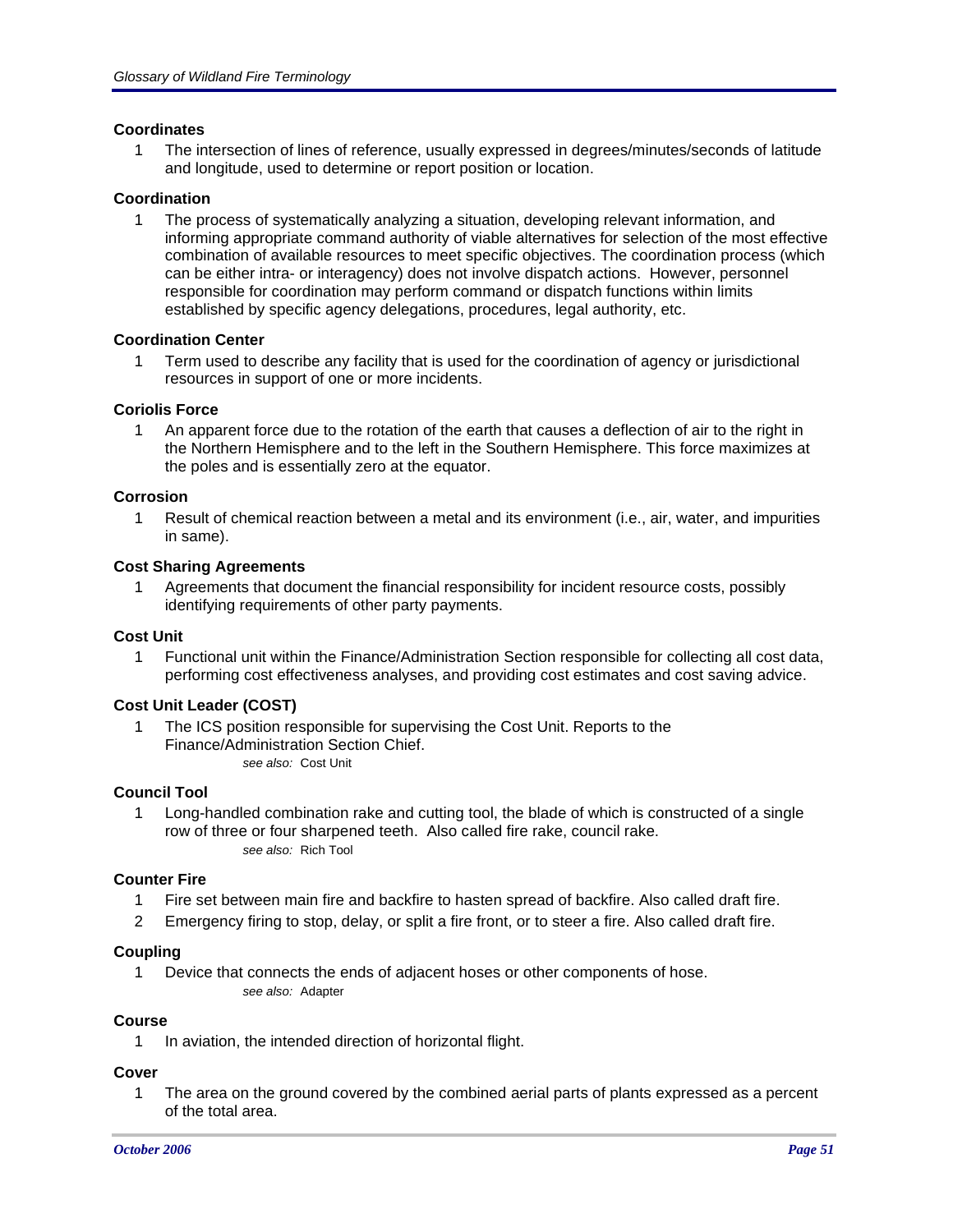**Coordinates**

1. The intersection of lines of reference, usually expressed in degrees/minutes/seconds of latitude and longitude, used to determine or report position or location.

**Coordination**

1. The process of systematically analyzing a situation, developing relevant information, and informing appropriate command authority of viable alternatives for selection of the most effective combination of available resources to meet specific objectives. The coordination process (which can be either intra- or interagency) does not involve dispatch actions. However, personnel responsible for coordination may perform command or dispatch functions within limits established by specific agency delegations, procedures, legal authority, etc.

**Coordination Center**

1. Term used to describe any facility that is used for the coordination of agency or jurisdictional resources in support of one or more incidents.

**Coriolis Force**

1. An apparent force due to the rotation of the earth that causes a deflection of air to the right in the Northern Hemisphere and to the left in the Southern Hemisphere. This force maximizes at the poles and is essentially zero at the equator.

**Corrosion**

1. Result of chemical reaction between a metal and its environment (i.e., air, water, and impurities in same).

**Cost Sharing Agreements**

1. Agreements that document the financial responsibility for incident resource costs, possibly identifying requirements of other party payments.

**Cost Unit**

1. Functional unit within the Finance/Administration Section responsible for collecting all cost data, performing cost effectiveness analyses, and providing cost estimates and cost saving advice.

**Cost Unit Leader (COST)**

1. The ICS position responsible for supervising the Cost Unit. Reports to the Finance/Administration Section Chief.

   *see also:* Cost Unit

**Council Tool**

1. Long-handled combination rake and cutting tool, the blade of which is constructed of a single row of three or four sharpened teeth. Also called fire rake, council rake.

   *see also:* Rich Tool

**Counter Fire**

1. Fire set between main fire and backfire to hasten spread of backfire. Also called draft fire.
2. Emergency firing to stop, delay, or split a fire front, or to steer a fire. Also called draft fire.

**Coupling**

1. Device that connects the ends of adjacent hoses or other components of hose.

   *see also:* Adapter

**Course**

1. In aviation, the intended direction of horizontal flight.

**Cover**

1. The area on the ground covered by the combined aerial parts of plants expressed as a percent of the total area.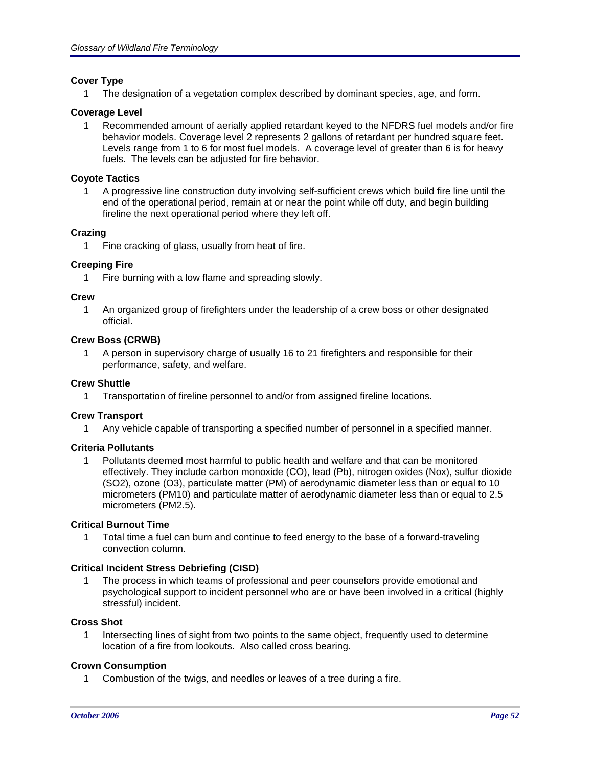**Cover Type**

1 The designation of a vegetation complex described by dominant species, age, and form.

**Coverage Level**

1 Recommended amount of aerially applied retardant keyed to the NFDRS fuel models and/or fire behavior models. Coverage level 2 represents 2 gallons of retardant per hundred square feet. Levels range from 1 to 6 for most fuel models. A coverage level of greater than 6 is for heavy fuels. The levels can be adjusted for fire behavior.

**Coyote Tactics**

1 A progressive line construction duty involving self-sufficient crews which build fire line until the end of the operational period, remain at or near the point while off duty, and begin building fireline the next operational period where they left off.

**Crazing**

1 Fine cracking of glass, usually from heat of fire.

**Creeping Fire**

1 Fire burning with a low flame and spreading slowly.

**Crew**

1 An organized group of firefighters under the leadership of a crew boss or other designated official.

**Crew Boss (CRWB)**

1 A person in supervisory charge of usually 16 to 21 firefighters and responsible for their performance, safety, and welfare.

**Crew Shuttle**

1 Transportation of fireline personnel to and/or from assigned fireline locations.

**Crew Transport**

1 Any vehicle capable of transporting a specified number of personnel in a specified manner.

**Criteria Pollutants**

1 Pollutants deemed most harmful to public health and welfare and that can be monitored effectively. They include carbon monoxide (CO), lead (Pb), nitrogen oxides (Nox), sulfur dioxide ($SO_2$), ozone ($O_3$), particulate matter (PM) of aerodynamic diameter less than or equal to 10 micrometers (PM10) and particulate matter of aerodynamic diameter less than or equal to 2.5 micrometers (PM2.5).

**Critical Burnout Time**

1 Total time a fuel can burn and continue to feed energy to the base of a forward-traveling convection column.

**Critical Incident Stress Debriefing (CISD)**

1 The process in which teams of professional and peer counselors provide emotional and psychological support to incident personnel who are or have been involved in a critical (highly stressful) incident.

**Cross Shot**

1 Intersecting lines of sight from two points to the same object, frequently used to determine location of a fire from lookouts. Also called cross bearing.

**Crown Consumption**

1 Combustion of the twigs, and needles or leaves of a tree during a fire.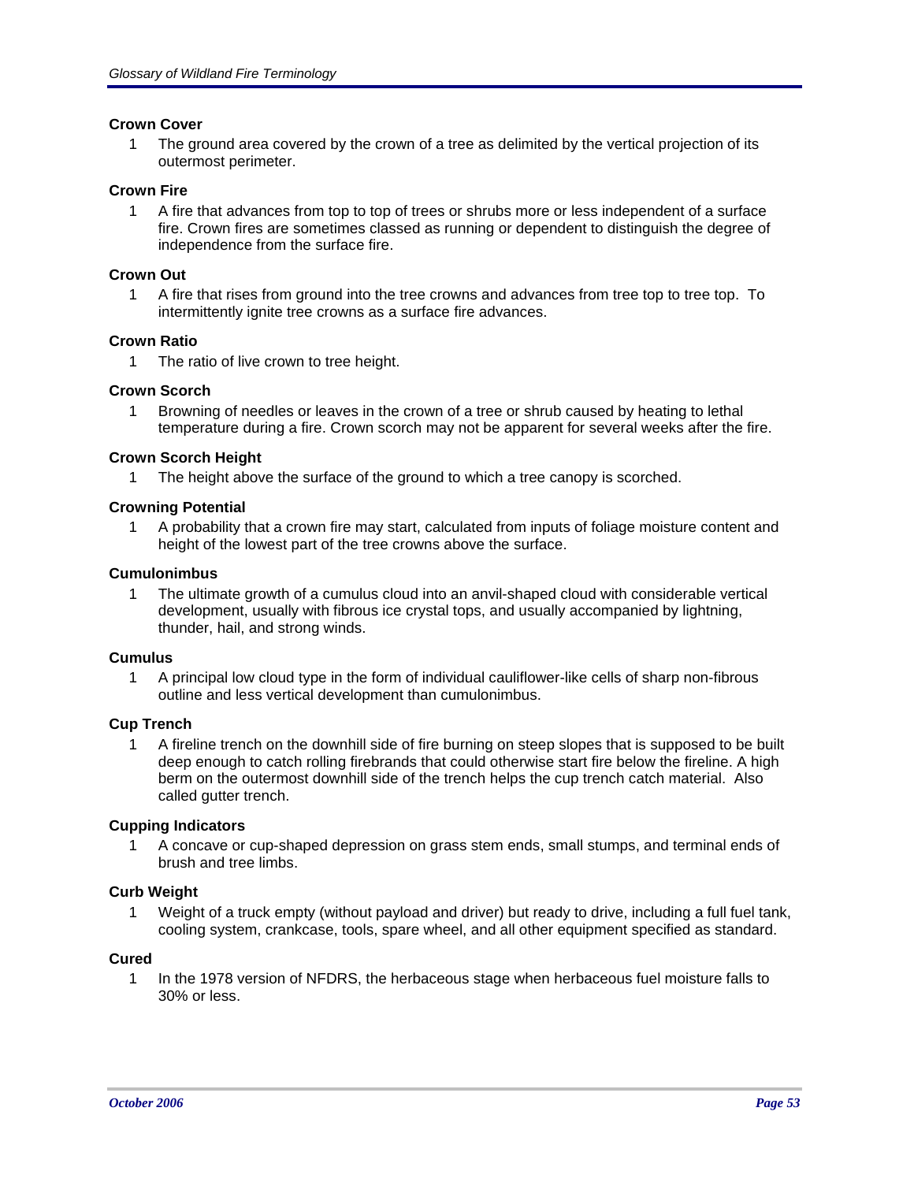**Crown Cover**

1 The ground area covered by the crown of a tree as delimited by the vertical projection of its outermost perimeter.

**Crown Fire**

1 A fire that advances from top to top of trees or shrubs more or less independent of a surface fire. Crown fires are sometimes classed as running or dependent to distinguish the degree of independence from the surface fire.

**Crown Out**

1 A fire that rises from ground into the tree crowns and advances from tree top to tree top. To intermittently ignite tree crowns as a surface fire advances.

**Crown Ratio**

1 The ratio of live crown to tree height.

**Crown Scorch**

1 Browning of needles or leaves in the crown of a tree or shrub caused by heating to lethal temperature during a fire. Crown scorch may not be apparent for several weeks after the fire.

**Crown Scorch Height**

1 The height above the surface of the ground to which a tree canopy is scorched.

**Crowning Potential**

1 A probability that a crown fire may start, calculated from inputs of foliage moisture content and height of the lowest part of the tree crowns above the surface.

**Cumulonimbus**

1 The ultimate growth of a cumulus cloud into an anvil-shaped cloud with considerable vertical development, usually with fibrous ice crystal tops, and usually accompanied by lightning, thunder, hail, and strong winds.

**Cumulus**

1 A principal low cloud type in the form of individual cauliflower-like cells of sharp non-fibrous outline and less vertical development than cumulonimbus.

**Cup Trench**

1 A fireline trench on the downhill side of fire burning on steep slopes that is supposed to be built deep enough to catch rolling firebrands that could otherwise start fire below the fireline. A high berm on the outermost downhill side of the trench helps the cup trench catch material. Also called gutter trench.

**Cupping Indicators**

1 A concave or cup-shaped depression on grass stem ends, small stumps, and terminal ends of brush and tree limbs.

**Curb Weight**

1 Weight of a truck empty (without payload and driver) but ready to drive, including a full fuel tank, cooling system, crankcase, tools, spare wheel, and all other equipment specified as standard.

**Cured**

1 In the 1978 version of NFDRS, the herbaceous stage when herbaceous fuel moisture falls to 30% or less.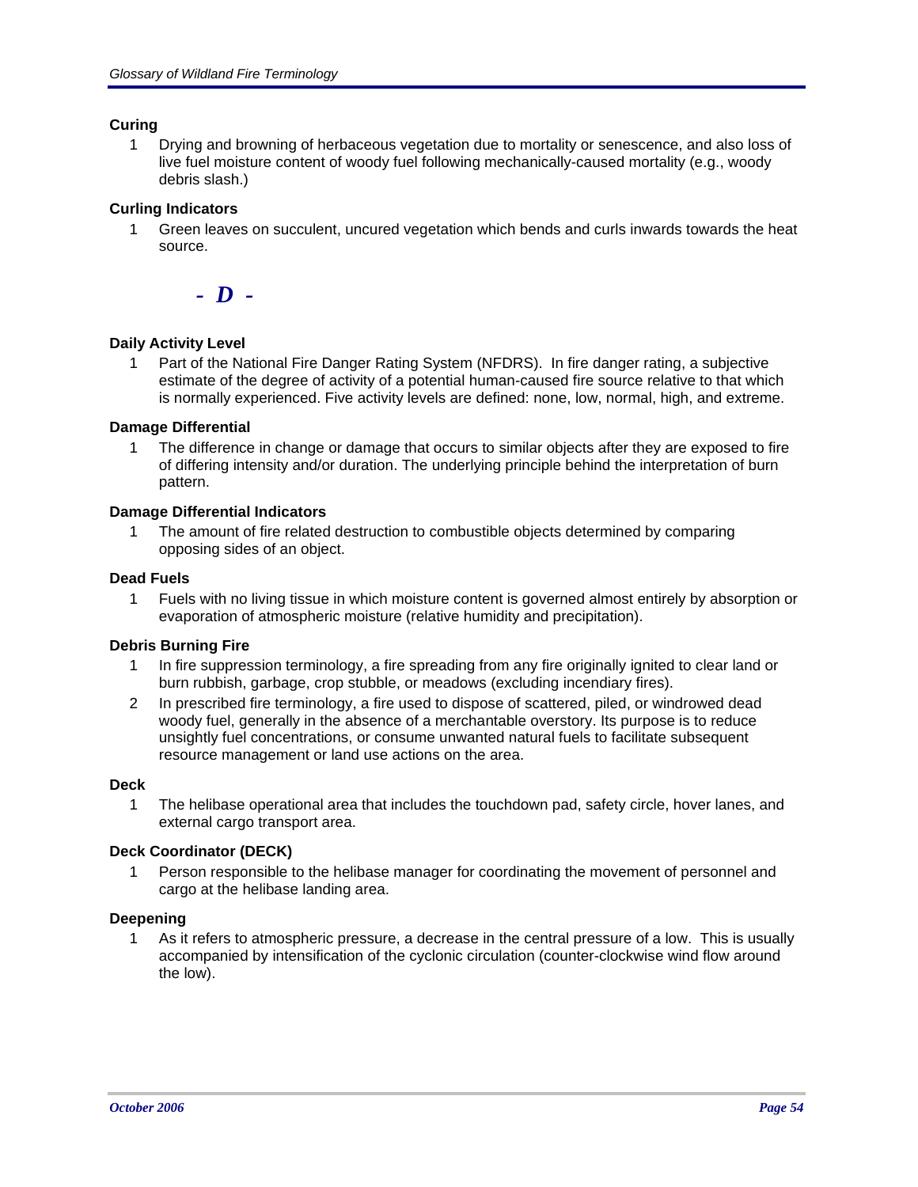**Curing**

1 Drying and browning of herbaceous vegetation due to mortality or senescence, and also loss of live fuel moisture content of woody fuel following mechanically-caused mortality (e.g., woody debris slash.)

**Curling Indicators**

1 Green leaves on succulent, uncured vegetation which bends and curls inwards towards the heat source.

## *- D -*

**Daily Activity Level**

1 Part of the National Fire Danger Rating System (NFDRS). In fire danger rating, a subjective estimate of the degree of activity of a potential human-caused fire source relative to that which is normally experienced. Five activity levels are defined: none, low, normal, high, and extreme.

**Damage Differential**

1 The difference in change or damage that occurs to similar objects after they are exposed to fire of differing intensity and/or duration. The underlying principle behind the interpretation of burn pattern.

**Damage Differential Indicators**

1 The amount of fire related destruction to combustible objects determined by comparing opposing sides of an object.

**Dead Fuels**

1 Fuels with no living tissue in which moisture content is governed almost entirely by absorption or evaporation of atmospheric moisture (relative humidity and precipitation).

**Debris Burning Fire**

1 In fire suppression terminology, a fire spreading from any fire originally ignited to clear land or burn rubbish, garbage, crop stubble, or meadows (excluding incendiary fires).

2 In prescribed fire terminology, a fire used to dispose of scattered, piled, or windrowed dead woody fuel, generally in the absence of a merchantable overstory. Its purpose is to reduce unsightly fuel concentrations, or consume unwanted natural fuels to facilitate subsequent resource management or land use actions on the area.

**Deck**

1 The helibase operational area that includes the touchdown pad, safety circle, hover lanes, and external cargo transport area.

**Deck Coordinator (DECK)**

1 Person responsible to the helibase manager for coordinating the movement of personnel and cargo at the helibase landing area.

**Deepening**

1 As it refers to atmospheric pressure, a decrease in the central pressure of a low. This is usually accompanied by intensification of the cyclonic circulation (counter-clockwise wind flow around the low).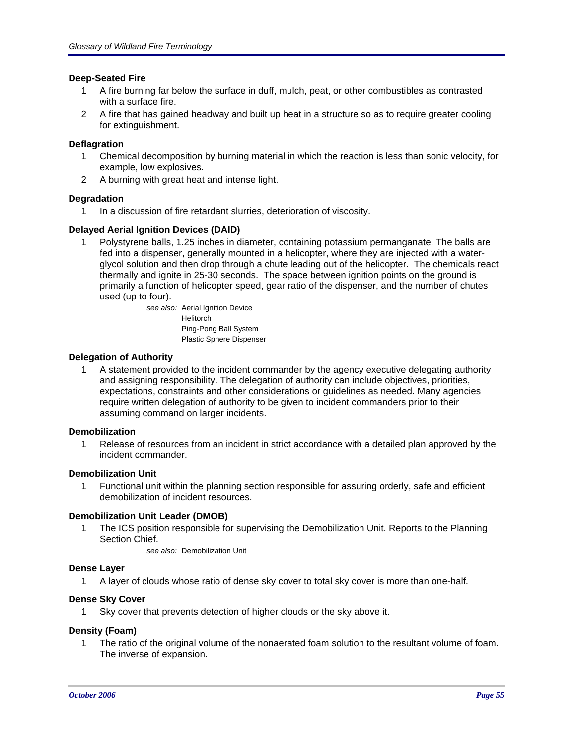### Deep-Seated Fire

1. A fire burning far below the surface in duff, mulch, peat, or other combustibles as contrasted with a surface fire.
2. A fire that has gained headway and built up heat in a structure so as to require greater cooling for extinguishment.

### Deflagration

1. Chemical decomposition by burning material in which the reaction is less than sonic velocity, for example, low explosives.
2. A burning with great heat and intense light.

### Degradation

1. In a discussion of fire retardant slurries, deterioration of viscosity.

### Delayed Aerial Ignition Devices (DAID)

1. Polystyrene balls, 1.25 inches in diameter, containing potassium permanganate. The balls are fed into a dispenser, generally mounted in a helicopter, where they are injected with a water-glycol solution and then drop through a chute leading out of the helicopter. The chemicals react thermally and ignite in 25-30 seconds. The space between ignition points on the ground is primarily a function of helicopter speed, gear ratio of the dispenser, and the number of chutes used (up to four).

   *see also:* Aerial Ignition Device
   Helitorch
   Ping-Pong Ball System
   Plastic Sphere Dispenser

### Delegation of Authority

1. A statement provided to the incident commander by the agency executive delegating authority and assigning responsibility. The delegation of authority can include objectives, priorities, expectations, constraints and other considerations or guidelines as needed. Many agencies require written delegation of authority to be given to incident commanders prior to their assuming command on larger incidents.

### Demobilization

1. Release of resources from an incident in strict accordance with a detailed plan approved by the incident commander.

### Demobilization Unit

1. Functional unit within the planning section responsible for assuring orderly, safe and efficient demobilization of incident resources.

### Demobilization Unit Leader (DMOB)

1. The ICS position responsible for supervising the Demobilization Unit. Reports to the Planning Section Chief.

   *see also:* Demobilization Unit

### Dense Layer

1. A layer of clouds whose ratio of dense sky cover to total sky cover is more than one-half.

### Dense Sky Cover

1. Sky cover that prevents detection of higher clouds or the sky above it.

### Density (Foam)

1. The ratio of the original volume of the nonaerated foam solution to the resultant volume of foam. The inverse of expansion.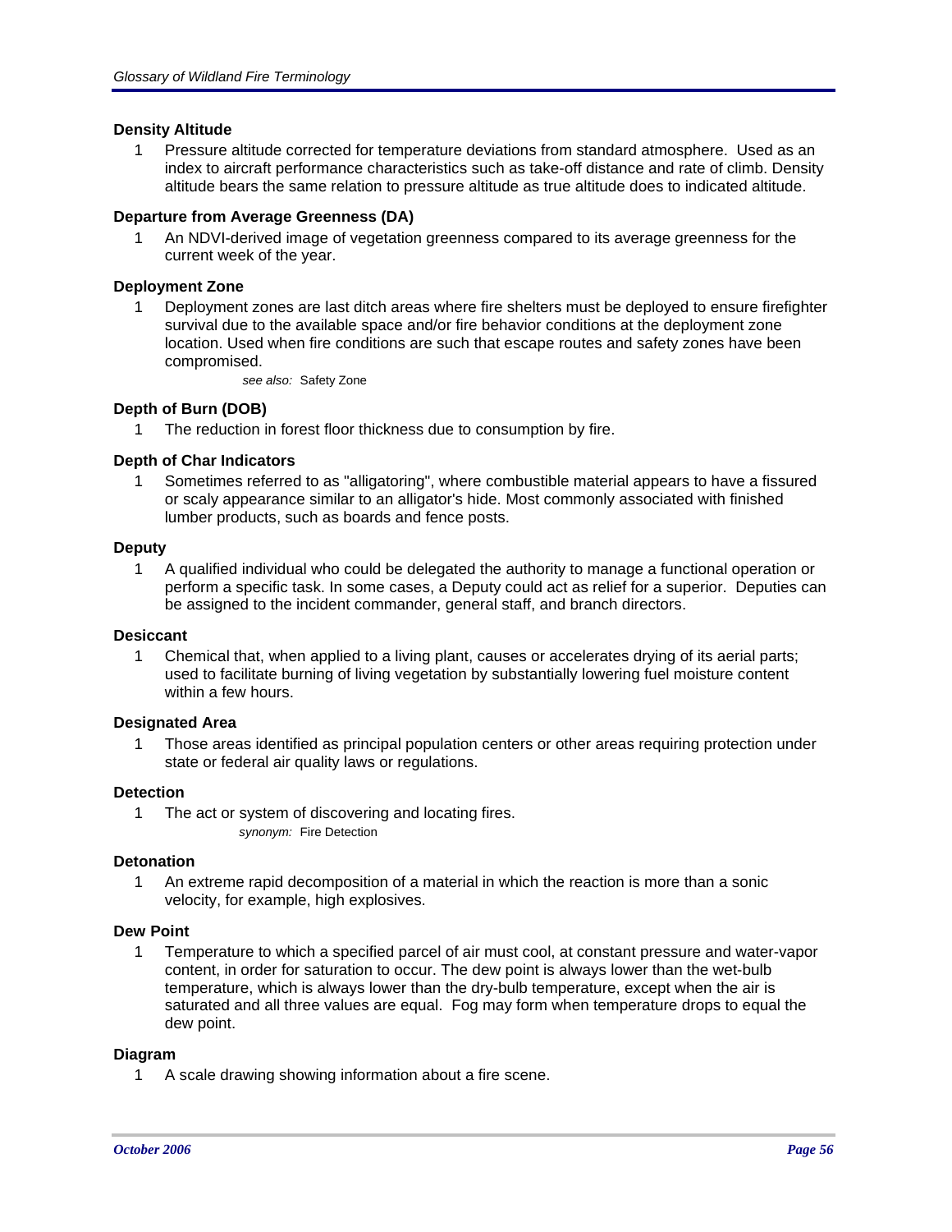### Density Altitude

1 Pressure altitude corrected for temperature deviations from standard atmosphere. Used as an index to aircraft performance characteristics such as take-off distance and rate of climb. Density altitude bears the same relation to pressure altitude as true altitude does to indicated altitude.

### Departure from Average Greenness (DA)

1 An NDVI-derived image of vegetation greenness compared to its average greenness for the current week of the year.

### Deployment Zone

1 Deployment zones are last ditch areas where fire shelters must be deployed to ensure firefighter survival due to the available space and/or fire behavior conditions at the deployment zone location. Used when fire conditions are such that escape routes and safety zones have been compromised.

*see also:* Safety Zone

### Depth of Burn (DOB)

1 The reduction in forest floor thickness due to consumption by fire.

### Depth of Char Indicators

1 Sometimes referred to as "alligatoring", where combustible material appears to have a fissured or scaly appearance similar to an alligator's hide. Most commonly associated with finished lumber products, such as boards and fence posts.

### Deputy

1 A qualified individual who could be delegated the authority to manage a functional operation or perform a specific task. In some cases, a Deputy could act as relief for a superior. Deputies can be assigned to the incident commander, general staff, and branch directors.

### Desiccant

1 Chemical that, when applied to a living plant, causes or accelerates drying of its aerial parts; used to facilitate burning of living vegetation by substantially lowering fuel moisture content within a few hours.

### Designated Area

1 Those areas identified as principal population centers or other areas requiring protection under state or federal air quality laws or regulations.

### Detection

1 The act or system of discovering and locating fires.

*synonym:* Fire Detection

### Detonation

1 An extreme rapid decomposition of a material in which the reaction is more than a sonic velocity, for example, high explosives.

### Dew Point

1 Temperature to which a specified parcel of air must cool, at constant pressure and water-vapor content, in order for saturation to occur. The dew point is always lower than the wet-bulb temperature, which is always lower than the dry-bulb temperature, except when the air is saturated and all three values are equal. Fog may form when temperature drops to equal the dew point.

### Diagram

1 A scale drawing showing information about a fire scene.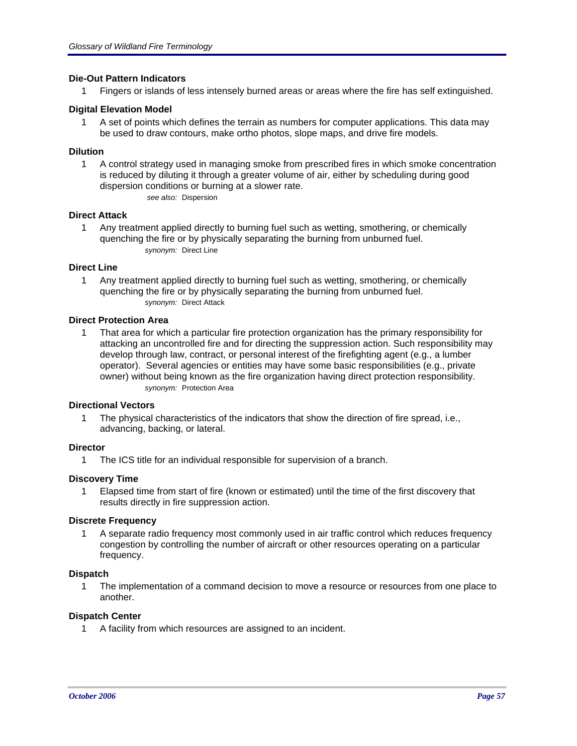### Die-Out Pattern Indicators

1. Fingers or islands of less intensely burned areas or areas where the fire has self extinguished.

### Digital Elevation Model

1. A set of points which defines the terrain as numbers for computer applications. This data may be used to draw contours, make ortho photos, slope maps, and drive fire models.

### Dilution

1. A control strategy used in managing smoke from prescribed fires in which smoke concentration is reduced by diluting it through a greater volume of air, either by scheduling during good dispersion conditions or burning at a slower rate.

   *see also:* Dispersion

### Direct Attack

1. Any treatment applied directly to burning fuel such as wetting, smothering, or chemically quenching the fire or by physically separating the burning from unburned fuel.

   *synonym:* Direct Line

### Direct Line

1. Any treatment applied directly to burning fuel such as wetting, smothering, or chemically quenching the fire or by physically separating the burning from unburned fuel.

   *synonym:* Direct Attack

### Direct Protection Area

1. That area for which a particular fire protection organization has the primary responsibility for attacking an uncontrolled fire and for directing the suppression action. Such responsibility may develop through law, contract, or personal interest of the firefighting agent (e.g., a lumber operator). Several agencies or entities may have some basic responsibilities (e.g., private owner) without being known as the fire organization having direct protection responsibility.

   *synonym:* Protection Area

### Directional Vectors

1. The physical characteristics of the indicators that show the direction of fire spread, i.e., advancing, backing, or lateral.

### Director

1. The ICS title for an individual responsible for supervision of a branch.

### Discovery Time

1. Elapsed time from start of fire (known or estimated) until the time of the first discovery that results directly in fire suppression action.

### Discrete Frequency

1. A separate radio frequency most commonly used in air traffic control which reduces frequency congestion by controlling the number of aircraft or other resources operating on a particular frequency.

### Dispatch

1. The implementation of a command decision to move a resource or resources from one place to another.

### Dispatch Center

1. A facility from which resources are assigned to an incident.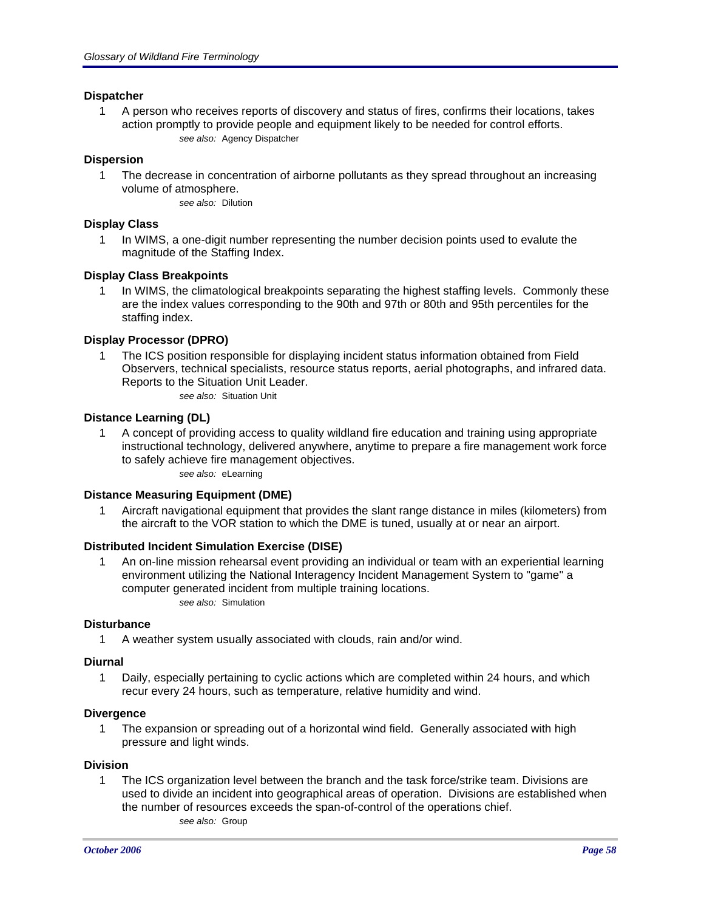**Dispatcher**

1 A person who receives reports of discovery and status of fires, confirms their locations, takes action promptly to provide people and equipment likely to be needed for control efforts.

*see also:* Agency Dispatcher

**Dispersion**

1 The decrease in concentration of airborne pollutants as they spread throughout an increasing volume of atmosphere.

*see also:* Dilution

**Display Class**

1 In WIMS, a one-digit number representing the number decision points used to evalute the magnitude of the Staffing Index.

**Display Class Breakpoints**

1 In WIMS, the climatological breakpoints separating the highest staffing levels. Commonly these are the index values corresponding to the 90th and 97th or 80th and 95th percentiles for the staffing index.

**Display Processor (DPRO)**

1 The ICS position responsible for displaying incident status information obtained from Field Observers, technical specialists, resource status reports, aerial photographs, and infrared data. Reports to the Situation Unit Leader.

*see also:* Situation Unit

**Distance Learning (DL)**

1 A concept of providing access to quality wildland fire education and training using appropriate instructional technology, delivered anywhere, anytime to prepare a fire management work force to safely achieve fire management objectives.

*see also:* eLearning

**Distance Measuring Equipment (DME)**

1 Aircraft navigational equipment that provides the slant range distance in miles (kilometers) from the aircraft to the VOR station to which the DME is tuned, usually at or near an airport.

**Distributed Incident Simulation Exercise (DISE)**

1 An on-line mission rehearsal event providing an individual or team with an experiential learning environment utilizing the National Interagency Incident Management System to "game" a computer generated incident from multiple training locations.

*see also:* Simulation

**Disturbance**

1 A weather system usually associated with clouds, rain and/or wind.

**Diurnal**

1 Daily, especially pertaining to cyclic actions which are completed within 24 hours, and which recur every 24 hours, such as temperature, relative humidity and wind.

**Divergence**

1 The expansion or spreading out of a horizontal wind field. Generally associated with high pressure and light winds.

**Division**

1 The ICS organization level between the branch and the task force/strike team. Divisions are used to divide an incident into geographical areas of operation. Divisions are established when the number of resources exceeds the span-of-control of the operations chief.

*see also:* Group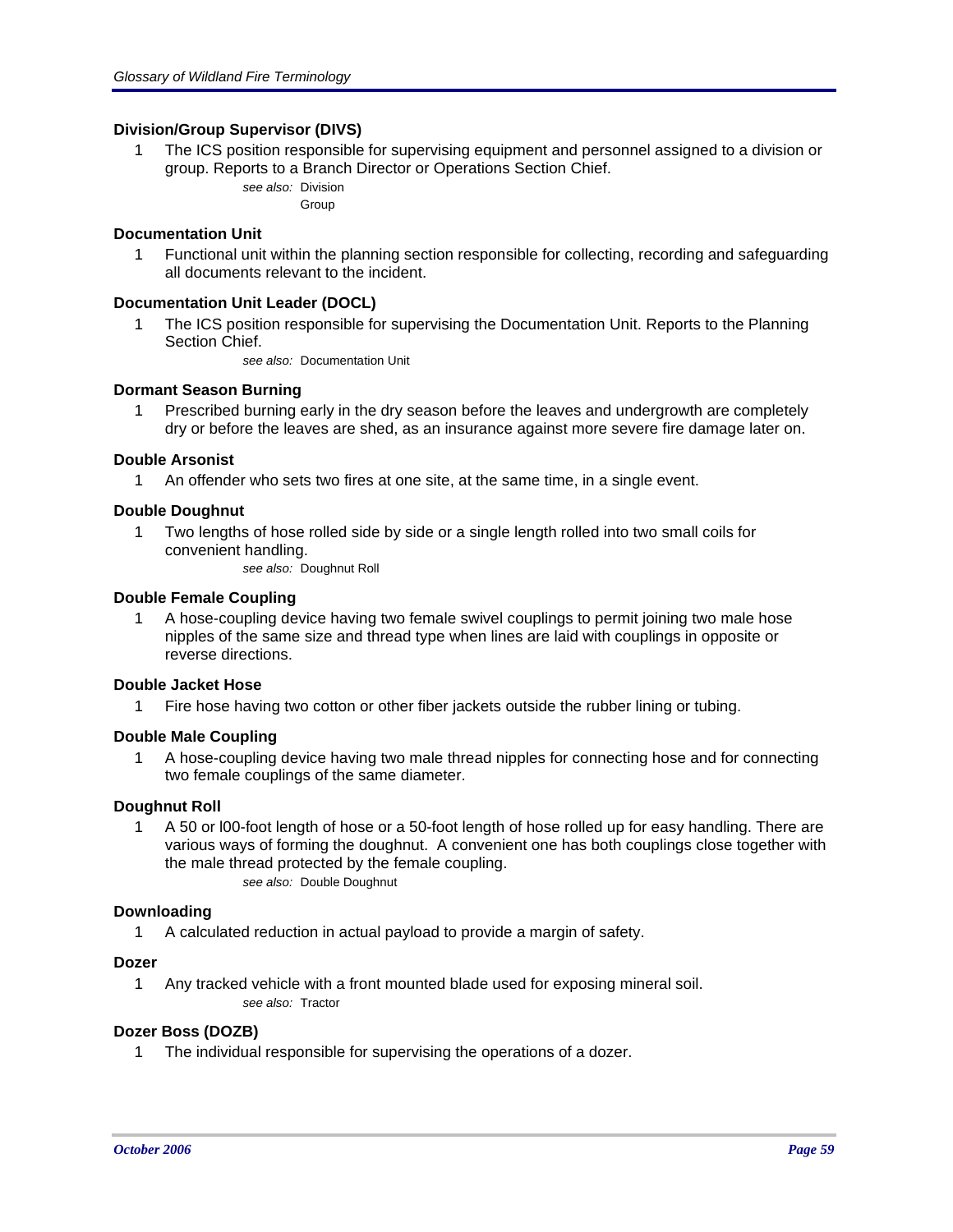### Division/Group Supervisor (DIVS)

1 The ICS position responsible for supervising equipment and personnel assigned to a division or group. Reports to a Branch Director or Operations Section Chief.

*see also:* Division
Group

### Documentation Unit

1 Functional unit within the planning section responsible for collecting, recording and safeguarding all documents relevant to the incident.

### Documentation Unit Leader (DOCL)

1 The ICS position responsible for supervising the Documentation Unit. Reports to the Planning Section Chief.

*see also:* Documentation Unit

### Dormant Season Burning

1 Prescribed burning early in the dry season before the leaves and undergrowth are completely dry or before the leaves are shed, as an insurance against more severe fire damage later on.

### Double Arsonist

1 An offender who sets two fires at one site, at the same time, in a single event.

### Double Doughnut

1 Two lengths of hose rolled side by side or a single length rolled into two small coils for convenient handling.

*see also:* Doughnut Roll

### Double Female Coupling

1 A hose-coupling device having two female swivel couplings to permit joining two male hose nipples of the same size and thread type when lines are laid with couplings in opposite or reverse directions.

### Double Jacket Hose

1 Fire hose having two cotton or other fiber jackets outside the rubber lining or tubing.

### Double Male Coupling

1 A hose-coupling device having two male thread nipples for connecting hose and for connecting two female couplings of the same diameter.

### Doughnut Roll

1 A 50 or l00-foot length of hose or a 50-foot length of hose rolled up for easy handling. There are various ways of forming the doughnut. A convenient one has both couplings close together with the male thread protected by the female coupling.

*see also:* Double Doughnut

### Downloading

1 A calculated reduction in actual payload to provide a margin of safety.

### Dozer

1 Any tracked vehicle with a front mounted blade used for exposing mineral soil.

*see also:* Tractor

### Dozer Boss (DOZB)

1 The individual responsible for supervising the operations of a dozer.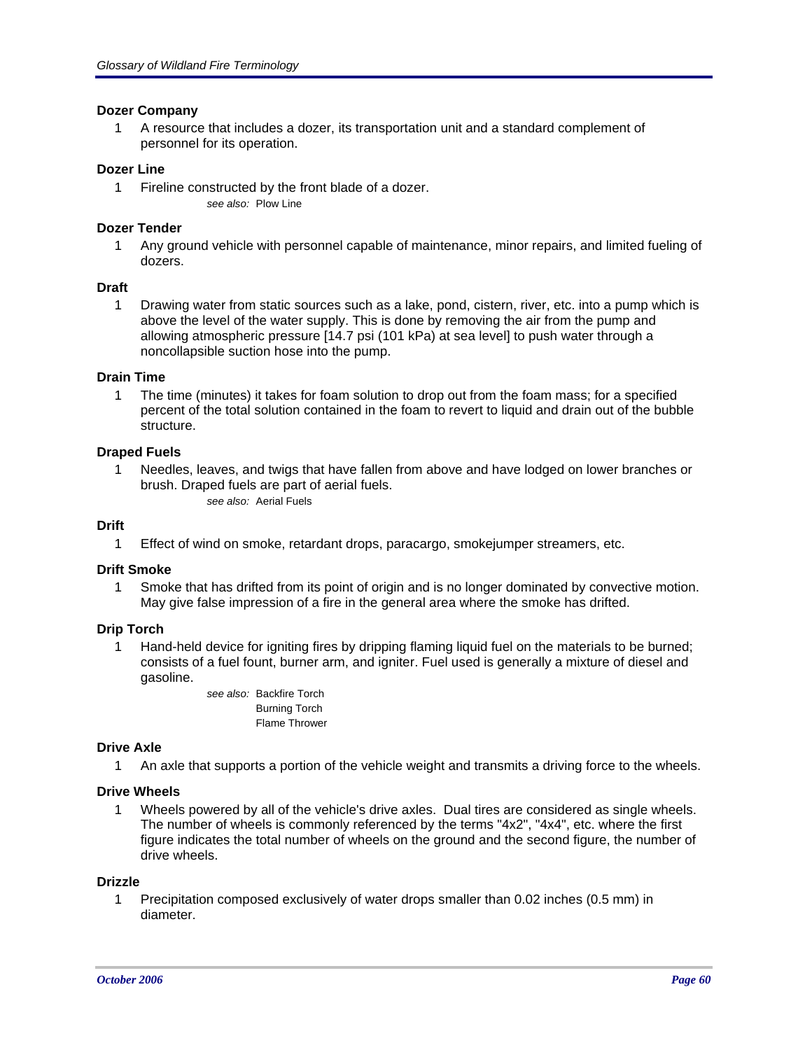### Dozer Company

1 A resource that includes a dozer, its transportation unit and a standard complement of personnel for its operation.

### Dozer Line

1 Fireline constructed by the front blade of a dozer.

*see also:* Plow Line

### Dozer Tender

1 Any ground vehicle with personnel capable of maintenance, minor repairs, and limited fueling of dozers.

### Draft

1 Drawing water from static sources such as a lake, pond, cistern, river, etc. into a pump which is above the level of the water supply. This is done by removing the air from the pump and allowing atmospheric pressure [14.7 psi (101 kPa) at sea level] to push water through a noncollapsible suction hose into the pump.

### Drain Time

1 The time (minutes) it takes for foam solution to drop out from the foam mass; for a specified percent of the total solution contained in the foam to revert to liquid and drain out of the bubble structure.

### Draped Fuels

1 Needles, leaves, and twigs that have fallen from above and have lodged on lower branches or brush. Draped fuels are part of aerial fuels.

*see also:* Aerial Fuels

### Drift

1 Effect of wind on smoke, retardant drops, paracargo, smokejumper streamers, etc.

### Drift Smoke

1 Smoke that has drifted from its point of origin and is no longer dominated by convective motion. May give false impression of a fire in the general area where the smoke has drifted.

### Drip Torch

1 Hand-held device for igniting fires by dripping flaming liquid fuel on the materials to be burned; consists of a fuel fount, burner arm, and igniter. Fuel used is generally a mixture of diesel and gasoline.

*see also:* Backfire Torch
Burning Torch
Flame Thrower

### Drive Axle

1 An axle that supports a portion of the vehicle weight and transmits a driving force to the wheels.

### Drive Wheels

1 Wheels powered by all of the vehicle's drive axles. Dual tires are considered as single wheels. The number of wheels is commonly referenced by the terms "4x2", "4x4", etc. where the first figure indicates the total number of wheels on the ground and the second figure, the number of drive wheels.

### Drizzle

1 Precipitation composed exclusively of water drops smaller than 0.02 inches (0.5 mm) in diameter.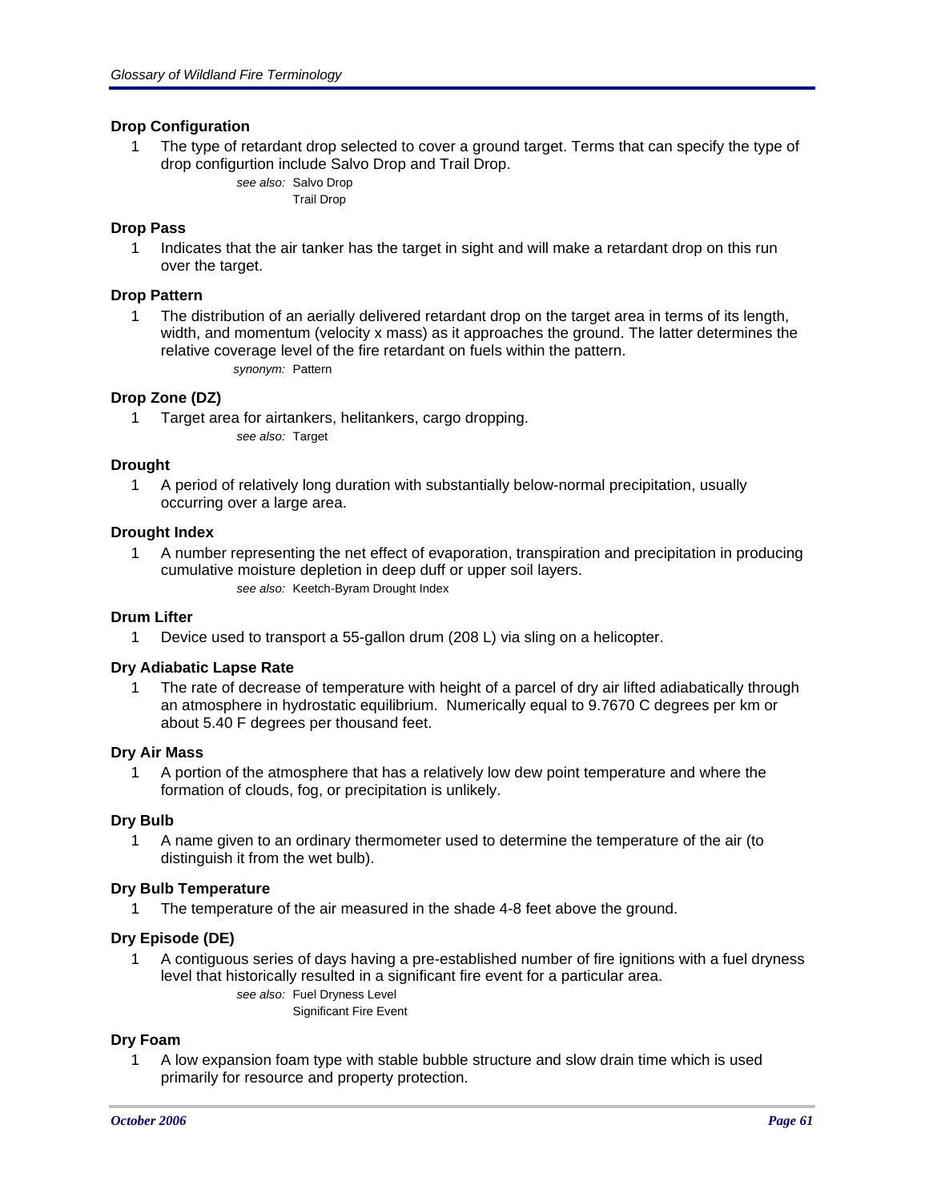### Drop Configuration

1. The type of retardant drop selected to cover a ground target. Terms that can specify the type of drop configurtion include Salvo Drop and Trail Drop.

   *see also:* Salvo Drop
   Trail Drop

### Drop Pass

1. Indicates that the air tanker has the target in sight and will make a retardant drop on this run over the target.

### Drop Pattern

1. The distribution of an aerially delivered retardant drop on the target area in terms of its length, width, and momentum (velocity x mass) as it approaches the ground. The latter determines the relative coverage level of the fire retardant on fuels within the pattern.

   *synonym:* Pattern

### Drop Zone (DZ)

1. Target area for airtankers, helitankers, cargo dropping.

   *see also:* Target

### Drought

1. A period of relatively long duration with substantially below-normal precipitation, usually occurring over a large area.

### Drought Index

1. A number representing the net effect of evaporation, transpiration and precipitation in producing cumulative moisture depletion in deep duff or upper soil layers.

   *see also:* Keetch-Byram Drought Index

### Drum Lifter

1. Device used to transport a 55-gallon drum (208 L) via sling on a helicopter.

### Dry Adiabatic Lapse Rate

1. The rate of decrease of temperature with height of a parcel of dry air lifted adiabatically through an atmosphere in hydrostatic equilibrium. Numerically equal to 9.7670 C degrees per km or about 5.40 F degrees per thousand feet.

### Dry Air Mass

1. A portion of the atmosphere that has a relatively low dew point temperature and where the formation of clouds, fog, or precipitation is unlikely.

### Dry Bulb

1. A name given to an ordinary thermometer used to determine the temperature of the air (to distinguish it from the wet bulb).

### Dry Bulb Temperature

1. The temperature of the air measured in the shade 4-8 feet above the ground.

### Dry Episode (DE)

1. A contiguous series of days having a pre-established number of fire ignitions with a fuel dryness level that historically resulted in a significant fire event for a particular area.

   *see also:* Fuel Dryness Level
   Significant Fire Event

### Dry Foam

1. A low expansion foam type with stable bubble structure and slow drain time which is used primarily for resource and property protection.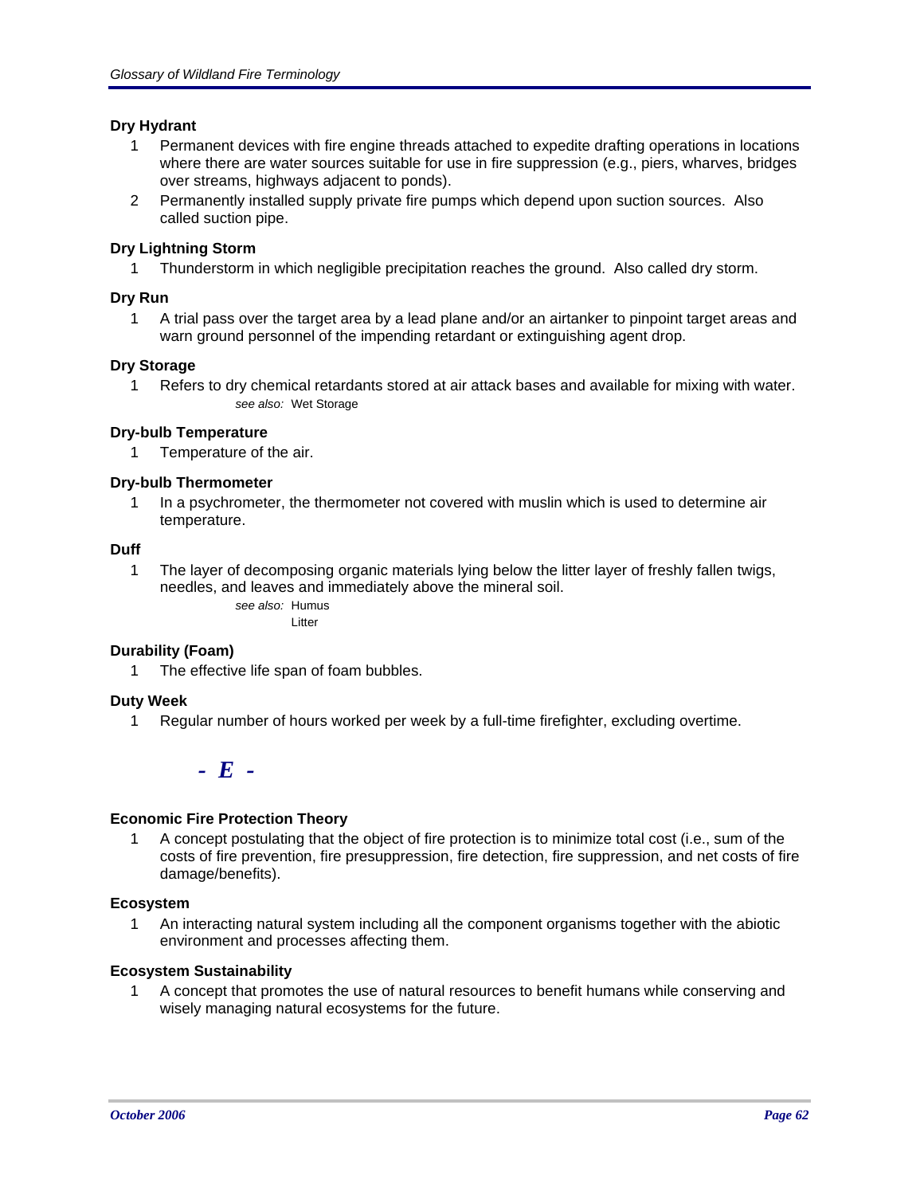### Dry Hydrant

1. Permanent devices with fire engine threads attached to expedite drafting operations in locations where there are water sources suitable for use in fire suppression (e.g., piers, wharves, bridges over streams, highways adjacent to ponds).
2. Permanently installed supply private fire pumps which depend upon suction sources. Also called suction pipe.

### Dry Lightning Storm

1. Thunderstorm in which negligible precipitation reaches the ground. Also called dry storm.

### Dry Run

1. A trial pass over the target area by a lead plane and/or an airtanker to pinpoint target areas and warn ground personnel of the impending retardant or extinguishing agent drop.

### Dry Storage

1. Refers to dry chemical retardants stored at air attack bases and available for mixing with water.

   *see also:* Wet Storage

### Dry-bulb Temperature

1. Temperature of the air.

### Dry-bulb Thermometer

1. In a psychrometer, the thermometer not covered with muslin which is used to determine air temperature.

### Duff

1. The layer of decomposing organic materials lying below the litter layer of freshly fallen twigs, needles, and leaves and immediately above the mineral soil.

   *see also:* Humus
   Litter

### Durability (Foam)

1. The effective life span of foam bubbles.

### Duty Week

1. Regular number of hours worked per week by a full-time firefighter, excluding overtime.

## - E -

### Economic Fire Protection Theory

1. A concept postulating that the object of fire protection is to minimize total cost (i.e., sum of the costs of fire prevention, fire presuppression, fire detection, fire suppression, and net costs of fire damage/benefits).

### Ecosystem

1. An interacting natural system including all the component organisms together with the abiotic environment and processes affecting them.

### Ecosystem Sustainability

1. A concept that promotes the use of natural resources to benefit humans while conserving and wisely managing natural ecosystems for the future.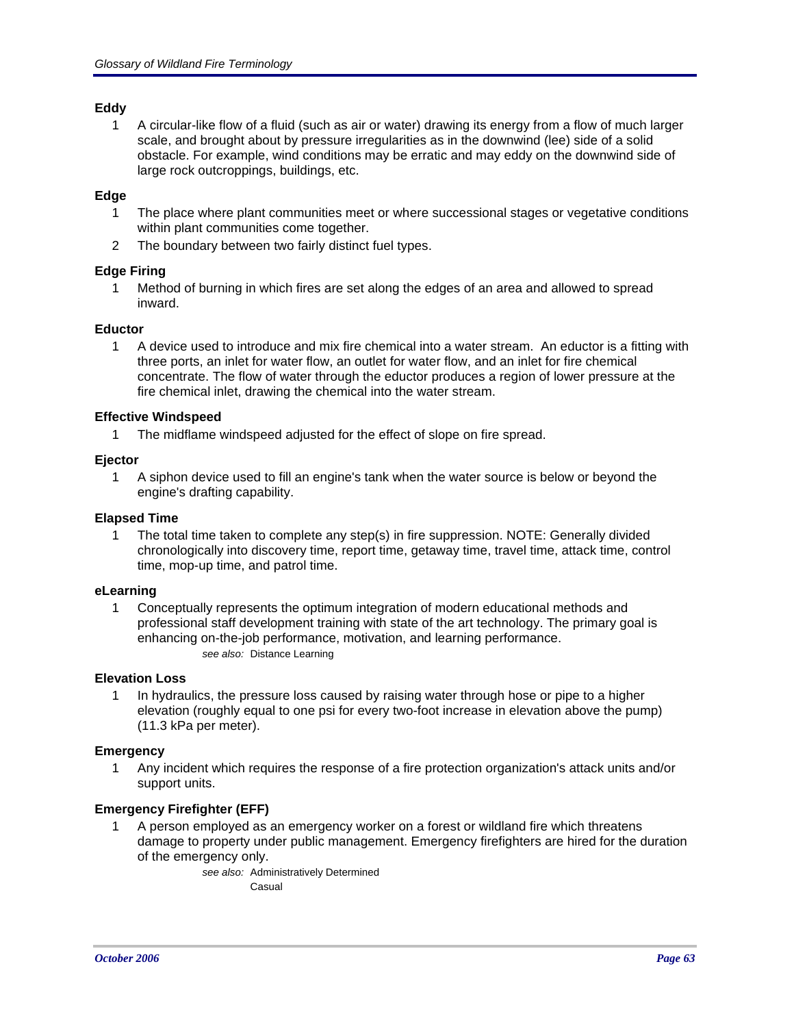### Eddy

1. A circular-like flow of a fluid (such as air or water) drawing its energy from a flow of much larger scale, and brought about by pressure irregularities as in the downwind (lee) side of a solid obstacle. For example, wind conditions may be erratic and may eddy on the downwind side of large rock outcroppings, buildings, etc.

### Edge

1. The place where plant communities meet or where successional stages or vegetative conditions within plant communities come together.
2. The boundary between two fairly distinct fuel types.

### Edge Firing

1. Method of burning in which fires are set along the edges of an area and allowed to spread inward.

### Eductor

1. A device used to introduce and mix fire chemical into a water stream. An eductor is a fitting with three ports, an inlet for water flow, an outlet for water flow, and an inlet for fire chemical concentrate. The flow of water through the eductor produces a region of lower pressure at the fire chemical inlet, drawing the chemical into the water stream.

### Effective Windspeed

1. The midflame windspeed adjusted for the effect of slope on fire spread.

### Ejector

1. A siphon device used to fill an engine's tank when the water source is below or beyond the engine's drafting capability.

### Elapsed Time

1. The total time taken to complete any step(s) in fire suppression. NOTE: Generally divided chronologically into discovery time, report time, getaway time, travel time, attack time, control time, mop-up time, and patrol time.

### eLearning

1. Conceptually represents the optimum integration of modern educational methods and professional staff development training with state of the art technology. The primary goal is enhancing on-the-job performance, motivation, and learning performance.

   *see also:* Distance Learning

### Elevation Loss

1. In hydraulics, the pressure loss caused by raising water through hose or pipe to a higher elevation (roughly equal to one psi for every two-foot increase in elevation above the pump) (11.3 kPa per meter).

### Emergency

1. Any incident which requires the response of a fire protection organization's attack units and/or support units.

### Emergency Firefighter (EFF)

1. A person employed as an emergency worker on a forest or wildland fire which threatens damage to property under public management. Emergency firefighters are hired for the duration of the emergency only.

   *see also:* Administratively Determined
   Casual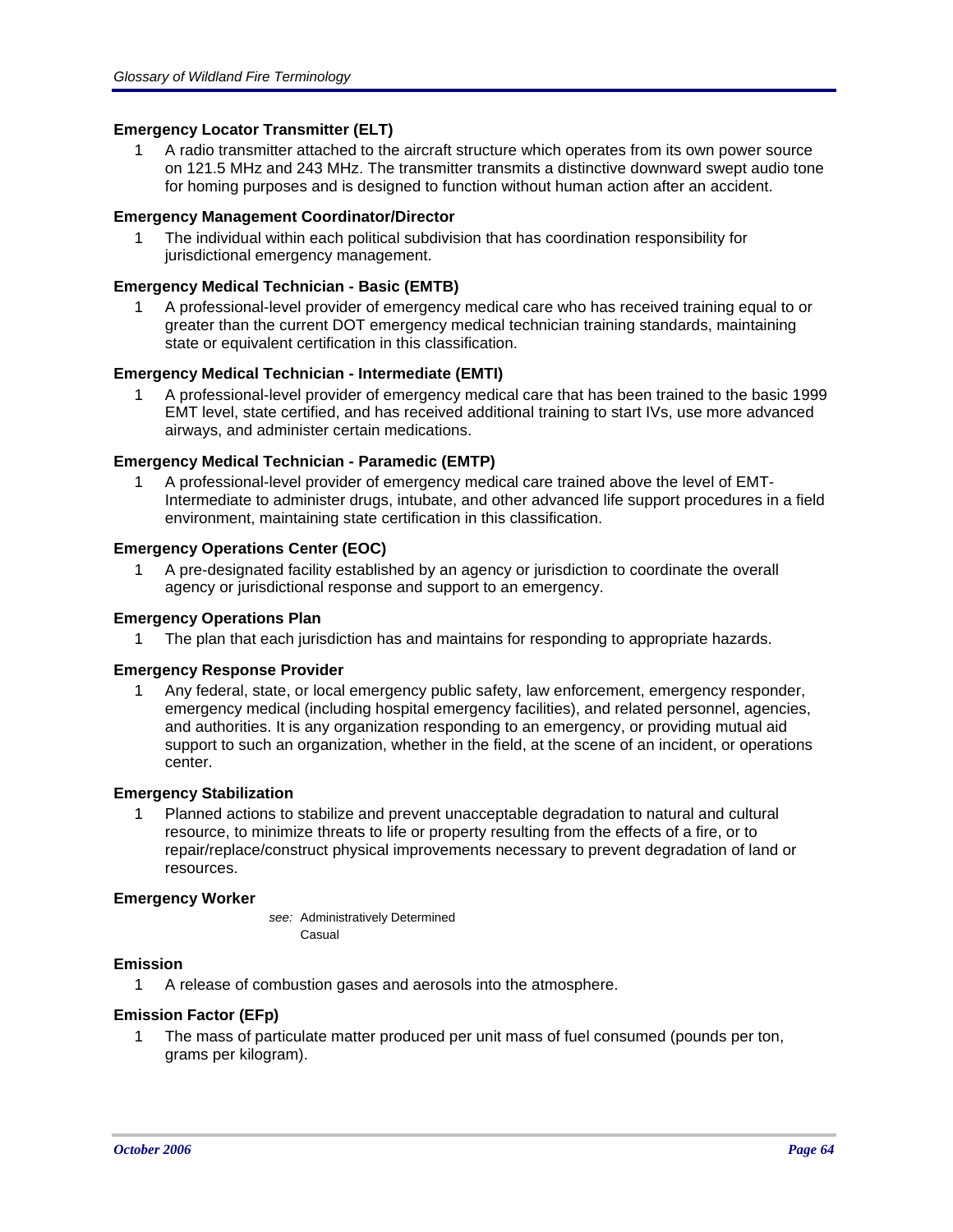**Emergency Locator Transmitter (ELT)**

1 A radio transmitter attached to the aircraft structure which operates from its own power source on 121.5 MHz and 243 MHz. The transmitter transmits a distinctive downward swept audio tone for homing purposes and is designed to function without human action after an accident.

**Emergency Management Coordinator/Director**

1 The individual within each political subdivision that has coordination responsibility for jurisdictional emergency management.

**Emergency Medical Technician - Basic (EMTB)**

1 A professional-level provider of emergency medical care who has received training equal to or greater than the current DOT emergency medical technician training standards, maintaining state or equivalent certification in this classification.

**Emergency Medical Technician - Intermediate (EMTI)**

1 A professional-level provider of emergency medical care that has been trained to the basic 1999 EMT level, state certified, and has received additional training to start IVs, use more advanced airways, and administer certain medications.

**Emergency Medical Technician - Paramedic (EMTP)**

1 A professional-level provider of emergency medical care trained above the level of EMT-Intermediate to administer drugs, intubate, and other advanced life support procedures in a field environment, maintaining state certification in this classification.

**Emergency Operations Center (EOC)**

1 A pre-designated facility established by an agency or jurisdiction to coordinate the overall agency or jurisdictional response and support to an emergency.

**Emergency Operations Plan**

1 The plan that each jurisdiction has and maintains for responding to appropriate hazards.

**Emergency Response Provider**

1 Any federal, state, or local emergency public safety, law enforcement, emergency responder, emergency medical (including hospital emergency facilities), and related personnel, agencies, and authorities. It is any organization responding to an emergency, or providing mutual aid support to such an organization, whether in the field, at the scene of an incident, or operations center.

**Emergency Stabilization**

1 Planned actions to stabilize and prevent unacceptable degradation to natural and cultural resource, to minimize threats to life or property resulting from the effects of a fire, or to repair/replace/construct physical improvements necessary to prevent degradation of land or resources.

**Emergency Worker**

*see:* Administratively Determined
Casual

**Emission**

1 A release of combustion gases and aerosols into the atmosphere.

**Emission Factor (EFp)**

1 The mass of particulate matter produced per unit mass of fuel consumed (pounds per ton, grams per kilogram).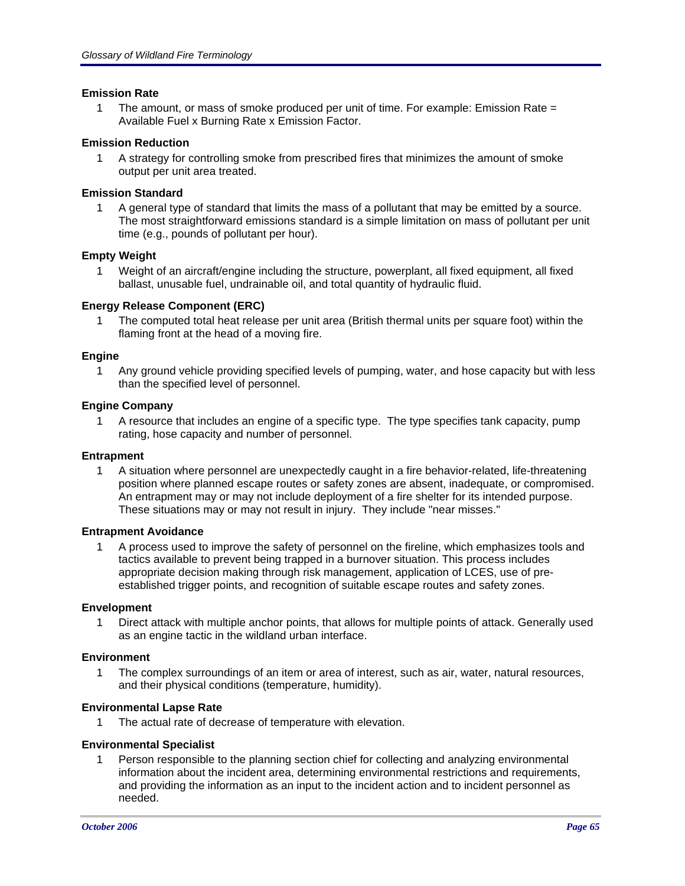**Emission Rate**

1. The amount, or mass of smoke produced per unit of time. For example: Emission Rate = Available Fuel x Burning Rate x Emission Factor.

**Emission Reduction**

1. A strategy for controlling smoke from prescribed fires that minimizes the amount of smoke output per unit area treated.

**Emission Standard**

1. A general type of standard that limits the mass of a pollutant that may be emitted by a source. The most straightforward emissions standard is a simple limitation on mass of pollutant per unit time (e.g., pounds of pollutant per hour).

**Empty Weight**

1. Weight of an aircraft/engine including the structure, powerplant, all fixed equipment, all fixed ballast, unusable fuel, undrainable oil, and total quantity of hydraulic fluid.

**Energy Release Component (ERC)**

1. The computed total heat release per unit area (British thermal units per square foot) within the flaming front at the head of a moving fire.

**Engine**

1. Any ground vehicle providing specified levels of pumping, water, and hose capacity but with less than the specified level of personnel.

**Engine Company**

1. A resource that includes an engine of a specific type. The type specifies tank capacity, pump rating, hose capacity and number of personnel.

**Entrapment**

1. A situation where personnel are unexpectedly caught in a fire behavior-related, life-threatening position where planned escape routes or safety zones are absent, inadequate, or compromised. An entrapment may or may not include deployment of a fire shelter for its intended purpose. These situations may or may not result in injury. They include "near misses."

**Entrapment Avoidance**

1. A process used to improve the safety of personnel on the fireline, which emphasizes tools and tactics available to prevent being trapped in a burnover situation. This process includes appropriate decision making through risk management, application of LCES, use of pre-established trigger points, and recognition of suitable escape routes and safety zones.

**Envelopment**

1. Direct attack with multiple anchor points, that allows for multiple points of attack. Generally used as an engine tactic in the wildland urban interface.

**Environment**

1. The complex surroundings of an item or area of interest, such as air, water, natural resources, and their physical conditions (temperature, humidity).

**Environmental Lapse Rate**

1. The actual rate of decrease of temperature with elevation.

**Environmental Specialist**

1. Person responsible to the planning section chief for collecting and analyzing environmental information about the incident area, determining environmental restrictions and requirements, and providing the information as an input to the incident action and to incident personnel as needed.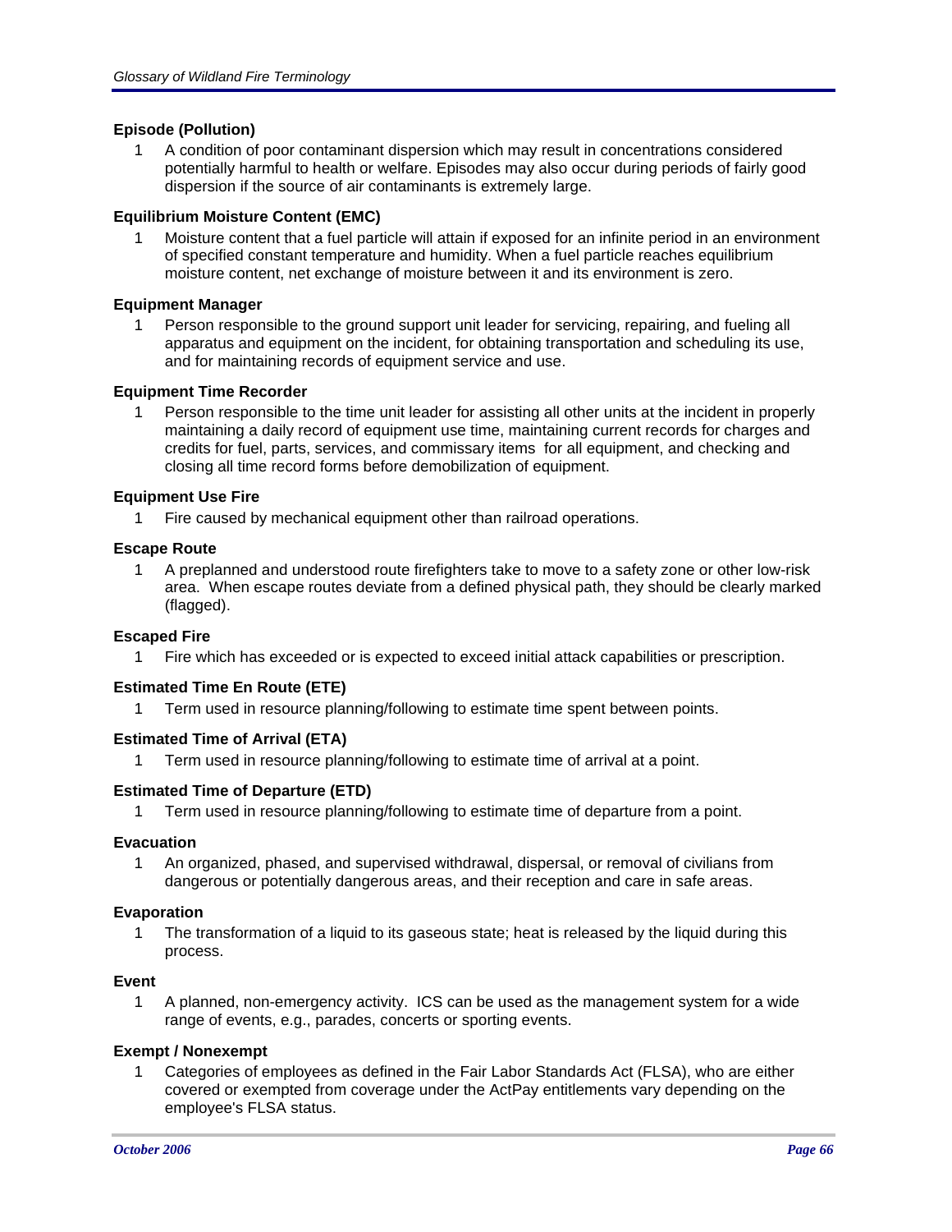### Episode (Pollution)

1 A condition of poor contaminant dispersion which may result in concentrations considered potentially harmful to health or welfare. Episodes may also occur during periods of fairly good dispersion if the source of air contaminants is extremely large.

### Equilibrium Moisture Content (EMC)

1 Moisture content that a fuel particle will attain if exposed for an infinite period in an environment of specified constant temperature and humidity. When a fuel particle reaches equilibrium moisture content, net exchange of moisture between it and its environment is zero.

### Equipment Manager

1 Person responsible to the ground support unit leader for servicing, repairing, and fueling all apparatus and equipment on the incident, for obtaining transportation and scheduling its use, and for maintaining records of equipment service and use.

### Equipment Time Recorder

1 Person responsible to the time unit leader for assisting all other units at the incident in properly maintaining a daily record of equipment use time, maintaining current records for charges and credits for fuel, parts, services, and commissary items for all equipment, and checking and closing all time record forms before demobilization of equipment.

### Equipment Use Fire

1 Fire caused by mechanical equipment other than railroad operations.

### Escape Route

1 A preplanned and understood route firefighters take to move to a safety zone or other low-risk area. When escape routes deviate from a defined physical path, they should be clearly marked (flagged).

### Escaped Fire

1 Fire which has exceeded or is expected to exceed initial attack capabilities or prescription.

### Estimated Time En Route (ETE)

1 Term used in resource planning/following to estimate time spent between points.

### Estimated Time of Arrival (ETA)

1 Term used in resource planning/following to estimate time of arrival at a point.

### Estimated Time of Departure (ETD)

1 Term used in resource planning/following to estimate time of departure from a point.

### Evacuation

1 An organized, phased, and supervised withdrawal, dispersal, or removal of civilians from dangerous or potentially dangerous areas, and their reception and care in safe areas.

### Evaporation

1 The transformation of a liquid to its gaseous state; heat is released by the liquid during this process.

### Event

1 A planned, non-emergency activity. ICS can be used as the management system for a wide range of events, e.g., parades, concerts or sporting events.

### Exempt / Nonexempt

1 Categories of employees as defined in the Fair Labor Standards Act (FLSA), who are either covered or exempted from coverage under the ActPay entitlements vary depending on the employee's FLSA status.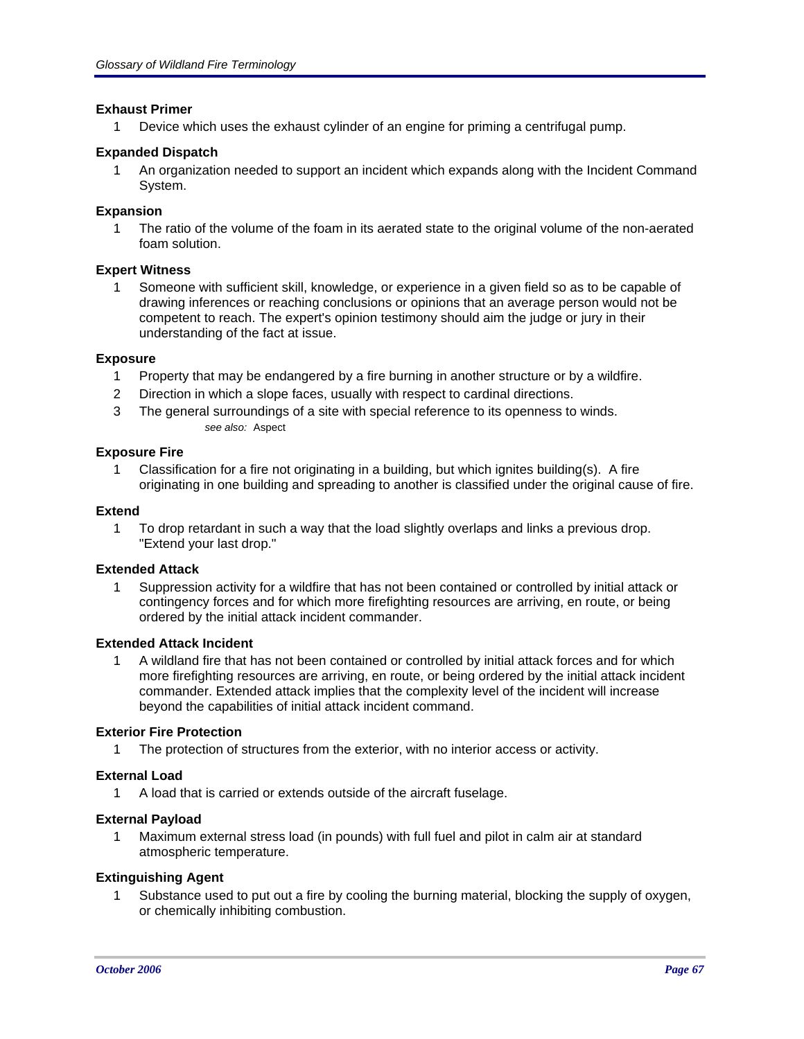**Exhaust Primer**

1 Device which uses the exhaust cylinder of an engine for priming a centrifugal pump.

**Expanded Dispatch**

1 An organization needed to support an incident which expands along with the Incident Command System.

**Expansion**

1 The ratio of the volume of the foam in its aerated state to the original volume of the non-aerated foam solution.

**Expert Witness**

1 Someone with sufficient skill, knowledge, or experience in a given field so as to be capable of drawing inferences or reaching conclusions or opinions that an average person would not be competent to reach. The expert's opinion testimony should aim the judge or jury in their understanding of the fact at issue.

**Exposure**

1 Property that may be endangered by a fire burning in another structure or by a wildfire.

2 Direction in which a slope faces, usually with respect to cardinal directions.

3 The general surroundings of a site with special reference to its openness to winds.

*see also:* Aspect

**Exposure Fire**

1 Classification for a fire not originating in a building, but which ignites building(s). A fire originating in one building and spreading to another is classified under the original cause of fire.

**Extend**

1 To drop retardant in such a way that the load slightly overlaps and links a previous drop. "Extend your last drop."

**Extended Attack**

1 Suppression activity for a wildfire that has not been contained or controlled by initial attack or contingency forces and for which more firefighting resources are arriving, en route, or being ordered by the initial attack incident commander.

**Extended Attack Incident**

1 A wildland fire that has not been contained or controlled by initial attack forces and for which more firefighting resources are arriving, en route, or being ordered by the initial attack incident commander. Extended attack implies that the complexity level of the incident will increase beyond the capabilities of initial attack incident command.

**Exterior Fire Protection**

1 The protection of structures from the exterior, with no interior access or activity.

**External Load**

1 A load that is carried or extends outside of the aircraft fuselage.

**External Payload**

1 Maximum external stress load (in pounds) with full fuel and pilot in calm air at standard atmospheric temperature.

**Extinguishing Agent**

1 Substance used to put out a fire by cooling the burning material, blocking the supply of oxygen, or chemically inhibiting combustion.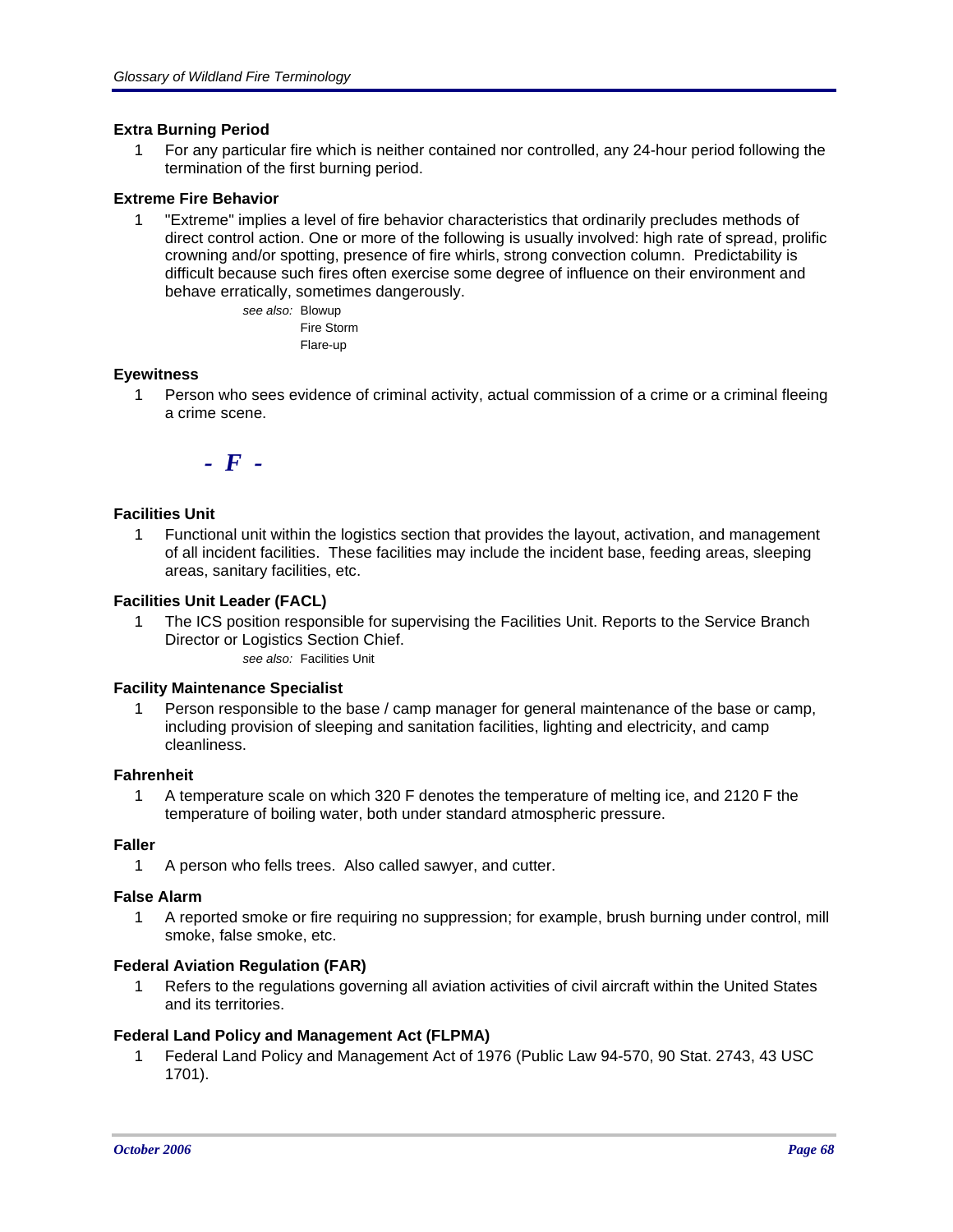### Extra Burning Period

1 For any particular fire which is neither contained nor controlled, any 24-hour period following the termination of the first burning period.

### Extreme Fire Behavior

1 "Extreme" implies a level of fire behavior characteristics that ordinarily precludes methods of direct control action. One or more of the following is usually involved: high rate of spread, prolific crowning and/or spotting, presence of fire whirls, strong convection column. Predictability is difficult because such fires often exercise some degree of influence on their environment and behave erratically, sometimes dangerously.

*see also:* Blowup
Fire Storm
Flare-up

### Eyewitness

1 Person who sees evidence of criminal activity, actual commission of a crime or a criminal fleeing a crime scene.

## - F -

### Facilities Unit

1 Functional unit within the logistics section that provides the layout, activation, and management of all incident facilities. These facilities may include the incident base, feeding areas, sleeping areas, sanitary facilities, etc.

### Facilities Unit Leader (FACL)

1 The ICS position responsible for supervising the Facilities Unit. Reports to the Service Branch Director or Logistics Section Chief.

*see also:* Facilities Unit

### Facility Maintenance Specialist

1 Person responsible to the base / camp manager for general maintenance of the base or camp, including provision of sleeping and sanitation facilities, lighting and electricity, and camp cleanliness.

### Fahrenheit

1 A temperature scale on which 320 F denotes the temperature of melting ice, and 2120 F the temperature of boiling water, both under standard atmospheric pressure.

### Faller

1 A person who fells trees. Also called sawyer, and cutter.

### False Alarm

1 A reported smoke or fire requiring no suppression; for example, brush burning under control, mill smoke, false smoke, etc.

### Federal Aviation Regulation (FAR)

1 Refers to the regulations governing all aviation activities of civil aircraft within the United States and its territories.

### Federal Land Policy and Management Act (FLPMA)

1 Federal Land Policy and Management Act of 1976 (Public Law 94-570, 90 Stat. 2743, 43 USC 1701).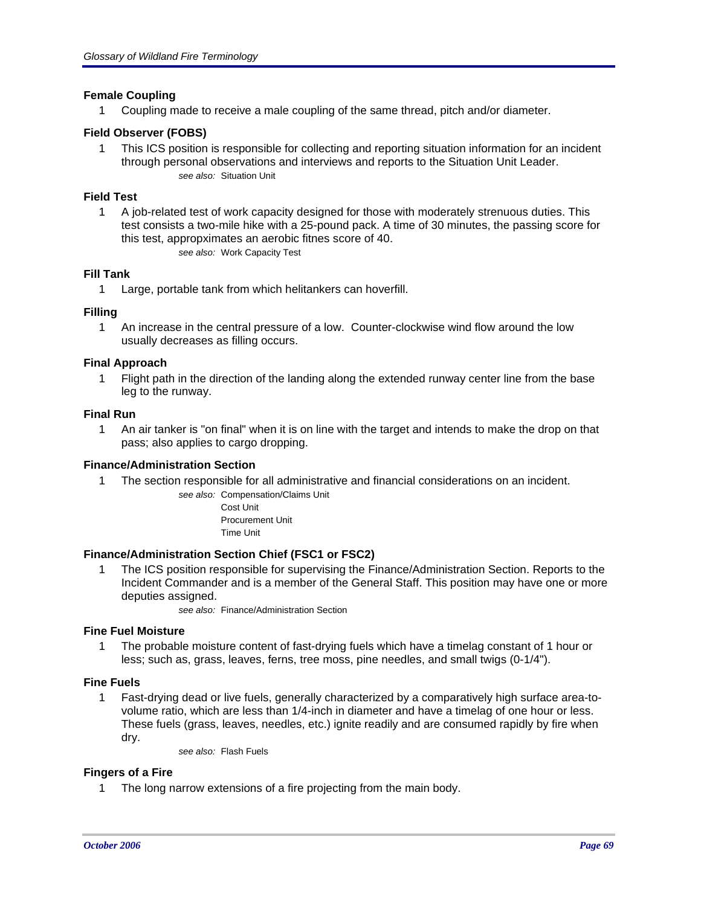**Female Coupling**

1 Coupling made to receive a male coupling of the same thread, pitch and/or diameter.

**Field Observer (FOBS)**

1 This ICS position is responsible for collecting and reporting situation information for an incident through personal observations and interviews and reports to the Situation Unit Leader.

*see also:* Situation Unit

**Field Test**

1 A job-related test of work capacity designed for those with moderately strenuous duties. This test consists a two-mile hike with a 25-pound pack. A time of 30 minutes, the passing score for this test, appropximates an aerobic fitnes score of 40.

*see also:* Work Capacity Test

**Fill Tank**

1 Large, portable tank from which helitankers can hoverfill.

**Filling**

1 An increase in the central pressure of a low. Counter-clockwise wind flow around the low usually decreases as filling occurs.

**Final Approach**

1 Flight path in the direction of the landing along the extended runway center line from the base leg to the runway.

**Final Run**

1 An air tanker is "on final" when it is on line with the target and intends to make the drop on that pass; also applies to cargo dropping.

**Finance/Administration Section**

1 The section responsible for all administrative and financial considerations on an incident.

*see also:* Compensation/Claims Unit
Cost Unit
Procurement Unit
Time Unit

**Finance/Administration Section Chief (FSC1 or FSC2)**

1 The ICS position responsible for supervising the Finance/Administration Section. Reports to the Incident Commander and is a member of the General Staff. This position may have one or more deputies assigned.

*see also:* Finance/Administration Section

**Fine Fuel Moisture**

1 The probable moisture content of fast-drying fuels which have a timelag constant of 1 hour or less; such as, grass, leaves, ferns, tree moss, pine needles, and small twigs (0-1/4").

**Fine Fuels**

1 Fast-drying dead or live fuels, generally characterized by a comparatively high surface area-to-volume ratio, which are less than 1/4-inch in diameter and have a timelag of one hour or less. These fuels (grass, leaves, needles, etc.) ignite readily and are consumed rapidly by fire when dry.

*see also:* Flash Fuels

**Fingers of a Fire**

1 The long narrow extensions of a fire projecting from the main body.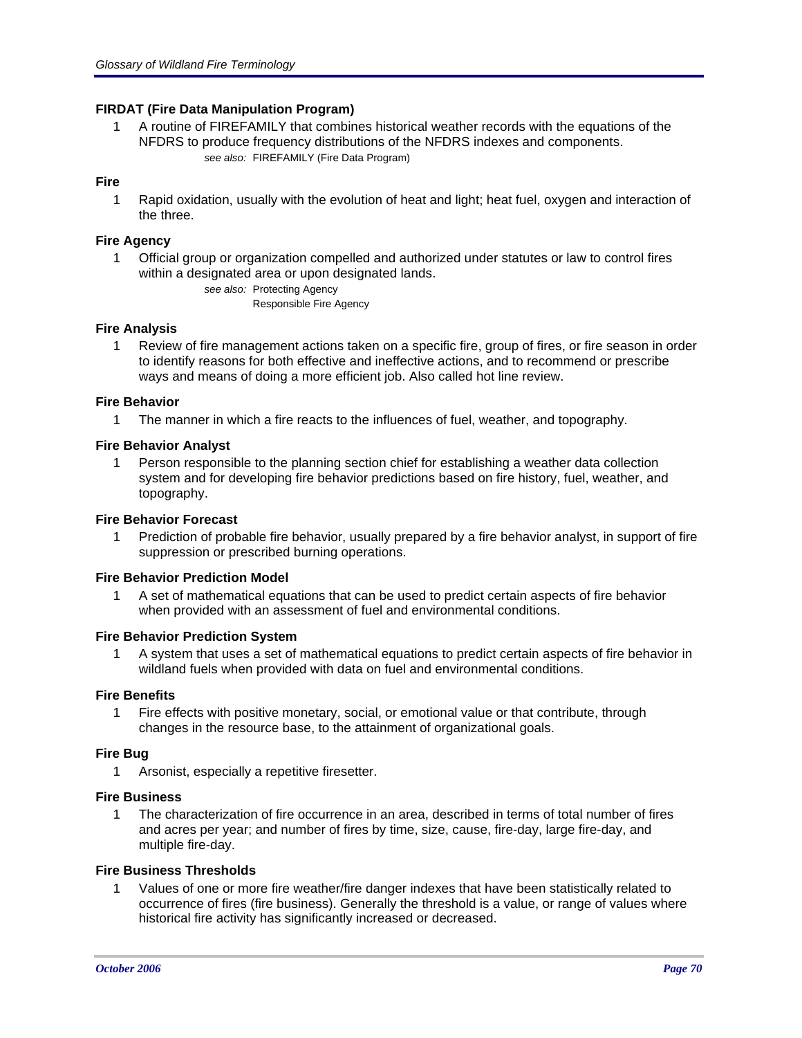**FIRDAT (Fire Data Manipulation Program)**

1 A routine of FIREFAMILY that combines historical weather records with the equations of the NFDRS to produce frequency distributions of the NFDRS indexes and components.

*see also:* FIREFAMILY (Fire Data Program)

**Fire**

1 Rapid oxidation, usually with the evolution of heat and light; heat fuel, oxygen and interaction of the three.

**Fire Agency**

1 Official group or organization compelled and authorized under statutes or law to control fires within a designated area or upon designated lands.

*see also:* Protecting Agency
Responsible Fire Agency

**Fire Analysis**

1 Review of fire management actions taken on a specific fire, group of fires, or fire season in order to identify reasons for both effective and ineffective actions, and to recommend or prescribe ways and means of doing a more efficient job. Also called hot line review.

**Fire Behavior**

1 The manner in which a fire reacts to the influences of fuel, weather, and topography.

**Fire Behavior Analyst**

1 Person responsible to the planning section chief for establishing a weather data collection system and for developing fire behavior predictions based on fire history, fuel, weather, and topography.

**Fire Behavior Forecast**

1 Prediction of probable fire behavior, usually prepared by a fire behavior analyst, in support of fire suppression or prescribed burning operations.

**Fire Behavior Prediction Model**

1 A set of mathematical equations that can be used to predict certain aspects of fire behavior when provided with an assessment of fuel and environmental conditions.

**Fire Behavior Prediction System**

1 A system that uses a set of mathematical equations to predict certain aspects of fire behavior in wildland fuels when provided with data on fuel and environmental conditions.

**Fire Benefits**

1 Fire effects with positive monetary, social, or emotional value or that contribute, through changes in the resource base, to the attainment of organizational goals.

**Fire Bug**

1 Arsonist, especially a repetitive firesetter.

**Fire Business**

1 The characterization of fire occurrence in an area, described in terms of total number of fires and acres per year; and number of fires by time, size, cause, fire-day, large fire-day, and multiple fire-day.

**Fire Business Thresholds**

1 Values of one or more fire weather/fire danger indexes that have been statistically related to occurrence of fires (fire business). Generally the threshold is a value, or range of values where historical fire activity has significantly increased or decreased.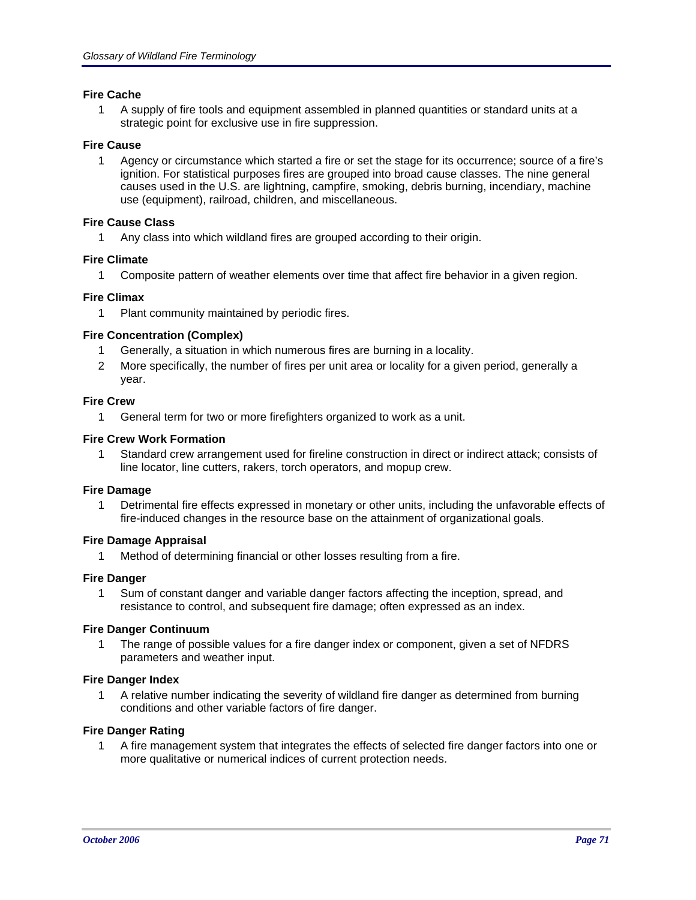**Fire Cache**

1. A supply of fire tools and equipment assembled in planned quantities or standard units at a strategic point for exclusive use in fire suppression.

**Fire Cause**

1. Agency or circumstance which started a fire or set the stage for its occurrence; source of a fire's ignition. For statistical purposes fires are grouped into broad cause classes. The nine general causes used in the U.S. are lightning, campfire, smoking, debris burning, incendiary, machine use (equipment), railroad, children, and miscellaneous.

**Fire Cause Class**

1. Any class into which wildland fires are grouped according to their origin.

**Fire Climate**

1. Composite pattern of weather elements over time that affect fire behavior in a given region.

**Fire Climax**

1. Plant community maintained by periodic fires.

**Fire Concentration (Complex)**

1. Generally, a situation in which numerous fires are burning in a locality.
2. More specifically, the number of fires per unit area or locality for a given period, generally a year.

**Fire Crew**

1. General term for two or more firefighters organized to work as a unit.

**Fire Crew Work Formation**

1. Standard crew arrangement used for fireline construction in direct or indirect attack; consists of line locator, line cutters, rakers, torch operators, and mopup crew.

**Fire Damage**

1. Detrimental fire effects expressed in monetary or other units, including the unfavorable effects of fire-induced changes in the resource base on the attainment of organizational goals.

**Fire Damage Appraisal**

1. Method of determining financial or other losses resulting from a fire.

**Fire Danger**

1. Sum of constant danger and variable danger factors affecting the inception, spread, and resistance to control, and subsequent fire damage; often expressed as an index.

**Fire Danger Continuum**

1. The range of possible values for a fire danger index or component, given a set of NFDRS parameters and weather input.

**Fire Danger Index**

1. A relative number indicating the severity of wildland fire danger as determined from burning conditions and other variable factors of fire danger.

**Fire Danger Rating**

1. A fire management system that integrates the effects of selected fire danger factors into one or more qualitative or numerical indices of current protection needs.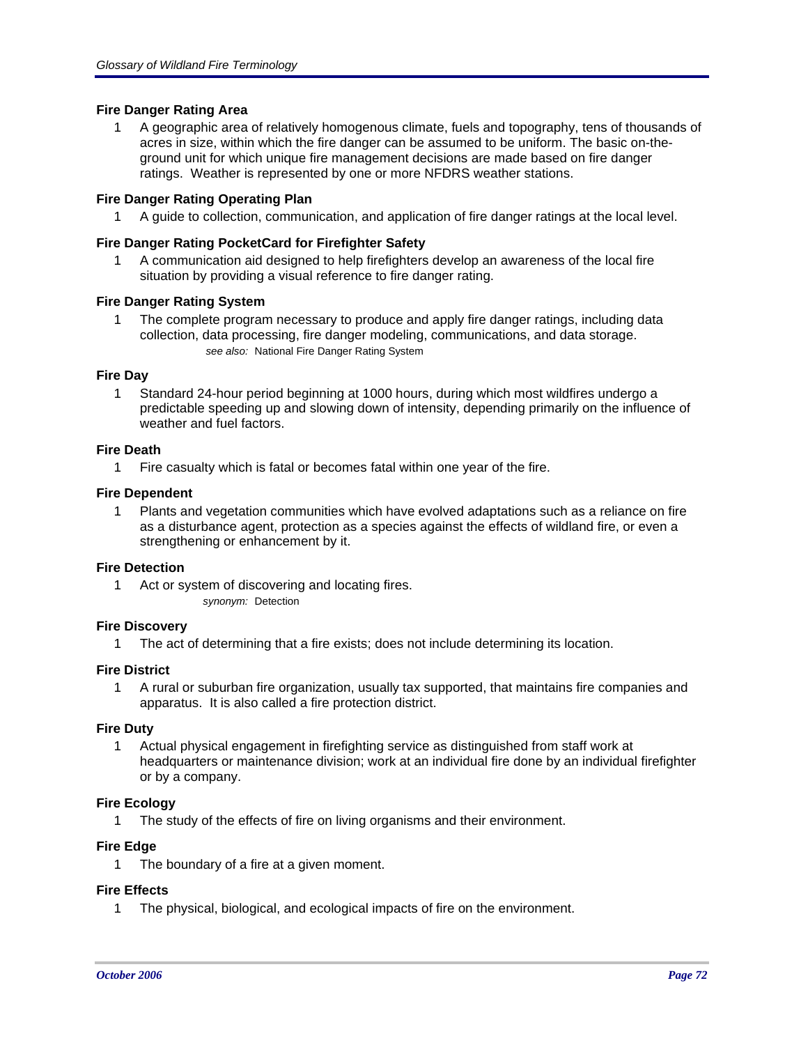### Fire Danger Rating Area

1. A geographic area of relatively homogenous climate, fuels and topography, tens of thousands of acres in size, within which the fire danger can be assumed to be uniform. The basic on-the-ground unit for which unique fire management decisions are made based on fire danger ratings. Weather is represented by one or more NFDRS weather stations.

### Fire Danger Rating Operating Plan

1. A guide to collection, communication, and application of fire danger ratings at the local level.

### Fire Danger Rating PocketCard for Firefighter Safety

1. A communication aid designed to help firefighters develop an awareness of the local fire situation by providing a visual reference to fire danger rating.

### Fire Danger Rating System

1. The complete program necessary to produce and apply fire danger ratings, including data collection, data processing, fire danger modeling, communications, and data storage.

   *see also:* National Fire Danger Rating System

### Fire Day

1. Standard 24-hour period beginning at 1000 hours, during which most wildfires undergo a predictable speeding up and slowing down of intensity, depending primarily on the influence of weather and fuel factors.

### Fire Death

1. Fire casualty which is fatal or becomes fatal within one year of the fire.

### Fire Dependent

1. Plants and vegetation communities which have evolved adaptations such as a reliance on fire as a disturbance agent, protection as a species against the effects of wildland fire, or even a strengthening or enhancement by it.

### Fire Detection

1. Act or system of discovering and locating fires.

   *synonym:* Detection

### Fire Discovery

1. The act of determining that a fire exists; does not include determining its location.

### Fire District

1. A rural or suburban fire organization, usually tax supported, that maintains fire companies and apparatus. It is also called a fire protection district.

### Fire Duty

1. Actual physical engagement in firefighting service as distinguished from staff work at headquarters or maintenance division; work at an individual fire done by an individual firefighter or by a company.

### Fire Ecology

1. The study of the effects of fire on living organisms and their environment.

### Fire Edge

1. The boundary of a fire at a given moment.

### Fire Effects

1. The physical, biological, and ecological impacts of fire on the environment.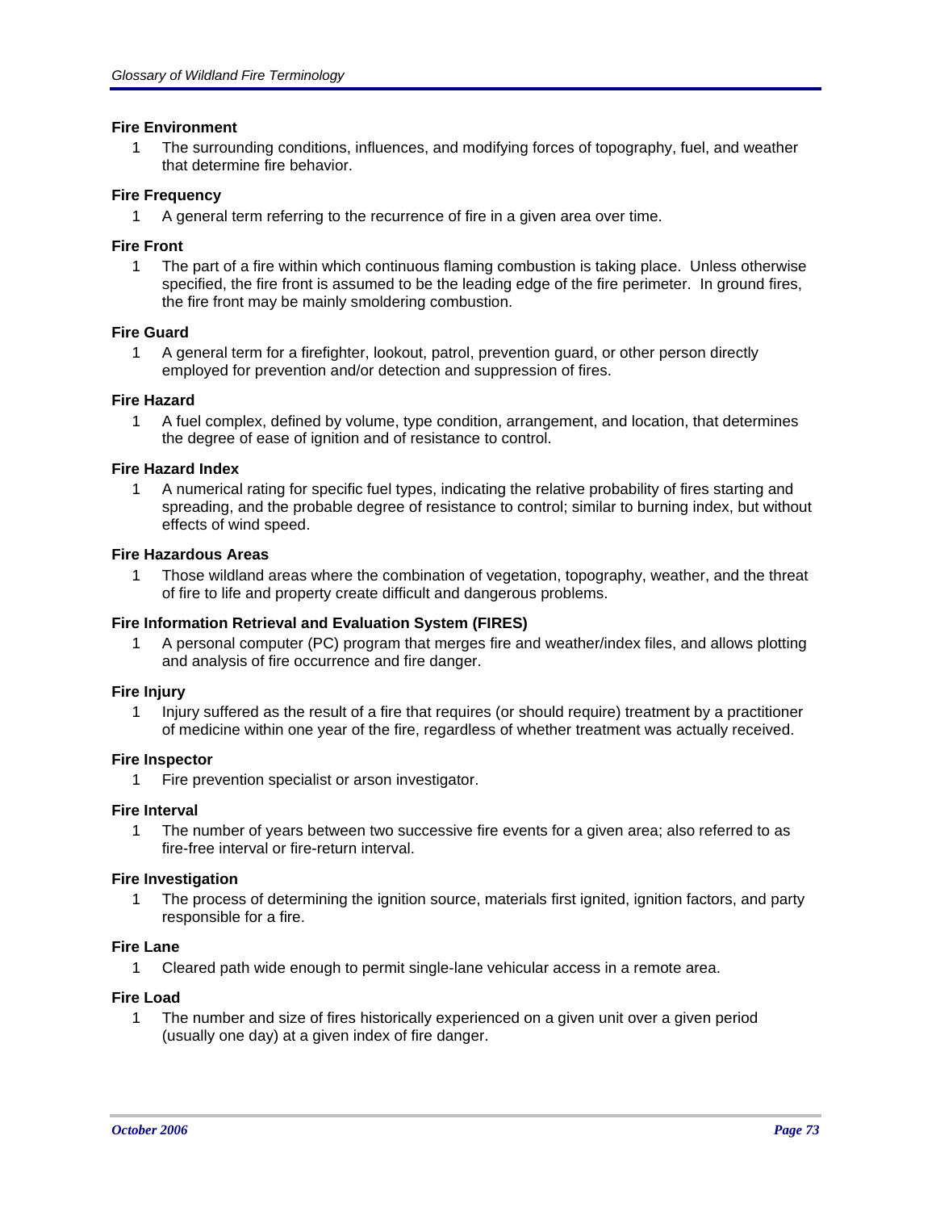**Fire Environment**

1 The surrounding conditions, influences, and modifying forces of topography, fuel, and weather that determine fire behavior.

**Fire Frequency**

1 A general term referring to the recurrence of fire in a given area over time.

**Fire Front**

1 The part of a fire within which continuous flaming combustion is taking place. Unless otherwise specified, the fire front is assumed to be the leading edge of the fire perimeter. In ground fires, the fire front may be mainly smoldering combustion.

**Fire Guard**

1 A general term for a firefighter, lookout, patrol, prevention guard, or other person directly employed for prevention and/or detection and suppression of fires.

**Fire Hazard**

1 A fuel complex, defined by volume, type condition, arrangement, and location, that determines the degree of ease of ignition and of resistance to control.

**Fire Hazard Index**

1 A numerical rating for specific fuel types, indicating the relative probability of fires starting and spreading, and the probable degree of resistance to control; similar to burning index, but without effects of wind speed.

**Fire Hazardous Areas**

1 Those wildland areas where the combination of vegetation, topography, weather, and the threat of fire to life and property create difficult and dangerous problems.

**Fire Information Retrieval and Evaluation System (FIRES)**

1 A personal computer (PC) program that merges fire and weather/index files, and allows plotting and analysis of fire occurrence and fire danger.

**Fire Injury**

1 Injury suffered as the result of a fire that requires (or should require) treatment by a practitioner of medicine within one year of the fire, regardless of whether treatment was actually received.

**Fire Inspector**

1 Fire prevention specialist or arson investigator.

**Fire Interval**

1 The number of years between two successive fire events for a given area; also referred to as fire-free interval or fire-return interval.

**Fire Investigation**

1 The process of determining the ignition source, materials first ignited, ignition factors, and party responsible for a fire.

**Fire Lane**

1 Cleared path wide enough to permit single-lane vehicular access in a remote area.

**Fire Load**

1 The number and size of fires historically experienced on a given unit over a given period (usually one day) at a given index of fire danger.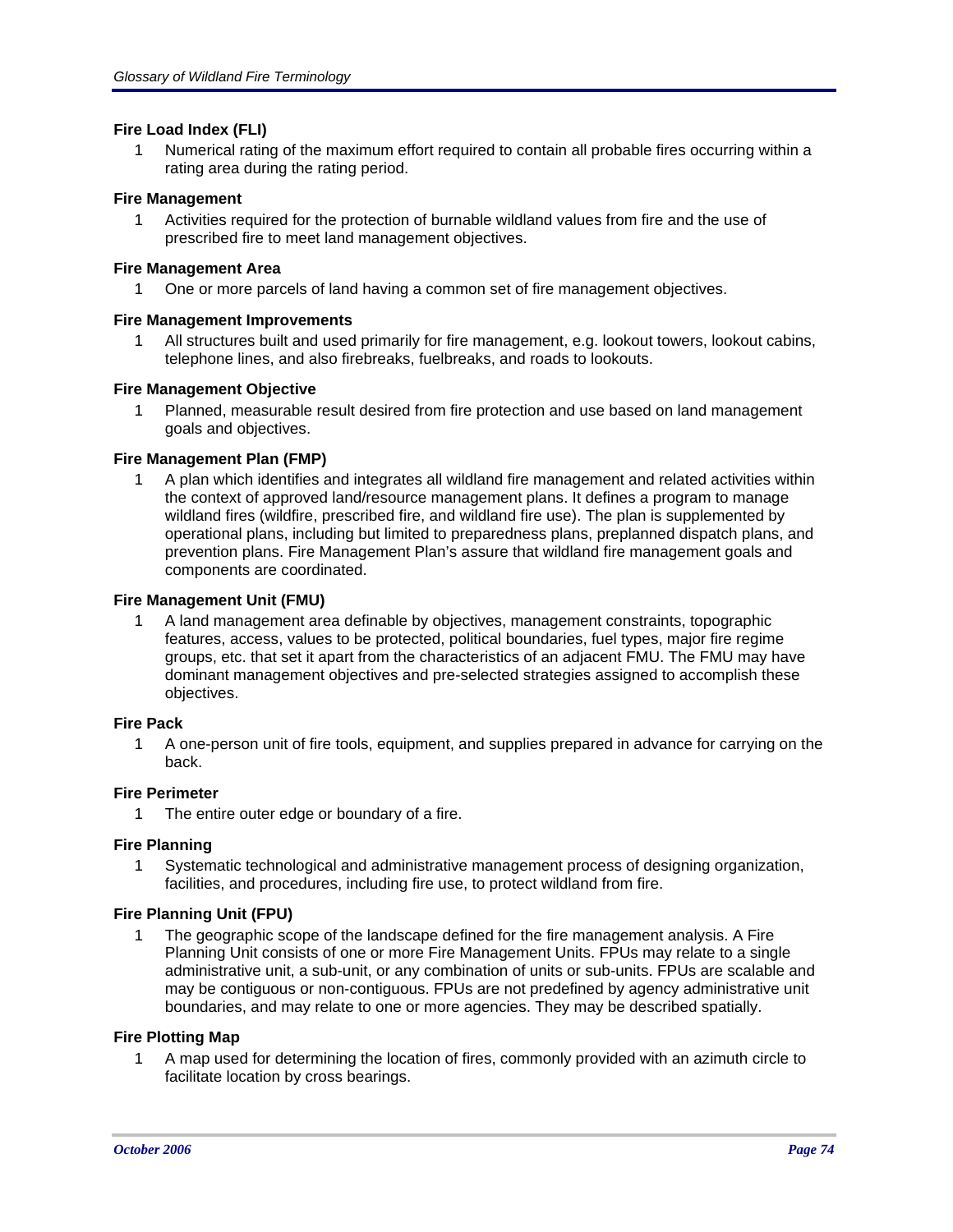**Fire Load Index (FLI)**

1 Numerical rating of the maximum effort required to contain all probable fires occurring within a rating area during the rating period.

**Fire Management**

1 Activities required for the protection of burnable wildland values from fire and the use of prescribed fire to meet land management objectives.

**Fire Management Area**

1 One or more parcels of land having a common set of fire management objectives.

**Fire Management Improvements**

1 All structures built and used primarily for fire management, e.g. lookout towers, lookout cabins, telephone lines, and also firebreaks, fuelbreaks, and roads to lookouts.

**Fire Management Objective**

1 Planned, measurable result desired from fire protection and use based on land management goals and objectives.

**Fire Management Plan (FMP)**

1 A plan which identifies and integrates all wildland fire management and related activities within the context of approved land/resource management plans. It defines a program to manage wildland fires (wildfire, prescribed fire, and wildland fire use). The plan is supplemented by operational plans, including but limited to preparedness plans, preplanned dispatch plans, and prevention plans. Fire Management Plan's assure that wildland fire management goals and components are coordinated.

**Fire Management Unit (FMU)**

1 A land management area definable by objectives, management constraints, topographic features, access, values to be protected, political boundaries, fuel types, major fire regime groups, etc. that set it apart from the characteristics of an adjacent FMU. The FMU may have dominant management objectives and pre-selected strategies assigned to accomplish these objectives.

**Fire Pack**

1 A one-person unit of fire tools, equipment, and supplies prepared in advance for carrying on the back.

**Fire Perimeter**

1 The entire outer edge or boundary of a fire.

**Fire Planning**

1 Systematic technological and administrative management process of designing organization, facilities, and procedures, including fire use, to protect wildland from fire.

**Fire Planning Unit (FPU)**

1 The geographic scope of the landscape defined for the fire management analysis. A Fire Planning Unit consists of one or more Fire Management Units. FPUs may relate to a single administrative unit, a sub-unit, or any combination of units or sub-units. FPUs are scalable and may be contiguous or non-contiguous. FPUs are not predefined by agency administrative unit boundaries, and may relate to one or more agencies. They may be described spatially.

**Fire Plotting Map**

1 A map used for determining the location of fires, commonly provided with an azimuth circle to facilitate location by cross bearings.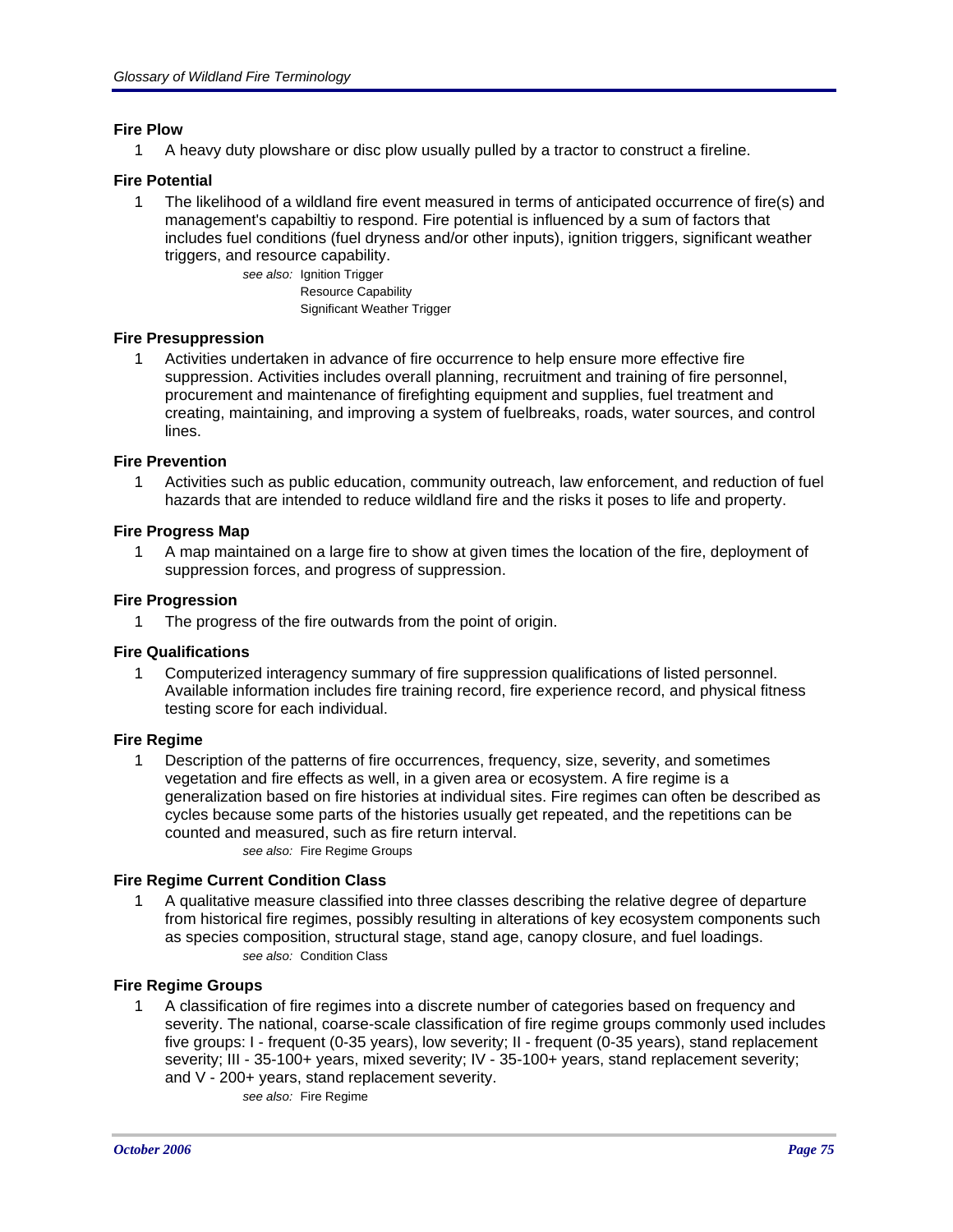### Fire Plow

1 A heavy duty plowshare or disc plow usually pulled by a tractor to construct a fireline.

### Fire Potential

1 The likelihood of a wildland fire event measured in terms of anticipated occurrence of fire(s) and management's capabiltiy to respond. Fire potential is influenced by a sum of factors that includes fuel conditions (fuel dryness and/or other inputs), ignition triggers, significant weather triggers, and resource capability.

*see also:* Ignition Trigger
Resource Capability
Significant Weather Trigger

### Fire Presuppression

1 Activities undertaken in advance of fire occurrence to help ensure more effective fire suppression. Activities includes overall planning, recruitment and training of fire personnel, procurement and maintenance of firefighting equipment and supplies, fuel treatment and creating, maintaining, and improving a system of fuelbreaks, roads, water sources, and control lines.

### Fire Prevention

1 Activities such as public education, community outreach, law enforcement, and reduction of fuel hazards that are intended to reduce wildland fire and the risks it poses to life and property.

### Fire Progress Map

1 A map maintained on a large fire to show at given times the location of the fire, deployment of suppression forces, and progress of suppression.

### Fire Progression

1 The progress of the fire outwards from the point of origin.

### Fire Qualifications

1 Computerized interagency summary of fire suppression qualifications of listed personnel. Available information includes fire training record, fire experience record, and physical fitness testing score for each individual.

### Fire Regime

1 Description of the patterns of fire occurrences, frequency, size, severity, and sometimes vegetation and fire effects as well, in a given area or ecosystem. A fire regime is a generalization based on fire histories at individual sites. Fire regimes can often be described as cycles because some parts of the histories usually get repeated, and the repetitions can be counted and measured, such as fire return interval.

*see also:* Fire Regime Groups

### Fire Regime Current Condition Class

1 A qualitative measure classified into three classes describing the relative degree of departure from historical fire regimes, possibly resulting in alterations of key ecosystem components such as species composition, structural stage, stand age, canopy closure, and fuel loadings.

*see also:* Condition Class

### Fire Regime Groups

1 A classification of fire regimes into a discrete number of categories based on frequency and severity. The national, coarse-scale classification of fire regime groups commonly used includes five groups: I - frequent (0-35 years), low severity; II - frequent (0-35 years), stand replacement severity; III - 35-100+ years, mixed severity; IV - 35-100+ years, stand replacement severity; and V - 200+ years, stand replacement severity.

*see also:* Fire Regime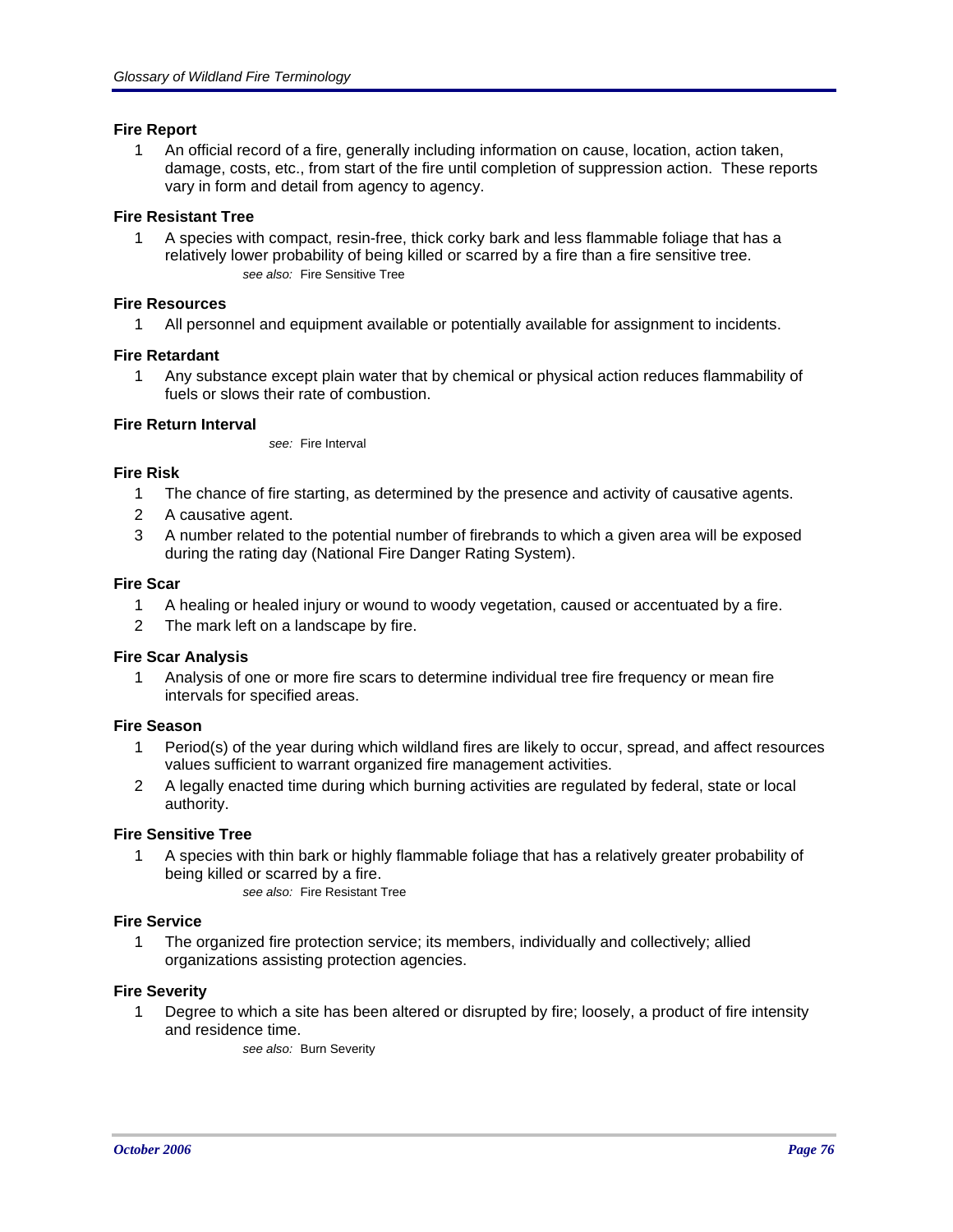**Fire Report**

1. An official record of a fire, generally including information on cause, location, action taken, damage, costs, etc., from start of the fire until completion of suppression action. These reports vary in form and detail from agency to agency.

**Fire Resistant Tree**

1. A species with compact, resin-free, thick corky bark and less flammable foliage that has a relatively lower probability of being killed or scarred by a fire than a fire sensitive tree.

   *see also:* Fire Sensitive Tree

**Fire Resources**

1. All personnel and equipment available or potentially available for assignment to incidents.

**Fire Retardant**

1. Any substance except plain water that by chemical or physical action reduces flammability of fuels or slows their rate of combustion.

**Fire Return Interval**

*see:* Fire Interval

**Fire Risk**

1. The chance of fire starting, as determined by the presence and activity of causative agents.
2. A causative agent.
3. A number related to the potential number of firebrands to which a given area will be exposed during the rating day (National Fire Danger Rating System).

**Fire Scar**

1. A healing or healed injury or wound to woody vegetation, caused or accentuated by a fire.
2. The mark left on a landscape by fire.

**Fire Scar Analysis**

1. Analysis of one or more fire scars to determine individual tree fire frequency or mean fire intervals for specified areas.

**Fire Season**

1. Period(s) of the year during which wildland fires are likely to occur, spread, and affect resources values sufficient to warrant organized fire management activities.
2. A legally enacted time during which burning activities are regulated by federal, state or local authority.

**Fire Sensitive Tree**

1. A species with thin bark or highly flammable foliage that has a relatively greater probability of being killed or scarred by a fire.

   *see also:* Fire Resistant Tree

**Fire Service**

1. The organized fire protection service; its members, individually and collectively; allied organizations assisting protection agencies.

**Fire Severity**

1. Degree to which a site has been altered or disrupted by fire; loosely, a product of fire intensity and residence time.

   *see also:* Burn Severity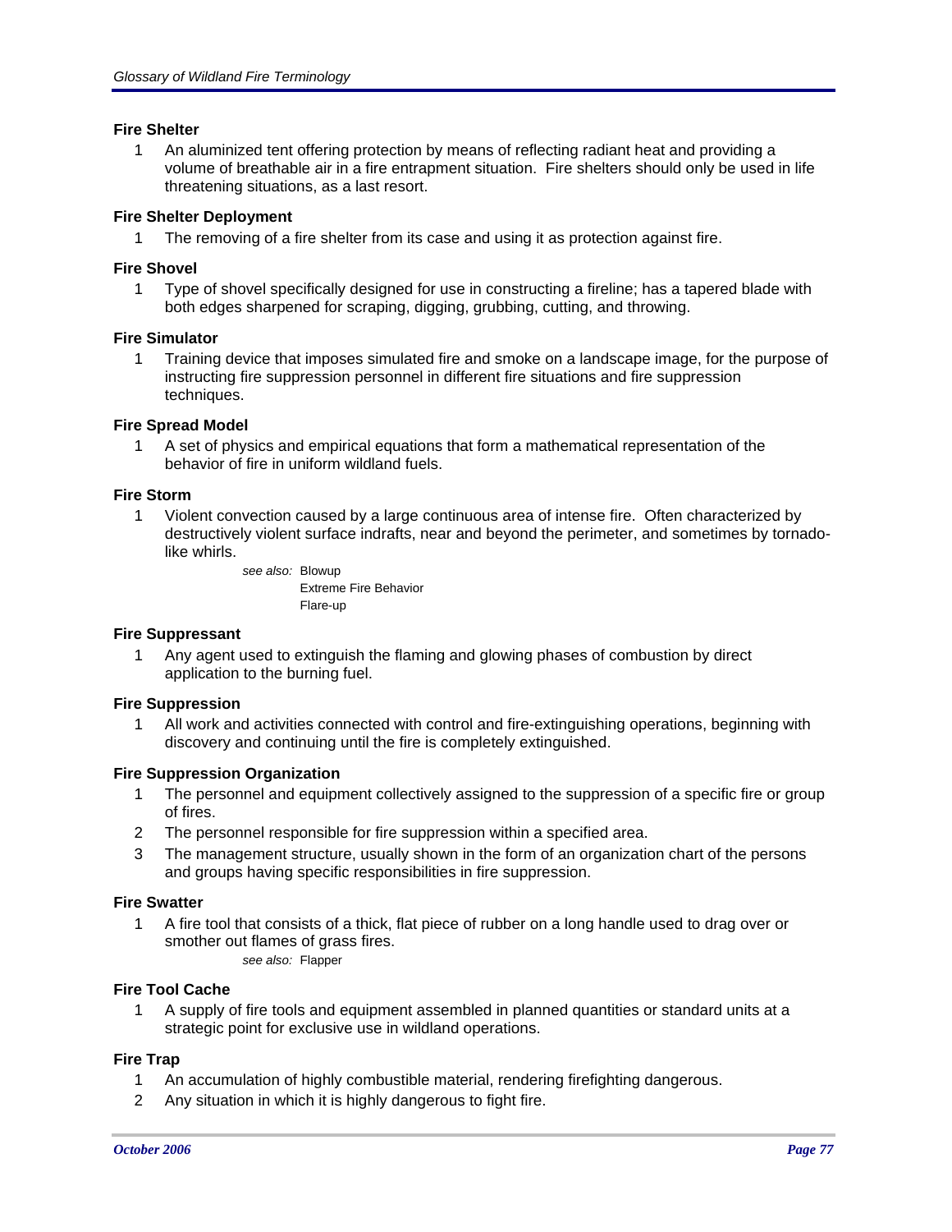**Fire Shelter**

1 An aluminized tent offering protection by means of reflecting radiant heat and providing a volume of breathable air in a fire entrapment situation. Fire shelters should only be used in life threatening situations, as a last resort.

**Fire Shelter Deployment**

1 The removing of a fire shelter from its case and using it as protection against fire.

**Fire Shovel**

1 Type of shovel specifically designed for use in constructing a fireline; has a tapered blade with both edges sharpened for scraping, digging, grubbing, cutting, and throwing.

**Fire Simulator**

1 Training device that imposes simulated fire and smoke on a landscape image, for the purpose of instructing fire suppression personnel in different fire situations and fire suppression techniques.

**Fire Spread Model**

1 A set of physics and empirical equations that form a mathematical representation of the behavior of fire in uniform wildland fuels.

**Fire Storm**

1 Violent convection caused by a large continuous area of intense fire. Often characterized by destructively violent surface indrafts, near and beyond the perimeter, and sometimes by tornado-like whirls.

*see also:* Blowup
Extreme Fire Behavior
Flare-up

**Fire Suppressant**

1 Any agent used to extinguish the flaming and glowing phases of combustion by direct application to the burning fuel.

**Fire Suppression**

1 All work and activities connected with control and fire-extinguishing operations, beginning with discovery and continuing until the fire is completely extinguished.

**Fire Suppression Organization**

1 The personnel and equipment collectively assigned to the suppression of a specific fire or group of fires.
2 The personnel responsible for fire suppression within a specified area.
3 The management structure, usually shown in the form of an organization chart of the persons and groups having specific responsibilities in fire suppression.

**Fire Swatter**

1 A fire tool that consists of a thick, flat piece of rubber on a long handle used to drag over or smother out flames of grass fires.

*see also:* Flapper

**Fire Tool Cache**

1 A supply of fire tools and equipment assembled in planned quantities or standard units at a strategic point for exclusive use in wildland operations.

**Fire Trap**

1 An accumulation of highly combustible material, rendering firefighting dangerous.
2 Any situation in which it is highly dangerous to fight fire.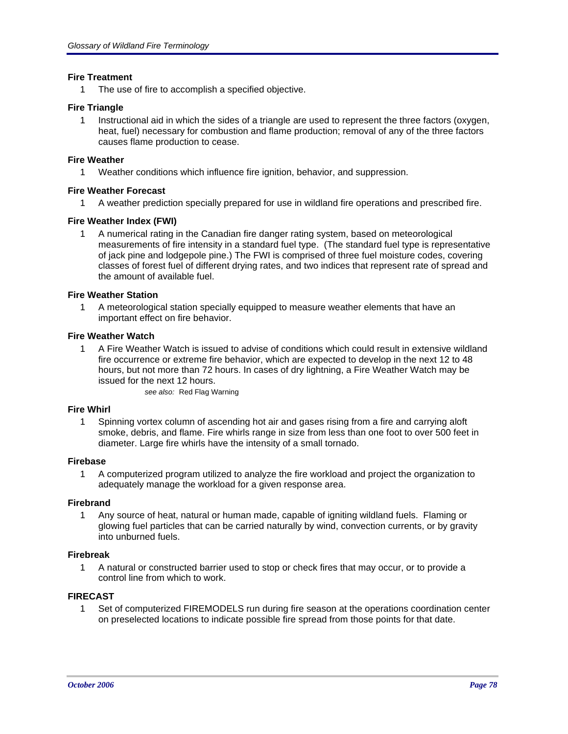### Fire Treatment

1. The use of fire to accomplish a specified objective.

### Fire Triangle

1. Instructional aid in which the sides of a triangle are used to represent the three factors (oxygen, heat, fuel) necessary for combustion and flame production; removal of any of the three factors causes flame production to cease.

### Fire Weather

1. Weather conditions which influence fire ignition, behavior, and suppression.

### Fire Weather Forecast

1. A weather prediction specially prepared for use in wildland fire operations and prescribed fire.

### Fire Weather Index (FWI)

1. A numerical rating in the Canadian fire danger rating system, based on meteorological measurements of fire intensity in a standard fuel type. (The standard fuel type is representative of jack pine and lodgepole pine.) The FWI is comprised of three fuel moisture codes, covering classes of forest fuel of different drying rates, and two indices that represent rate of spread and the amount of available fuel.

### Fire Weather Station

1. A meteorological station specially equipped to measure weather elements that have an important effect on fire behavior.

### Fire Weather Watch

1. A Fire Weather Watch is issued to advise of conditions which could result in extensive wildland fire occurrence or extreme fire behavior, which are expected to develop in the next 12 to 48 hours, but not more than 72 hours. In cases of dry lightning, a Fire Weather Watch may be issued for the next 12 hours.

   *see also:* Red Flag Warning

### Fire Whirl

1. Spinning vortex column of ascending hot air and gases rising from a fire and carrying aloft smoke, debris, and flame. Fire whirls range in size from less than one foot to over 500 feet in diameter. Large fire whirls have the intensity of a small tornado.

### Firebase

1. A computerized program utilized to analyze the fire workload and project the organization to adequately manage the workload for a given response area.

### Firebrand

1. Any source of heat, natural or human made, capable of igniting wildland fuels. Flaming or glowing fuel particles that can be carried naturally by wind, convection currents, or by gravity into unburned fuels.

### Firebreak

1. A natural or constructed barrier used to stop or check fires that may occur, or to provide a control line from which to work.

### FIRECAST

1. Set of computerized FIREMODELS run during fire season at the operations coordination center on preselected locations to indicate possible fire spread from those points for that date.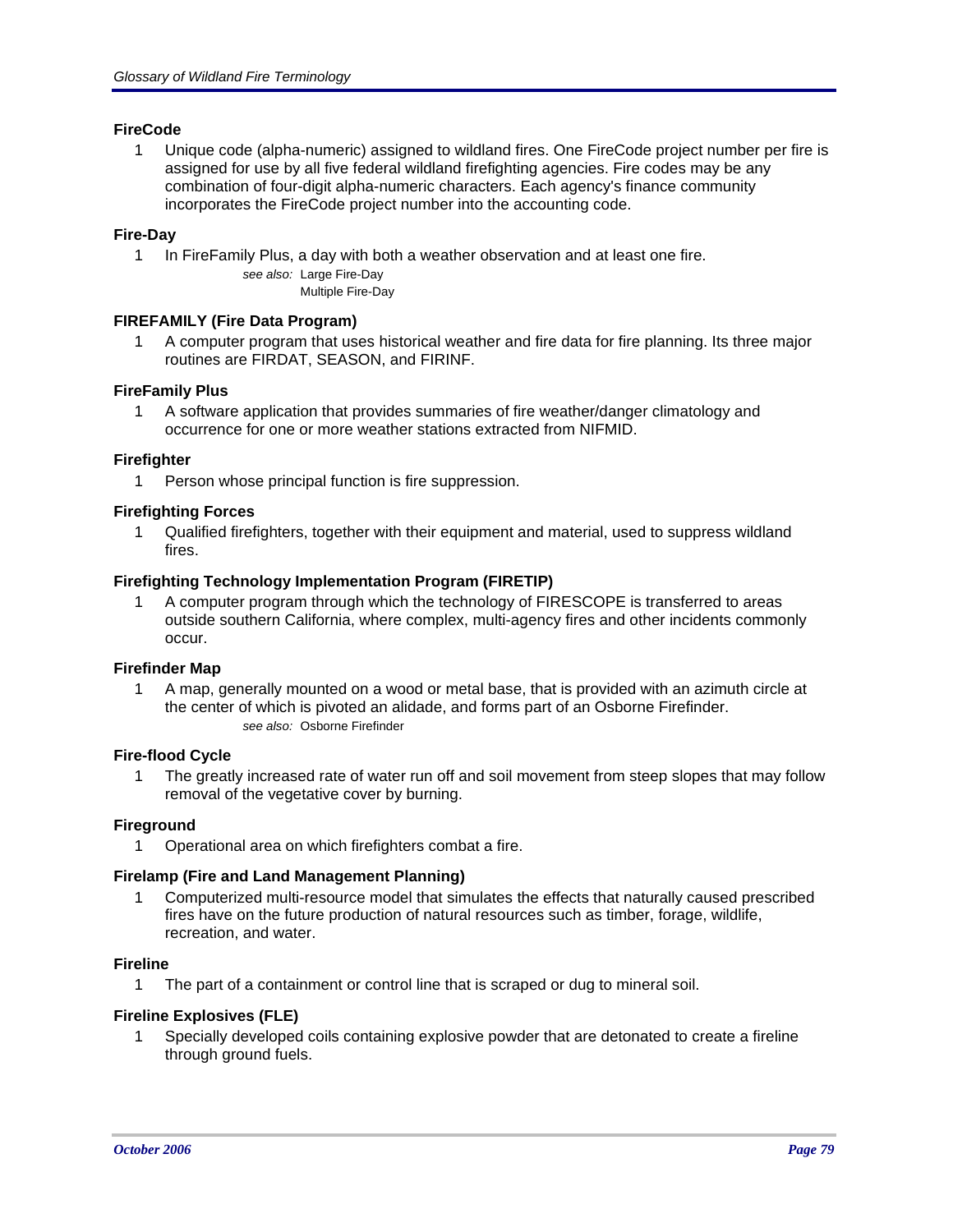### FireCode

1. Unique code (alpha-numeric) assigned to wildland fires. One FireCode project number per fire is assigned for use by all five federal wildland firefighting agencies. Fire codes may be any combination of four-digit alpha-numeric characters. Each agency's finance community incorporates the FireCode project number into the accounting code.

### Fire-Day

1. In FireFamily Plus, a day with both a weather observation and at least one fire.

   *see also:* Large Fire-Day
   Multiple Fire-Day

### FIREFAMILY (Fire Data Program)

1. A computer program that uses historical weather and fire data for fire planning. Its three major routines are FIRDAT, SEASON, and FIRINF.

### FireFamily Plus

1. A software application that provides summaries of fire weather/danger climatology and occurrence for one or more weather stations extracted from NIFMID.

### Firefighter

1. Person whose principal function is fire suppression.

### Firefighting Forces

1. Qualified firefighters, together with their equipment and material, used to suppress wildland fires.

### Firefighting Technology Implementation Program (FIRETIP)

1. A computer program through which the technology of FIRESCOPE is transferred to areas outside southern California, where complex, multi-agency fires and other incidents commonly occur.

### Firefinder Map

1. A map, generally mounted on a wood or metal base, that is provided with an azimuth circle at the center of which is pivoted an alidade, and forms part of an Osborne Firefinder.

   *see also:* Osborne Firefinder

### Fire-flood Cycle

1. The greatly increased rate of water run off and soil movement from steep slopes that may follow removal of the vegetative cover by burning.

### Fireground

1. Operational area on which firefighters combat a fire.

### Firelamp (Fire and Land Management Planning)

1. Computerized multi-resource model that simulates the effects that naturally caused prescribed fires have on the future production of natural resources such as timber, forage, wildlife, recreation, and water.

### Fireline

1. The part of a containment or control line that is scraped or dug to mineral soil.

### Fireline Explosives (FLE)

1. Specially developed coils containing explosive powder that are detonated to create a fireline through ground fuels.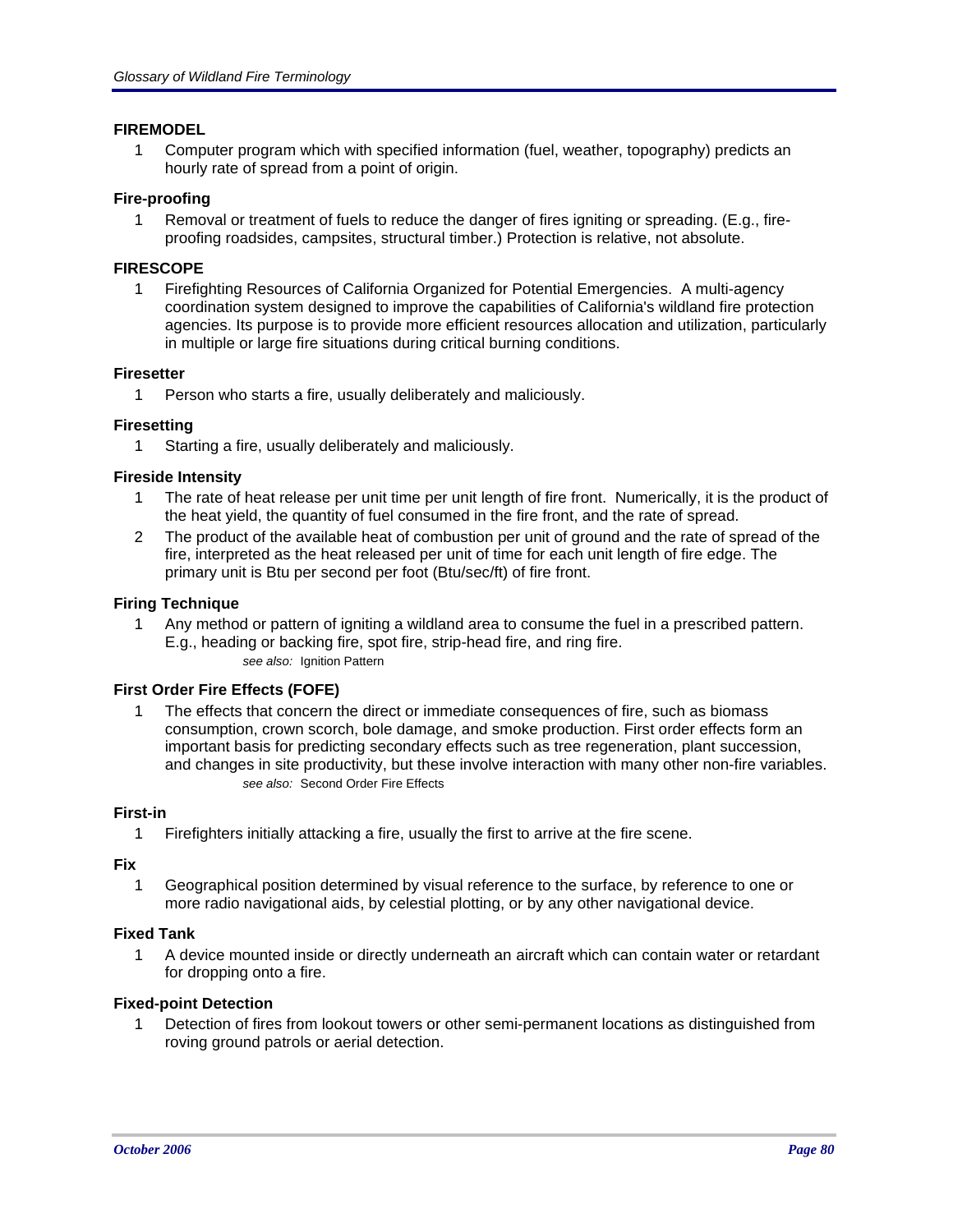**FIREMODEL**

1. Computer program which with specified information (fuel, weather, topography) predicts an hourly rate of spread from a point of origin.

**Fire-proofing**

1. Removal or treatment of fuels to reduce the danger of fires igniting or spreading. (E.g., fire-proofing roadsides, campsites, structural timber.) Protection is relative, not absolute.

**FIRESCOPE**

1. Firefighting Resources of California Organized for Potential Emergencies. A multi-agency coordination system designed to improve the capabilities of California's wildland fire protection agencies. Its purpose is to provide more efficient resources allocation and utilization, particularly in multiple or large fire situations during critical burning conditions.

**Firesetter**

1. Person who starts a fire, usually deliberately and maliciously.

**Firesetting**

1. Starting a fire, usually deliberately and maliciously.

**Fireside Intensity**

1. The rate of heat release per unit time per unit length of fire front. Numerically, it is the product of the heat yield, the quantity of fuel consumed in the fire front, and the rate of spread.
2. The product of the available heat of combustion per unit of ground and the rate of spread of the fire, interpreted as the heat released per unit of time for each unit length of fire edge. The primary unit is Btu per second per foot (Btu/sec/ft) of fire front.

**Firing Technique**

1. Any method or pattern of igniting a wildland area to consume the fuel in a prescribed pattern. E.g., heading or backing fire, spot fire, strip-head fire, and ring fire.

   *see also:* Ignition Pattern

**First Order Fire Effects (FOFE)**

1. The effects that concern the direct or immediate consequences of fire, such as biomass consumption, crown scorch, bole damage, and smoke production. First order effects form an important basis for predicting secondary effects such as tree regeneration, plant succession, and changes in site productivity, but these involve interaction with many other non-fire variables.

   *see also:* Second Order Fire Effects

**First-in**

1. Firefighters initially attacking a fire, usually the first to arrive at the fire scene.

**Fix**

1. Geographical position determined by visual reference to the surface, by reference to one or more radio navigational aids, by celestial plotting, or by any other navigational device.

**Fixed Tank**

1. A device mounted inside or directly underneath an aircraft which can contain water or retardant for dropping onto a fire.

**Fixed-point Detection**

1. Detection of fires from lookout towers or other semi-permanent locations as distinguished from roving ground patrols or aerial detection.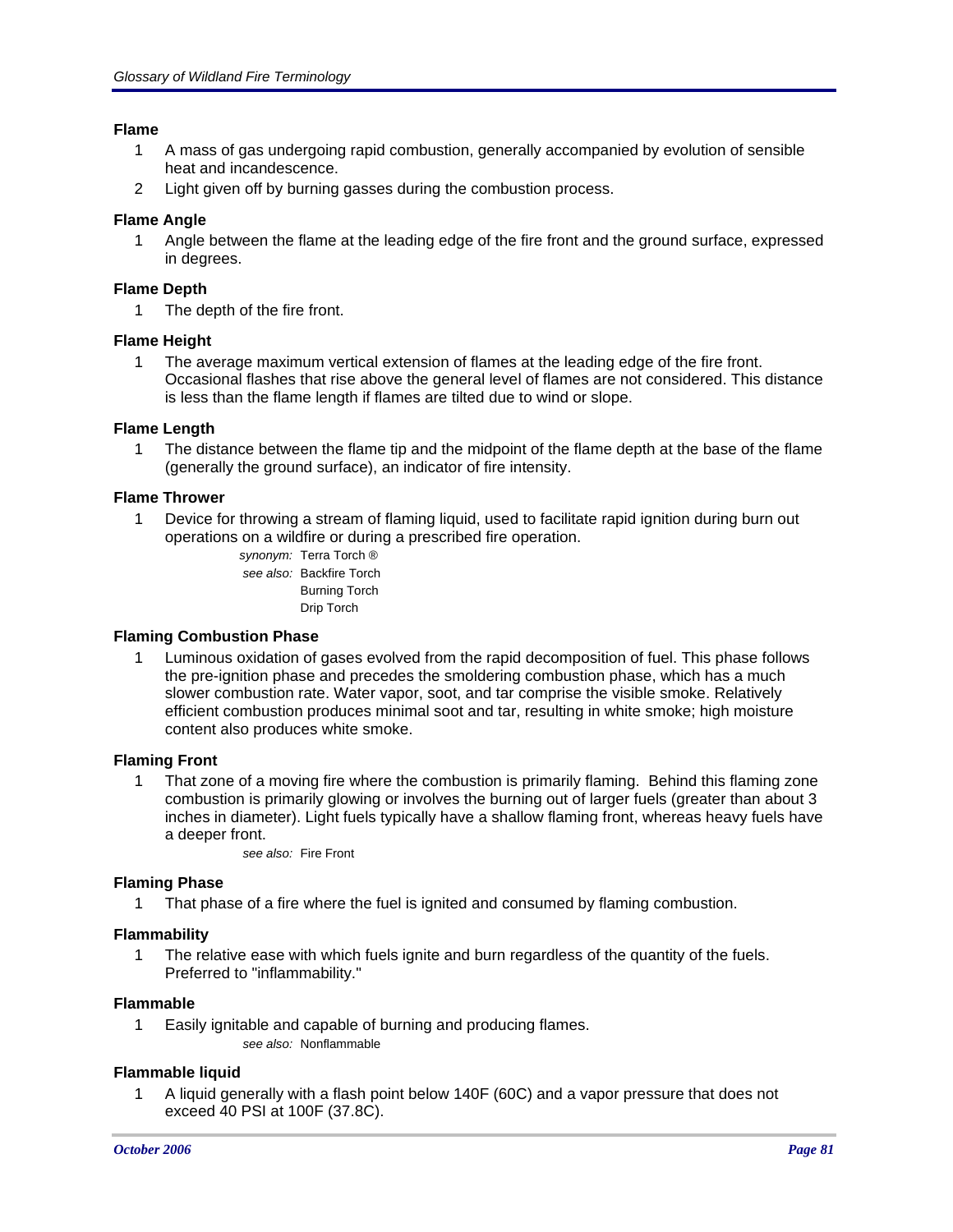**Flame**

1 A mass of gas undergoing rapid combustion, generally accompanied by evolution of sensible heat and incandescence.

2 Light given off by burning gasses during the combustion process.

**Flame Angle**

1 Angle between the flame at the leading edge of the fire front and the ground surface, expressed in degrees.

**Flame Depth**

1 The depth of the fire front.

**Flame Height**

1 The average maximum vertical extension of flames at the leading edge of the fire front. Occasional flashes that rise above the general level of flames are not considered. This distance is less than the flame length if flames are tilted due to wind or slope.

**Flame Length**

1 The distance between the flame tip and the midpoint of the flame depth at the base of the flame (generally the ground surface), an indicator of fire intensity.

**Flame Thrower**

1 Device for throwing a stream of flaming liquid, used to facilitate rapid ignition during burn out operations on a wildfire or during a prescribed fire operation.

*synonym:* Terra Torch ®
*see also:* Backfire Torch
Burning Torch
Drip Torch

**Flaming Combustion Phase**

1 Luminous oxidation of gases evolved from the rapid decomposition of fuel. This phase follows the pre-ignition phase and precedes the smoldering combustion phase, which has a much slower combustion rate. Water vapor, soot, and tar comprise the visible smoke. Relatively efficient combustion produces minimal soot and tar, resulting in white smoke; high moisture content also produces white smoke.

**Flaming Front**

1 That zone of a moving fire where the combustion is primarily flaming. Behind this flaming zone combustion is primarily glowing or involves the burning out of larger fuels (greater than about 3 inches in diameter). Light fuels typically have a shallow flaming front, whereas heavy fuels have a deeper front.

*see also:* Fire Front

**Flaming Phase**

1 That phase of a fire where the fuel is ignited and consumed by flaming combustion.

**Flammability**

1 The relative ease with which fuels ignite and burn regardless of the quantity of the fuels. Preferred to "inflammability."

**Flammable**

1 Easily ignitable and capable of burning and producing flames.

*see also:* Nonflammable

**Flammable liquid**

1 A liquid generally with a flash point below 140F (60C) and a vapor pressure that does not exceed 40 PSI at 100F (37.8C).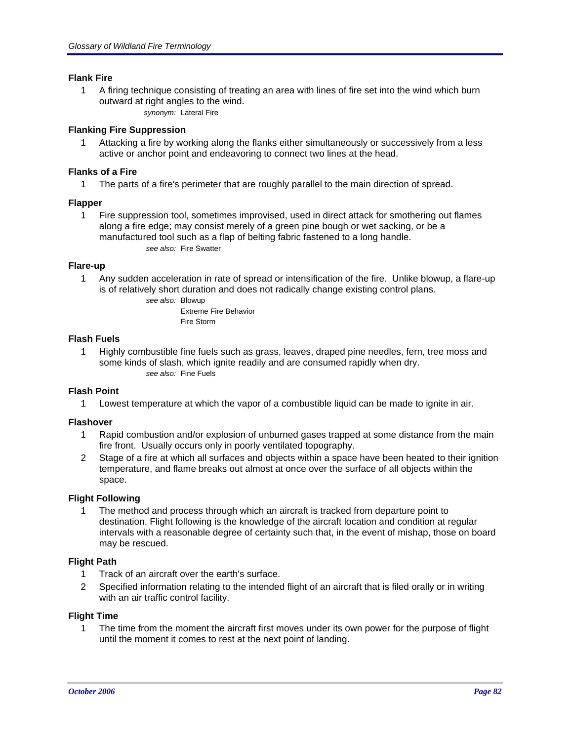### Flank Fire

1. A firing technique consisting of treating an area with lines of fire set into the wind which burn outward at right angles to the wind.

   *synonym:* Lateral Fire

### Flanking Fire Suppression

1. Attacking a fire by working along the flanks either simultaneously or successively from a less active or anchor point and endeavoring to connect two lines at the head.

### Flanks of a Fire

1. The parts of a fire's perimeter that are roughly parallel to the main direction of spread.

### Flapper

1. Fire suppression tool, sometimes improvised, used in direct attack for smothering out flames along a fire edge; may consist merely of a green pine bough or wet sacking, or be a manufactured tool such as a flap of belting fabric fastened to a long handle.

   *see also:* Fire Swatter

### Flare-up

1. Any sudden acceleration in rate of spread or intensification of the fire. Unlike blowup, a flare-up is of relatively short duration and does not radically change existing control plans.

   *see also:* Blowup
   Extreme Fire Behavior
   Fire Storm

### Flash Fuels

1. Highly combustible fine fuels such as grass, leaves, draped pine needles, fern, tree moss and some kinds of slash, which ignite readily and are consumed rapidly when dry.

   *see also:* Fine Fuels

### Flash Point

1. Lowest temperature at which the vapor of a combustible liquid can be made to ignite in air.

### Flashover

1. Rapid combustion and/or explosion of unburned gases trapped at some distance from the main fire front. Usually occurs only in poorly ventilated topography.
2. Stage of a fire at which all surfaces and objects within a space have been heated to their ignition temperature, and flame breaks out almost at once over the surface of all objects within the space.

### Flight Following

1. The method and process through which an aircraft is tracked from departure point to destination. Flight following is the knowledge of the aircraft location and condition at regular intervals with a reasonable degree of certainty such that, in the event of mishap, those on board may be rescued.

### Flight Path

1. Track of an aircraft over the earth's surface.
2. Specified information relating to the intended flight of an aircraft that is filed orally or in writing with an air traffic control facility.

### Flight Time

1. The time from the moment the aircraft first moves under its own power for the purpose of flight until the moment it comes to rest at the next point of landing.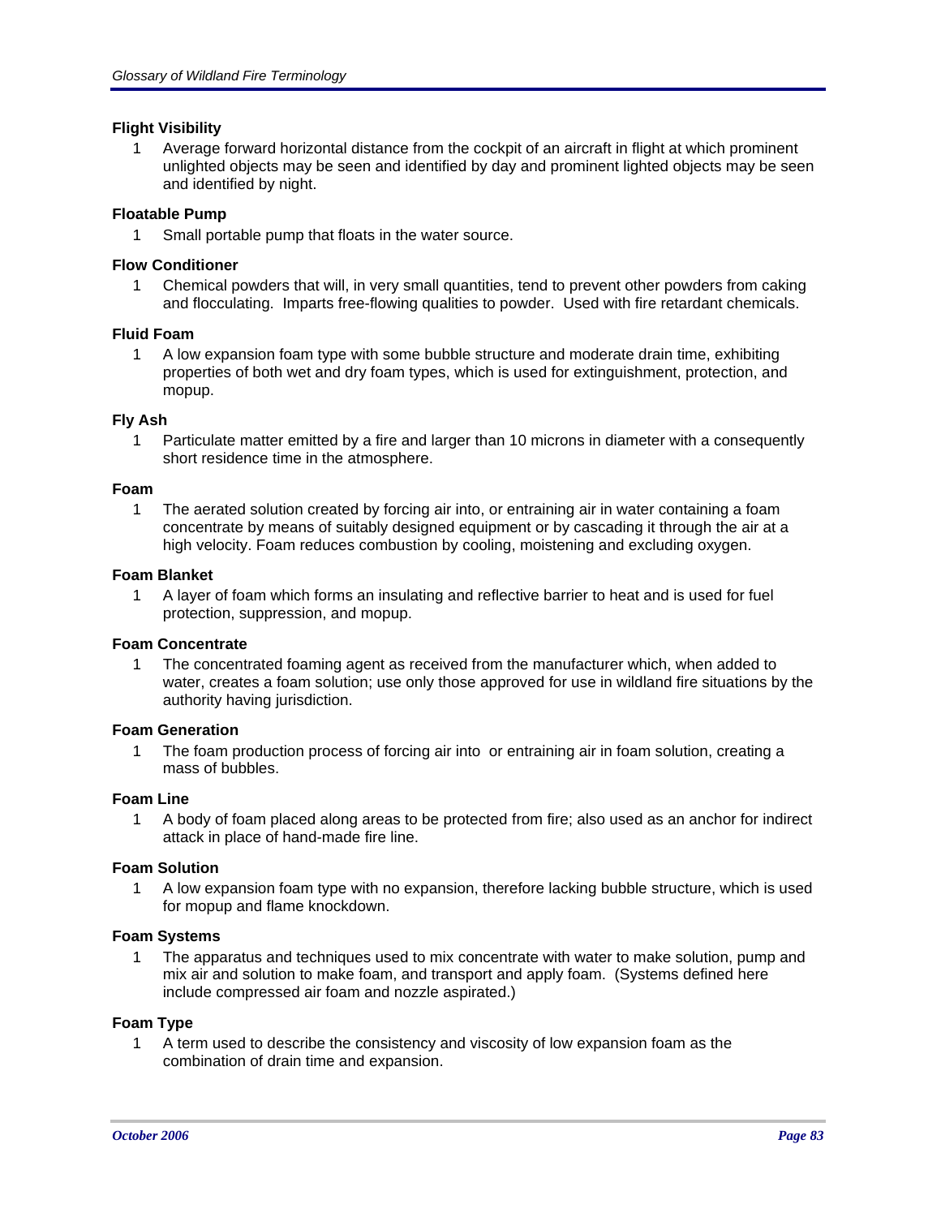**Flight Visibility**

1 Average forward horizontal distance from the cockpit of an aircraft in flight at which prominent unlighted objects may be seen and identified by day and prominent lighted objects may be seen and identified by night.

**Floatable Pump**

1 Small portable pump that floats in the water source.

**Flow Conditioner**

1 Chemical powders that will, in very small quantities, tend to prevent other powders from caking and flocculating. Imparts free-flowing qualities to powder. Used with fire retardant chemicals.

**Fluid Foam**

1 A low expansion foam type with some bubble structure and moderate drain time, exhibiting properties of both wet and dry foam types, which is used for extinguishment, protection, and mopup.

**Fly Ash**

1 Particulate matter emitted by a fire and larger than 10 microns in diameter with a consequently short residence time in the atmosphere.

**Foam**

1 The aerated solution created by forcing air into, or entraining air in water containing a foam concentrate by means of suitably designed equipment or by cascading it through the air at a high velocity. Foam reduces combustion by cooling, moistening and excluding oxygen.

**Foam Blanket**

1 A layer of foam which forms an insulating and reflective barrier to heat and is used for fuel protection, suppression, and mopup.

**Foam Concentrate**

1 The concentrated foaming agent as received from the manufacturer which, when added to water, creates a foam solution; use only those approved for use in wildland fire situations by the authority having jurisdiction.

**Foam Generation**

1 The foam production process of forcing air into or entraining air in foam solution, creating a mass of bubbles.

**Foam Line**

1 A body of foam placed along areas to be protected from fire; also used as an anchor for indirect attack in place of hand-made fire line.

**Foam Solution**

1 A low expansion foam type with no expansion, therefore lacking bubble structure, which is used for mopup and flame knockdown.

**Foam Systems**

1 The apparatus and techniques used to mix concentrate with water to make solution, pump and mix air and solution to make foam, and transport and apply foam. (Systems defined here include compressed air foam and nozzle aspirated.)

**Foam Type**

1 A term used to describe the consistency and viscosity of low expansion foam as the combination of drain time and expansion.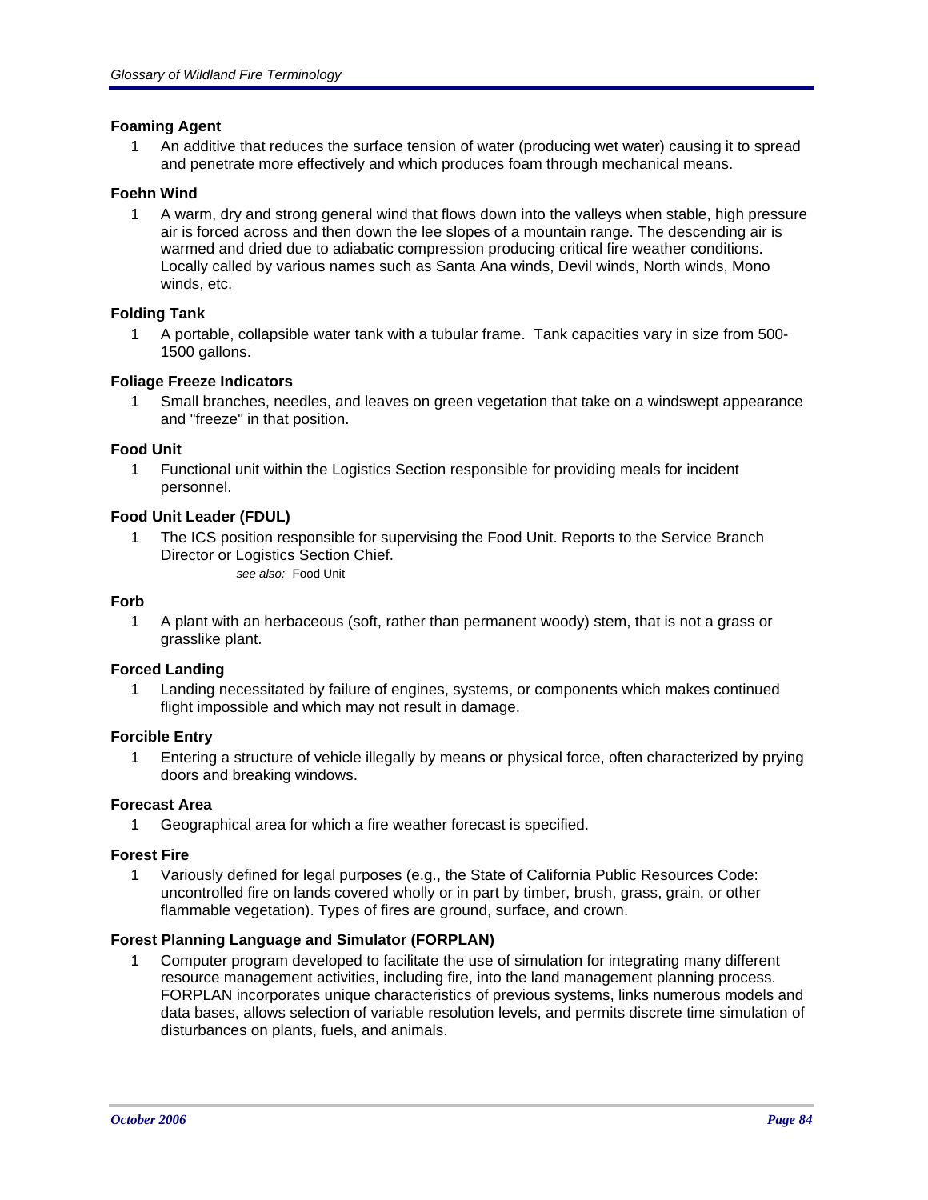**Foaming Agent**

1 An additive that reduces the surface tension of water (producing wet water) causing it to spread and penetrate more effectively and which produces foam through mechanical means.

**Foehn Wind**

1 A warm, dry and strong general wind that flows down into the valleys when stable, high pressure air is forced across and then down the lee slopes of a mountain range. The descending air is warmed and dried due to adiabatic compression producing critical fire weather conditions. Locally called by various names such as Santa Ana winds, Devil winds, North winds, Mono winds, etc.

**Folding Tank**

1 A portable, collapsible water tank with a tubular frame. Tank capacities vary in size from 500-1500 gallons.

**Foliage Freeze Indicators**

1 Small branches, needles, and leaves on green vegetation that take on a windswept appearance and "freeze" in that position.

**Food Unit**

1 Functional unit within the Logistics Section responsible for providing meals for incident personnel.

**Food Unit Leader (FDUL)**

1 The ICS position responsible for supervising the Food Unit. Reports to the Service Branch Director or Logistics Section Chief.

*see also:* Food Unit

**Forb**

1 A plant with an herbaceous (soft, rather than permanent woody) stem, that is not a grass or grasslike plant.

**Forced Landing**

1 Landing necessitated by failure of engines, systems, or components which makes continued flight impossible and which may not result in damage.

**Forcible Entry**

1 Entering a structure of vehicle illegally by means or physical force, often characterized by prying doors and breaking windows.

**Forecast Area**

1 Geographical area for which a fire weather forecast is specified.

**Forest Fire**

1 Variously defined for legal purposes (e.g., the State of California Public Resources Code: uncontrolled fire on lands covered wholly or in part by timber, brush, grass, grain, or other flammable vegetation). Types of fires are ground, surface, and crown.

**Forest Planning Language and Simulator (FORPLAN)**

1 Computer program developed to facilitate the use of simulation for integrating many different resource management activities, including fire, into the land management planning process. FORPLAN incorporates unique characteristics of previous systems, links numerous models and data bases, allows selection of variable resolution levels, and permits discrete time simulation of disturbances on plants, fuels, and animals.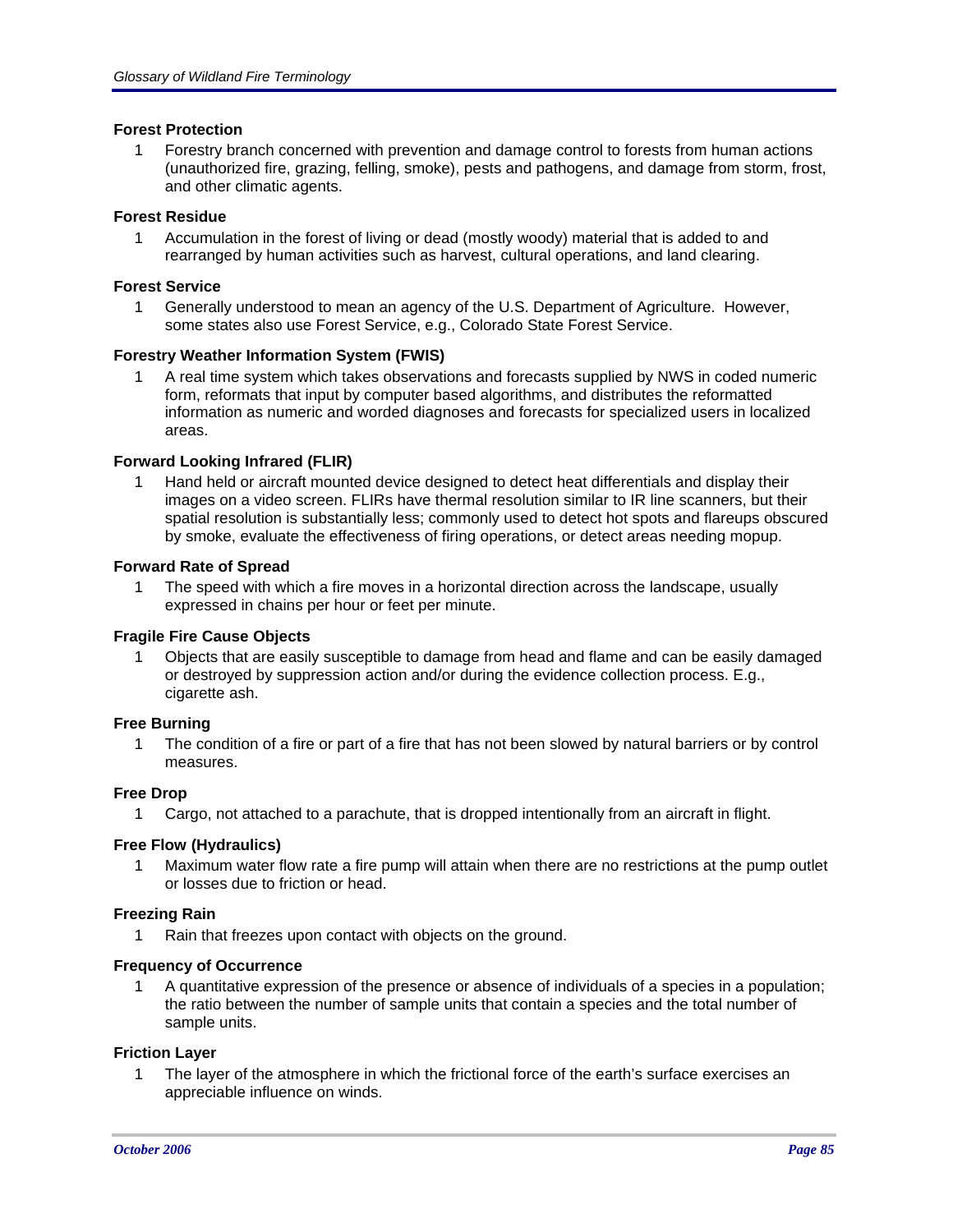**Forest Protection**

1 Forestry branch concerned with prevention and damage control to forests from human actions (unauthorized fire, grazing, felling, smoke), pests and pathogens, and damage from storm, frost, and other climatic agents.

**Forest Residue**

1 Accumulation in the forest of living or dead (mostly woody) material that is added to and rearranged by human activities such as harvest, cultural operations, and land clearing.

**Forest Service**

1 Generally understood to mean an agency of the U.S. Department of Agriculture. However, some states also use Forest Service, e.g., Colorado State Forest Service.

**Forestry Weather Information System (FWIS)**

1 A real time system which takes observations and forecasts supplied by NWS in coded numeric form, reformats that input by computer based algorithms, and distributes the reformatted information as numeric and worded diagnoses and forecasts for specialized users in localized areas.

**Forward Looking Infrared (FLIR)**

1 Hand held or aircraft mounted device designed to detect heat differentials and display their images on a video screen. FLIRs have thermal resolution similar to IR line scanners, but their spatial resolution is substantially less; commonly used to detect hot spots and flareups obscured by smoke, evaluate the effectiveness of firing operations, or detect areas needing mopup.

**Forward Rate of Spread**

1 The speed with which a fire moves in a horizontal direction across the landscape, usually expressed in chains per hour or feet per minute.

**Fragile Fire Cause Objects**

1 Objects that are easily susceptible to damage from head and flame and can be easily damaged or destroyed by suppression action and/or during the evidence collection process. E.g., cigarette ash.

**Free Burning**

1 The condition of a fire or part of a fire that has not been slowed by natural barriers or by control measures.

**Free Drop**

1 Cargo, not attached to a parachute, that is dropped intentionally from an aircraft in flight.

**Free Flow (Hydraulics)**

1 Maximum water flow rate a fire pump will attain when there are no restrictions at the pump outlet or losses due to friction or head.

**Freezing Rain**

1 Rain that freezes upon contact with objects on the ground.

**Frequency of Occurrence**

1 A quantitative expression of the presence or absence of individuals of a species in a population; the ratio between the number of sample units that contain a species and the total number of sample units.

**Friction Layer**

1 The layer of the atmosphere in which the frictional force of the earth's surface exercises an appreciable influence on winds.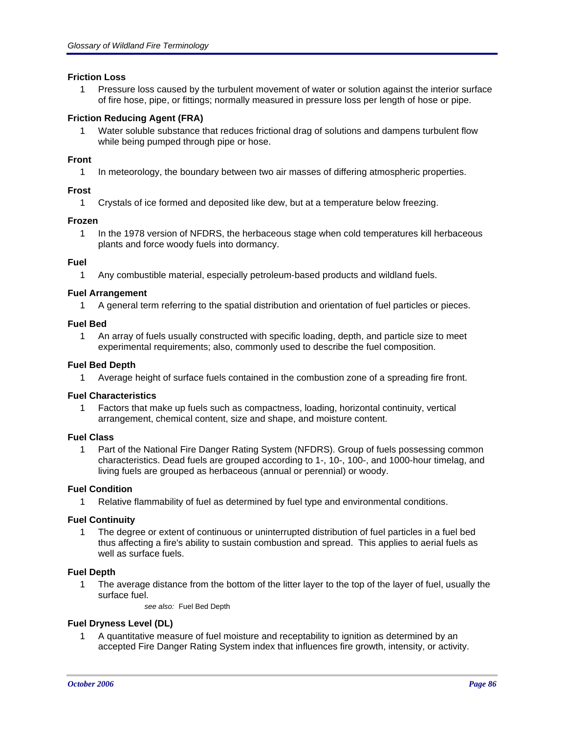**Friction Loss**

1 Pressure loss caused by the turbulent movement of water or solution against the interior surface of fire hose, pipe, or fittings; normally measured in pressure loss per length of hose or pipe.

**Friction Reducing Agent (FRA)**

1 Water soluble substance that reduces frictional drag of solutions and dampens turbulent flow while being pumped through pipe or hose.

**Front**

1 In meteorology, the boundary between two air masses of differing atmospheric properties.

**Frost**

1 Crystals of ice formed and deposited like dew, but at a temperature below freezing.

**Frozen**

1 In the 1978 version of NFDRS, the herbaceous stage when cold temperatures kill herbaceous plants and force woody fuels into dormancy.

**Fuel**

1 Any combustible material, especially petroleum-based products and wildland fuels.

**Fuel Arrangement**

1 A general term referring to the spatial distribution and orientation of fuel particles or pieces.

**Fuel Bed**

1 An array of fuels usually constructed with specific loading, depth, and particle size to meet experimental requirements; also, commonly used to describe the fuel composition.

**Fuel Bed Depth**

1 Average height of surface fuels contained in the combustion zone of a spreading fire front.

**Fuel Characteristics**

1 Factors that make up fuels such as compactness, loading, horizontal continuity, vertical arrangement, chemical content, size and shape, and moisture content.

**Fuel Class**

1 Part of the National Fire Danger Rating System (NFDRS). Group of fuels possessing common characteristics. Dead fuels are grouped according to 1-, 10-, 100-, and 1000-hour timelag, and living fuels are grouped as herbaceous (annual or perennial) or woody.

**Fuel Condition**

1 Relative flammability of fuel as determined by fuel type and environmental conditions.

**Fuel Continuity**

1 The degree or extent of continuous or uninterrupted distribution of fuel particles in a fuel bed thus affecting a fire's ability to sustain combustion and spread. This applies to aerial fuels as well as surface fuels.

**Fuel Depth**

1 The average distance from the bottom of the litter layer to the top of the layer of fuel, usually the surface fuel.

*see also:* Fuel Bed Depth

**Fuel Dryness Level (DL)**

1 A quantitative measure of fuel moisture and receptability to ignition as determined by an accepted Fire Danger Rating System index that influences fire growth, intensity, or activity.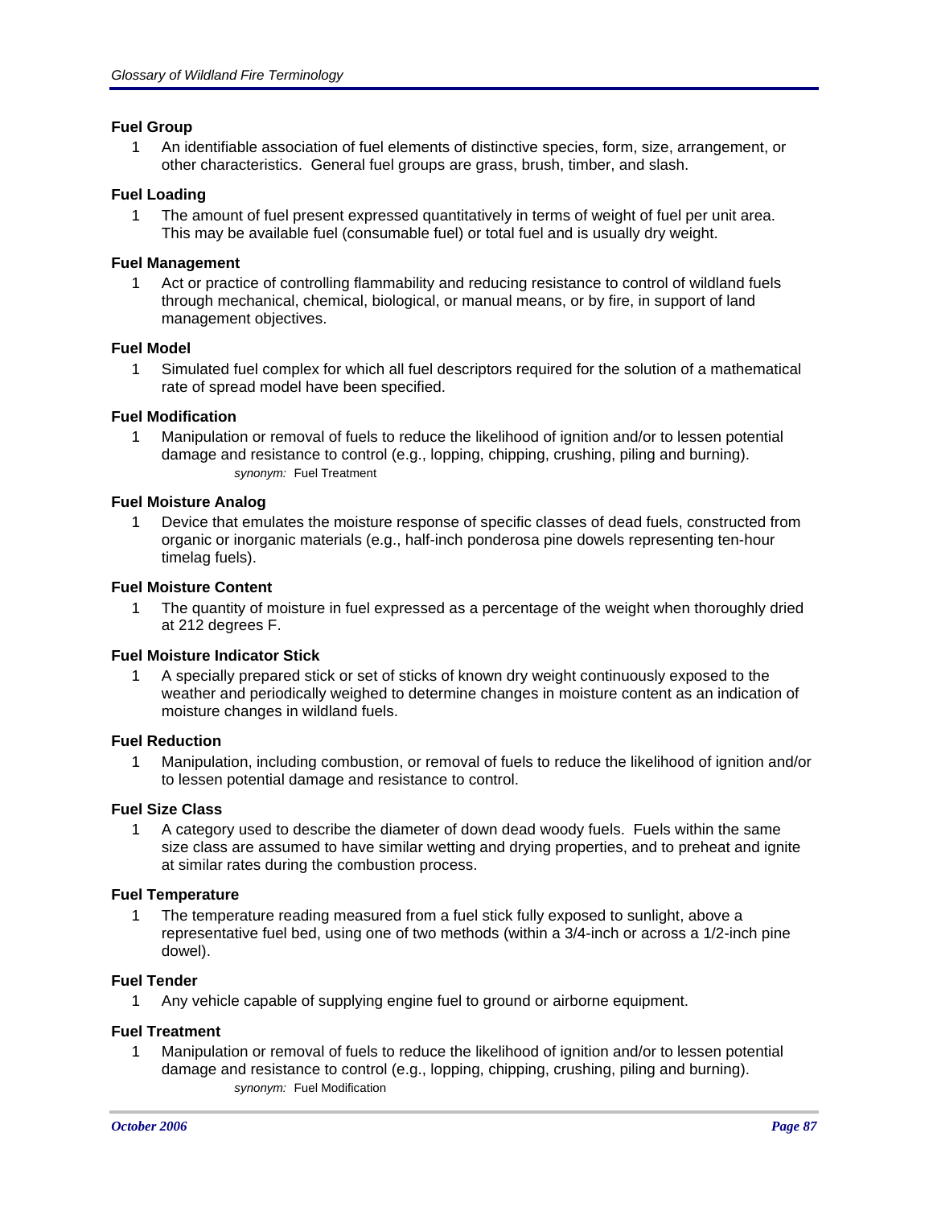**Fuel Group**

1 An identifiable association of fuel elements of distinctive species, form, size, arrangement, or other characteristics. General fuel groups are grass, brush, timber, and slash.

**Fuel Loading**

1 The amount of fuel present expressed quantitatively in terms of weight of fuel per unit area. This may be available fuel (consumable fuel) or total fuel and is usually dry weight.

**Fuel Management**

1 Act or practice of controlling flammability and reducing resistance to control of wildland fuels through mechanical, chemical, biological, or manual means, or by fire, in support of land management objectives.

**Fuel Model**

1 Simulated fuel complex for which all fuel descriptors required for the solution of a mathematical rate of spread model have been specified.

**Fuel Modification**

1 Manipulation or removal of fuels to reduce the likelihood of ignition and/or to lessen potential damage and resistance to control (e.g., lopping, chipping, crushing, piling and burning).
*synonym:* Fuel Treatment

**Fuel Moisture Analog**

1 Device that emulates the moisture response of specific classes of dead fuels, constructed from organic or inorganic materials (e.g., half-inch ponderosa pine dowels representing ten-hour timelag fuels).

**Fuel Moisture Content**

1 The quantity of moisture in fuel expressed as a percentage of the weight when thoroughly dried at 212 degrees F.

**Fuel Moisture Indicator Stick**

1 A specially prepared stick or set of sticks of known dry weight continuously exposed to the weather and periodically weighed to determine changes in moisture content as an indication of moisture changes in wildland fuels.

**Fuel Reduction**

1 Manipulation, including combustion, or removal of fuels to reduce the likelihood of ignition and/or to lessen potential damage and resistance to control.

**Fuel Size Class**

1 A category used to describe the diameter of down dead woody fuels. Fuels within the same size class are assumed to have similar wetting and drying properties, and to preheat and ignite at similar rates during the combustion process.

**Fuel Temperature**

1 The temperature reading measured from a fuel stick fully exposed to sunlight, above a representative fuel bed, using one of two methods (within a 3/4-inch or across a 1/2-inch pine dowel).

**Fuel Tender**

1 Any vehicle capable of supplying engine fuel to ground or airborne equipment.

**Fuel Treatment**

1 Manipulation or removal of fuels to reduce the likelihood of ignition and/or to lessen potential damage and resistance to control (e.g., lopping, chipping, crushing, piling and burning).
*synonym:* Fuel Modification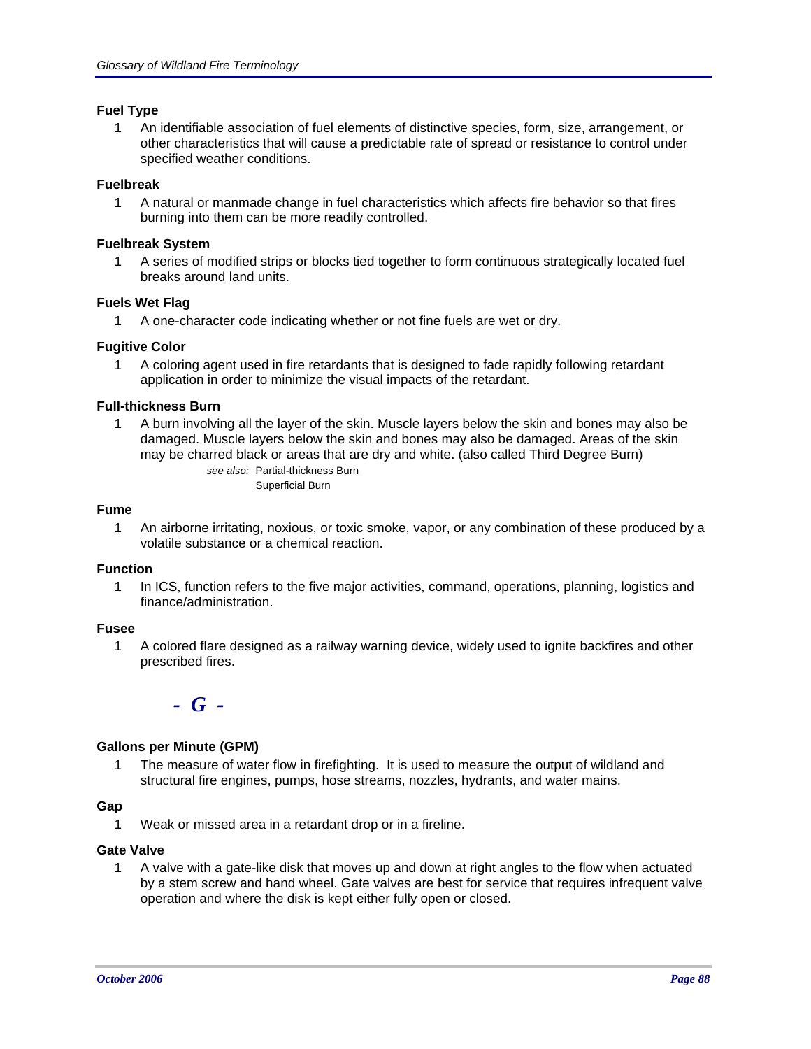### Fuel Type

1 An identifiable association of fuel elements of distinctive species, form, size, arrangement, or other characteristics that will cause a predictable rate of spread or resistance to control under specified weather conditions.

### Fuelbreak

1 A natural or manmade change in fuel characteristics which affects fire behavior so that fires burning into them can be more readily controlled.

### Fuelbreak System

1 A series of modified strips or blocks tied together to form continuous strategically located fuel breaks around land units.

### Fuels Wet Flag

1 A one-character code indicating whether or not fine fuels are wet or dry.

### Fugitive Color

1 A coloring agent used in fire retardants that is designed to fade rapidly following retardant application in order to minimize the visual impacts of the retardant.

### Full-thickness Burn

1 A burn involving all the layer of the skin. Muscle layers below the skin and bones may also be damaged. Muscle layers below the skin and bones may also be damaged. Areas of the skin may be charred black or areas that are dry and white. (also called Third Degree Burn)

*see also:* Partial-thickness Burn
Superficial Burn

### Fume

1 An airborne irritating, noxious, or toxic smoke, vapor, or any combination of these produced by a volatile substance or a chemical reaction.

### Function

1 In ICS, function refers to the five major activities, command, operations, planning, logistics and finance/administration.

### Fusee

1 A colored flare designed as a railway warning device, widely used to ignite backfires and other prescribed fires.

## - G -

### Gallons per Minute (GPM)

1 The measure of water flow in firefighting. It is used to measure the output of wildland and structural fire engines, pumps, hose streams, nozzles, hydrants, and water mains.

### Gap

1 Weak or missed area in a retardant drop or in a fireline.

### Gate Valve

1 A valve with a gate-like disk that moves up and down at right angles to the flow when actuated by a stem screw and hand wheel. Gate valves are best for service that requires infrequent valve operation and where the disk is kept either fully open or closed.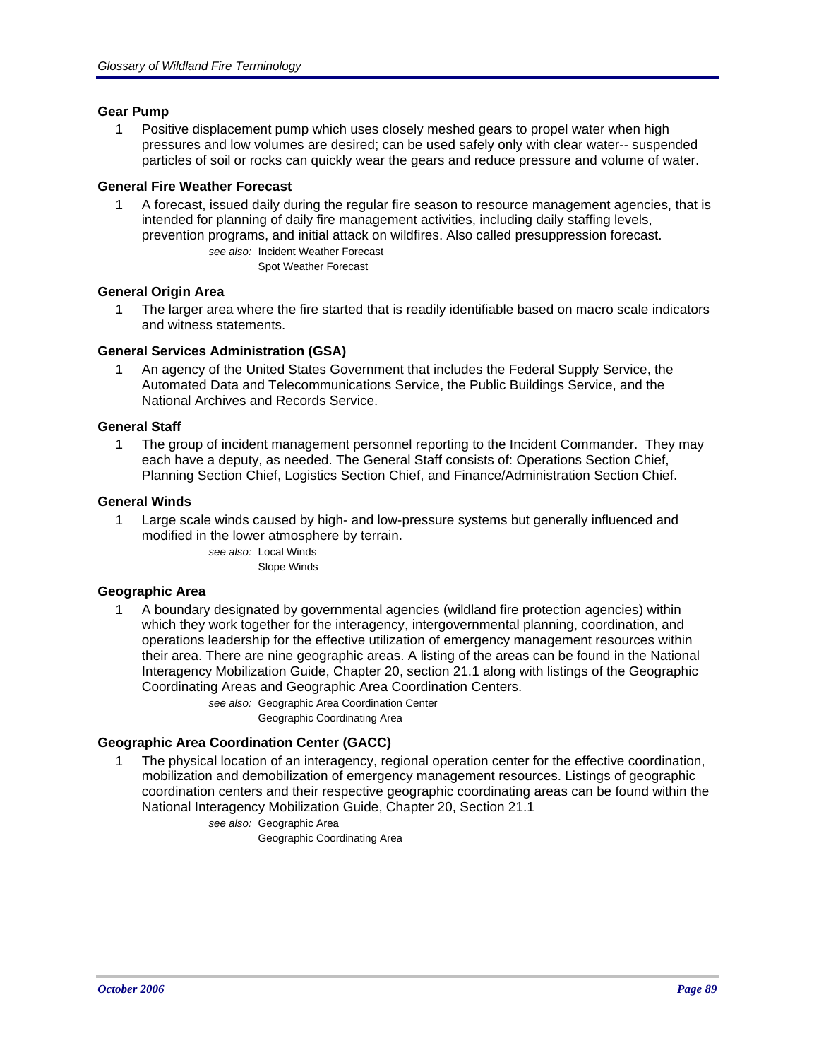### Gear Pump

1 Positive displacement pump which uses closely meshed gears to propel water when high pressures and low volumes are desired; can be used safely only with clear water-- suspended particles of soil or rocks can quickly wear the gears and reduce pressure and volume of water.

### General Fire Weather Forecast

1 A forecast, issued daily during the regular fire season to resource management agencies, that is intended for planning of daily fire management activities, including daily staffing levels, prevention programs, and initial attack on wildfires. Also called presuppression forecast.

*see also:* Incident Weather Forecast
Spot Weather Forecast

### General Origin Area

1 The larger area where the fire started that is readily identifiable based on macro scale indicators and witness statements.

### General Services Administration (GSA)

1 An agency of the United States Government that includes the Federal Supply Service, the Automated Data and Telecommunications Service, the Public Buildings Service, and the National Archives and Records Service.

### General Staff

1 The group of incident management personnel reporting to the Incident Commander. They may each have a deputy, as needed. The General Staff consists of: Operations Section Chief, Planning Section Chief, Logistics Section Chief, and Finance/Administration Section Chief.

### General Winds

1 Large scale winds caused by high- and low-pressure systems but generally influenced and modified in the lower atmosphere by terrain.

*see also:* Local Winds
Slope Winds

### Geographic Area

1 A boundary designated by governmental agencies (wildland fire protection agencies) within which they work together for the interagency, intergovernmental planning, coordination, and operations leadership for the effective utilization of emergency management resources within their area. There are nine geographic areas. A listing of the areas can be found in the National Interagency Mobilization Guide, Chapter 20, section 21.1 along with listings of the Geographic Coordinating Areas and Geographic Area Coordination Centers.

*see also:* Geographic Area Coordination Center
Geographic Coordinating Area

### Geographic Area Coordination Center (GACC)

1 The physical location of an interagency, regional operation center for the effective coordination, mobilization and demobilization of emergency management resources. Listings of geographic coordination centers and their respective geographic coordinating areas can be found within the National Interagency Mobilization Guide, Chapter 20, Section 21.1

*see also:* Geographic Area
Geographic Coordinating Area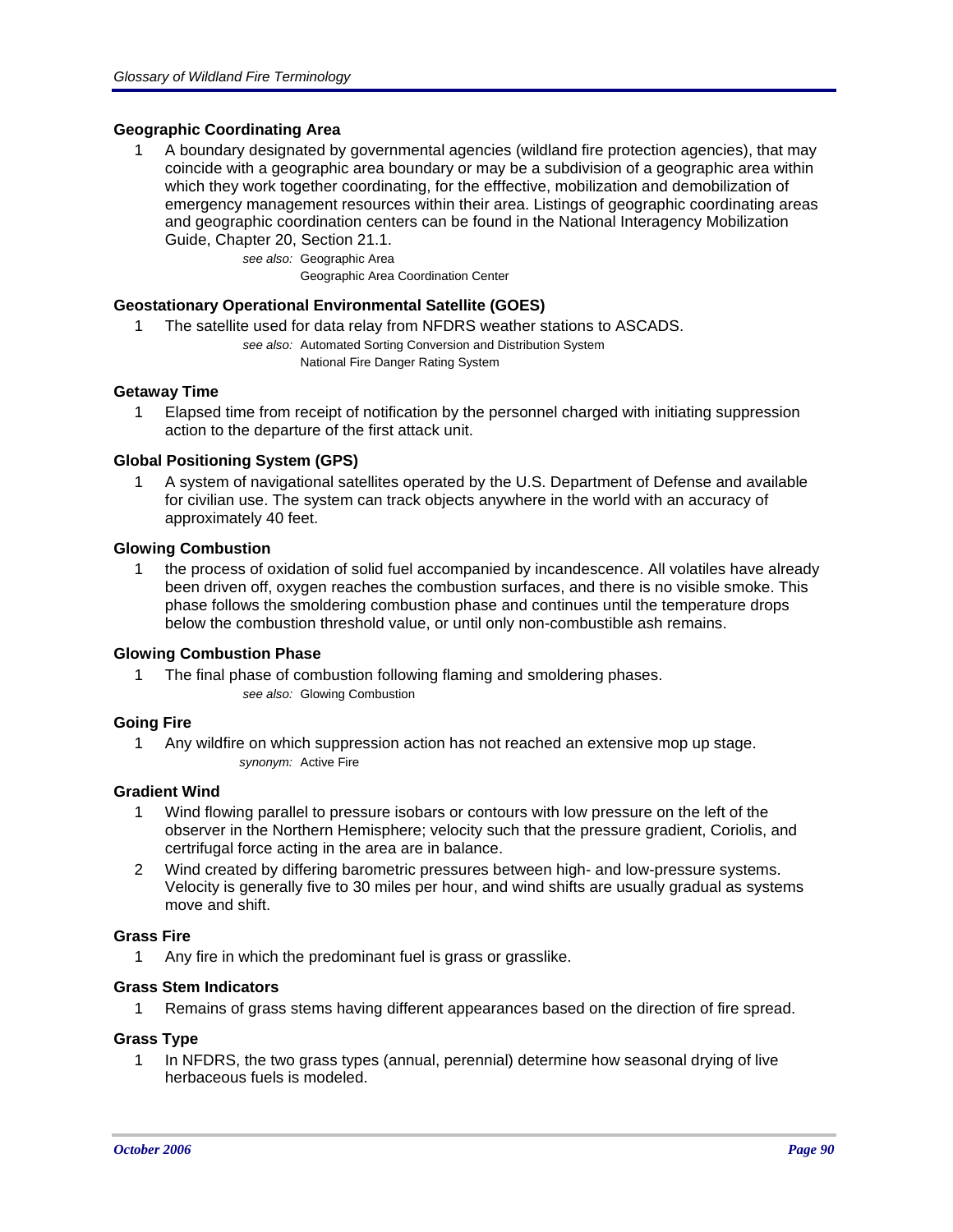**Geographic Coordinating Area**

1 A boundary designated by governmental agencies (wildland fire protection agencies), that may coincide with a geographic area boundary or may be a subdivision of a geographic area within which they work together coordinating, for the efffective, mobilization and demobilization of emergency management resources within their area. Listings of geographic coordinating areas and geographic coordination centers can be found in the National Interagency Mobilization Guide, Chapter 20, Section 21.1.

*see also:* Geographic Area
Geographic Area Coordination Center

**Geostationary Operational Environmental Satellite (GOES)**

1 The satellite used for data relay from NFDRS weather stations to ASCADS.

*see also:* Automated Sorting Conversion and Distribution System
National Fire Danger Rating System

**Getaway Time**

1 Elapsed time from receipt of notification by the personnel charged with initiating suppression action to the departure of the first attack unit.

**Global Positioning System (GPS)**

1 A system of navigational satellites operated by the U.S. Department of Defense and available for civilian use. The system can track objects anywhere in the world with an accuracy of approximately 40 feet.

**Glowing Combustion**

1 the process of oxidation of solid fuel accompanied by incandescence. All volatiles have already been driven off, oxygen reaches the combustion surfaces, and there is no visible smoke. This phase follows the smoldering combustion phase and continues until the temperature drops below the combustion threshold value, or until only non-combustible ash remains.

**Glowing Combustion Phase**

1 The final phase of combustion following flaming and smoldering phases.

*see also:* Glowing Combustion

**Going Fire**

1 Any wildfire on which suppression action has not reached an extensive mop up stage.

*synonym:* Active Fire

**Gradient Wind**

1 Wind flowing parallel to pressure isobars or contours with low pressure on the left of the observer in the Northern Hemisphere; velocity such that the pressure gradient, Coriolis, and certrifugal force acting in the area are in balance.

2 Wind created by differing barometric pressures between high- and low-pressure systems. Velocity is generally five to 30 miles per hour, and wind shifts are usually gradual as systems move and shift.

**Grass Fire**

1 Any fire in which the predominant fuel is grass or grasslike.

**Grass Stem Indicators**

1 Remains of grass stems having different appearances based on the direction of fire spread.

**Grass Type**

1 In NFDRS, the two grass types (annual, perennial) determine how seasonal drying of live herbaceous fuels is modeled.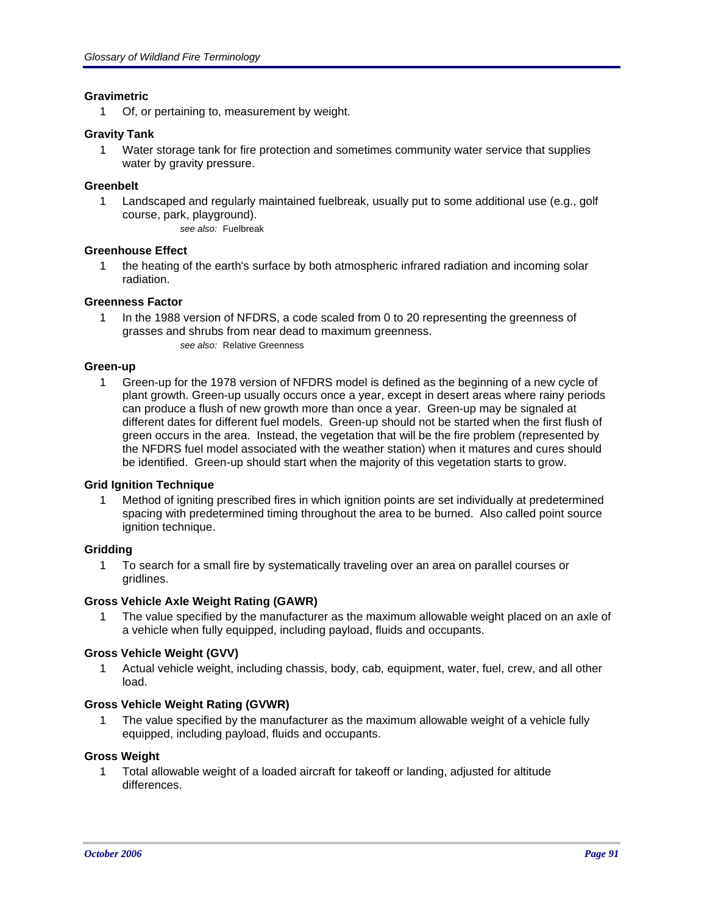**Gravimetric**

1 Of, or pertaining to, measurement by weight.

**Gravity Tank**

1 Water storage tank for fire protection and sometimes community water service that supplies water by gravity pressure.

**Greenbelt**

1 Landscaped and regularly maintained fuelbreak, usually put to some additional use (e.g., golf course, park, playground).

*see also:* Fuelbreak

**Greenhouse Effect**

1 the heating of the earth's surface by both atmospheric infrared radiation and incoming solar radiation.

**Greenness Factor**

1 In the 1988 version of NFDRS, a code scaled from 0 to 20 representing the greenness of grasses and shrubs from near dead to maximum greenness.

*see also:* Relative Greenness

**Green-up**

1 Green-up for the 1978 version of NFDRS model is defined as the beginning of a new cycle of plant growth. Green-up usually occurs once a year, except in desert areas where rainy periods can produce a flush of new growth more than once a year. Green-up may be signaled at different dates for different fuel models. Green-up should not be started when the first flush of green occurs in the area. Instead, the vegetation that will be the fire problem (represented by the NFDRS fuel model associated with the weather station) when it matures and cures should be identified. Green-up should start when the majority of this vegetation starts to grow.

**Grid Ignition Technique**

1 Method of igniting prescribed fires in which ignition points are set individually at predetermined spacing with predetermined timing throughout the area to be burned. Also called point source ignition technique.

**Gridding**

1 To search for a small fire by systematically traveling over an area on parallel courses or gridlines.

**Gross Vehicle Axle Weight Rating (GAWR)**

1 The value specified by the manufacturer as the maximum allowable weight placed on an axle of a vehicle when fully equipped, including payload, fluids and occupants.

**Gross Vehicle Weight (GVV)**

1 Actual vehicle weight, including chassis, body, cab, equipment, water, fuel, crew, and all other load.

**Gross Vehicle Weight Rating (GVWR)**

1 The value specified by the manufacturer as the maximum allowable weight of a vehicle fully equipped, including payload, fluids and occupants.

**Gross Weight**

1 Total allowable weight of a loaded aircraft for takeoff or landing, adjusted for altitude differences.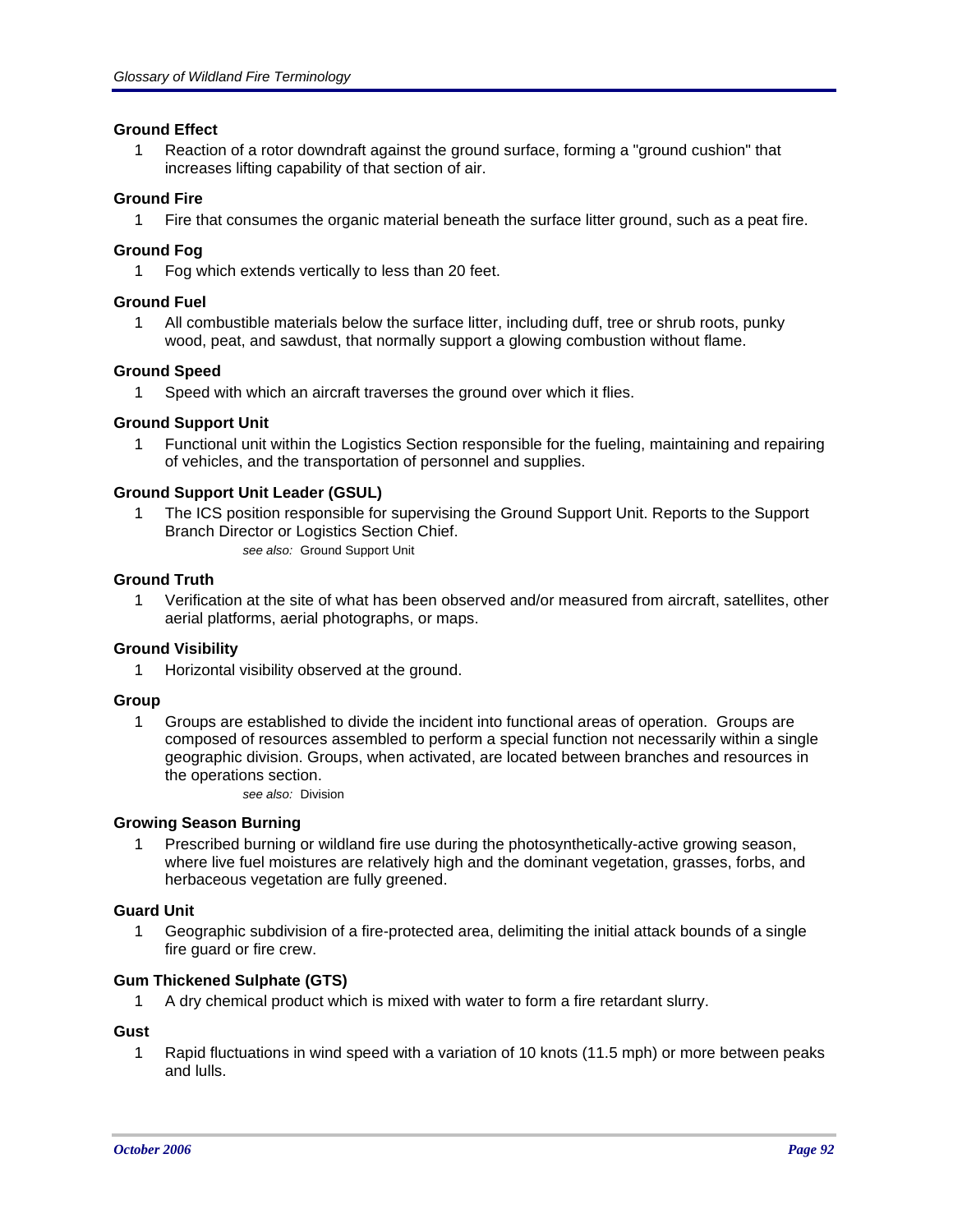**Ground Effect**

1 Reaction of a rotor downdraft against the ground surface, forming a "ground cushion" that increases lifting capability of that section of air.

**Ground Fire**

1 Fire that consumes the organic material beneath the surface litter ground, such as a peat fire.

**Ground Fog**

1 Fog which extends vertically to less than 20 feet.

**Ground Fuel**

1 All combustible materials below the surface litter, including duff, tree or shrub roots, punky wood, peat, and sawdust, that normally support a glowing combustion without flame.

**Ground Speed**

1 Speed with which an aircraft traverses the ground over which it flies.

**Ground Support Unit**

1 Functional unit within the Logistics Section responsible for the fueling, maintaining and repairing of vehicles, and the transportation of personnel and supplies.

**Ground Support Unit Leader (GSUL)**

1 The ICS position responsible for supervising the Ground Support Unit. Reports to the Support Branch Director or Logistics Section Chief.

*see also:* Ground Support Unit

**Ground Truth**

1 Verification at the site of what has been observed and/or measured from aircraft, satellites, other aerial platforms, aerial photographs, or maps.

**Ground Visibility**

1 Horizontal visibility observed at the ground.

**Group**

1 Groups are established to divide the incident into functional areas of operation. Groups are composed of resources assembled to perform a special function not necessarily within a single geographic division. Groups, when activated, are located between branches and resources in the operations section.

*see also:* Division

**Growing Season Burning**

1 Prescribed burning or wildland fire use during the photosynthetically-active growing season, where live fuel moistures are relatively high and the dominant vegetation, grasses, forbs, and herbaceous vegetation are fully greened.

**Guard Unit**

1 Geographic subdivision of a fire-protected area, delimiting the initial attack bounds of a single fire guard or fire crew.

**Gum Thickened Sulphate (GTS)**

1 A dry chemical product which is mixed with water to form a fire retardant slurry.

**Gust**

1 Rapid fluctuations in wind speed with a variation of 10 knots (11.5 mph) or more between peaks and lulls.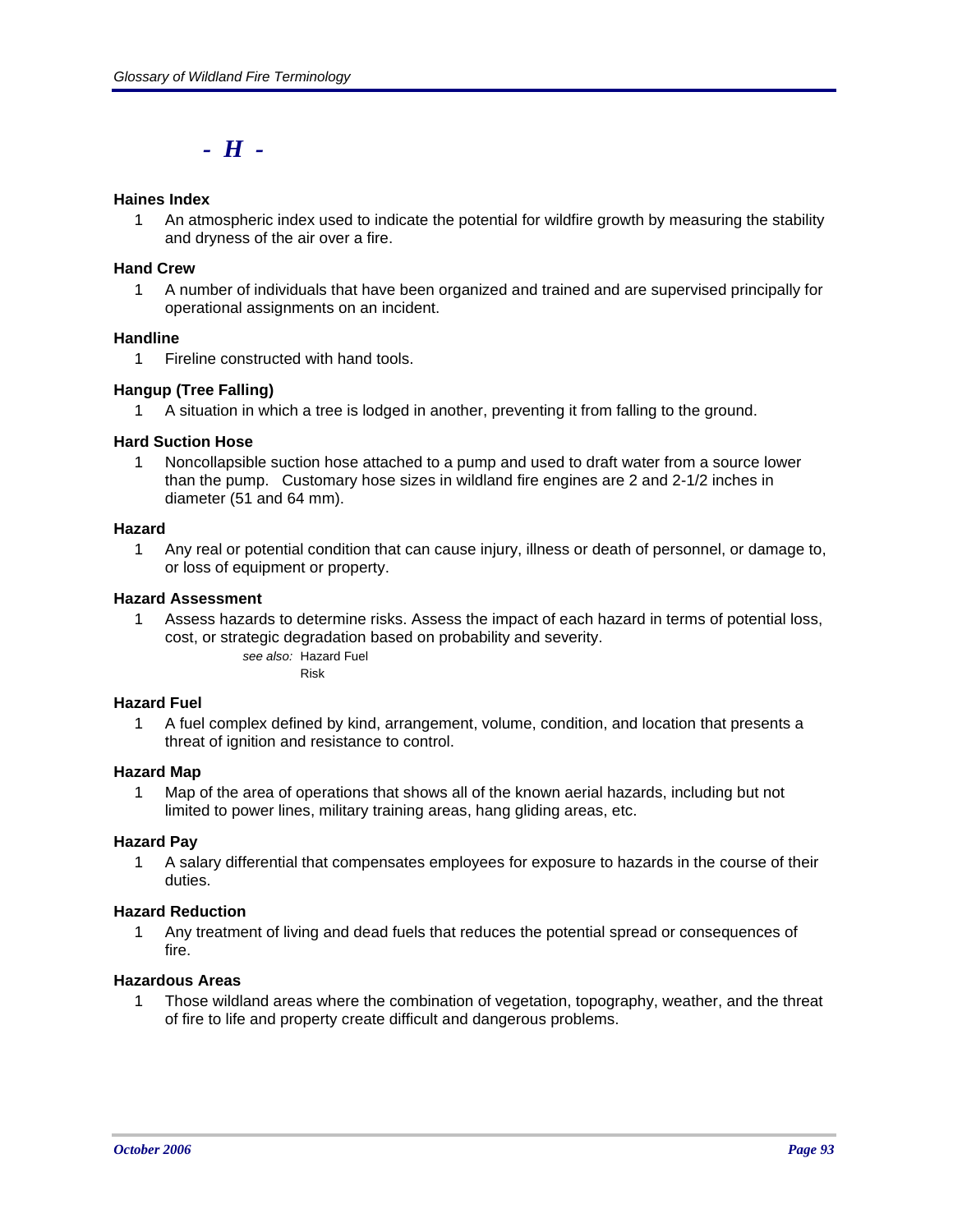# - H -

**Haines Index**

1. An atmospheric index used to indicate the potential for wildfire growth by measuring the stability and dryness of the air over a fire.

**Hand Crew**

1. A number of individuals that have been organized and trained and are supervised principally for operational assignments on an incident.

**Handline**

1. Fireline constructed with hand tools.

**Hangup (Tree Falling)**

1. A situation in which a tree is lodged in another, preventing it from falling to the ground.

**Hard Suction Hose**

1. Noncollapsible suction hose attached to a pump and used to draft water from a source lower than the pump. Customary hose sizes in wildland fire engines are 2 and 2-1/2 inches in diameter (51 and 64 mm).

**Hazard**

1. Any real or potential condition that can cause injury, illness or death of personnel, or damage to, or loss of equipment or property.

**Hazard Assessment**

1. Assess hazards to determine risks. Assess the impact of each hazard in terms of potential loss, cost, or strategic degradation based on probability and severity.

   *see also:* Hazard Fuel
   Risk

**Hazard Fuel**

1. A fuel complex defined by kind, arrangement, volume, condition, and location that presents a threat of ignition and resistance to control.

**Hazard Map**

1. Map of the area of operations that shows all of the known aerial hazards, including but not limited to power lines, military training areas, hang gliding areas, etc.

**Hazard Pay**

1. A salary differential that compensates employees for exposure to hazards in the course of their duties.

**Hazard Reduction**

1. Any treatment of living and dead fuels that reduces the potential spread or consequences of fire.

**Hazardous Areas**

1. Those wildland areas where the combination of vegetation, topography, weather, and the threat of fire to life and property create difficult and dangerous problems.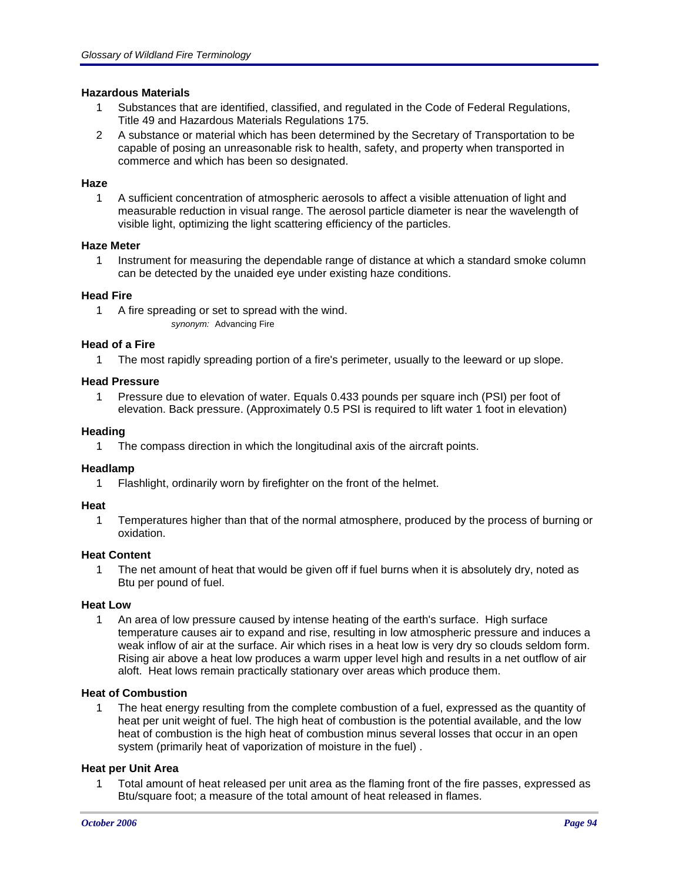**Hazardous Materials**

1 Substances that are identified, classified, and regulated in the Code of Federal Regulations, Title 49 and Hazardous Materials Regulations 175.

2 A substance or material which has been determined by the Secretary of Transportation to be capable of posing an unreasonable risk to health, safety, and property when transported in commerce and which has been so designated.

**Haze**

1 A sufficient concentration of atmospheric aerosols to affect a visible attenuation of light and measurable reduction in visual range. The aerosol particle diameter is near the wavelength of visible light, optimizing the light scattering efficiency of the particles.

**Haze Meter**

1 Instrument for measuring the dependable range of distance at which a standard smoke column can be detected by the unaided eye under existing haze conditions.

**Head Fire**

1 A fire spreading or set to spread with the wind.

*synonym:* Advancing Fire

**Head of a Fire**

1 The most rapidly spreading portion of a fire's perimeter, usually to the leeward or up slope.

**Head Pressure**

1 Pressure due to elevation of water. Equals 0.433 pounds per square inch (PSI) per foot of elevation. Back pressure. (Approximately 0.5 PSI is required to lift water 1 foot in elevation)

**Heading**

1 The compass direction in which the longitudinal axis of the aircraft points.

**Headlamp**

1 Flashlight, ordinarily worn by firefighter on the front of the helmet.

**Heat**

1 Temperatures higher than that of the normal atmosphere, produced by the process of burning or oxidation.

**Heat Content**

1 The net amount of heat that would be given off if fuel burns when it is absolutely dry, noted as Btu per pound of fuel.

**Heat Low**

1 An area of low pressure caused by intense heating of the earth's surface. High surface temperature causes air to expand and rise, resulting in low atmospheric pressure and induces a weak inflow of air at the surface. Air which rises in a heat low is very dry so clouds seldom form. Rising air above a heat low produces a warm upper level high and results in a net outflow of air aloft. Heat lows remain practically stationary over areas which produce them.

**Heat of Combustion**

1 The heat energy resulting from the complete combustion of a fuel, expressed as the quantity of heat per unit weight of fuel. The high heat of combustion is the potential available, and the low heat of combustion is the high heat of combustion minus several losses that occur in an open system (primarily heat of vaporization of moisture in the fuel) .

**Heat per Unit Area**

1 Total amount of heat released per unit area as the flaming front of the fire passes, expressed as Btu/square foot; a measure of the total amount of heat released in flames.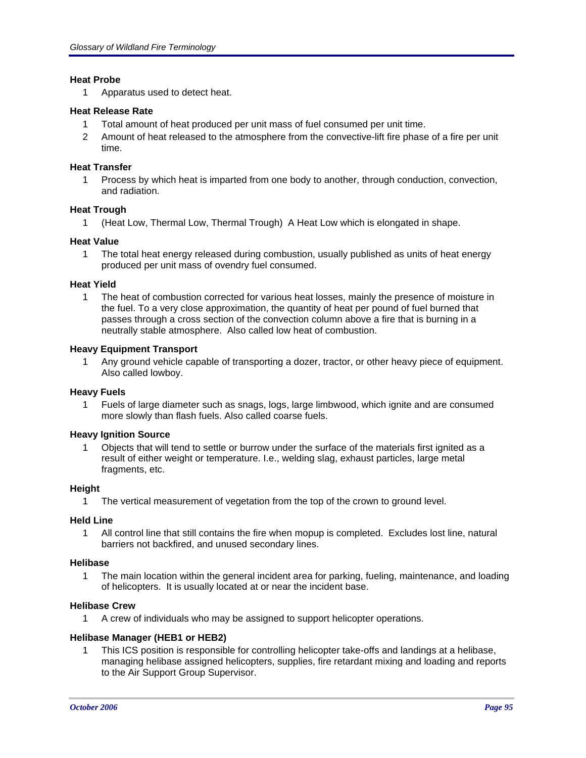### Heat Probe

1 Apparatus used to detect heat.

### Heat Release Rate

1 Total amount of heat produced per unit mass of fuel consumed per unit time.

2 Amount of heat released to the atmosphere from the convective-lift fire phase of a fire per unit time.

### Heat Transfer

1 Process by which heat is imparted from one body to another, through conduction, convection, and radiation.

### Heat Trough

1 (Heat Low, Thermal Low, Thermal Trough) A Heat Low which is elongated in shape.

### Heat Value

1 The total heat energy released during combustion, usually published as units of heat energy produced per unit mass of ovendry fuel consumed.

### Heat Yield

1 The heat of combustion corrected for various heat losses, mainly the presence of moisture in the fuel. To a very close approximation, the quantity of heat per pound of fuel burned that passes through a cross section of the convection column above a fire that is burning in a neutrally stable atmosphere. Also called low heat of combustion.

### Heavy Equipment Transport

1 Any ground vehicle capable of transporting a dozer, tractor, or other heavy piece of equipment. Also called lowboy.

### Heavy Fuels

1 Fuels of large diameter such as snags, logs, large limbwood, which ignite and are consumed more slowly than flash fuels. Also called coarse fuels.

### Heavy Ignition Source

1 Objects that will tend to settle or burrow under the surface of the materials first ignited as a result of either weight or temperature. I.e., welding slag, exhaust particles, large metal fragments, etc.

### Height

1 The vertical measurement of vegetation from the top of the crown to ground level.

### Held Line

1 All control line that still contains the fire when mopup is completed. Excludes lost line, natural barriers not backfired, and unused secondary lines.

### Helibase

1 The main location within the general incident area for parking, fueling, maintenance, and loading of helicopters. It is usually located at or near the incident base.

### Helibase Crew

1 A crew of individuals who may be assigned to support helicopter operations.

### Helibase Manager (HEB1 or HEB2)

1 This ICS position is responsible for controlling helicopter take-offs and landings at a helibase, managing helibase assigned helicopters, supplies, fire retardant mixing and loading and reports to the Air Support Group Supervisor.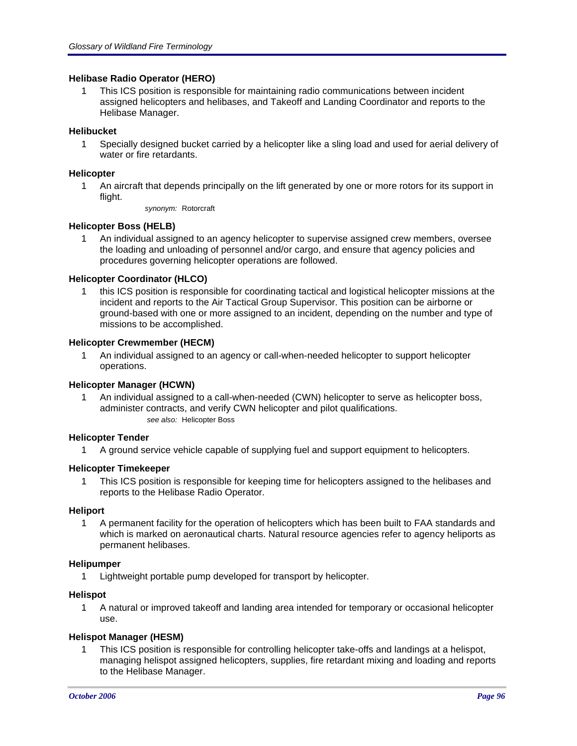**Helibase Radio Operator (HERO)**

1 This ICS position is responsible for maintaining radio communications between incident assigned helicopters and helibases, and Takeoff and Landing Coordinator and reports to the Helibase Manager.

**Helibucket**

1 Specially designed bucket carried by a helicopter like a sling load and used for aerial delivery of water or fire retardants.

**Helicopter**

1 An aircraft that depends principally on the lift generated by one or more rotors for its support in flight.

*synonym:* Rotorcraft

**Helicopter Boss (HELB)**

1 An individual assigned to an agency helicopter to supervise assigned crew members, oversee the loading and unloading of personnel and/or cargo, and ensure that agency policies and procedures governing helicopter operations are followed.

**Helicopter Coordinator (HLCO)**

1 this ICS position is responsible for coordinating tactical and logistical helicopter missions at the incident and reports to the Air Tactical Group Supervisor. This position can be airborne or ground-based with one or more assigned to an incident, depending on the number and type of missions to be accomplished.

**Helicopter Crewmember (HECM)**

1 An individual assigned to an agency or call-when-needed helicopter to support helicopter operations.

**Helicopter Manager (HCWN)**

1 An individual assigned to a call-when-needed (CWN) helicopter to serve as helicopter boss, administer contracts, and verify CWN helicopter and pilot qualifications.

*see also:* Helicopter Boss

**Helicopter Tender**

1 A ground service vehicle capable of supplying fuel and support equipment to helicopters.

**Helicopter Timekeeper**

1 This ICS position is responsible for keeping time for helicopters assigned to the helibases and reports to the Helibase Radio Operator.

**Heliport**

1 A permanent facility for the operation of helicopters which has been built to FAA standards and which is marked on aeronautical charts. Natural resource agencies refer to agency heliports as permanent helibases.

**Helipumper**

1 Lightweight portable pump developed for transport by helicopter.

**Helispot**

1 A natural or improved takeoff and landing area intended for temporary or occasional helicopter use.

**Helispot Manager (HESM)**

1 This ICS position is responsible for controlling helicopter take-offs and landings at a helispot, managing helispot assigned helicopters, supplies, fire retardant mixing and loading and reports to the Helibase Manager.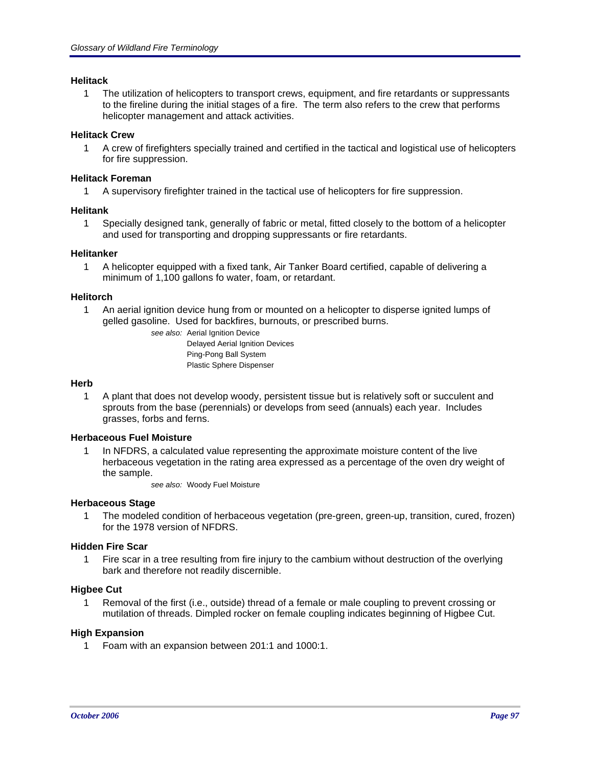### Helitack

1 The utilization of helicopters to transport crews, equipment, and fire retardants or suppressants to the fireline during the initial stages of a fire. The term also refers to the crew that performs helicopter management and attack activities.

### Helitack Crew

1 A crew of firefighters specially trained and certified in the tactical and logistical use of helicopters for fire suppression.

### Helitack Foreman

1 A supervisory firefighter trained in the tactical use of helicopters for fire suppression.

### Helitank

1 Specially designed tank, generally of fabric or metal, fitted closely to the bottom of a helicopter and used for transporting and dropping suppressants or fire retardants.

### Helitanker

1 A helicopter equipped with a fixed tank, Air Tanker Board certified, capable of delivering a minimum of 1,100 gallons fo water, foam, or retardant.

### Helitorch

1 An aerial ignition device hung from or mounted on a helicopter to disperse ignited lumps of gelled gasoline. Used for backfires, burnouts, or prescribed burns.

*see also:* Aerial Ignition Device
Delayed Aerial Ignition Devices
Ping-Pong Ball System
Plastic Sphere Dispenser

### Herb

1 A plant that does not develop woody, persistent tissue but is relatively soft or succulent and sprouts from the base (perennials) or develops from seed (annuals) each year. Includes grasses, forbs and ferns.

### Herbaceous Fuel Moisture

1 In NFDRS, a calculated value representing the approximate moisture content of the live herbaceous vegetation in the rating area expressed as a percentage of the oven dry weight of the sample.

*see also:* Woody Fuel Moisture

### Herbaceous Stage

1 The modeled condition of herbaceous vegetation (pre-green, green-up, transition, cured, frozen) for the 1978 version of NFDRS.

### Hidden Fire Scar

1 Fire scar in a tree resulting from fire injury to the cambium without destruction of the overlying bark and therefore not readily discernible.

### Higbee Cut

1 Removal of the first (i.e., outside) thread of a female or male coupling to prevent crossing or mutilation of threads. Dimpled rocker on female coupling indicates beginning of Higbee Cut.

### High Expansion

1 Foam with an expansion between 201:1 and 1000:1.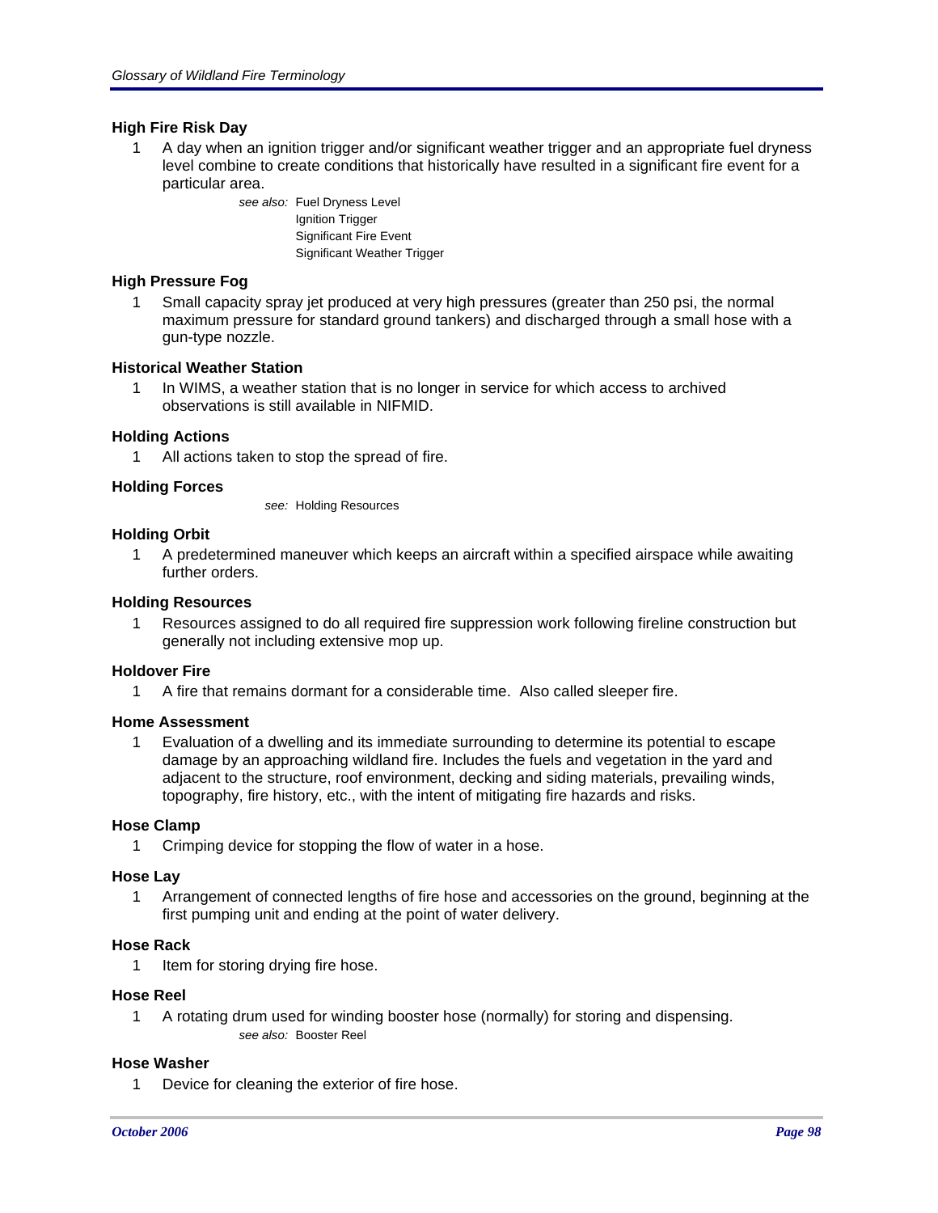### High Fire Risk Day

1 A day when an ignition trigger and/or significant weather trigger and an appropriate fuel dryness level combine to create conditions that historically have resulted in a significant fire event for a particular area.

*see also:* Fuel Dryness Level
Ignition Trigger
Significant Fire Event
Significant Weather Trigger

### High Pressure Fog

1 Small capacity spray jet produced at very high pressures (greater than 250 psi, the normal maximum pressure for standard ground tankers) and discharged through a small hose with a gun-type nozzle.

### Historical Weather Station

1 In WIMS, a weather station that is no longer in service for which access to archived observations is still available in NIFMID.

### Holding Actions

1 All actions taken to stop the spread of fire.

### Holding Forces

*see:* Holding Resources

### Holding Orbit

1 A predetermined maneuver which keeps an aircraft within a specified airspace while awaiting further orders.

### Holding Resources

1 Resources assigned to do all required fire suppression work following fireline construction but generally not including extensive mop up.

### Holdover Fire

1 A fire that remains dormant for a considerable time. Also called sleeper fire.

### Home Assessment

1 Evaluation of a dwelling and its immediate surrounding to determine its potential to escape damage by an approaching wildland fire. Includes the fuels and vegetation in the yard and adjacent to the structure, roof environment, decking and siding materials, prevailing winds, topography, fire history, etc., with the intent of mitigating fire hazards and risks.

### Hose Clamp

1 Crimping device for stopping the flow of water in a hose.

### Hose Lay

1 Arrangement of connected lengths of fire hose and accessories on the ground, beginning at the first pumping unit and ending at the point of water delivery.

### Hose Rack

1 Item for storing drying fire hose.

### Hose Reel

1 A rotating drum used for winding booster hose (normally) for storing and dispensing.

*see also:* Booster Reel

### Hose Washer

1 Device for cleaning the exterior of fire hose.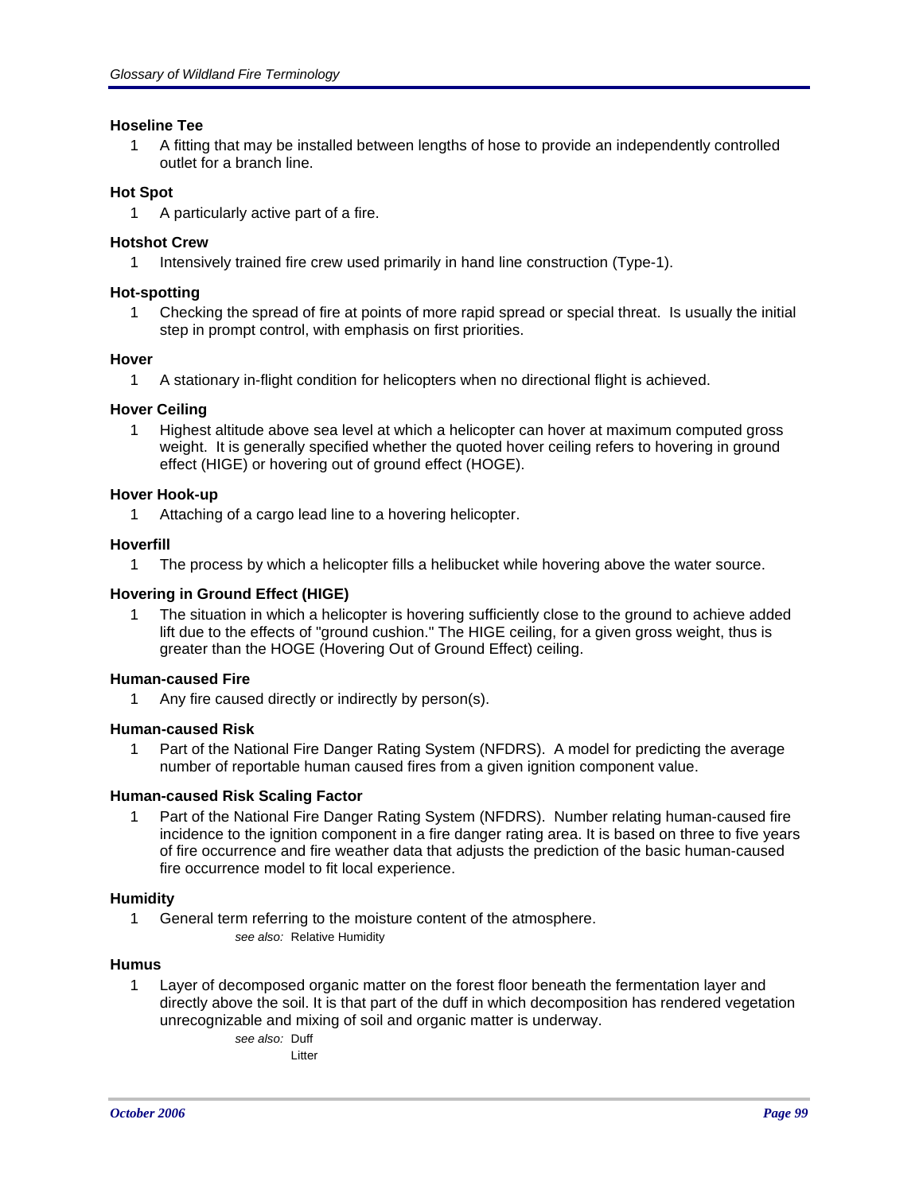**Hoseline Tee**

1. A fitting that may be installed between lengths of hose to provide an independently controlled outlet for a branch line.

**Hot Spot**

1. A particularly active part of a fire.

**Hotshot Crew**

1. Intensively trained fire crew used primarily in hand line construction (Type-1).

**Hot-spotting**

1. Checking the spread of fire at points of more rapid spread or special threat. Is usually the initial step in prompt control, with emphasis on first priorities.

**Hover**

1. A stationary in-flight condition for helicopters when no directional flight is achieved.

**Hover Ceiling**

1. Highest altitude above sea level at which a helicopter can hover at maximum computed gross weight. It is generally specified whether the quoted hover ceiling refers to hovering in ground effect (HIGE) or hovering out of ground effect (HOGE).

**Hover Hook-up**

1. Attaching of a cargo lead line to a hovering helicopter.

**Hoverfill**

1. The process by which a helicopter fills a helibucket while hovering above the water source.

**Hovering in Ground Effect (HIGE)**

1. The situation in which a helicopter is hovering sufficiently close to the ground to achieve added lift due to the effects of "ground cushion." The HIGE ceiling, for a given gross weight, thus is greater than the HOGE (Hovering Out of Ground Effect) ceiling.

**Human-caused Fire**

1. Any fire caused directly or indirectly by person(s).

**Human-caused Risk**

1. Part of the National Fire Danger Rating System (NFDRS). A model for predicting the average number of reportable human caused fires from a given ignition component value.

**Human-caused Risk Scaling Factor**

1. Part of the National Fire Danger Rating System (NFDRS). Number relating human-caused fire incidence to the ignition component in a fire danger rating area. It is based on three to five years of fire occurrence and fire weather data that adjusts the prediction of the basic human-caused fire occurrence model to fit local experience.

**Humidity**

1. General term referring to the moisture content of the atmosphere.

   *see also:* Relative Humidity

**Humus**

1. Layer of decomposed organic matter on the forest floor beneath the fermentation layer and directly above the soil. It is that part of the duff in which decomposition has rendered vegetation unrecognizable and mixing of soil and organic matter is underway.

   *see also:* Duff
   Litter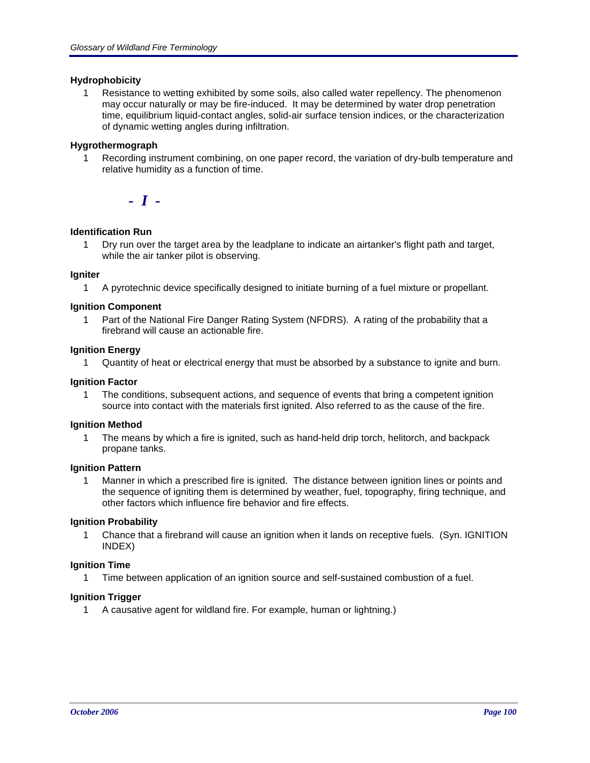### Hydrophobicity

1 Resistance to wetting exhibited by some soils, also called water repellency. The phenomenon may occur naturally or may be fire-induced. It may be determined by water drop penetration time, equilibrium liquid-contact angles, solid-air surface tension indices, or the characterization of dynamic wetting angles during infiltration.

### Hygrothermograph

1 Recording instrument combining, on one paper record, the variation of dry-bulb temperature and relative humidity as a function of time.

## *- I -*

### Identification Run

1 Dry run over the target area by the leadplane to indicate an airtanker's flight path and target, while the air tanker pilot is observing.

### Igniter

1 A pyrotechnic device specifically designed to initiate burning of a fuel mixture or propellant.

### Ignition Component

1 Part of the National Fire Danger Rating System (NFDRS). A rating of the probability that a firebrand will cause an actionable fire.

### Ignition Energy

1 Quantity of heat or electrical energy that must be absorbed by a substance to ignite and burn.

### Ignition Factor

1 The conditions, subsequent actions, and sequence of events that bring a competent ignition source into contact with the materials first ignited. Also referred to as the cause of the fire.

### Ignition Method

1 The means by which a fire is ignited, such as hand-held drip torch, helitorch, and backpack propane tanks.

### Ignition Pattern

1 Manner in which a prescribed fire is ignited. The distance between ignition lines or points and the sequence of igniting them is determined by weather, fuel, topography, firing technique, and other factors which influence fire behavior and fire effects.

### Ignition Probability

1 Chance that a firebrand will cause an ignition when it lands on receptive fuels. (Syn. IGNITION INDEX)

### Ignition Time

1 Time between application of an ignition source and self-sustained combustion of a fuel.

### Ignition Trigger

1 A causative agent for wildland fire. For example, human or lightning.)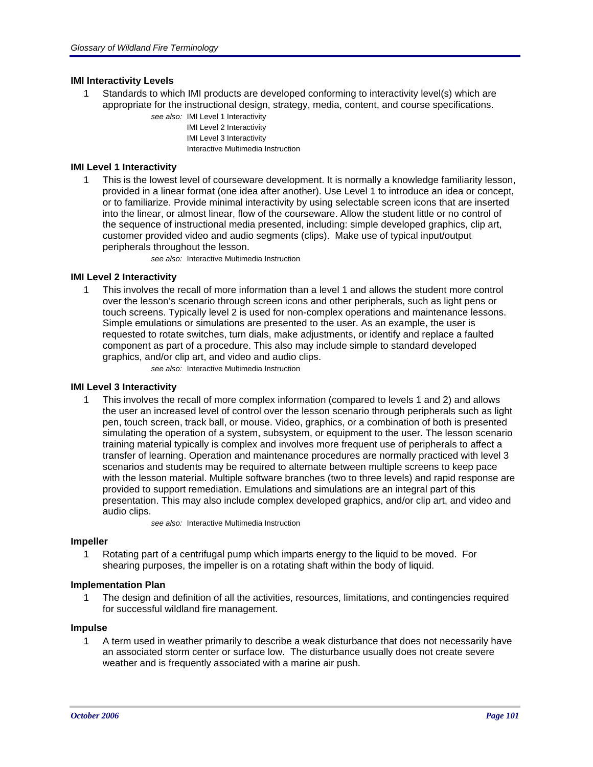### IMI Interactivity Levels

1. Standards to which IMI products are developed conforming to interactivity level(s) which are appropriate for the instructional design, strategy, media, content, and course specifications.

   *see also:* IMI Level 1 Interactivity
   IMI Level 2 Interactivity
   IMI Level 3 Interactivity
   Interactive Multimedia Instruction

### IMI Level 1 Interactivity

1. This is the lowest level of courseware development. It is normally a knowledge familiarity lesson, provided in a linear format (one idea after another). Use Level 1 to introduce an idea or concept, or to familiarize. Provide minimal interactivity by using selectable screen icons that are inserted into the linear, or almost linear, flow of the courseware. Allow the student little or no control of the sequence of instructional media presented, including: simple developed graphics, clip art, customer provided video and audio segments (clips). Make use of typical input/output peripherals throughout the lesson.

   *see also:* Interactive Multimedia Instruction

### IMI Level 2 Interactivity

1. This involves the recall of more information than a level 1 and allows the student more control over the lesson's scenario through screen icons and other peripherals, such as light pens or touch screens. Typically level 2 is used for non-complex operations and maintenance lessons. Simple emulations or simulations are presented to the user. As an example, the user is requested to rotate switches, turn dials, make adjustments, or identify and replace a faulted component as part of a procedure. This also may include simple to standard developed graphics, and/or clip art, and video and audio clips.

   *see also:* Interactive Multimedia Instruction

### IMI Level 3 Interactivity

1. This involves the recall of more complex information (compared to levels 1 and 2) and allows the user an increased level of control over the lesson scenario through peripherals such as light pen, touch screen, track ball, or mouse. Video, graphics, or a combination of both is presented simulating the operation of a system, subsystem, or equipment to the user. The lesson scenario training material typically is complex and involves more frequent use of peripherals to affect a transfer of learning. Operation and maintenance procedures are normally practiced with level 3 scenarios and students may be required to alternate between multiple screens to keep pace with the lesson material. Multiple software branches (two to three levels) and rapid response are provided to support remediation. Emulations and simulations are an integral part of this presentation. This may also include complex developed graphics, and/or clip art, and video and audio clips.

   *see also:* Interactive Multimedia Instruction

### Impeller

1. Rotating part of a centrifugal pump which imparts energy to the liquid to be moved. For shearing purposes, the impeller is on a rotating shaft within the body of liquid.

### Implementation Plan

1. The design and definition of all the activities, resources, limitations, and contingencies required for successful wildland fire management.

### Impulse

1. A term used in weather primarily to describe a weak disturbance that does not necessarily have an associated storm center or surface low. The disturbance usually does not create severe weather and is frequently associated with a marine air push.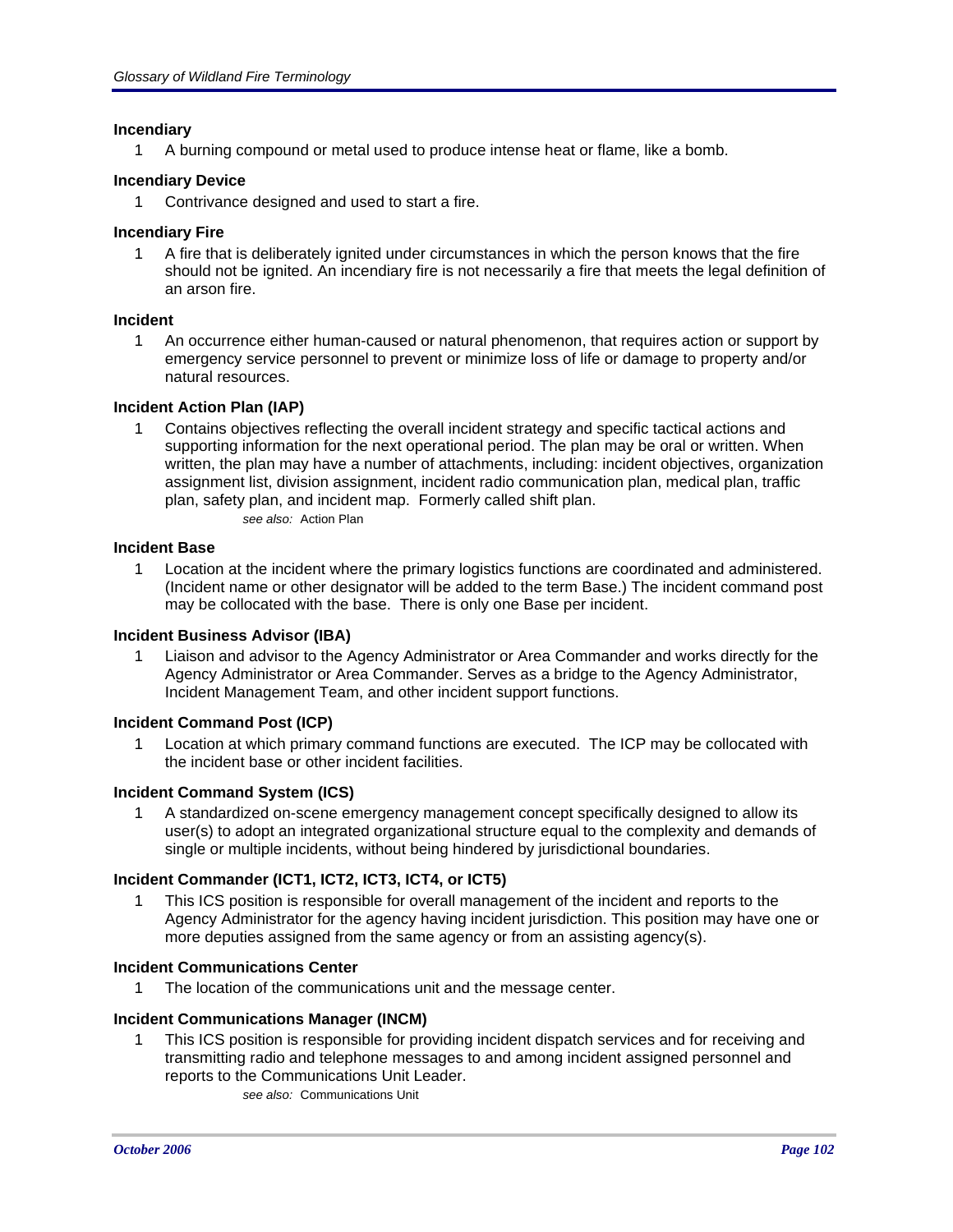**Incendiary**

1 A burning compound or metal used to produce intense heat or flame, like a bomb.

**Incendiary Device**

1 Contrivance designed and used to start a fire.

**Incendiary Fire**

1 A fire that is deliberately ignited under circumstances in which the person knows that the fire should not be ignited. An incendiary fire is not necessarily a fire that meets the legal definition of an arson fire.

**Incident**

1 An occurrence either human-caused or natural phenomenon, that requires action or support by emergency service personnel to prevent or minimize loss of life or damage to property and/or natural resources.

**Incident Action Plan (IAP)**

1 Contains objectives reflecting the overall incident strategy and specific tactical actions and supporting information for the next operational period. The plan may be oral or written. When written, the plan may have a number of attachments, including: incident objectives, organization assignment list, division assignment, incident radio communication plan, medical plan, traffic plan, safety plan, and incident map. Formerly called shift plan.

*see also:* Action Plan

**Incident Base**

1 Location at the incident where the primary logistics functions are coordinated and administered. (Incident name or other designator will be added to the term Base.) The incident command post may be collocated with the base. There is only one Base per incident.

**Incident Business Advisor (IBA)**

1 Liaison and advisor to the Agency Administrator or Area Commander and works directly for the Agency Administrator or Area Commander. Serves as a bridge to the Agency Administrator, Incident Management Team, and other incident support functions.

**Incident Command Post (ICP)**

1 Location at which primary command functions are executed. The ICP may be collocated with the incident base or other incident facilities.

**Incident Command System (ICS)**

1 A standardized on-scene emergency management concept specifically designed to allow its user(s) to adopt an integrated organizational structure equal to the complexity and demands of single or multiple incidents, without being hindered by jurisdictional boundaries.

**Incident Commander (ICT1, ICT2, ICT3, ICT4, or ICT5)**

1 This ICS position is responsible for overall management of the incident and reports to the Agency Administrator for the agency having incident jurisdiction. This position may have one or more deputies assigned from the same agency or from an assisting agency(s).

**Incident Communications Center**

1 The location of the communications unit and the message center.

**Incident Communications Manager (INCM)**

1 This ICS position is responsible for providing incident dispatch services and for receiving and transmitting radio and telephone messages to and among incident assigned personnel and reports to the Communications Unit Leader.

*see also:* Communications Unit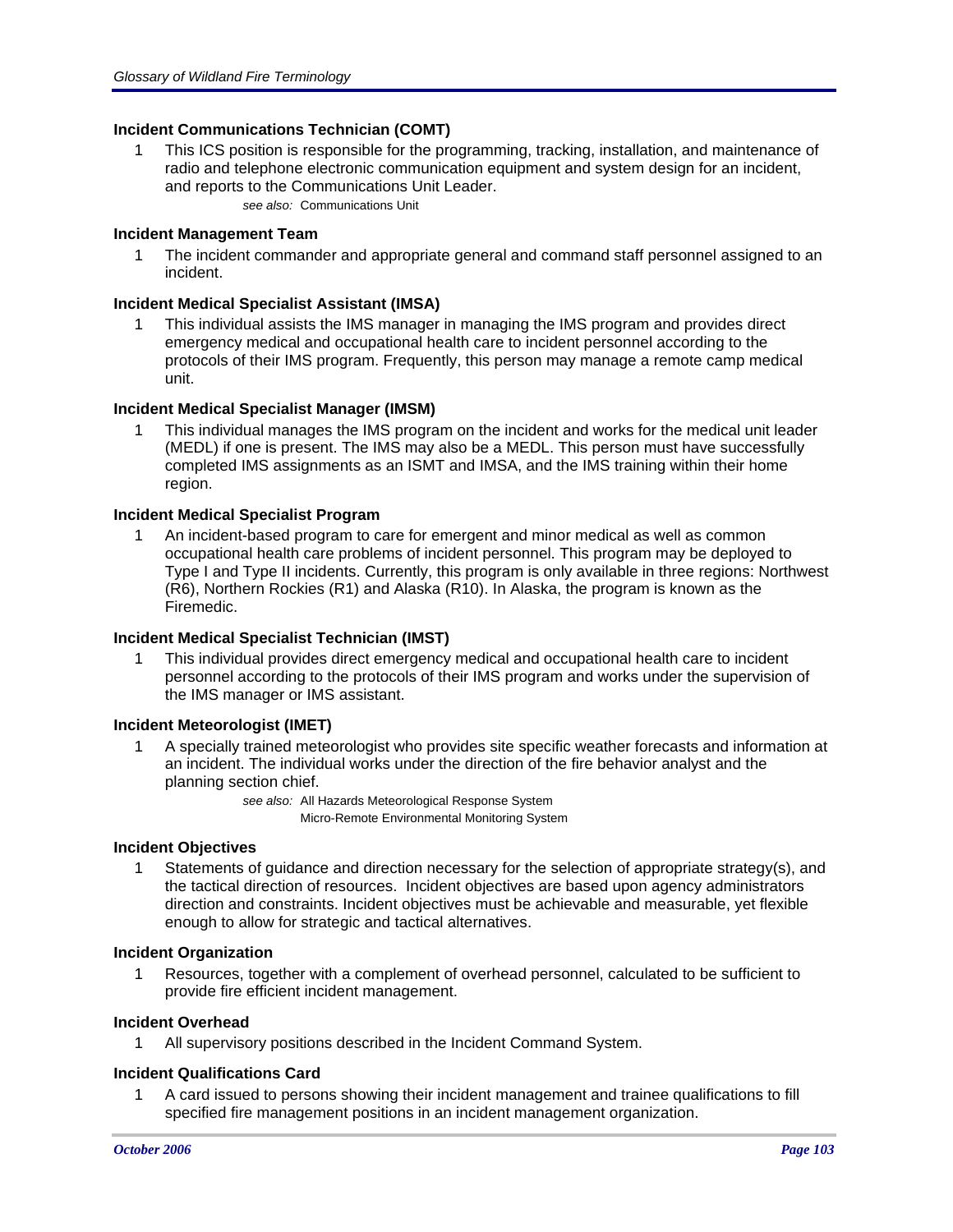### Incident Communications Technician (COMT)

1. This ICS position is responsible for the programming, tracking, installation, and maintenance of radio and telephone electronic communication equipment and system design for an incident, and reports to the Communications Unit Leader.

   *see also:* Communications Unit

### Incident Management Team

1. The incident commander and appropriate general and command staff personnel assigned to an incident.

### Incident Medical Specialist Assistant (IMSA)

1. This individual assists the IMS manager in managing the IMS program and provides direct emergency medical and occupational health care to incident personnel according to the protocols of their IMS program. Frequently, this person may manage a remote camp medical unit.

### Incident Medical Specialist Manager (IMSM)

1. This individual manages the IMS program on the incident and works for the medical unit leader (MEDL) if one is present. The IMS may also be a MEDL. This person must have successfully completed IMS assignments as an ISMT and IMSA, and the IMS training within their home region.

### Incident Medical Specialist Program

1. An incident-based program to care for emergent and minor medical as well as common occupational health care problems of incident personnel. This program may be deployed to Type I and Type II incidents. Currently, this program is only available in three regions: Northwest (R6), Northern Rockies (R1) and Alaska (R10). In Alaska, the program is known as the Firemedic.

### Incident Medical Specialist Technician (IMST)

1. This individual provides direct emergency medical and occupational health care to incident personnel according to the protocols of their IMS program and works under the supervision of the IMS manager or IMS assistant.

### Incident Meteorologist (IMET)

1. A specially trained meteorologist who provides site specific weather forecasts and information at an incident. The individual works under the direction of the fire behavior analyst and the planning section chief.

   *see also:* All Hazards Meteorological Response System
   Micro-Remote Environmental Monitoring System

### Incident Objectives

1. Statements of guidance and direction necessary for the selection of appropriate strategy(s), and the tactical direction of resources. Incident objectives are based upon agency administrators direction and constraints. Incident objectives must be achievable and measurable, yet flexible enough to allow for strategic and tactical alternatives.

### Incident Organization

1. Resources, together with a complement of overhead personnel, calculated to be sufficient to provide fire efficient incident management.

### Incident Overhead

1. All supervisory positions described in the Incident Command System.

### Incident Qualifications Card

1. A card issued to persons showing their incident management and trainee qualifications to fill specified fire management positions in an incident management organization.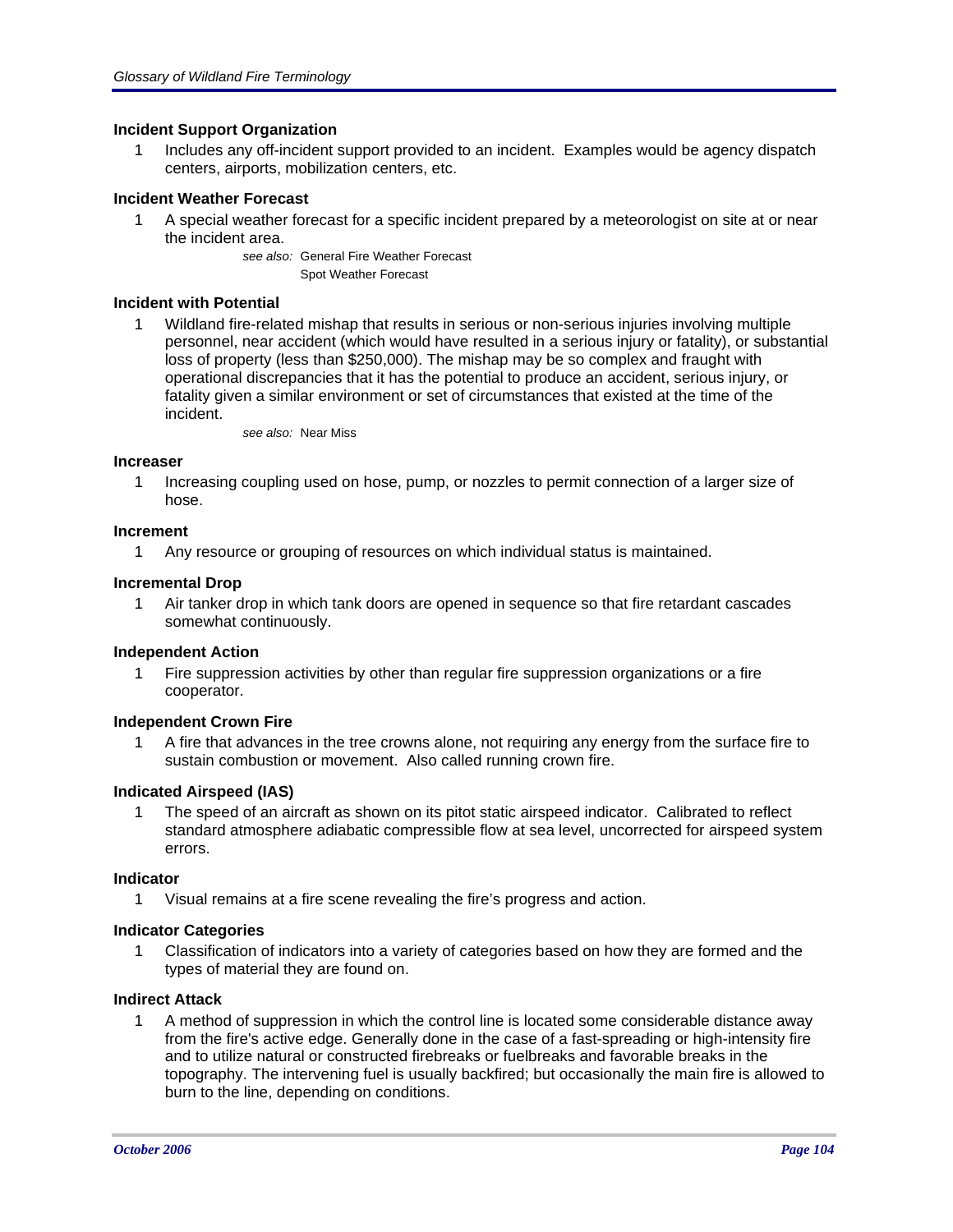**Incident Support Organization**

1 Includes any off-incident support provided to an incident. Examples would be agency dispatch centers, airports, mobilization centers, etc.

**Incident Weather Forecast**

1 A special weather forecast for a specific incident prepared by a meteorologist on site at or near the incident area.

*see also:* General Fire Weather Forecast
Spot Weather Forecast

**Incident with Potential**

1 Wildland fire-related mishap that results in serious or non-serious injuries involving multiple personnel, near accident (which would have resulted in a serious injury or fatality), or substantial loss of property (less than $250,000). The mishap may be so complex and fraught with operational discrepancies that it has the potential to produce an accident, serious injury, or fatality given a similar environment or set of circumstances that existed at the time of the incident.

*see also:* Near Miss

**Increaser**

1 Increasing coupling used on hose, pump, or nozzles to permit connection of a larger size of hose.

**Increment**

1 Any resource or grouping of resources on which individual status is maintained.

**Incremental Drop**

1 Air tanker drop in which tank doors are opened in sequence so that fire retardant cascades somewhat continuously.

**Independent Action**

1 Fire suppression activities by other than regular fire suppression organizations or a fire cooperator.

**Independent Crown Fire**

1 A fire that advances in the tree crowns alone, not requiring any energy from the surface fire to sustain combustion or movement. Also called running crown fire.

**Indicated Airspeed (IAS)**

1 The speed of an aircraft as shown on its pitot static airspeed indicator. Calibrated to reflect standard atmosphere adiabatic compressible flow at sea level, uncorrected for airspeed system errors.

**Indicator**

1 Visual remains at a fire scene revealing the fire's progress and action.

**Indicator Categories**

1 Classification of indicators into a variety of categories based on how they are formed and the types of material they are found on.

**Indirect Attack**

1 A method of suppression in which the control line is located some considerable distance away from the fire's active edge. Generally done in the case of a fast-spreading or high-intensity fire and to utilize natural or constructed firebreaks or fuelbreaks and favorable breaks in the topography. The intervening fuel is usually backfired; but occasionally the main fire is allowed to burn to the line, depending on conditions.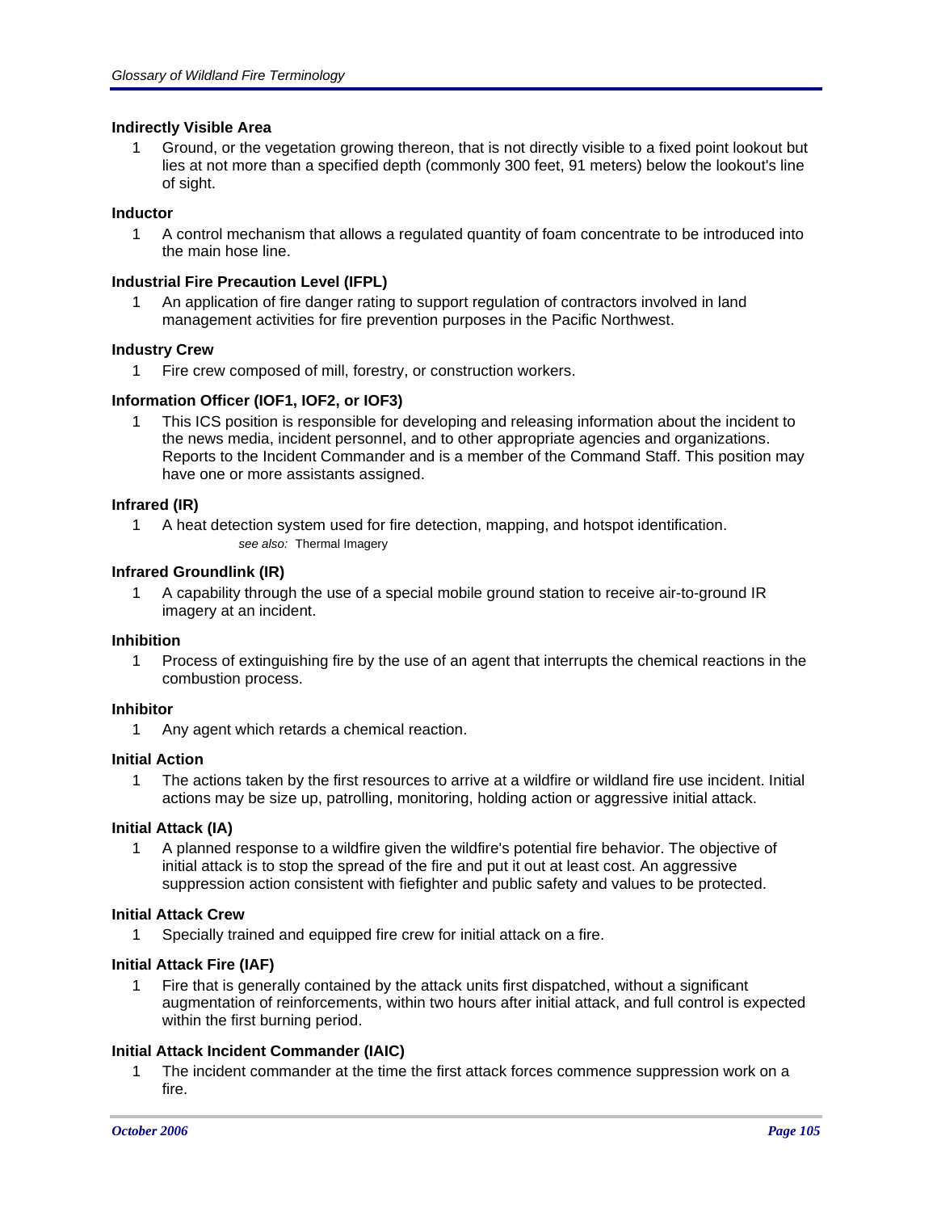**Indirectly Visible Area**

1 Ground, or the vegetation growing thereon, that is not directly visible to a fixed point lookout but lies at not more than a specified depth (commonly 300 feet, 91 meters) below the lookout's line of sight.

**Inductor**

1 A control mechanism that allows a regulated quantity of foam concentrate to be introduced into the main hose line.

**Industrial Fire Precaution Level (IFPL)**

1 An application of fire danger rating to support regulation of contractors involved in land management activities for fire prevention purposes in the Pacific Northwest.

**Industry Crew**

1 Fire crew composed of mill, forestry, or construction workers.

**Information Officer (IOF1, IOF2, or IOF3)**

1 This ICS position is responsible for developing and releasing information about the incident to the news media, incident personnel, and to other appropriate agencies and organizations. Reports to the Incident Commander and is a member of the Command Staff. This position may have one or more assistants assigned.

**Infrared (IR)**

1 A heat detection system used for fire detection, mapping, and hotspot identification.
*see also:* Thermal Imagery

**Infrared Groundlink (IR)**

1 A capability through the use of a special mobile ground station to receive air-to-ground IR imagery at an incident.

**Inhibition**

1 Process of extinguishing fire by the use of an agent that interrupts the chemical reactions in the combustion process.

**Inhibitor**

1 Any agent which retards a chemical reaction.

**Initial Action**

1 The actions taken by the first resources to arrive at a wildfire or wildland fire use incident. Initial actions may be size up, patrolling, monitoring, holding action or aggressive initial attack.

**Initial Attack (IA)**

1 A planned response to a wildfire given the wildfire's potential fire behavior. The objective of initial attack is to stop the spread of the fire and put it out at least cost. An aggressive suppression action consistent with fiefighter and public safety and values to be protected.

**Initial Attack Crew**

1 Specially trained and equipped fire crew for initial attack on a fire.

**Initial Attack Fire (IAF)**

1 Fire that is generally contained by the attack units first dispatched, without a significant augmentation of reinforcements, within two hours after initial attack, and full control is expected within the first burning period.

**Initial Attack Incident Commander (IAIC)**

1 The incident commander at the time the first attack forces commence suppression work on a fire.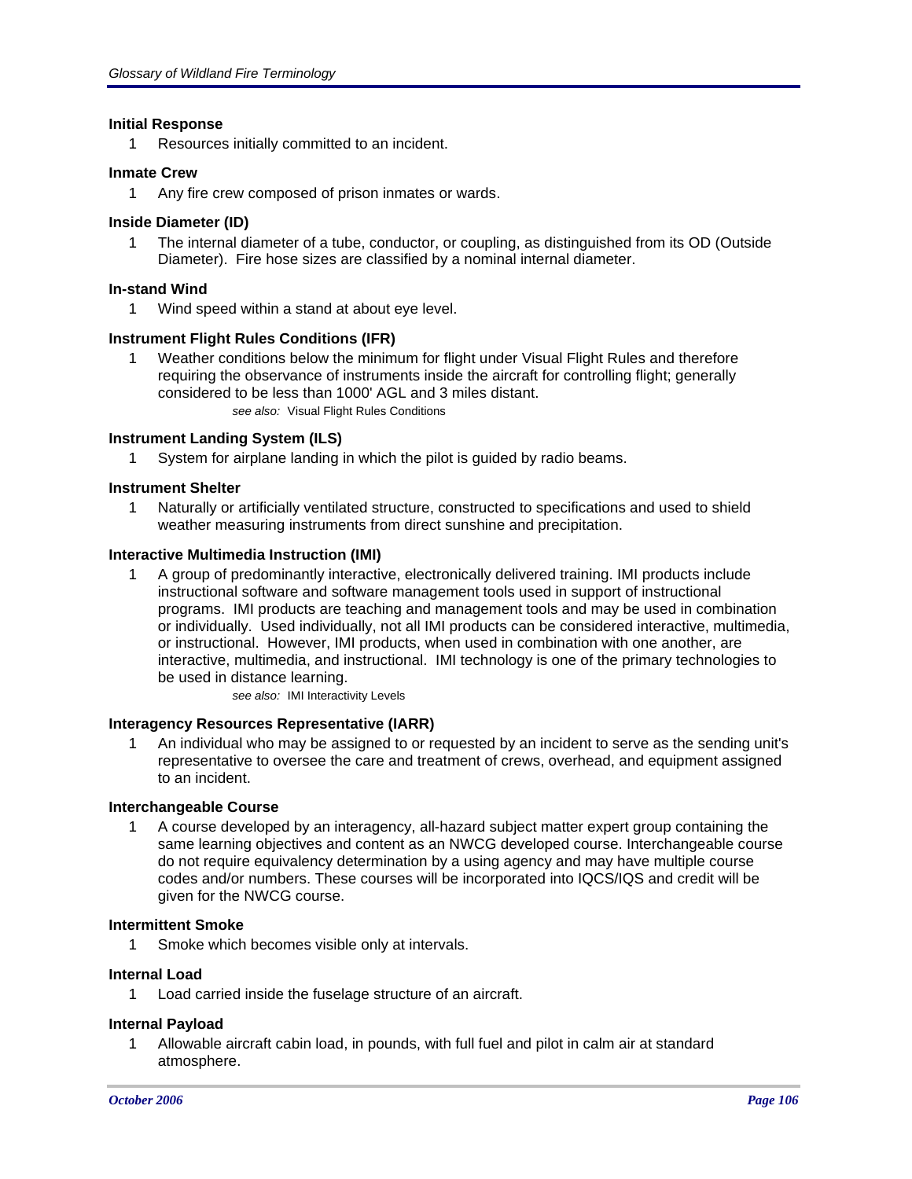**Initial Response**

1 Resources initially committed to an incident.

**Inmate Crew**

1 Any fire crew composed of prison inmates or wards.

**Inside Diameter (ID)**

1 The internal diameter of a tube, conductor, or coupling, as distinguished from its OD (Outside Diameter). Fire hose sizes are classified by a nominal internal diameter.

**In-stand Wind**

1 Wind speed within a stand at about eye level.

**Instrument Flight Rules Conditions (IFR)**

1 Weather conditions below the minimum for flight under Visual Flight Rules and therefore requiring the observance of instruments inside the aircraft for controlling flight; generally considered to be less than 1000' AGL and 3 miles distant.

*see also:* Visual Flight Rules Conditions

**Instrument Landing System (ILS)**

1 System for airplane landing in which the pilot is guided by radio beams.

**Instrument Shelter**

1 Naturally or artificially ventilated structure, constructed to specifications and used to shield weather measuring instruments from direct sunshine and precipitation.

**Interactive Multimedia Instruction (IMI)**

1 A group of predominantly interactive, electronically delivered training. IMI products include instructional software and software management tools used in support of instructional programs. IMI products are teaching and management tools and may be used in combination or individually. Used individually, not all IMI products can be considered interactive, multimedia, or instructional. However, IMI products, when used in combination with one another, are interactive, multimedia, and instructional. IMI technology is one of the primary technologies to be used in distance learning.

*see also:* IMI Interactivity Levels

**Interagency Resources Representative (IARR)**

1 An individual who may be assigned to or requested by an incident to serve as the sending unit's representative to oversee the care and treatment of crews, overhead, and equipment assigned to an incident.

**Interchangeable Course**

1 A course developed by an interagency, all-hazard subject matter expert group containing the same learning objectives and content as an NWCG developed course. Interchangeable course do not require equivalency determination by a using agency and may have multiple course codes and/or numbers. These courses will be incorporated into IQCS/IQS and credit will be given for the NWCG course.

**Intermittent Smoke**

1 Smoke which becomes visible only at intervals.

**Internal Load**

1 Load carried inside the fuselage structure of an aircraft.

**Internal Payload**

1 Allowable aircraft cabin load, in pounds, with full fuel and pilot in calm air at standard atmosphere.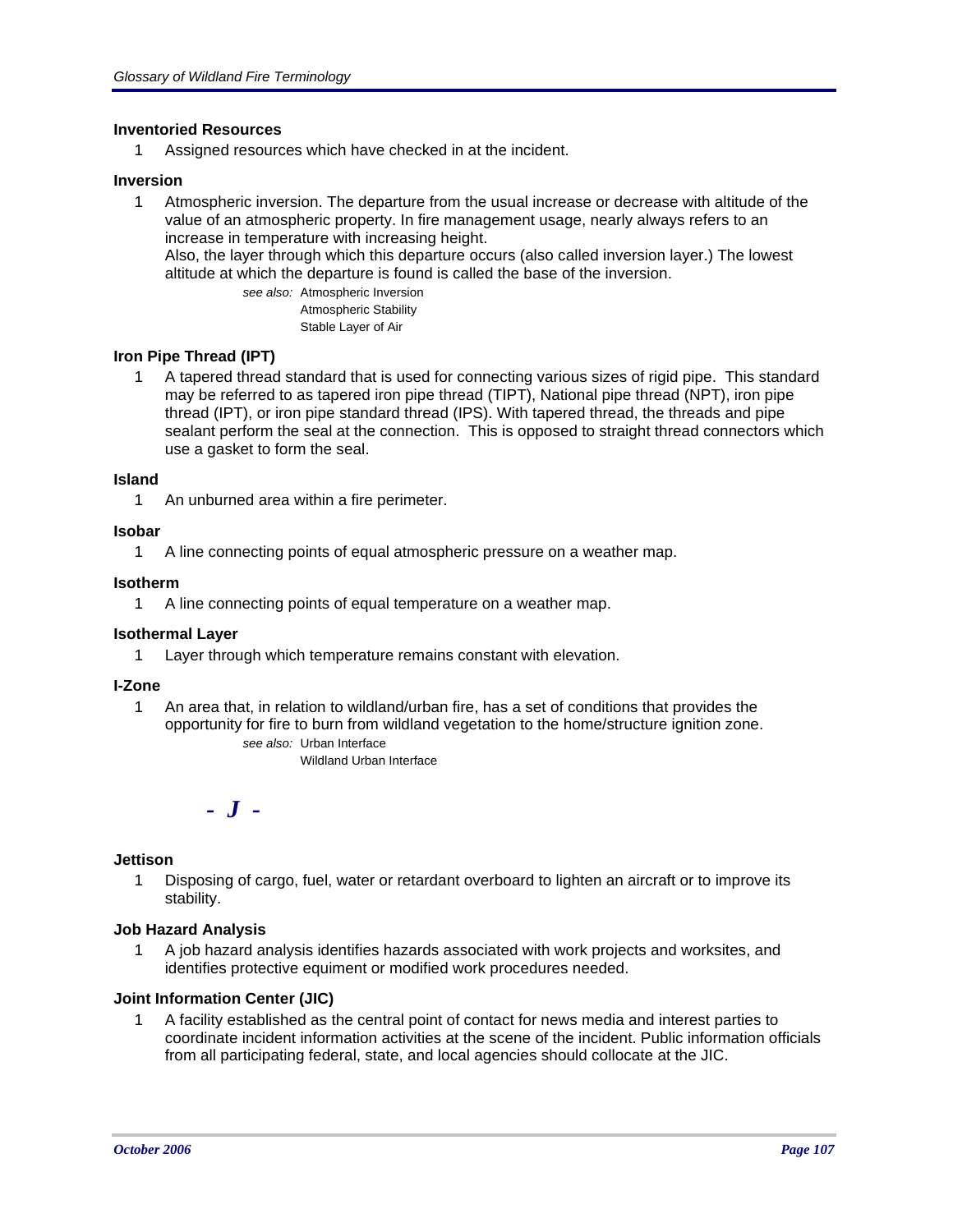**Inventoried Resources**

1 Assigned resources which have checked in at the incident.

**Inversion**

1 Atmospheric inversion. The departure from the usual increase or decrease with altitude of the value of an atmospheric property. In fire management usage, nearly always refers to an increase in temperature with increasing height.
Also, the layer through which this departure occurs (also called inversion layer.) The lowest altitude at which the departure is found is called the base of the inversion.

*see also:* Atmospheric Inversion
Atmospheric Stability
Stable Layer of Air

**Iron Pipe Thread (IPT)**

1 A tapered thread standard that is used for connecting various sizes of rigid pipe. This standard may be referred to as tapered iron pipe thread (TIPT), National pipe thread (NPT), iron pipe thread (IPT), or iron pipe standard thread (IPS). With tapered thread, the threads and pipe sealant perform the seal at the connection. This is opposed to straight thread connectors which use a gasket to form the seal.

**Island**

1 An unburned area within a fire perimeter.

**Isobar**

1 A line connecting points of equal atmospheric pressure on a weather map.

**Isotherm**

1 A line connecting points of equal temperature on a weather map.

**Isothermal Layer**

1 Layer through which temperature remains constant with elevation.

**I-Zone**

1 An area that, in relation to wildland/urban fire, has a set of conditions that provides the opportunity for fire to burn from wildland vegetation to the home/structure ignition zone.

*see also:* Urban Interface
Wildland Urban Interface

## - *J* -

**Jettison**

1 Disposing of cargo, fuel, water or retardant overboard to lighten an aircraft or to improve its stability.

**Job Hazard Analysis**

1 A job hazard analysis identifies hazards associated with work projects and worksites, and identifies protective equiment or modified work procedures needed.

**Joint Information Center (JIC)**

1 A facility established as the central point of contact for news media and interest parties to coordinate incident information activities at the scene of the incident. Public information officials from all participating federal, state, and local agencies should collocate at the JIC.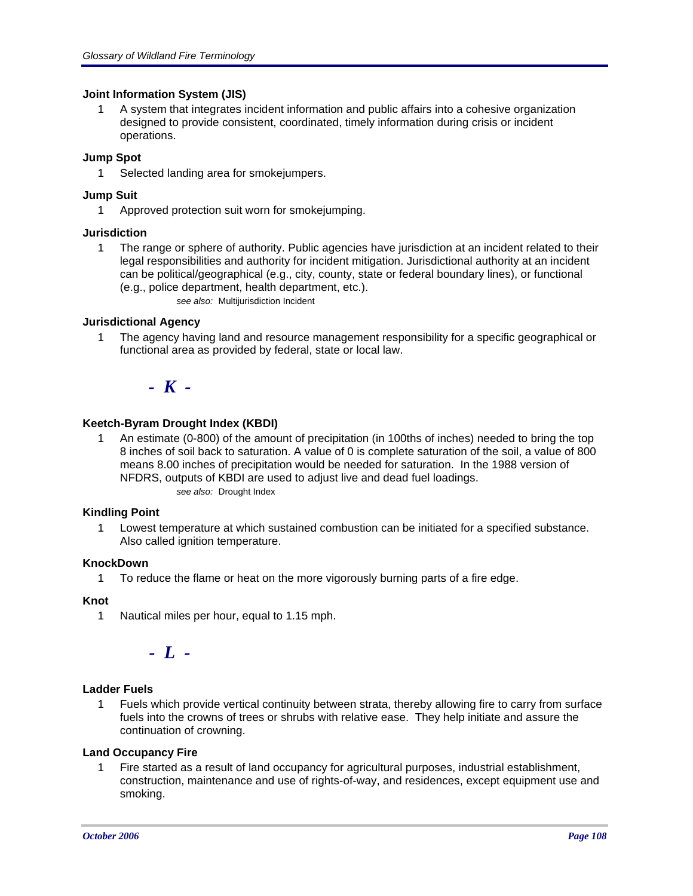### Joint Information System (JIS)

1. A system that integrates incident information and public affairs into a cohesive organization designed to provide consistent, coordinated, timely information during crisis or incident operations.

### Jump Spot

1. Selected landing area for smokejumpers.

### Jump Suit

1. Approved protection suit worn for smokejumping.

### Jurisdiction

1. The range or sphere of authority. Public agencies have jurisdiction at an incident related to their legal responsibilities and authority for incident mitigation. Jurisdictional authority at an incident can be political/geographical (e.g., city, county, state or federal boundary lines), or functional (e.g., police department, health department, etc.).

   *see also:* Multijurisdiction Incident

### Jurisdictional Agency

1. The agency having land and resource management responsibility for a specific geographical or functional area as provided by federal, state or local law.

## - K -

### Keetch-Byram Drought Index (KBDI)

1. An estimate (0-800) of the amount of precipitation (in 100ths of inches) needed to bring the top 8 inches of soil back to saturation. A value of 0 is complete saturation of the soil, a value of 800 means 8.00 inches of precipitation would be needed for saturation. In the 1988 version of NFDRS, outputs of KBDI are used to adjust live and dead fuel loadings.

   *see also:* Drought Index

### Kindling Point

1. Lowest temperature at which sustained combustion can be initiated for a specified substance. Also called ignition temperature.

### KnockDown

1. To reduce the flame or heat on the more vigorously burning parts of a fire edge.

### Knot

1. Nautical miles per hour, equal to 1.15 mph.

## - L -

### Ladder Fuels

1. Fuels which provide vertical continuity between strata, thereby allowing fire to carry from surface fuels into the crowns of trees or shrubs with relative ease. They help initiate and assure the continuation of crowning.

### Land Occupancy Fire

1. Fire started as a result of land occupancy for agricultural purposes, industrial establishment, construction, maintenance and use of rights-of-way, and residences, except equipment use and smoking.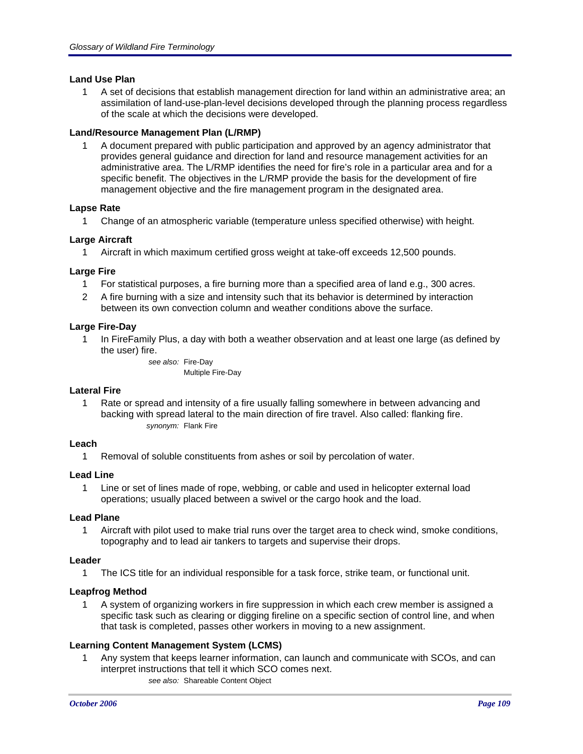### Land Use Plan

1. A set of decisions that establish management direction for land within an administrative area; an assimilation of land-use-plan-level decisions developed through the planning process regardless of the scale at which the decisions were developed.

### Land/Resource Management Plan (L/RMP)

1. A document prepared with public participation and approved by an agency administrator that provides general guidance and direction for land and resource management activities for an administrative area. The L/RMP identifies the need for fire's role in a particular area and for a specific benefit. The objectives in the L/RMP provide the basis for the development of fire management objective and the fire management program in the designated area.

### Lapse Rate

1. Change of an atmospheric variable (temperature unless specified otherwise) with height.

### Large Aircraft

1. Aircraft in which maximum certified gross weight at take-off exceeds 12,500 pounds.

### Large Fire

1. For statistical purposes, a fire burning more than a specified area of land e.g., 300 acres.
2. A fire burning with a size and intensity such that its behavior is determined by interaction between its own convection column and weather conditions above the surface.

### Large Fire-Day

1. In FireFamily Plus, a day with both a weather observation and at least one large (as defined by the user) fire.

   *see also:* Fire-Day
   Multiple Fire-Day

### Lateral Fire

1. Rate or spread and intensity of a fire usually falling somewhere in between advancing and backing with spread lateral to the main direction of fire travel. Also called: flanking fire.

   *synonym:* Flank Fire

### Leach

1. Removal of soluble constituents from ashes or soil by percolation of water.

### Lead Line

1. Line or set of lines made of rope, webbing, or cable and used in helicopter external load operations; usually placed between a swivel or the cargo hook and the load.

### Lead Plane

1. Aircraft with pilot used to make trial runs over the target area to check wind, smoke conditions, topography and to lead air tankers to targets and supervise their drops.

### Leader

1. The ICS title for an individual responsible for a task force, strike team, or functional unit.

### Leapfrog Method

1. A system of organizing workers in fire suppression in which each crew member is assigned a specific task such as clearing or digging fireline on a specific section of control line, and when that task is completed, passes other workers in moving to a new assignment.

### Learning Content Management System (LCMS)

1. Any system that keeps learner information, can launch and communicate with SCOs, and can interpret instructions that tell it which SCO comes next.

   *see also:* Shareable Content Object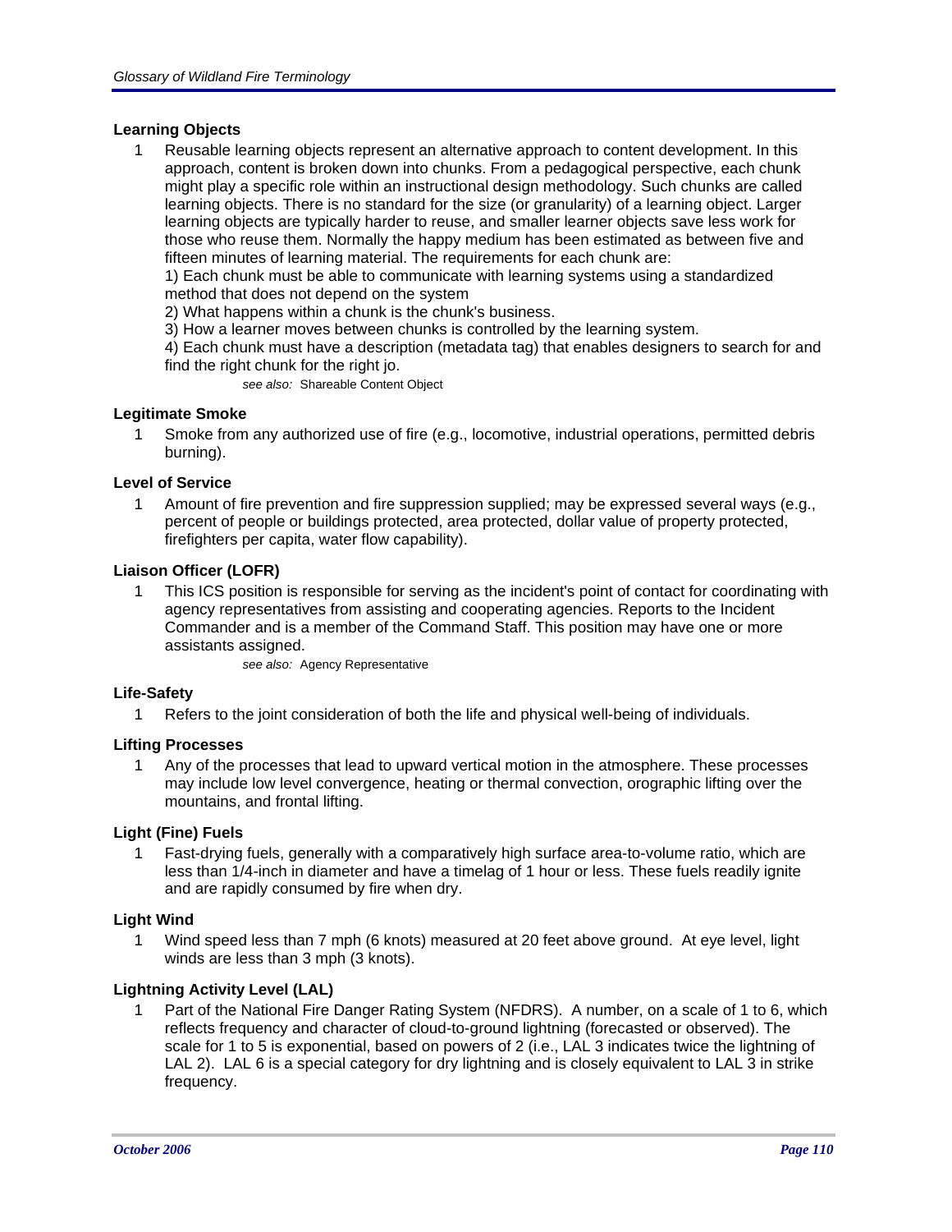### Learning Objects

1 Reusable learning objects represent an alternative approach to content development. In this approach, content is broken down into chunks. From a pedagogical perspective, each chunk might play a specific role within an instructional design methodology. Such chunks are called learning objects. There is no standard for the size (or granularity) of a learning object. Larger learning objects are typically harder to reuse, and smaller learner objects save less work for those who reuse them. Normally the happy medium has been estimated as between five and fifteen minutes of learning material. The requirements for each chunk are:
1) Each chunk must be able to communicate with learning systems using a standardized method that does not depend on the system
2) What happens within a chunk is the chunk's business.
3) How a learner moves between chunks is controlled by the learning system.
4) Each chunk must have a description (metadata tag) that enables designers to search for and find the right chunk for the right jo.

*see also:* Shareable Content Object

### Legitimate Smoke

1 Smoke from any authorized use of fire (e.g., locomotive, industrial operations, permitted debris burning).

### Level of Service

1 Amount of fire prevention and fire suppression supplied; may be expressed several ways (e.g., percent of people or buildings protected, area protected, dollar value of property protected, firefighters per capita, water flow capability).

### Liaison Officer (LOFR)

1 This ICS position is responsible for serving as the incident's point of contact for coordinating with agency representatives from assisting and cooperating agencies. Reports to the Incident Commander and is a member of the Command Staff. This position may have one or more assistants assigned.

*see also:* Agency Representative

### Life-Safety

1 Refers to the joint consideration of both the life and physical well-being of individuals.

### Lifting Processes

1 Any of the processes that lead to upward vertical motion in the atmosphere. These processes may include low level convergence, heating or thermal convection, orographic lifting over the mountains, and frontal lifting.

### Light (Fine) Fuels

1 Fast-drying fuels, generally with a comparatively high surface area-to-volume ratio, which are less than 1/4-inch in diameter and have a timelag of 1 hour or less. These fuels readily ignite and are rapidly consumed by fire when dry.

### Light Wind

1 Wind speed less than 7 mph (6 knots) measured at 20 feet above ground. At eye level, light winds are less than 3 mph (3 knots).

### Lightning Activity Level (LAL)

1 Part of the National Fire Danger Rating System (NFDRS). A number, on a scale of 1 to 6, which reflects frequency and character of cloud-to-ground lightning (forecasted or observed). The scale for 1 to 5 is exponential, based on powers of 2 (i.e., LAL 3 indicates twice the lightning of LAL 2). LAL 6 is a special category for dry lightning and is closely equivalent to LAL 3 in strike frequency.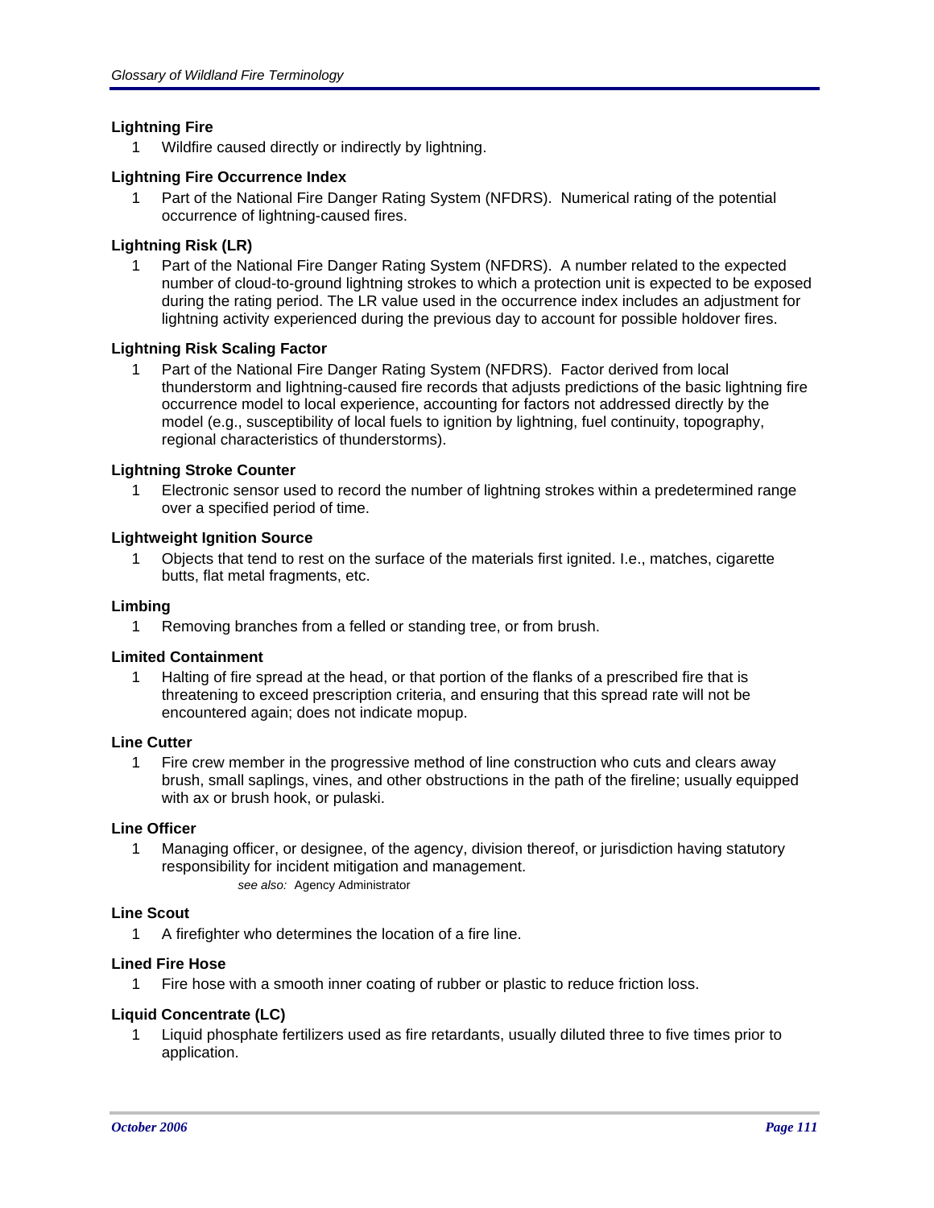**Lightning Fire**

1 Wildfire caused directly or indirectly by lightning.

**Lightning Fire Occurrence Index**

1 Part of the National Fire Danger Rating System (NFDRS). Numerical rating of the potential occurrence of lightning-caused fires.

**Lightning Risk (LR)**

1 Part of the National Fire Danger Rating System (NFDRS). A number related to the expected number of cloud-to-ground lightning strokes to which a protection unit is expected to be exposed during the rating period. The LR value used in the occurrence index includes an adjustment for lightning activity experienced during the previous day to account for possible holdover fires.

**Lightning Risk Scaling Factor**

1 Part of the National Fire Danger Rating System (NFDRS). Factor derived from local thunderstorm and lightning-caused fire records that adjusts predictions of the basic lightning fire occurrence model to local experience, accounting for factors not addressed directly by the model (e.g., susceptibility of local fuels to ignition by lightning, fuel continuity, topography, regional characteristics of thunderstorms).

**Lightning Stroke Counter**

1 Electronic sensor used to record the number of lightning strokes within a predetermined range over a specified period of time.

**Lightweight Ignition Source**

1 Objects that tend to rest on the surface of the materials first ignited. I.e., matches, cigarette butts, flat metal fragments, etc.

**Limbing**

1 Removing branches from a felled or standing tree, or from brush.

**Limited Containment**

1 Halting of fire spread at the head, or that portion of the flanks of a prescribed fire that is threatening to exceed prescription criteria, and ensuring that this spread rate will not be encountered again; does not indicate mopup.

**Line Cutter**

1 Fire crew member in the progressive method of line construction who cuts and clears away brush, small saplings, vines, and other obstructions in the path of the fireline; usually equipped with ax or brush hook, or pulaski.

**Line Officer**

1 Managing officer, or designee, of the agency, division thereof, or jurisdiction having statutory responsibility for incident mitigation and management.

*see also:* Agency Administrator

**Line Scout**

1 A firefighter who determines the location of a fire line.

**Lined Fire Hose**

1 Fire hose with a smooth inner coating of rubber or plastic to reduce friction loss.

**Liquid Concentrate (LC)**

1 Liquid phosphate fertilizers used as fire retardants, usually diluted three to five times prior to application.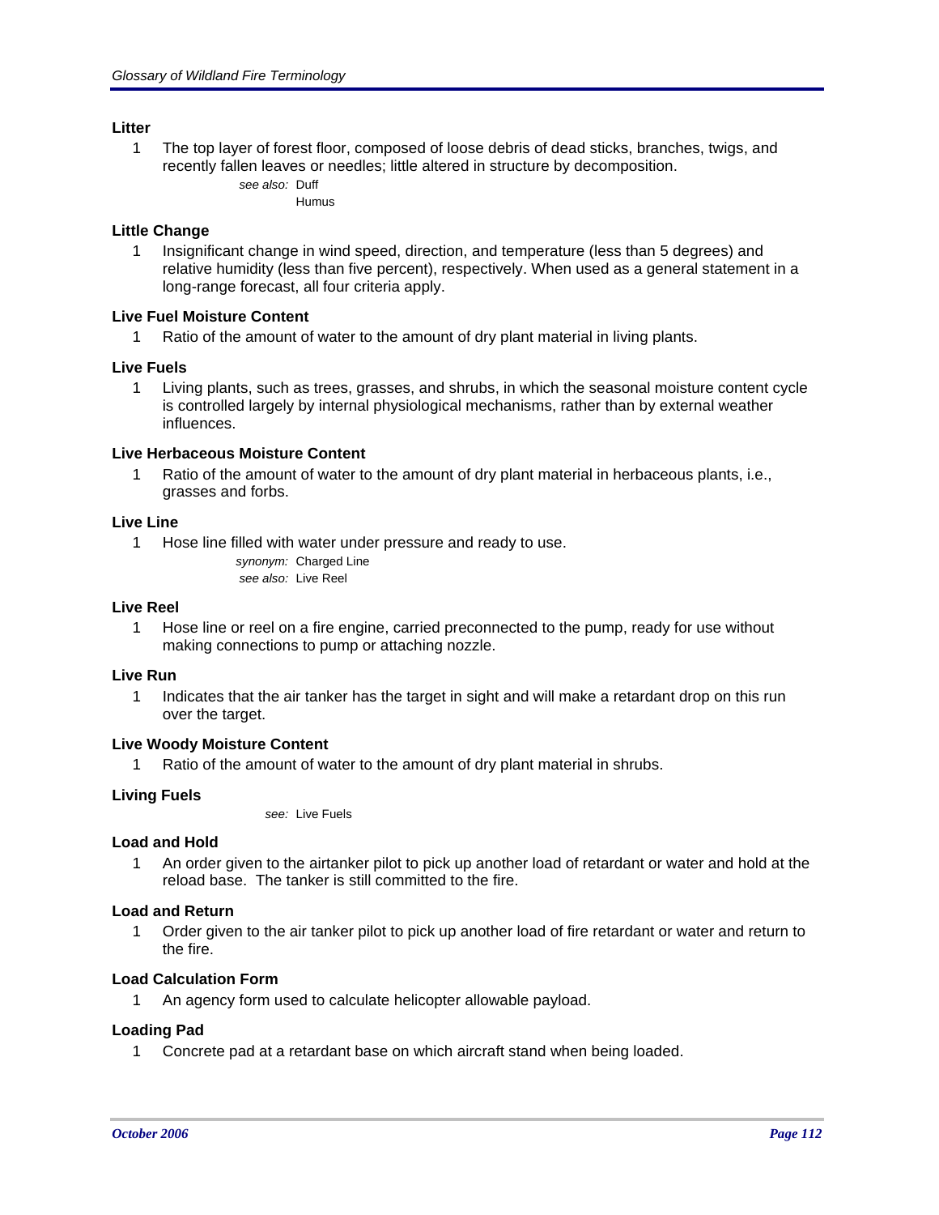### Litter

1. The top layer of forest floor, composed of loose debris of dead sticks, branches, twigs, and recently fallen leaves or needles; little altered in structure by decomposition.

   *see also:* Duff
   Humus

### Little Change

1. Insignificant change in wind speed, direction, and temperature (less than 5 degrees) and relative humidity (less than five percent), respectively. When used as a general statement in a long-range forecast, all four criteria apply.

### Live Fuel Moisture Content

1. Ratio of the amount of water to the amount of dry plant material in living plants.

### Live Fuels

1. Living plants, such as trees, grasses, and shrubs, in which the seasonal moisture content cycle is controlled largely by internal physiological mechanisms, rather than by external weather influences.

### Live Herbaceous Moisture Content

1. Ratio of the amount of water to the amount of dry plant material in herbaceous plants, i.e., grasses and forbs.

### Live Line

1. Hose line filled with water under pressure and ready to use.

   *synonym:* Charged Line
   *see also:* Live Reel

### Live Reel

1. Hose line or reel on a fire engine, carried preconnected to the pump, ready for use without making connections to pump or attaching nozzle.

### Live Run

1. Indicates that the air tanker has the target in sight and will make a retardant drop on this run over the target.

### Live Woody Moisture Content

1. Ratio of the amount of water to the amount of dry plant material in shrubs.

### Living Fuels

*see:* Live Fuels

### Load and Hold

1. An order given to the airtanker pilot to pick up another load of retardant or water and hold at the reload base. The tanker is still committed to the fire.

### Load and Return

1. Order given to the air tanker pilot to pick up another load of fire retardant or water and return to the fire.

### Load Calculation Form

1. An agency form used to calculate helicopter allowable payload.

### Loading Pad

1. Concrete pad at a retardant base on which aircraft stand when being loaded.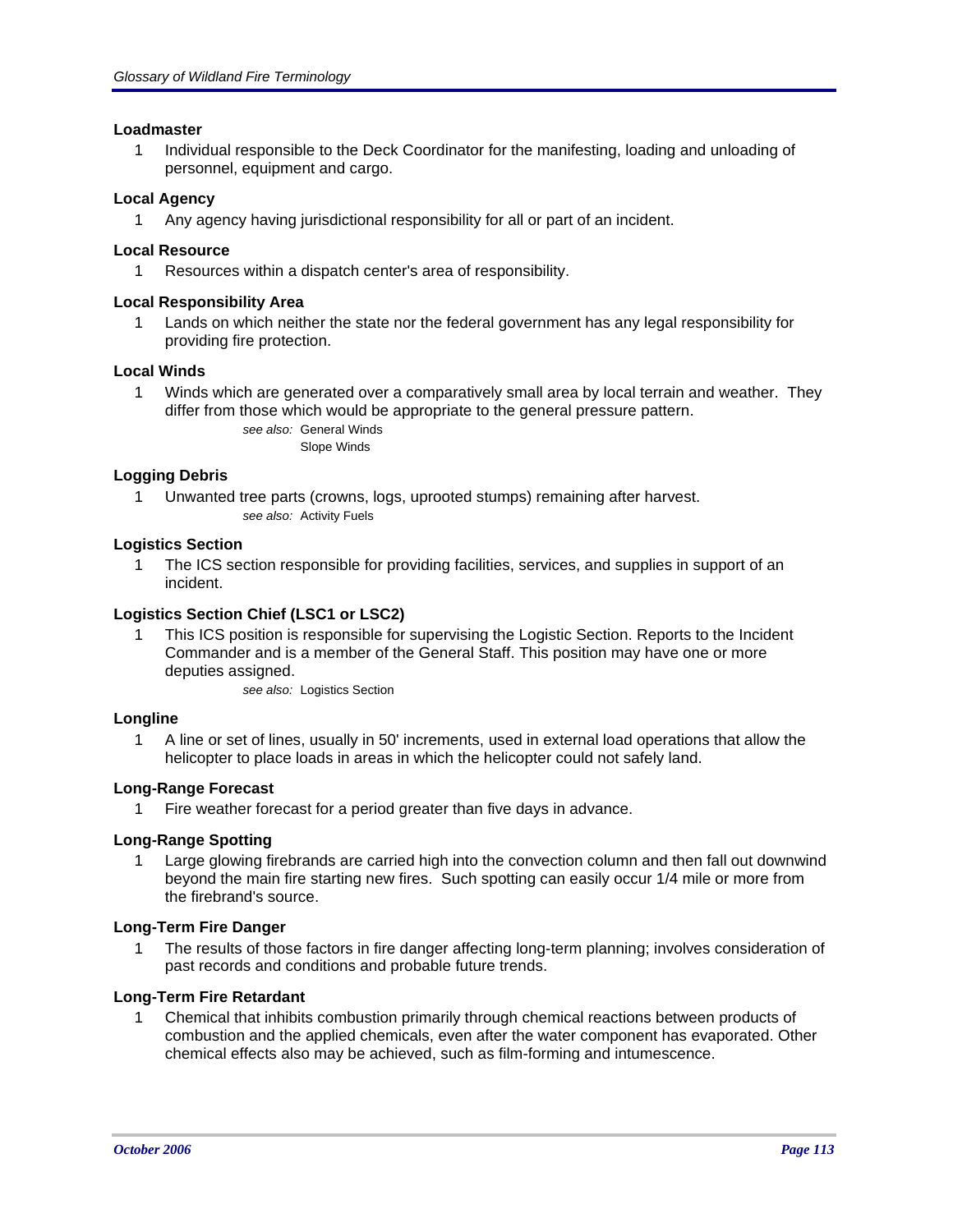**Loadmaster**

1 Individual responsible to the Deck Coordinator for the manifesting, loading and unloading of personnel, equipment and cargo.

**Local Agency**

1 Any agency having jurisdictional responsibility for all or part of an incident.

**Local Resource**

1 Resources within a dispatch center's area of responsibility.

**Local Responsibility Area**

1 Lands on which neither the state nor the federal government has any legal responsibility for providing fire protection.

**Local Winds**

1 Winds which are generated over a comparatively small area by local terrain and weather. They differ from those which would be appropriate to the general pressure pattern.

*see also:* General Winds
Slope Winds

**Logging Debris**

1 Unwanted tree parts (crowns, logs, uprooted stumps) remaining after harvest.

*see also:* Activity Fuels

**Logistics Section**

1 The ICS section responsible for providing facilities, services, and supplies in support of an incident.

**Logistics Section Chief (LSC1 or LSC2)**

1 This ICS position is responsible for supervising the Logistic Section. Reports to the Incident Commander and is a member of the General Staff. This position may have one or more deputies assigned.

*see also:* Logistics Section

**Longline**

1 A line or set of lines, usually in 50' increments, used in external load operations that allow the helicopter to place loads in areas in which the helicopter could not safely land.

**Long-Range Forecast**

1 Fire weather forecast for a period greater than five days in advance.

**Long-Range Spotting**

1 Large glowing firebrands are carried high into the convection column and then fall out downwind beyond the main fire starting new fires. Such spotting can easily occur 1/4 mile or more from the firebrand's source.

**Long-Term Fire Danger**

1 The results of those factors in fire danger affecting long-term planning; involves consideration of past records and conditions and probable future trends.

**Long-Term Fire Retardant**

1 Chemical that inhibits combustion primarily through chemical reactions between products of combustion and the applied chemicals, even after the water component has evaporated. Other chemical effects also may be achieved, such as film-forming and intumescence.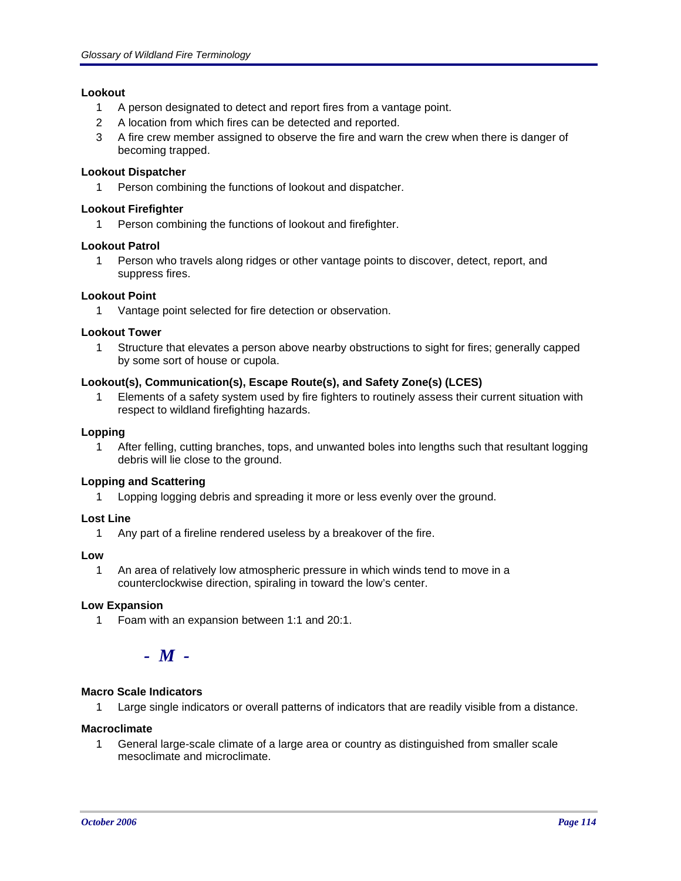**Lookout**

1. A person designated to detect and report fires from a vantage point.
2. A location from which fires can be detected and reported.
3. A fire crew member assigned to observe the fire and warn the crew when there is danger of becoming trapped.

**Lookout Dispatcher**

1. Person combining the functions of lookout and dispatcher.

**Lookout Firefighter**

1. Person combining the functions of lookout and firefighter.

**Lookout Patrol**

1. Person who travels along ridges or other vantage points to discover, detect, report, and suppress fires.

**Lookout Point**

1. Vantage point selected for fire detection or observation.

**Lookout Tower**

1. Structure that elevates a person above nearby obstructions to sight for fires; generally capped by some sort of house or cupola.

**Lookout(s), Communication(s), Escape Route(s), and Safety Zone(s) (LCES)**

1. Elements of a safety system used by fire fighters to routinely assess their current situation with respect to wildland firefighting hazards.

**Lopping**

1. After felling, cutting branches, tops, and unwanted boles into lengths such that resultant logging debris will lie close to the ground.

**Lopping and Scattering**

1. Lopping logging debris and spreading it more or less evenly over the ground.

**Lost Line**

1. Any part of a fireline rendered useless by a breakover of the fire.

**Low**

1. An area of relatively low atmospheric pressure in which winds tend to move in a counterclockwise direction, spiraling in toward the low's center.

**Low Expansion**

1. Foam with an expansion between 1:1 and 20:1.

## *- M -*

**Macro Scale Indicators**

1. Large single indicators or overall patterns of indicators that are readily visible from a distance.

**Macroclimate**

1. General large-scale climate of a large area or country as distinguished from smaller scale mesoclimate and microclimate.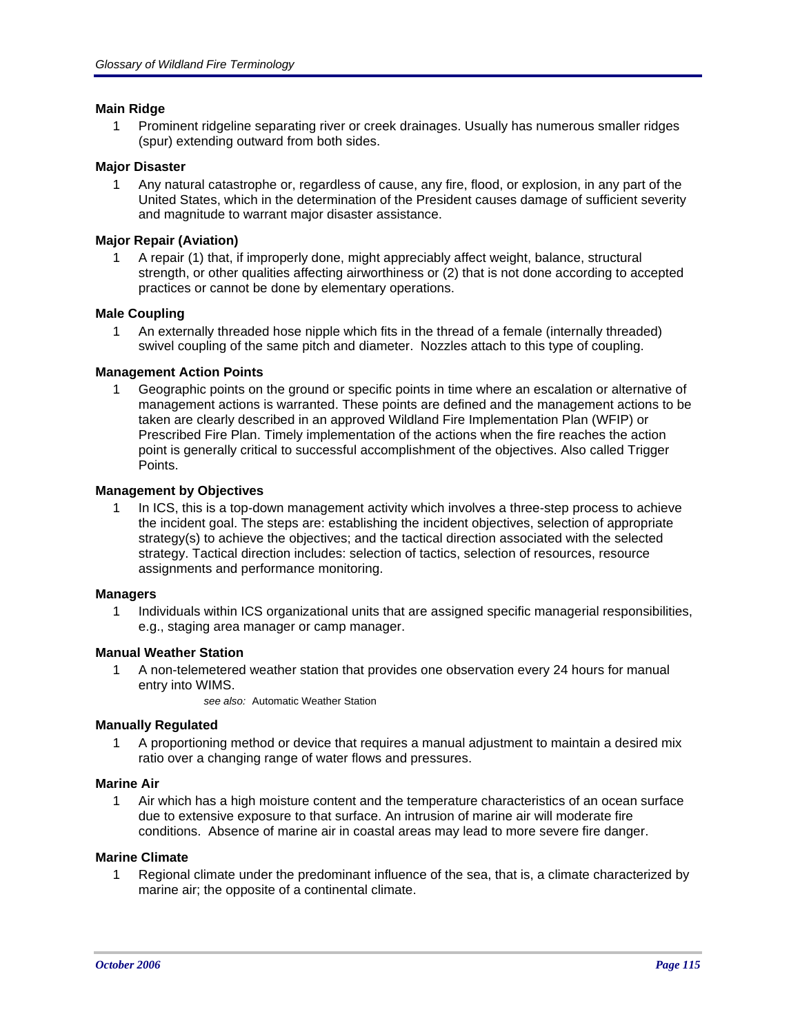### Main Ridge

1 Prominent ridgeline separating river or creek drainages. Usually has numerous smaller ridges (spur) extending outward from both sides.

### Major Disaster

1 Any natural catastrophe or, regardless of cause, any fire, flood, or explosion, in any part of the United States, which in the determination of the President causes damage of sufficient severity and magnitude to warrant major disaster assistance.

### Major Repair (Aviation)

1 A repair (1) that, if improperly done, might appreciably affect weight, balance, structural strength, or other qualities affecting airworthiness or (2) that is not done according to accepted practices or cannot be done by elementary operations.

### Male Coupling

1 An externally threaded hose nipple which fits in the thread of a female (internally threaded) swivel coupling of the same pitch and diameter. Nozzles attach to this type of coupling.

### Management Action Points

1 Geographic points on the ground or specific points in time where an escalation or alternative of management actions is warranted. These points are defined and the management actions to be taken are clearly described in an approved Wildland Fire Implementation Plan (WFIP) or Prescribed Fire Plan. Timely implementation of the actions when the fire reaches the action point is generally critical to successful accomplishment of the objectives. Also called Trigger Points.

### Management by Objectives

1 In ICS, this is a top-down management activity which involves a three-step process to achieve the incident goal. The steps are: establishing the incident objectives, selection of appropriate strategy(s) to achieve the objectives; and the tactical direction associated with the selected strategy. Tactical direction includes: selection of tactics, selection of resources, resource assignments and performance monitoring.

### Managers

1 Individuals within ICS organizational units that are assigned specific managerial responsibilities, e.g., staging area manager or camp manager.

### Manual Weather Station

1 A non-telemetered weather station that provides one observation every 24 hours for manual entry into WIMS.

*see also:* Automatic Weather Station

### Manually Regulated

1 A proportioning method or device that requires a manual adjustment to maintain a desired mix ratio over a changing range of water flows and pressures.

### Marine Air

1 Air which has a high moisture content and the temperature characteristics of an ocean surface due to extensive exposure to that surface. An intrusion of marine air will moderate fire conditions. Absence of marine air in coastal areas may lead to more severe fire danger.

### Marine Climate

1 Regional climate under the predominant influence of the sea, that is, a climate characterized by marine air; the opposite of a continental climate.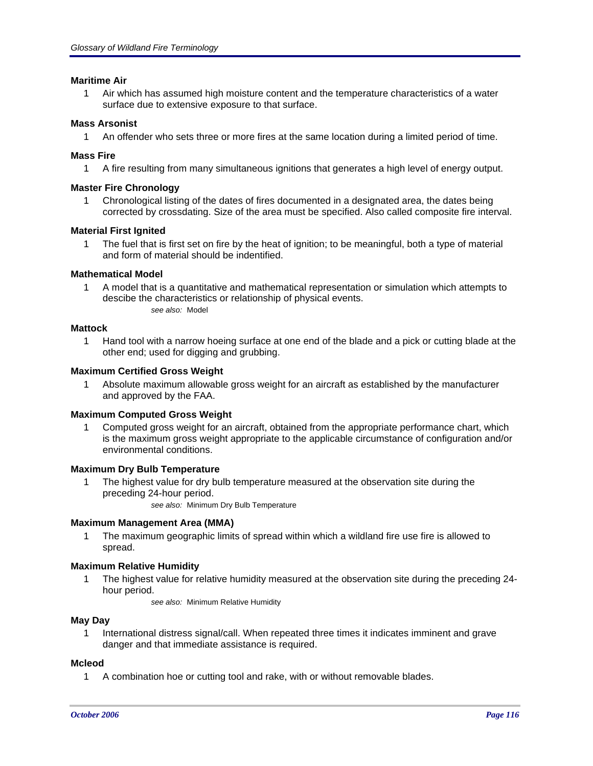**Maritime Air**

1 Air which has assumed high moisture content and the temperature characteristics of a water surface due to extensive exposure to that surface.

**Mass Arsonist**

1 An offender who sets three or more fires at the same location during a limited period of time.

**Mass Fire**

1 A fire resulting from many simultaneous ignitions that generates a high level of energy output.

**Master Fire Chronology**

1 Chronological listing of the dates of fires documented in a designated area, the dates being corrected by crossdating. Size of the area must be specified. Also called composite fire interval.

**Material First Ignited**

1 The fuel that is first set on fire by the heat of ignition; to be meaningful, both a type of material and form of material should be indentified.

**Mathematical Model**

1 A model that is a quantitative and mathematical representation or simulation which attempts to descibe the characteristics or relationship of physical events.

*see also:* Model

**Mattock**

1 Hand tool with a narrow hoeing surface at one end of the blade and a pick or cutting blade at the other end; used for digging and grubbing.

**Maximum Certified Gross Weight**

1 Absolute maximum allowable gross weight for an aircraft as established by the manufacturer and approved by the FAA.

**Maximum Computed Gross Weight**

1 Computed gross weight for an aircraft, obtained from the appropriate performance chart, which is the maximum gross weight appropriate to the applicable circumstance of configuration and/or environmental conditions.

**Maximum Dry Bulb Temperature**

1 The highest value for dry bulb temperature measured at the observation site during the preceding 24-hour period.

*see also:* Minimum Dry Bulb Temperature

**Maximum Management Area (MMA)**

1 The maximum geographic limits of spread within which a wildland fire use fire is allowed to spread.

**Maximum Relative Humidity**

1 The highest value for relative humidity measured at the observation site during the preceding 24-hour period.

*see also:* Minimum Relative Humidity

**May Day**

1 International distress signal/call. When repeated three times it indicates imminent and grave danger and that immediate assistance is required.

**Mcleod**

1 A combination hoe or cutting tool and rake, with or without removable blades.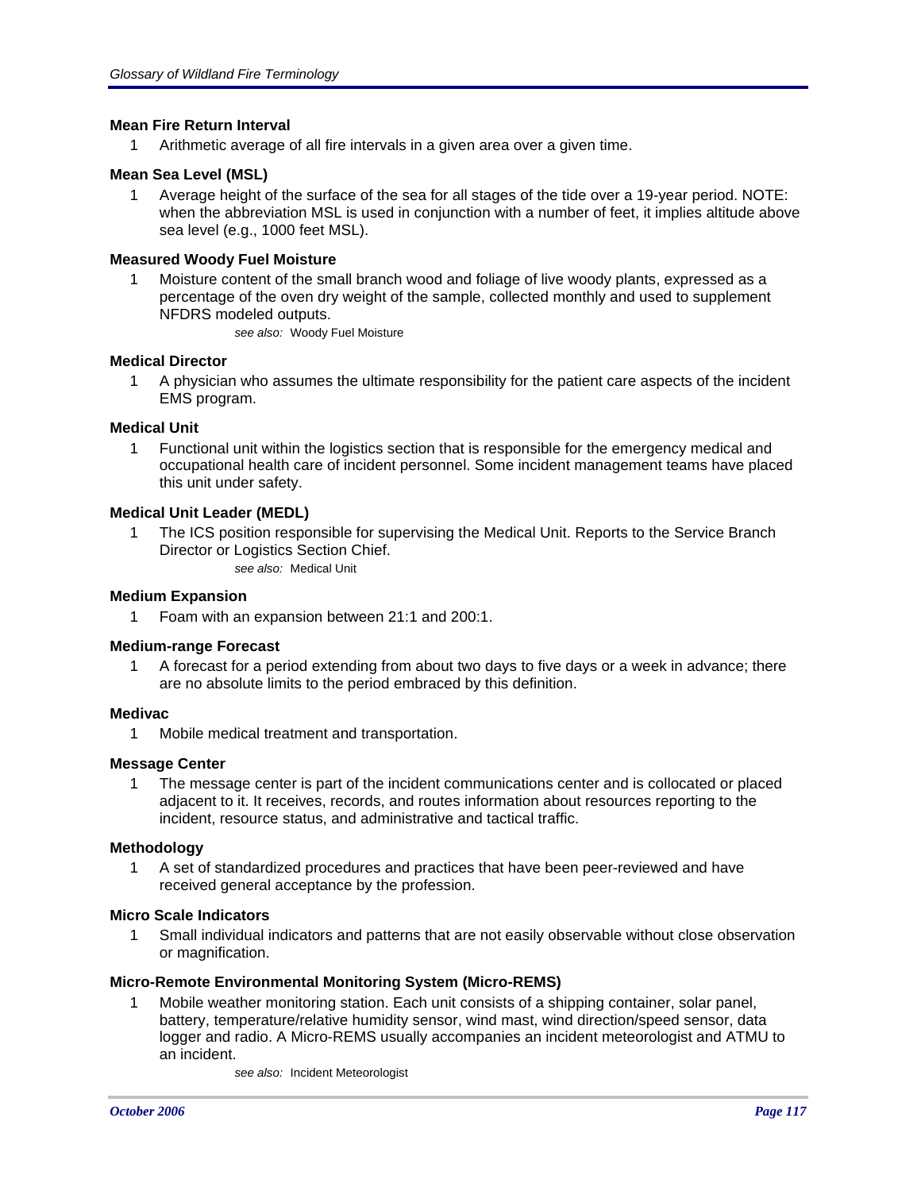**Mean Fire Return Interval**

1 Arithmetic average of all fire intervals in a given area over a given time.

**Mean Sea Level (MSL)**

1 Average height of the surface of the sea for all stages of the tide over a 19-year period. NOTE: when the abbreviation MSL is used in conjunction with a number of feet, it implies altitude above sea level (e.g., 1000 feet MSL).

**Measured Woody Fuel Moisture**

1 Moisture content of the small branch wood and foliage of live woody plants, expressed as a percentage of the oven dry weight of the sample, collected monthly and used to supplement NFDRS modeled outputs.

*see also:* Woody Fuel Moisture

**Medical Director**

1 A physician who assumes the ultimate responsibility for the patient care aspects of the incident EMS program.

**Medical Unit**

1 Functional unit within the logistics section that is responsible for the emergency medical and occupational health care of incident personnel. Some incident management teams have placed this unit under safety.

**Medical Unit Leader (MEDL)**

1 The ICS position responsible for supervising the Medical Unit. Reports to the Service Branch Director or Logistics Section Chief.

*see also:* Medical Unit

**Medium Expansion**

1 Foam with an expansion between 21:1 and 200:1.

**Medium-range Forecast**

1 A forecast for a period extending from about two days to five days or a week in advance; there are no absolute limits to the period embraced by this definition.

**Medivac**

1 Mobile medical treatment and transportation.

**Message Center**

1 The message center is part of the incident communications center and is collocated or placed adjacent to it. It receives, records, and routes information about resources reporting to the incident, resource status, and administrative and tactical traffic.

**Methodology**

1 A set of standardized procedures and practices that have been peer-reviewed and have received general acceptance by the profession.

**Micro Scale Indicators**

1 Small individual indicators and patterns that are not easily observable without close observation or magnification.

**Micro-Remote Environmental Monitoring System (Micro-REMS)**

1 Mobile weather monitoring station. Each unit consists of a shipping container, solar panel, battery, temperature/relative humidity sensor, wind mast, wind direction/speed sensor, data logger and radio. A Micro-REMS usually accompanies an incident meteorologist and ATMU to an incident.

*see also:* Incident Meteorologist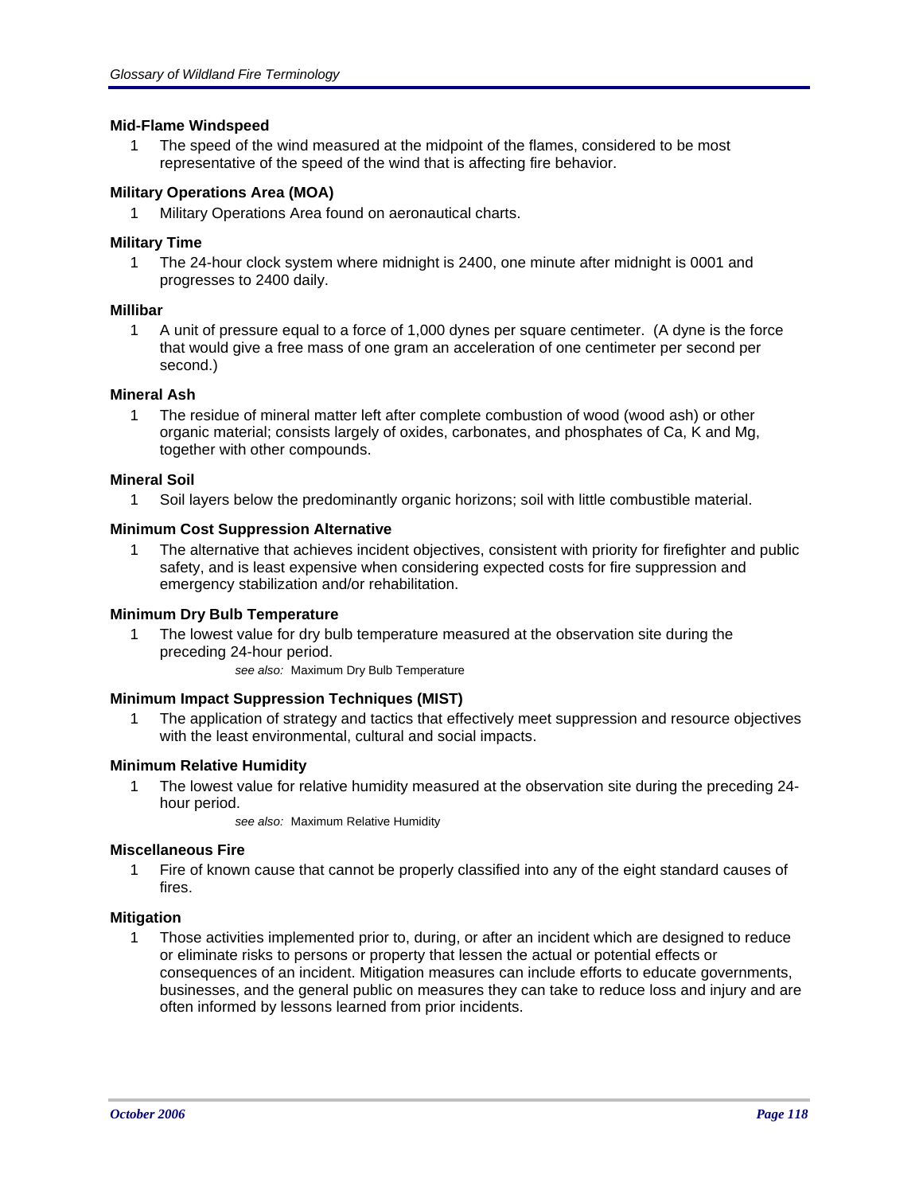### Mid-Flame Windspeed

1. The speed of the wind measured at the midpoint of the flames, considered to be most representative of the speed of the wind that is affecting fire behavior.

### Military Operations Area (MOA)

1. Military Operations Area found on aeronautical charts.

### Military Time

1. The 24-hour clock system where midnight is 2400, one minute after midnight is 0001 and progresses to 2400 daily.

### Millibar

1. A unit of pressure equal to a force of 1,000 dynes per square centimeter. (A dyne is the force that would give a free mass of one gram an acceleration of one centimeter per second per second.)

### Mineral Ash

1. The residue of mineral matter left after complete combustion of wood (wood ash) or other organic material; consists largely of oxides, carbonates, and phosphates of Ca, K and Mg, together with other compounds.

### Mineral Soil

1. Soil layers below the predominantly organic horizons; soil with little combustible material.

### Minimum Cost Suppression Alternative

1. The alternative that achieves incident objectives, consistent with priority for firefighter and public safety, and is least expensive when considering expected costs for fire suppression and emergency stabilization and/or rehabilitation.

### Minimum Dry Bulb Temperature

1. The lowest value for dry bulb temperature measured at the observation site during the preceding 24-hour period.

   *see also:* Maximum Dry Bulb Temperature

### Minimum Impact Suppression Techniques (MIST)

1. The application of strategy and tactics that effectively meet suppression and resource objectives with the least environmental, cultural and social impacts.

### Minimum Relative Humidity

1. The lowest value for relative humidity measured at the observation site during the preceding 24-hour period.

   *see also:* Maximum Relative Humidity

### Miscellaneous Fire

1. Fire of known cause that cannot be properly classified into any of the eight standard causes of fires.

### Mitigation

1. Those activities implemented prior to, during, or after an incident which are designed to reduce or eliminate risks to persons or property that lessen the actual or potential effects or consequences of an incident. Mitigation measures can include efforts to educate governments, businesses, and the general public on measures they can take to reduce loss and injury and are often informed by lessons learned from prior incidents.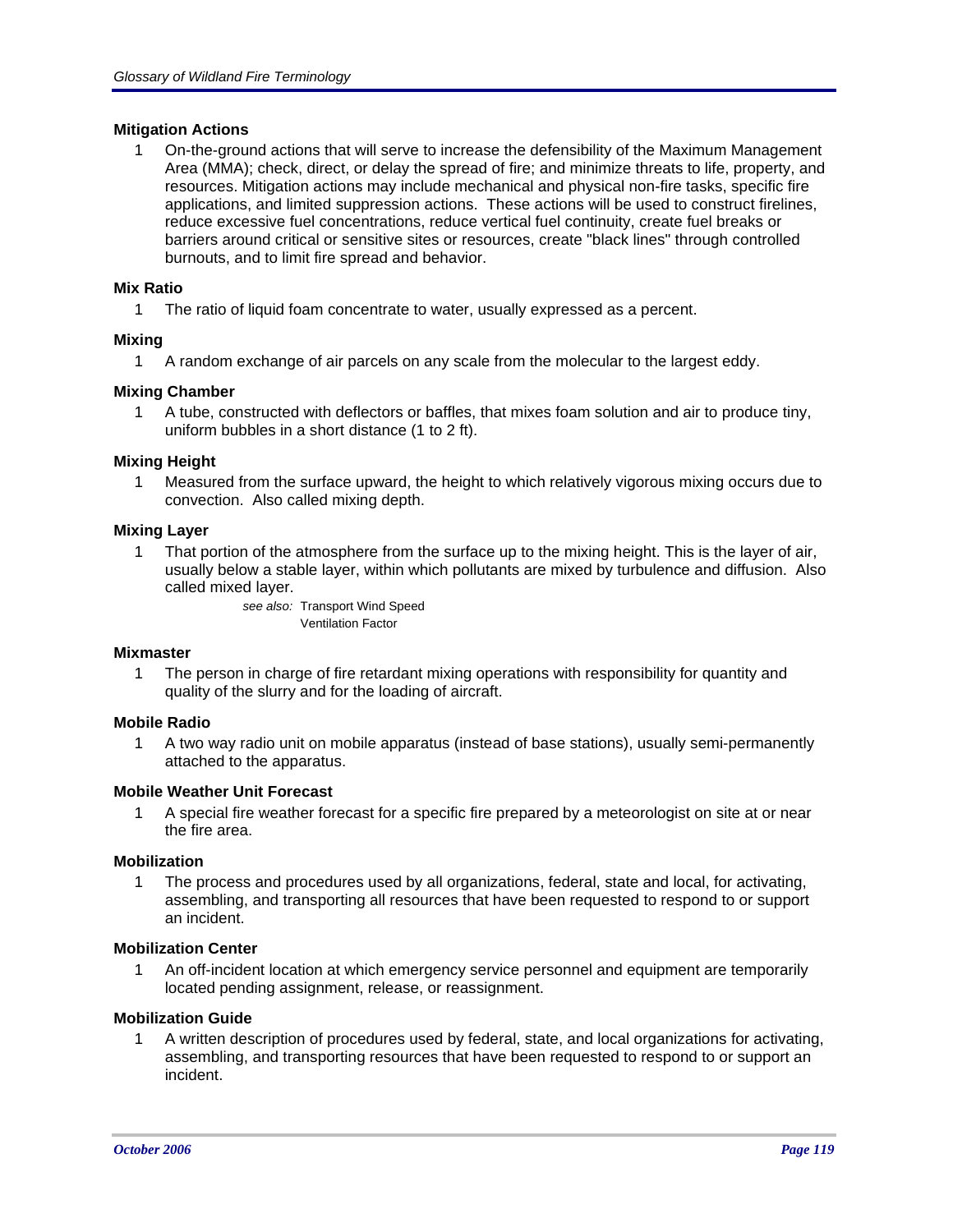**Mitigation Actions**

1 On-the-ground actions that will serve to increase the defensibility of the Maximum Management Area (MMA); check, direct, or delay the spread of fire; and minimize threats to life, property, and resources. Mitigation actions may include mechanical and physical non-fire tasks, specific fire applications, and limited suppression actions. These actions will be used to construct firelines, reduce excessive fuel concentrations, reduce vertical fuel continuity, create fuel breaks or barriers around critical or sensitive sites or resources, create "black lines" through controlled burnouts, and to limit fire spread and behavior.

**Mix Ratio**

1 The ratio of liquid foam concentrate to water, usually expressed as a percent.

**Mixing**

1 A random exchange of air parcels on any scale from the molecular to the largest eddy.

**Mixing Chamber**

1 A tube, constructed with deflectors or baffles, that mixes foam solution and air to produce tiny, uniform bubbles in a short distance (1 to 2 ft).

**Mixing Height**

1 Measured from the surface upward, the height to which relatively vigorous mixing occurs due to convection. Also called mixing depth.

**Mixing Layer**

1 That portion of the atmosphere from the surface up to the mixing height. This is the layer of air, usually below a stable layer, within which pollutants are mixed by turbulence and diffusion. Also called mixed layer.

*see also:* Transport Wind Speed
Ventilation Factor

**Mixmaster**

1 The person in charge of fire retardant mixing operations with responsibility for quantity and quality of the slurry and for the loading of aircraft.

**Mobile Radio**

1 A two way radio unit on mobile apparatus (instead of base stations), usually semi-permanently attached to the apparatus.

**Mobile Weather Unit Forecast**

1 A special fire weather forecast for a specific fire prepared by a meteorologist on site at or near the fire area.

**Mobilization**

1 The process and procedures used by all organizations, federal, state and local, for activating, assembling, and transporting all resources that have been requested to respond to or support an incident.

**Mobilization Center**

1 An off-incident location at which emergency service personnel and equipment are temporarily located pending assignment, release, or reassignment.

**Mobilization Guide**

1 A written description of procedures used by federal, state, and local organizations for activating, assembling, and transporting resources that have been requested to respond to or support an incident.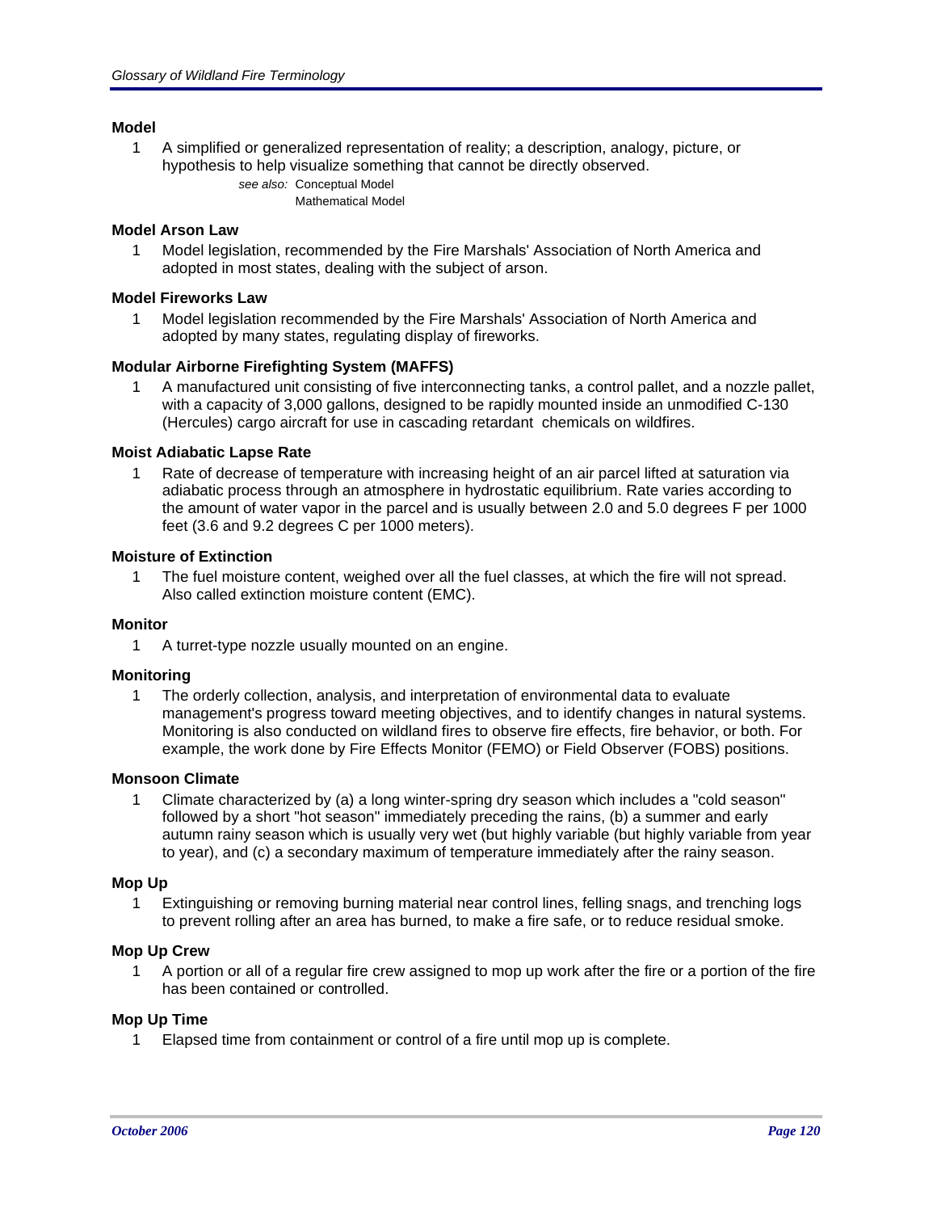### Model

1 A simplified or generalized representation of reality; a description, analogy, picture, or hypothesis to help visualize something that cannot be directly observed.

*see also:* Conceptual Model
Mathematical Model

### Model Arson Law

1 Model legislation, recommended by the Fire Marshals' Association of North America and adopted in most states, dealing with the subject of arson.

### Model Fireworks Law

1 Model legislation recommended by the Fire Marshals' Association of North America and adopted by many states, regulating display of fireworks.

### Modular Airborne Firefighting System (MAFFS)

1 A manufactured unit consisting of five interconnecting tanks, a control pallet, and a nozzle pallet, with a capacity of 3,000 gallons, designed to be rapidly mounted inside an unmodified C-130 (Hercules) cargo aircraft for use in cascading retardant chemicals on wildfires.

### Moist Adiabatic Lapse Rate

1 Rate of decrease of temperature with increasing height of an air parcel lifted at saturation via adiabatic process through an atmosphere in hydrostatic equilibrium. Rate varies according to the amount of water vapor in the parcel and is usually between 2.0 and 5.0 degrees F per 1000 feet (3.6 and 9.2 degrees C per 1000 meters).

### Moisture of Extinction

1 The fuel moisture content, weighed over all the fuel classes, at which the fire will not spread. Also called extinction moisture content (EMC).

### Monitor

1 A turret-type nozzle usually mounted on an engine.

### Monitoring

1 The orderly collection, analysis, and interpretation of environmental data to evaluate management's progress toward meeting objectives, and to identify changes in natural systems. Monitoring is also conducted on wildland fires to observe fire effects, fire behavior, or both. For example, the work done by Fire Effects Monitor (FEMO) or Field Observer (FOBS) positions.

### Monsoon Climate

1 Climate characterized by (a) a long winter-spring dry season which includes a "cold season" followed by a short "hot season" immediately preceding the rains, (b) a summer and early autumn rainy season which is usually very wet (but highly variable (but highly variable from year to year), and (c) a secondary maximum of temperature immediately after the rainy season.

### Mop Up

1 Extinguishing or removing burning material near control lines, felling snags, and trenching logs to prevent rolling after an area has burned, to make a fire safe, or to reduce residual smoke.

### Mop Up Crew

1 A portion or all of a regular fire crew assigned to mop up work after the fire or a portion of the fire has been contained or controlled.

### Mop Up Time

1 Elapsed time from containment or control of a fire until mop up is complete.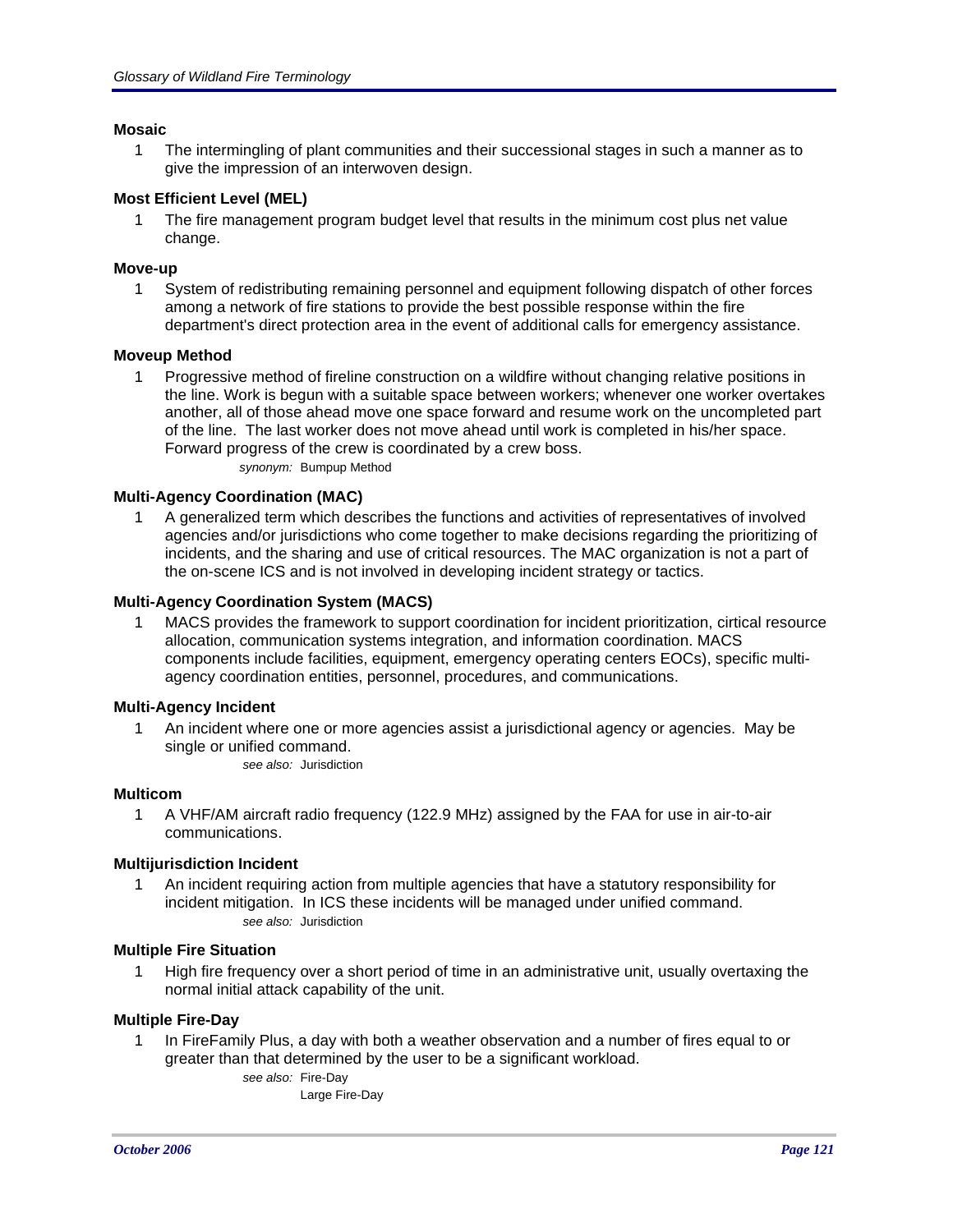**Mosaic**

1 The intermingling of plant communities and their successional stages in such a manner as to give the impression of an interwoven design.

**Most Efficient Level (MEL)**

1 The fire management program budget level that results in the minimum cost plus net value change.

**Move-up**

1 System of redistributing remaining personnel and equipment following dispatch of other forces among a network of fire stations to provide the best possible response within the fire department's direct protection area in the event of additional calls for emergency assistance.

**Moveup Method**

1 Progressive method of fireline construction on a wildfire without changing relative positions in the line. Work is begun with a suitable space between workers; whenever one worker overtakes another, all of those ahead move one space forward and resume work on the uncompleted part of the line. The last worker does not move ahead until work is completed in his/her space. Forward progress of the crew is coordinated by a crew boss.

*synonym:* Bumpup Method

**Multi-Agency Coordination (MAC)**

1 A generalized term which describes the functions and activities of representatives of involved agencies and/or jurisdictions who come together to make decisions regarding the prioritizing of incidents, and the sharing and use of critical resources. The MAC organization is not a part of the on-scene ICS and is not involved in developing incident strategy or tactics.

**Multi-Agency Coordination System (MACS)**

1 MACS provides the framework to support coordination for incident prioritization, cirtical resource allocation, communication systems integration, and information coordination. MACS components include facilities, equipment, emergency operating centers EOCs), specific multi-agency coordination entities, personnel, procedures, and communications.

**Multi-Agency Incident**

1 An incident where one or more agencies assist a jurisdictional agency or agencies. May be single or unified command.

*see also:* Jurisdiction

**Multicom**

1 A VHF/AM aircraft radio frequency (122.9 MHz) assigned by the FAA for use in air-to-air communications.

**Multijurisdiction Incident**

1 An incident requiring action from multiple agencies that have a statutory responsibility for incident mitigation. In ICS these incidents will be managed under unified command.

*see also:* Jurisdiction

**Multiple Fire Situation**

1 High fire frequency over a short period of time in an administrative unit, usually overtaxing the normal initial attack capability of the unit.

**Multiple Fire-Day**

1 In FireFamily Plus, a day with both a weather observation and a number of fires equal to or greater than that determined by the user to be a significant workload.

*see also:* Fire-Day
Large Fire-Day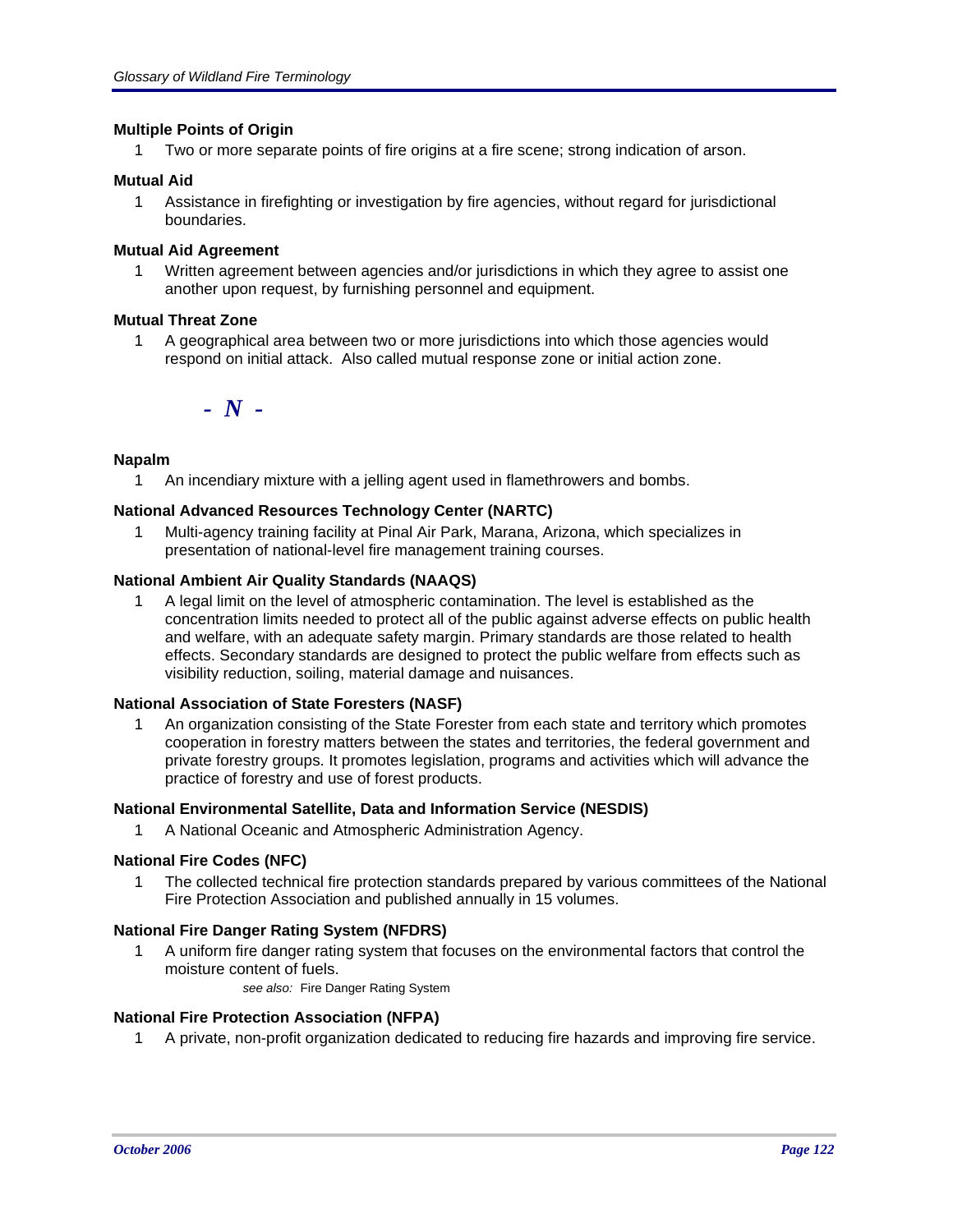**Multiple Points of Origin**

1 Two or more separate points of fire origins at a fire scene; strong indication of arson.

**Mutual Aid**

1 Assistance in firefighting or investigation by fire agencies, without regard for jurisdictional boundaries.

**Mutual Aid Agreement**

1 Written agreement between agencies and/or jurisdictions in which they agree to assist one another upon request, by furnishing personnel and equipment.

**Mutual Threat Zone**

1 A geographical area between two or more jurisdictions into which those agencies would respond on initial attack. Also called mutual response zone or initial action zone.

## *- N -*

**Napalm**

1 An incendiary mixture with a jelling agent used in flamethrowers and bombs.

**National Advanced Resources Technology Center (NARTC)**

1 Multi-agency training facility at Pinal Air Park, Marana, Arizona, which specializes in presentation of national-level fire management training courses.

**National Ambient Air Quality Standards (NAAQS)**

1 A legal limit on the level of atmospheric contamination. The level is established as the concentration limits needed to protect all of the public against adverse effects on public health and welfare, with an adequate safety margin. Primary standards are those related to health effects. Secondary standards are designed to protect the public welfare from effects such as visibility reduction, soiling, material damage and nuisances.

**National Association of State Foresters (NASF)**

1 An organization consisting of the State Forester from each state and territory which promotes cooperation in forestry matters between the states and territories, the federal government and private forestry groups. It promotes legislation, programs and activities which will advance the practice of forestry and use of forest products.

**National Environmental Satellite, Data and Information Service (NESDIS)**

1 A National Oceanic and Atmospheric Administration Agency.

**National Fire Codes (NFC)**

1 The collected technical fire protection standards prepared by various committees of the National Fire Protection Association and published annually in 15 volumes.

**National Fire Danger Rating System (NFDRS)**

1 A uniform fire danger rating system that focuses on the environmental factors that control the moisture content of fuels.

*see also:* Fire Danger Rating System

**National Fire Protection Association (NFPA)**

1 A private, non-profit organization dedicated to reducing fire hazards and improving fire service.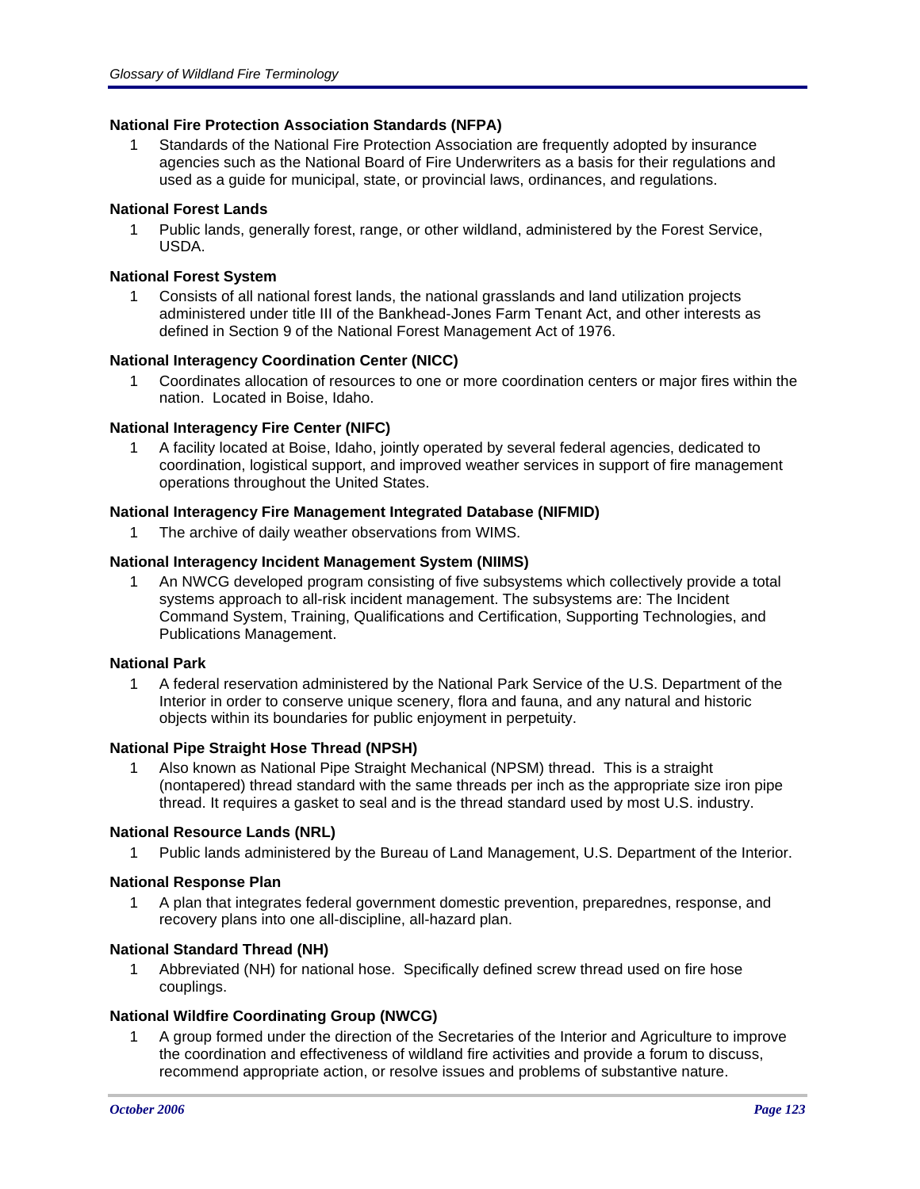**National Fire Protection Association Standards (NFPA)**

1 Standards of the National Fire Protection Association are frequently adopted by insurance agencies such as the National Board of Fire Underwriters as a basis for their regulations and used as a guide for municipal, state, or provincial laws, ordinances, and regulations.

**National Forest Lands**

1 Public lands, generally forest, range, or other wildland, administered by the Forest Service, USDA.

**National Forest System**

1 Consists of all national forest lands, the national grasslands and land utilization projects administered under title III of the Bankhead-Jones Farm Tenant Act, and other interests as defined in Section 9 of the National Forest Management Act of 1976.

**National Interagency Coordination Center (NICC)**

1 Coordinates allocation of resources to one or more coordination centers or major fires within the nation. Located in Boise, Idaho.

**National Interagency Fire Center (NIFC)**

1 A facility located at Boise, Idaho, jointly operated by several federal agencies, dedicated to coordination, logistical support, and improved weather services in support of fire management operations throughout the United States.

**National Interagency Fire Management Integrated Database (NIFMID)**

1 The archive of daily weather observations from WIMS.

**National Interagency Incident Management System (NIIMS)**

1 An NWCG developed program consisting of five subsystems which collectively provide a total systems approach to all-risk incident management. The subsystems are: The Incident Command System, Training, Qualifications and Certification, Supporting Technologies, and Publications Management.

**National Park**

1 A federal reservation administered by the National Park Service of the U.S. Department of the Interior in order to conserve unique scenery, flora and fauna, and any natural and historic objects within its boundaries for public enjoyment in perpetuity.

**National Pipe Straight Hose Thread (NPSH)**

1 Also known as National Pipe Straight Mechanical (NPSM) thread. This is a straight (nontapered) thread standard with the same threads per inch as the appropriate size iron pipe thread. It requires a gasket to seal and is the thread standard used by most U.S. industry.

**National Resource Lands (NRL)**

1 Public lands administered by the Bureau of Land Management, U.S. Department of the Interior.

**National Response Plan**

1 A plan that integrates federal government domestic prevention, preparednes, response, and recovery plans into one all-discipline, all-hazard plan.

**National Standard Thread (NH)**

1 Abbreviated (NH) for national hose. Specifically defined screw thread used on fire hose couplings.

**National Wildfire Coordinating Group (NWCG)**

1 A group formed under the direction of the Secretaries of the Interior and Agriculture to improve the coordination and effectiveness of wildland fire activities and provide a forum to discuss, recommend appropriate action, or resolve issues and problems of substantive nature.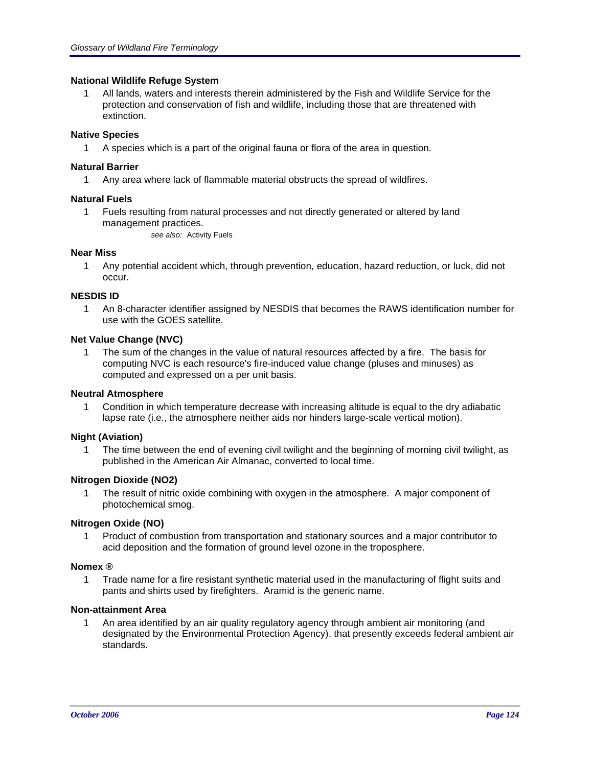**National Wildlife Refuge System**

1 All lands, waters and interests therein administered by the Fish and Wildlife Service for the protection and conservation of fish and wildlife, including those that are threatened with extinction.

**Native Species**

1 A species which is a part of the original fauna or flora of the area in question.

**Natural Barrier**

1 Any area where lack of flammable material obstructs the spread of wildfires.

**Natural Fuels**

1 Fuels resulting from natural processes and not directly generated or altered by land management practices.

*see also:* Activity Fuels

**Near Miss**

1 Any potential accident which, through prevention, education, hazard reduction, or luck, did not occur.

**NESDIS ID**

1 An 8-character identifier assigned by NESDIS that becomes the RAWS identification number for use with the GOES satellite.

**Net Value Change (NVC)**

1 The sum of the changes in the value of natural resources affected by a fire. The basis for computing NVC is each resource's fire-induced value change (pluses and minuses) as computed and expressed on a per unit basis.

**Neutral Atmosphere**

1 Condition in which temperature decrease with increasing altitude is equal to the dry adiabatic lapse rate (i.e., the atmosphere neither aids nor hinders large-scale vertical motion).

**Night (Aviation)**

1 The time between the end of evening civil twilight and the beginning of morning civil twilight, as published in the American Air Almanac, converted to local time.

**Nitrogen Dioxide (NO2)**

1 The result of nitric oxide combining with oxygen in the atmosphere. A major component of photochemical smog.

**Nitrogen Oxide (NO)**

1 Product of combustion from transportation and stationary sources and a major contributor to acid deposition and the formation of ground level ozone in the troposphere.

**Nomex ®**

1 Trade name for a fire resistant synthetic material used in the manufacturing of flight suits and pants and shirts used by firefighters. Aramid is the generic name.

**Non-attainment Area**

1 An area identified by an air quality regulatory agency through ambient air monitoring (and designated by the Environmental Protection Agency), that presently exceeds federal ambient air standards.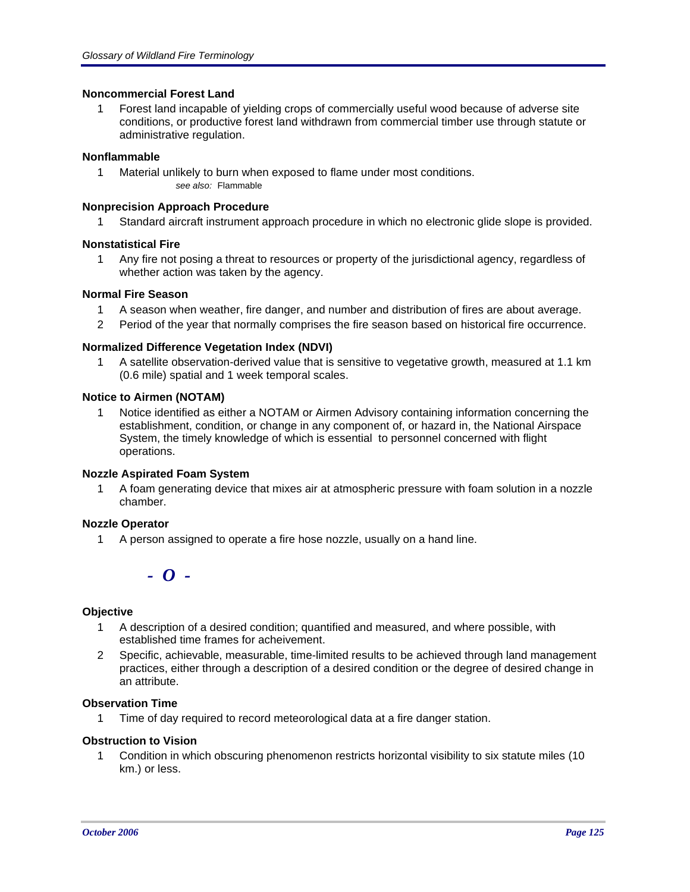**Noncommercial Forest Land**

1. Forest land incapable of yielding crops of commercially useful wood because of adverse site conditions, or productive forest land withdrawn from commercial timber use through statute or administrative regulation.

**Nonflammable**

1. Material unlikely to burn when exposed to flame under most conditions.
   *see also:* Flammable

**Nonprecision Approach Procedure**

1. Standard aircraft instrument approach procedure in which no electronic glide slope is provided.

**Nonstatistical Fire**

1. Any fire not posing a threat to resources or property of the jurisdictional agency, regardless of whether action was taken by the agency.

**Normal Fire Season**

1. A season when weather, fire danger, and number and distribution of fires are about average.
2. Period of the year that normally comprises the fire season based on historical fire occurrence.

**Normalized Difference Vegetation Index (NDVI)**

1. A satellite observation-derived value that is sensitive to vegetative growth, measured at 1.1 km (0.6 mile) spatial and 1 week temporal scales.

**Notice to Airmen (NOTAM)**

1. Notice identified as either a NOTAM or Airmen Advisory containing information concerning the establishment, condition, or change in any component of, or hazard in, the National Airspace System, the timely knowledge of which is essential to personnel concerned with flight operations.

**Nozzle Aspirated Foam System**

1. A foam generating device that mixes air at atmospheric pressure with foam solution in a nozzle chamber.

**Nozzle Operator**

1. A person assigned to operate a fire hose nozzle, usually on a hand line.

## *- O -*

**Objective**

1. A description of a desired condition; quantified and measured, and where possible, with established time frames for acheivement.
2. Specific, achievable, measurable, time-limited results to be achieved through land management practices, either through a description of a desired condition or the degree of desired change in an attribute.

**Observation Time**

1. Time of day required to record meteorological data at a fire danger station.

**Obstruction to Vision**

1. Condition in which obscuring phenomenon restricts horizontal visibility to six statute miles (10 km.) or less.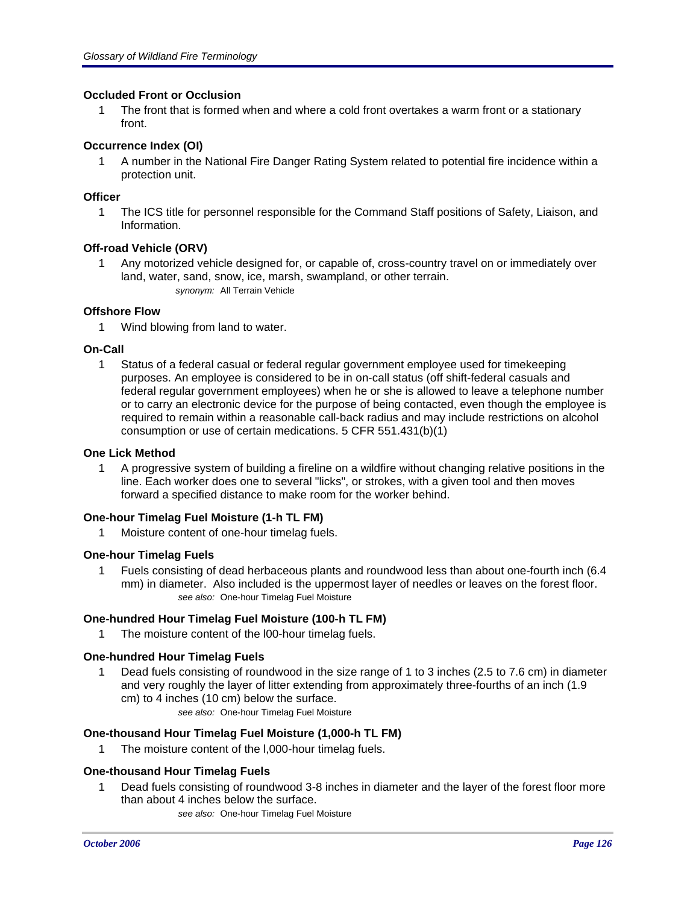### Occluded Front or Occlusion

1 The front that is formed when and where a cold front overtakes a warm front or a stationary front.

### Occurrence Index (OI)

1 A number in the National Fire Danger Rating System related to potential fire incidence within a protection unit.

### Officer

1 The ICS title for personnel responsible for the Command Staff positions of Safety, Liaison, and Information.

### Off-road Vehicle (ORV)

1 Any motorized vehicle designed for, or capable of, cross-country travel on or immediately over land, water, sand, snow, ice, marsh, swampland, or other terrain.

*synonym:* All Terrain Vehicle

### Offshore Flow

1 Wind blowing from land to water.

### On-Call

1 Status of a federal casual or federal regular government employee used for timekeeping purposes. An employee is considered to be in on-call status (off shift-federal casuals and federal regular government employees) when he or she is allowed to leave a telephone number or to carry an electronic device for the purpose of being contacted, even though the employee is required to remain within a reasonable call-back radius and may include restrictions on alcohol consumption or use of certain medications. 5 CFR 551.431(b)(1)

### One Lick Method

1 A progressive system of building a fireline on a wildfire without changing relative positions in the line. Each worker does one to several "licks", or strokes, with a given tool and then moves forward a specified distance to make room for the worker behind.

### One-hour Timelag Fuel Moisture (1-h TL FM)

1 Moisture content of one-hour timelag fuels.

### One-hour Timelag Fuels

1 Fuels consisting of dead herbaceous plants and roundwood less than about one-fourth inch (6.4 mm) in diameter. Also included is the uppermost layer of needles or leaves on the forest floor.

*see also:* One-hour Timelag Fuel Moisture

### One-hundred Hour Timelag Fuel Moisture (100-h TL FM)

1 The moisture content of the l00-hour timelag fuels.

### One-hundred Hour Timelag Fuels

1 Dead fuels consisting of roundwood in the size range of 1 to 3 inches (2.5 to 7.6 cm) in diameter and very roughly the layer of litter extending from approximately three-fourths of an inch (1.9 cm) to 4 inches (10 cm) below the surface.

*see also:* One-hour Timelag Fuel Moisture

### One-thousand Hour Timelag Fuel Moisture (1,000-h TL FM)

1 The moisture content of the l,000-hour timelag fuels.

### One-thousand Hour Timelag Fuels

1 Dead fuels consisting of roundwood 3-8 inches in diameter and the layer of the forest floor more than about 4 inches below the surface.

*see also:* One-hour Timelag Fuel Moisture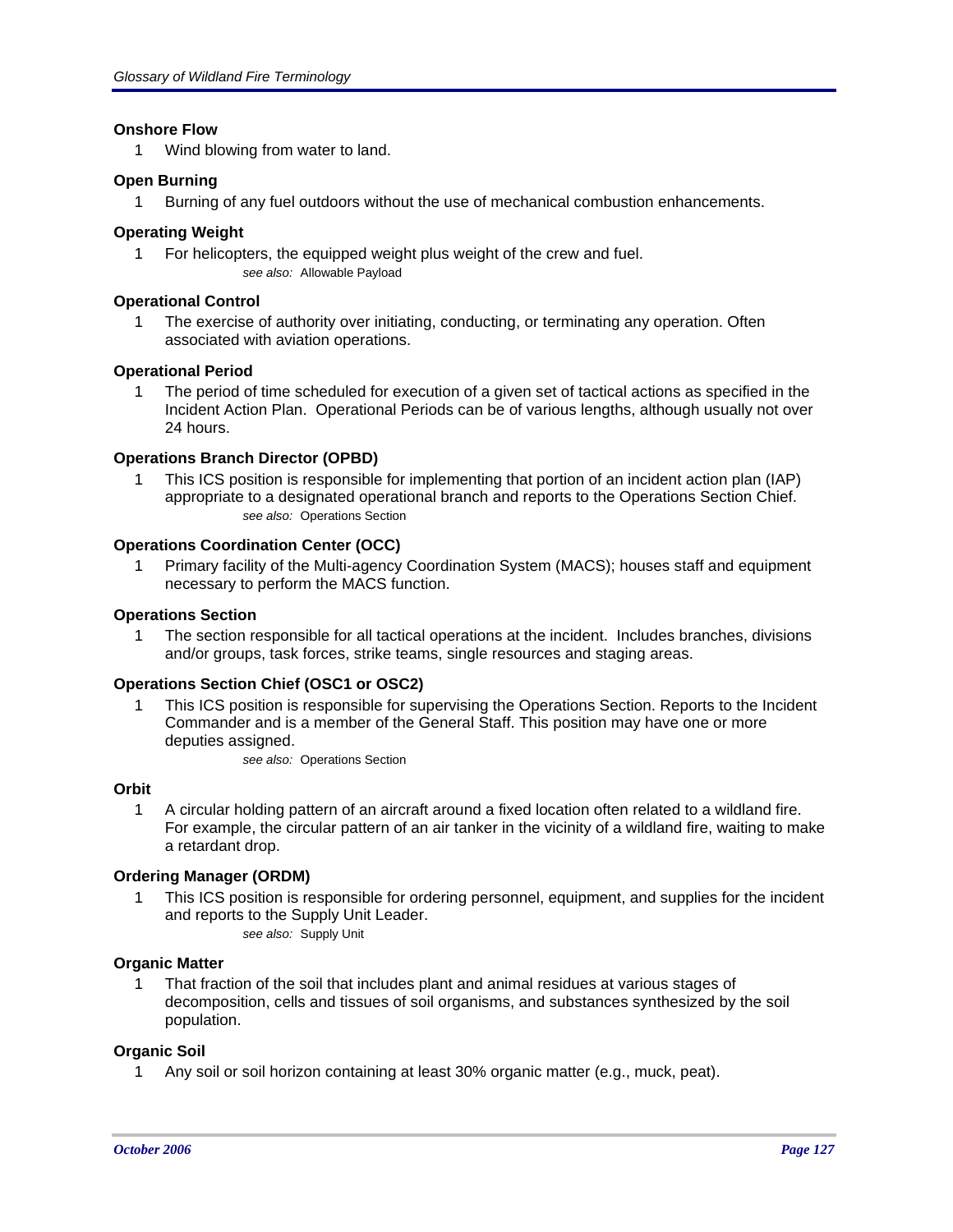**Onshore Flow**

1 Wind blowing from water to land.

**Open Burning**

1 Burning of any fuel outdoors without the use of mechanical combustion enhancements.

**Operating Weight**

1 For helicopters, the equipped weight plus weight of the crew and fuel.
*see also:* Allowable Payload

**Operational Control**

1 The exercise of authority over initiating, conducting, or terminating any operation. Often associated with aviation operations.

**Operational Period**

1 The period of time scheduled for execution of a given set of tactical actions as specified in the Incident Action Plan. Operational Periods can be of various lengths, although usually not over 24 hours.

**Operations Branch Director (OPBD)**

1 This ICS position is responsible for implementing that portion of an incident action plan (IAP) appropriate to a designated operational branch and reports to the Operations Section Chief.
*see also:* Operations Section

**Operations Coordination Center (OCC)**

1 Primary facility of the Multi-agency Coordination System (MACS); houses staff and equipment necessary to perform the MACS function.

**Operations Section**

1 The section responsible for all tactical operations at the incident. Includes branches, divisions and/or groups, task forces, strike teams, single resources and staging areas.

**Operations Section Chief (OSC1 or OSC2)**

1 This ICS position is responsible for supervising the Operations Section. Reports to the Incident Commander and is a member of the General Staff. This position may have one or more deputies assigned.
*see also:* Operations Section

**Orbit**

1 A circular holding pattern of an aircraft around a fixed location often related to a wildland fire. For example, the circular pattern of an air tanker in the vicinity of a wildland fire, waiting to make a retardant drop.

**Ordering Manager (ORDM)**

1 This ICS position is responsible for ordering personnel, equipment, and supplies for the incident and reports to the Supply Unit Leader.
*see also:* Supply Unit

**Organic Matter**

1 That fraction of the soil that includes plant and animal residues at various stages of decomposition, cells and tissues of soil organisms, and substances synthesized by the soil population.

**Organic Soil**

1 Any soil or soil horizon containing at least 30% organic matter (e.g., muck, peat).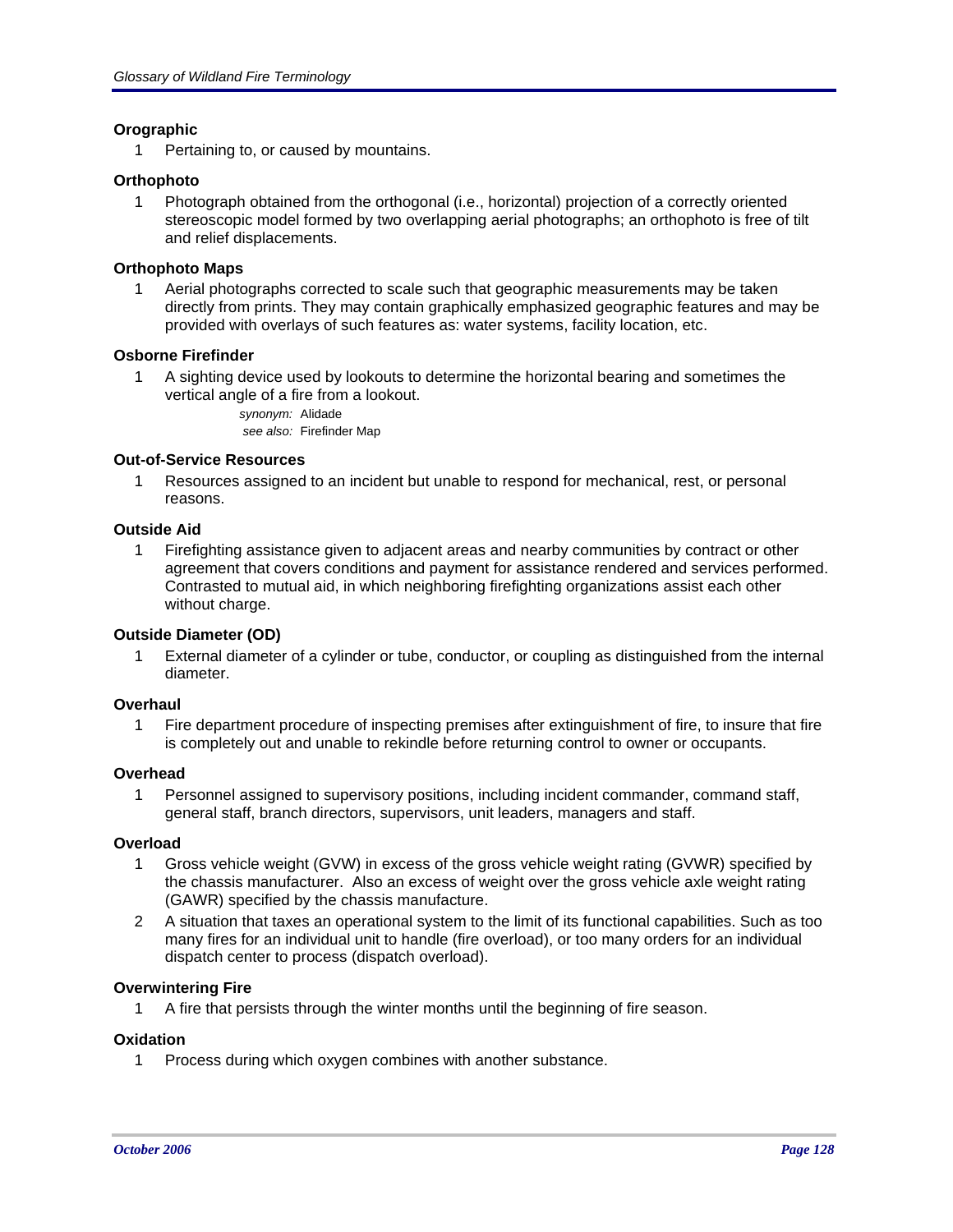**Orographic**

1 Pertaining to, or caused by mountains.

**Orthophoto**

1 Photograph obtained from the orthogonal (i.e., horizontal) projection of a correctly oriented stereoscopic model formed by two overlapping aerial photographs; an orthophoto is free of tilt and relief displacements.

**Orthophoto Maps**

1 Aerial photographs corrected to scale such that geographic measurements may be taken directly from prints. They may contain graphically emphasized geographic features and may be provided with overlays of such features as: water systems, facility location, etc.

**Osborne Firefinder**

1 A sighting device used by lookouts to determine the horizontal bearing and sometimes the vertical angle of a fire from a lookout.

*synonym:* Alidade
*see also:* Firefinder Map

**Out-of-Service Resources**

1 Resources assigned to an incident but unable to respond for mechanical, rest, or personal reasons.

**Outside Aid**

1 Firefighting assistance given to adjacent areas and nearby communities by contract or other agreement that covers conditions and payment for assistance rendered and services performed. Contrasted to mutual aid, in which neighboring firefighting organizations assist each other without charge.

**Outside Diameter (OD)**

1 External diameter of a cylinder or tube, conductor, or coupling as distinguished from the internal diameter.

**Overhaul**

1 Fire department procedure of inspecting premises after extinguishment of fire, to insure that fire is completely out and unable to rekindle before returning control to owner or occupants.

**Overhead**

1 Personnel assigned to supervisory positions, including incident commander, command staff, general staff, branch directors, supervisors, unit leaders, managers and staff.

**Overload**

1 Gross vehicle weight (GVW) in excess of the gross vehicle weight rating (GVWR) specified by the chassis manufacturer. Also an excess of weight over the gross vehicle axle weight rating (GAWR) specified by the chassis manufacture.

2 A situation that taxes an operational system to the limit of its functional capabilities. Such as too many fires for an individual unit to handle (fire overload), or too many orders for an individual dispatch center to process (dispatch overload).

**Overwintering Fire**

1 A fire that persists through the winter months until the beginning of fire season.

**Oxidation**

1 Process during which oxygen combines with another substance.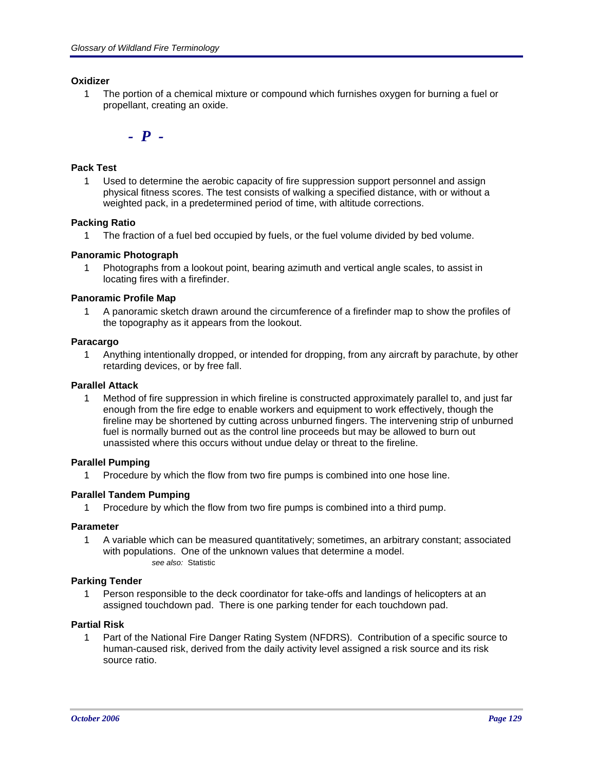**Oxidizer**

1 The portion of a chemical mixture or compound which furnishes oxygen for burning a fuel or propellant, creating an oxide.

## - P -

**Pack Test**

1 Used to determine the aerobic capacity of fire suppression support personnel and assign physical fitness scores. The test consists of walking a specified distance, with or without a weighted pack, in a predetermined period of time, with altitude corrections.

**Packing Ratio**

1 The fraction of a fuel bed occupied by fuels, or the fuel volume divided by bed volume.

**Panoramic Photograph**

1 Photographs from a lookout point, bearing azimuth and vertical angle scales, to assist in locating fires with a firefinder.

**Panoramic Profile Map**

1 A panoramic sketch drawn around the circumference of a firefinder map to show the profiles of the topography as it appears from the lookout.

**Paracargo**

1 Anything intentionally dropped, or intended for dropping, from any aircraft by parachute, by other retarding devices, or by free fall.

**Parallel Attack**

1 Method of fire suppression in which fireline is constructed approximately parallel to, and just far enough from the fire edge to enable workers and equipment to work effectively, though the fireline may be shortened by cutting across unburned fingers. The intervening strip of unburned fuel is normally burned out as the control line proceeds but may be allowed to burn out unassisted where this occurs without undue delay or threat to the fireline.

**Parallel Pumping**

1 Procedure by which the flow from two fire pumps is combined into one hose line.

**Parallel Tandem Pumping**

1 Procedure by which the flow from two fire pumps is combined into a third pump.

**Parameter**

1 A variable which can be measured quantitatively; sometimes, an arbitrary constant; associated with populations. One of the unknown values that determine a model.

*see also:* Statistic

**Parking Tender**

1 Person responsible to the deck coordinator for take-offs and landings of helicopters at an assigned touchdown pad. There is one parking tender for each touchdown pad.

**Partial Risk**

1 Part of the National Fire Danger Rating System (NFDRS). Contribution of a specific source to human-caused risk, derived from the daily activity level assigned a risk source and its risk source ratio.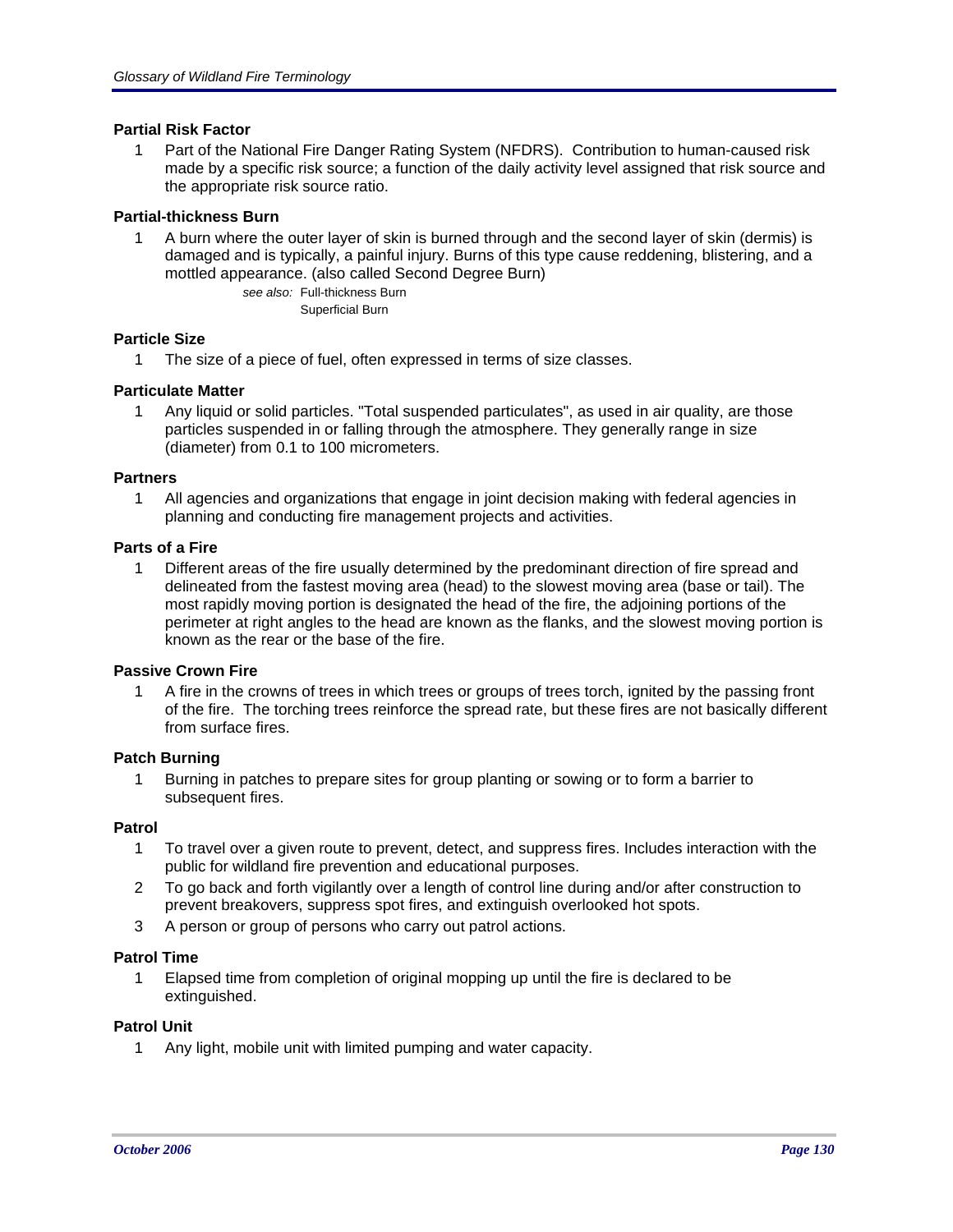**Partial Risk Factor**

1 Part of the National Fire Danger Rating System (NFDRS). Contribution to human-caused risk made by a specific risk source; a function of the daily activity level assigned that risk source and the appropriate risk source ratio.

**Partial-thickness Burn**

1 A burn where the outer layer of skin is burned through and the second layer of skin (dermis) is damaged and is typically, a painful injury. Burns of this type cause reddening, blistering, and a mottled appearance. (also called Second Degree Burn)

*see also:* Full-thickness Burn
Superficial Burn

**Particle Size**

1 The size of a piece of fuel, often expressed in terms of size classes.

**Particulate Matter**

1 Any liquid or solid particles. "Total suspended particulates", as used in air quality, are those particles suspended in or falling through the atmosphere. They generally range in size (diameter) from 0.1 to 100 micrometers.

**Partners**

1 All agencies and organizations that engage in joint decision making with federal agencies in planning and conducting fire management projects and activities.

**Parts of a Fire**

1 Different areas of the fire usually determined by the predominant direction of fire spread and delineated from the fastest moving area (head) to the slowest moving area (base or tail). The most rapidly moving portion is designated the head of the fire, the adjoining portions of the perimeter at right angles to the head are known as the flanks, and the slowest moving portion is known as the rear or the base of the fire.

**Passive Crown Fire**

1 A fire in the crowns of trees in which trees or groups of trees torch, ignited by the passing front of the fire. The torching trees reinforce the spread rate, but these fires are not basically different from surface fires.

**Patch Burning**

1 Burning in patches to prepare sites for group planting or sowing or to form a barrier to subsequent fires.

**Patrol**

1 To travel over a given route to prevent, detect, and suppress fires. Includes interaction with the public for wildland fire prevention and educational purposes.

2 To go back and forth vigilantly over a length of control line during and/or after construction to prevent breakovers, suppress spot fires, and extinguish overlooked hot spots.

3 A person or group of persons who carry out patrol actions.

**Patrol Time**

1 Elapsed time from completion of original mopping up until the fire is declared to be extinguished.

**Patrol Unit**

1 Any light, mobile unit with limited pumping and water capacity.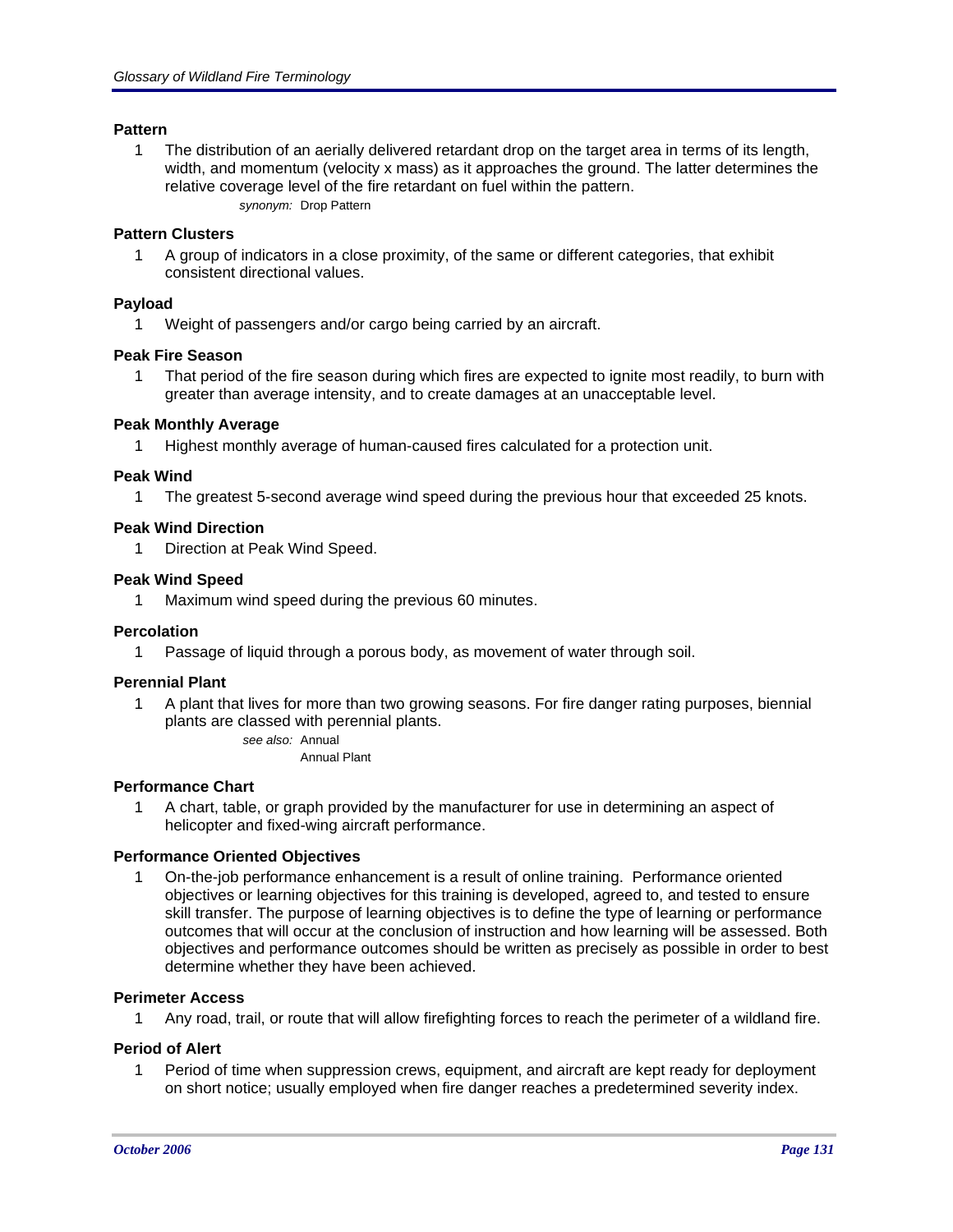**Pattern**

1 The distribution of an aerially delivered retardant drop on the target area in terms of its length, width, and momentum (velocity x mass) as it approaches the ground. The latter determines the relative coverage level of the fire retardant on fuel within the pattern.

*synonym:* Drop Pattern

**Pattern Clusters**

1 A group of indicators in a close proximity, of the same or different categories, that exhibit consistent directional values.

**Payload**

1 Weight of passengers and/or cargo being carried by an aircraft.

**Peak Fire Season**

1 That period of the fire season during which fires are expected to ignite most readily, to burn with greater than average intensity, and to create damages at an unacceptable level.

**Peak Monthly Average**

1 Highest monthly average of human-caused fires calculated for a protection unit.

**Peak Wind**

1 The greatest 5-second average wind speed during the previous hour that exceeded 25 knots.

**Peak Wind Direction**

1 Direction at Peak Wind Speed.

**Peak Wind Speed**

1 Maximum wind speed during the previous 60 minutes.

**Percolation**

1 Passage of liquid through a porous body, as movement of water through soil.

**Perennial Plant**

1 A plant that lives for more than two growing seasons. For fire danger rating purposes, biennial plants are classed with perennial plants.

*see also:* Annual
Annual Plant

**Performance Chart**

1 A chart, table, or graph provided by the manufacturer for use in determining an aspect of helicopter and fixed-wing aircraft performance.

**Performance Oriented Objectives**

1 On-the-job performance enhancement is a result of online training. Performance oriented objectives or learning objectives for this training is developed, agreed to, and tested to ensure skill transfer. The purpose of learning objectives is to define the type of learning or performance outcomes that will occur at the conclusion of instruction and how learning will be assessed. Both objectives and performance outcomes should be written as precisely as possible in order to best determine whether they have been achieved.

**Perimeter Access**

1 Any road, trail, or route that will allow firefighting forces to reach the perimeter of a wildland fire.

**Period of Alert**

1 Period of time when suppression crews, equipment, and aircraft are kept ready for deployment on short notice; usually employed when fire danger reaches a predetermined severity index.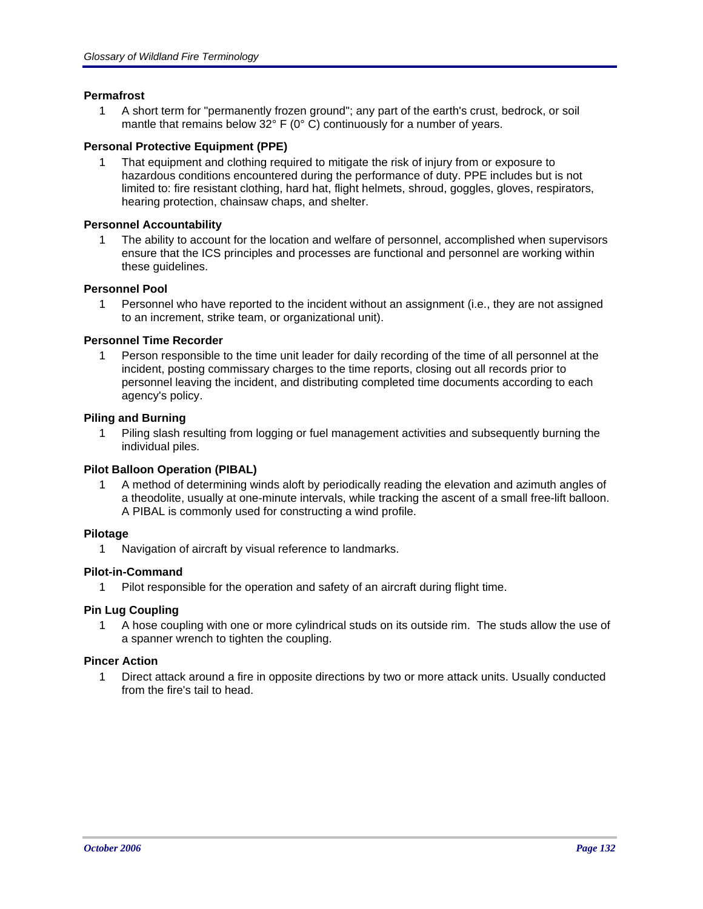**Permafrost**

1 A short term for "permanently frozen ground"; any part of the earth's crust, bedrock, or soil mantle that remains below 32° F (0° C) continuously for a number of years.

**Personal Protective Equipment (PPE)**

1 That equipment and clothing required to mitigate the risk of injury from or exposure to hazardous conditions encountered during the performance of duty. PPE includes but is not limited to: fire resistant clothing, hard hat, flight helmets, shroud, goggles, gloves, respirators, hearing protection, chainsaw chaps, and shelter.

**Personnel Accountability**

1 The ability to account for the location and welfare of personnel, accomplished when supervisors ensure that the ICS principles and processes are functional and personnel are working within these guidelines.

**Personnel Pool**

1 Personnel who have reported to the incident without an assignment (i.e., they are not assigned to an increment, strike team, or organizational unit).

**Personnel Time Recorder**

1 Person responsible to the time unit leader for daily recording of the time of all personnel at the incident, posting commissary charges to the time reports, closing out all records prior to personnel leaving the incident, and distributing completed time documents according to each agency's policy.

**Piling and Burning**

1 Piling slash resulting from logging or fuel management activities and subsequently burning the individual piles.

**Pilot Balloon Operation (PIBAL)**

1 A method of determining winds aloft by periodically reading the elevation and azimuth angles of a theodolite, usually at one-minute intervals, while tracking the ascent of a small free-lift balloon. A PIBAL is commonly used for constructing a wind profile.

**Pilotage**

1 Navigation of aircraft by visual reference to landmarks.

**Pilot-in-Command**

1 Pilot responsible for the operation and safety of an aircraft during flight time.

**Pin Lug Coupling**

1 A hose coupling with one or more cylindrical studs on its outside rim. The studs allow the use of a spanner wrench to tighten the coupling.

**Pincer Action**

1 Direct attack around a fire in opposite directions by two or more attack units. Usually conducted from the fire's tail to head.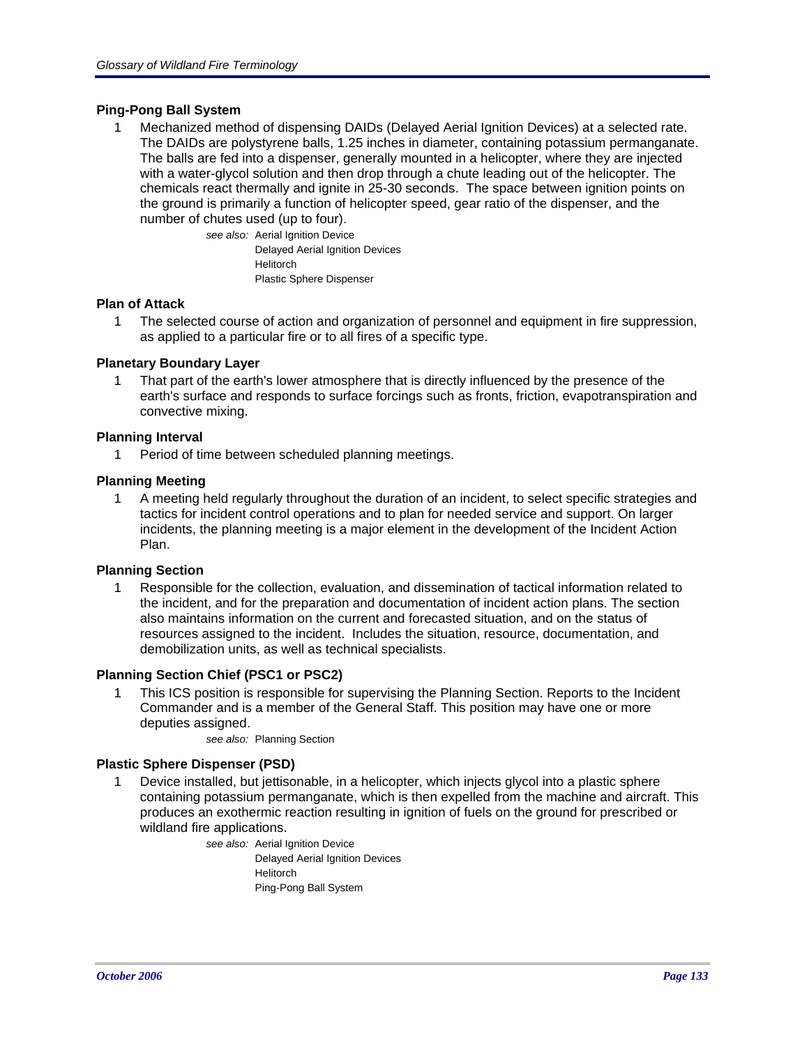### Ping-Pong Ball System

1 Mechanized method of dispensing DAIDs (Delayed Aerial Ignition Devices) at a selected rate. The DAIDs are polystyrene balls, 1.25 inches in diameter, containing potassium permanganate. The balls are fed into a dispenser, generally mounted in a helicopter, where they are injected with a water-glycol solution and then drop through a chute leading out of the helicopter. The chemicals react thermally and ignite in 25-30 seconds. The space between ignition points on the ground is primarily a function of helicopter speed, gear ratio of the dispenser, and the number of chutes used (up to four).

*see also:* Aerial Ignition Device
Delayed Aerial Ignition Devices
Helitorch
Plastic Sphere Dispenser

### Plan of Attack

1 The selected course of action and organization of personnel and equipment in fire suppression, as applied to a particular fire or to all fires of a specific type.

### Planetary Boundary Layer

1 That part of the earth's lower atmosphere that is directly influenced by the presence of the earth's surface and responds to surface forcings such as fronts, friction, evapotranspiration and convective mixing.

### Planning Interval

1 Period of time between scheduled planning meetings.

### Planning Meeting

1 A meeting held regularly throughout the duration of an incident, to select specific strategies and tactics for incident control operations and to plan for needed service and support. On larger incidents, the planning meeting is a major element in the development of the Incident Action Plan.

### Planning Section

1 Responsible for the collection, evaluation, and dissemination of tactical information related to the incident, and for the preparation and documentation of incident action plans. The section also maintains information on the current and forecasted situation, and on the status of resources assigned to the incident. Includes the situation, resource, documentation, and demobilization units, as well as technical specialists.

### Planning Section Chief (PSC1 or PSC2)

1 This ICS position is responsible for supervising the Planning Section. Reports to the Incident Commander and is a member of the General Staff. This position may have one or more deputies assigned.

*see also:* Planning Section

### Plastic Sphere Dispenser (PSD)

1 Device installed, but jettisonable, in a helicopter, which injects glycol into a plastic sphere containing potassium permanganate, which is then expelled from the machine and aircraft. This produces an exothermic reaction resulting in ignition of fuels on the ground for prescribed or wildland fire applications.

*see also:* Aerial Ignition Device
Delayed Aerial Ignition Devices
Helitorch
Ping-Pong Ball System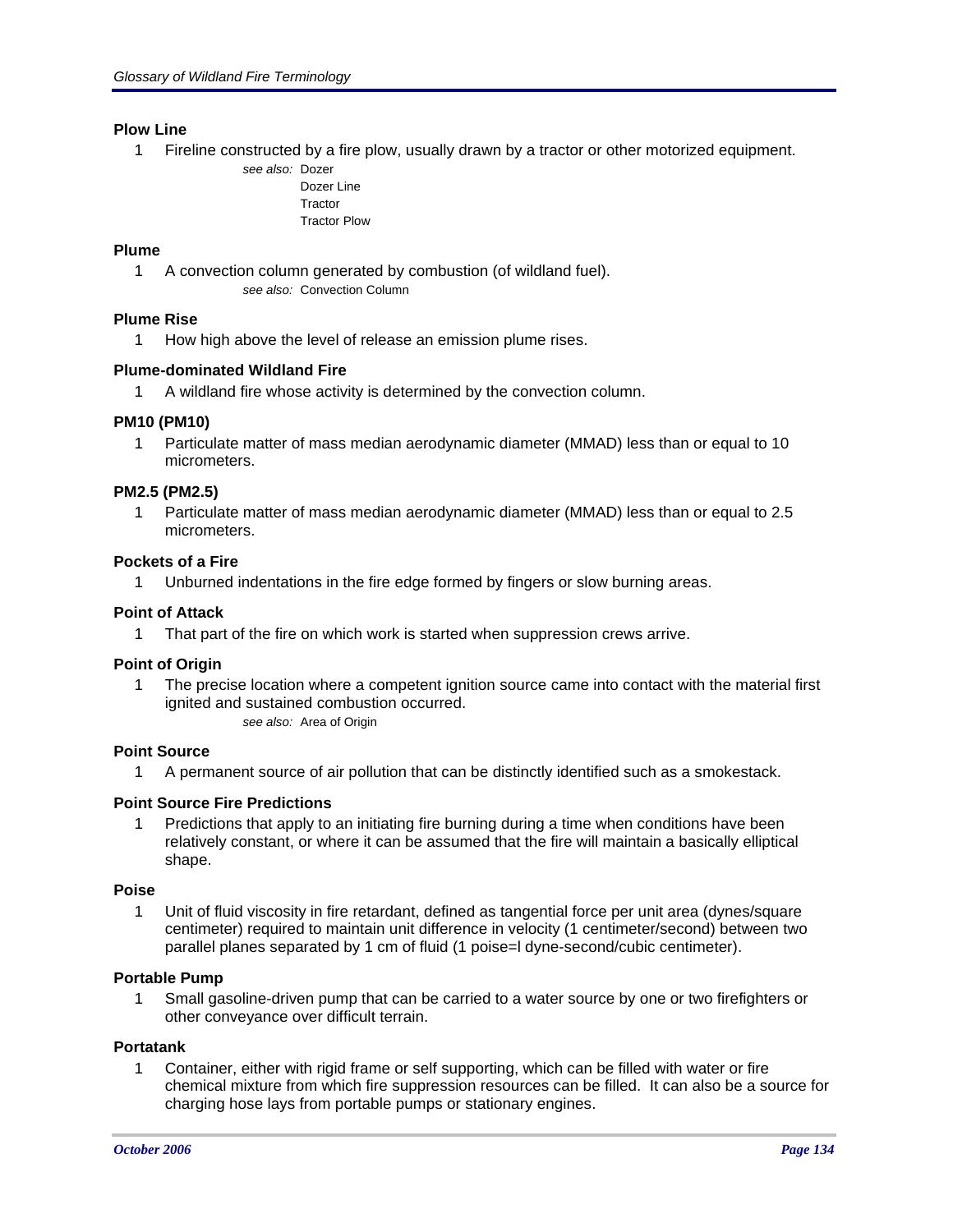### Plow Line

1 Fireline constructed by a fire plow, usually drawn by a tractor or other motorized equipment.

*see also:* Dozer
Dozer Line
Tractor
Tractor Plow

### Plume

1 A convection column generated by combustion (of wildland fuel).

*see also:* Convection Column

### Plume Rise

1 How high above the level of release an emission plume rises.

### Plume-dominated Wildland Fire

1 A wildland fire whose activity is determined by the convection column.

### PM10 (PM10)

1 Particulate matter of mass median aerodynamic diameter (MMAD) less than or equal to 10 micrometers.

### PM2.5 (PM2.5)

1 Particulate matter of mass median aerodynamic diameter (MMAD) less than or equal to 2.5 micrometers.

### Pockets of a Fire

1 Unburned indentations in the fire edge formed by fingers or slow burning areas.

### Point of Attack

1 That part of the fire on which work is started when suppression crews arrive.

### Point of Origin

1 The precise location where a competent ignition source came into contact with the material first ignited and sustained combustion occurred.

*see also:* Area of Origin

### Point Source

1 A permanent source of air pollution that can be distinctly identified such as a smokestack.

### Point Source Fire Predictions

1 Predictions that apply to an initiating fire burning during a time when conditions have been relatively constant, or where it can be assumed that the fire will maintain a basically elliptical shape.

### Poise

1 Unit of fluid viscosity in fire retardant, defined as tangential force per unit area (dynes/square centimeter) required to maintain unit difference in velocity (1 centimeter/second) between two parallel planes separated by 1 cm of fluid (1 poise=l dyne-second/cubic centimeter).

### Portable Pump

1 Small gasoline-driven pump that can be carried to a water source by one or two firefighters or other conveyance over difficult terrain.

### Portatank

1 Container, either with rigid frame or self supporting, which can be filled with water or fire chemical mixture from which fire suppression resources can be filled. It can also be a source for charging hose lays from portable pumps or stationary engines.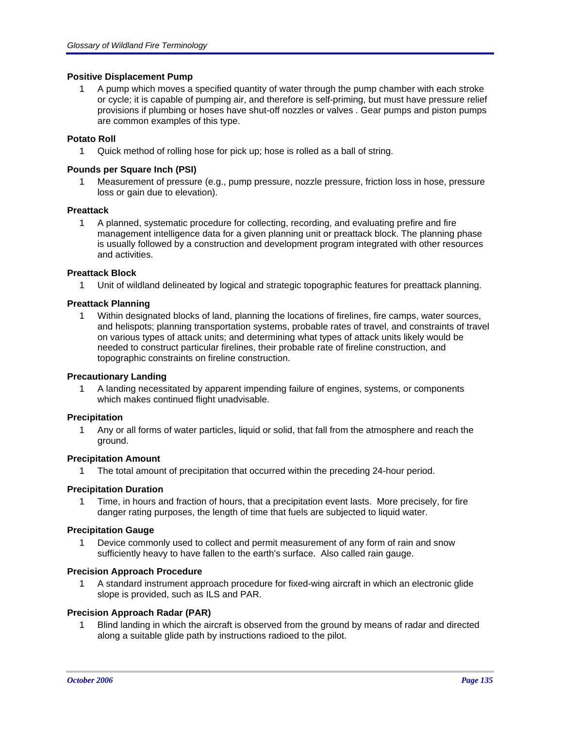**Positive Displacement Pump**

1. A pump which moves a specified quantity of water through the pump chamber with each stroke or cycle; it is capable of pumping air, and therefore is self-priming, but must have pressure relief provisions if plumbing or hoses have shut-off nozzles or valves . Gear pumps and piston pumps are common examples of this type.

**Potato Roll**

1. Quick method of rolling hose for pick up; hose is rolled as a ball of string.

**Pounds per Square Inch (PSI)**

1. Measurement of pressure (e.g., pump pressure, nozzle pressure, friction loss in hose, pressure loss or gain due to elevation).

**Preattack**

1. A planned, systematic procedure for collecting, recording, and evaluating prefire and fire management intelligence data for a given planning unit or preattack block. The planning phase is usually followed by a construction and development program integrated with other resources and activities.

**Preattack Block**

1. Unit of wildland delineated by logical and strategic topographic features for preattack planning.

**Preattack Planning**

1. Within designated blocks of land, planning the locations of firelines, fire camps, water sources, and helispots; planning transportation systems, probable rates of travel, and constraints of travel on various types of attack units; and determining what types of attack units likely would be needed to construct particular firelines, their probable rate of fireline construction, and topographic constraints on fireline construction.

**Precautionary Landing**

1. A landing necessitated by apparent impending failure of engines, systems, or components which makes continued flight unadvisable.

**Precipitation**

1. Any or all forms of water particles, liquid or solid, that fall from the atmosphere and reach the ground.

**Precipitation Amount**

1. The total amount of precipitation that occurred within the preceding 24-hour period.

**Precipitation Duration**

1. Time, in hours and fraction of hours, that a precipitation event lasts. More precisely, for fire danger rating purposes, the length of time that fuels are subjected to liquid water.

**Precipitation Gauge**

1. Device commonly used to collect and permit measurement of any form of rain and snow sufficiently heavy to have fallen to the earth's surface. Also called rain gauge.

**Precision Approach Procedure**

1. A standard instrument approach procedure for fixed-wing aircraft in which an electronic glide slope is provided, such as ILS and PAR.

**Precision Approach Radar (PAR)**

1. Blind landing in which the aircraft is observed from the ground by means of radar and directed along a suitable glide path by instructions radioed to the pilot.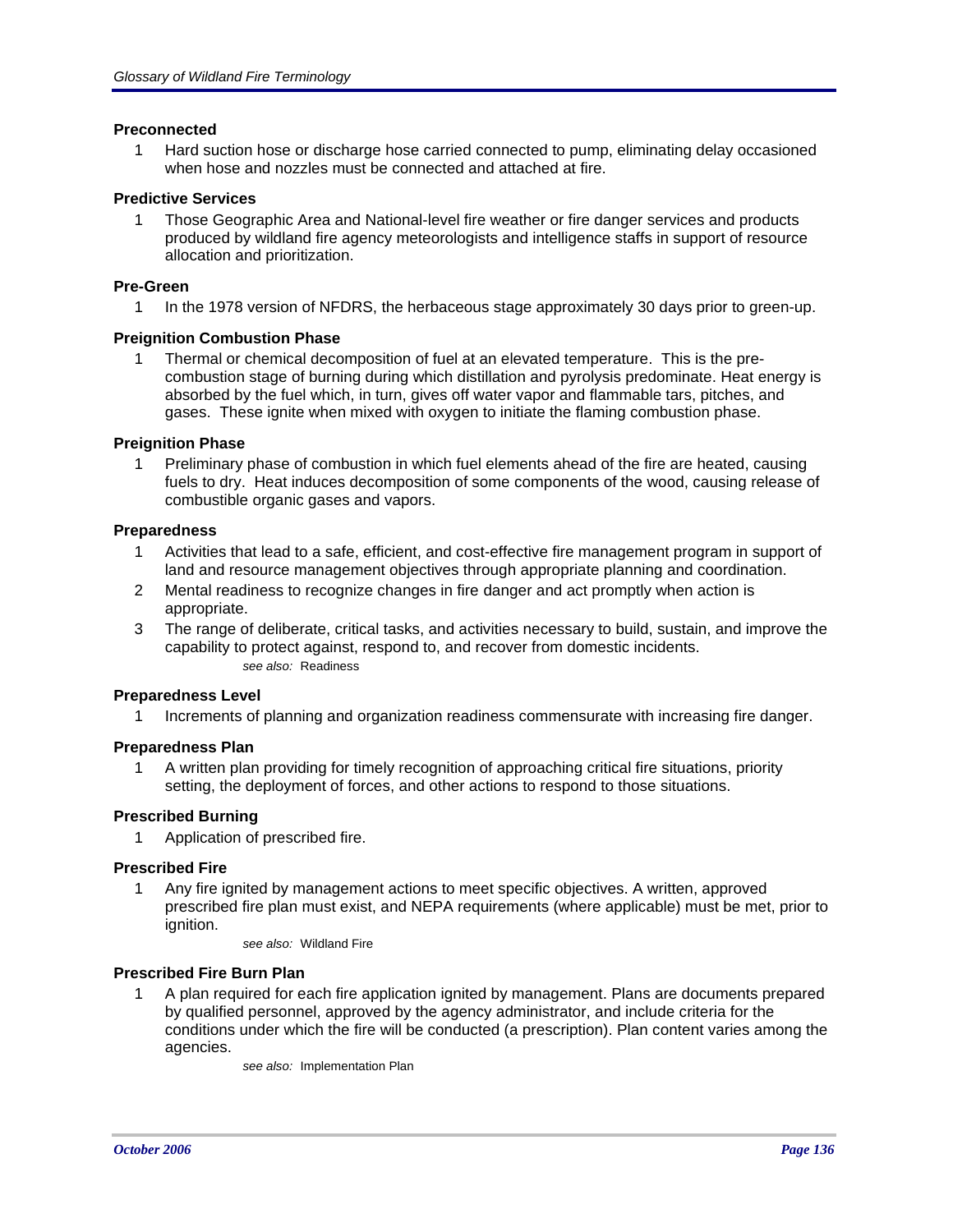**Preconnected**

1. Hard suction hose or discharge hose carried connected to pump, eliminating delay occasioned when hose and nozzles must be connected and attached at fire.

**Predictive Services**

1. Those Geographic Area and National-level fire weather or fire danger services and products produced by wildland fire agency meteorologists and intelligence staffs in support of resource allocation and prioritization.

**Pre-Green**

1. In the 1978 version of NFDRS, the herbaceous stage approximately 30 days prior to green-up.

**Preignition Combustion Phase**

1. Thermal or chemical decomposition of fuel at an elevated temperature. This is the pre-combustion stage of burning during which distillation and pyrolysis predominate. Heat energy is absorbed by the fuel which, in turn, gives off water vapor and flammable tars, pitches, and gases. These ignite when mixed with oxygen to initiate the flaming combustion phase.

**Preignition Phase**

1. Preliminary phase of combustion in which fuel elements ahead of the fire are heated, causing fuels to dry. Heat induces decomposition of some components of the wood, causing release of combustible organic gases and vapors.

**Preparedness**

1. Activities that lead to a safe, efficient, and cost-effective fire management program in support of land and resource management objectives through appropriate planning and coordination.
2. Mental readiness to recognize changes in fire danger and act promptly when action is appropriate.
3. The range of deliberate, critical tasks, and activities necessary to build, sustain, and improve the capability to protect against, respond to, and recover from domestic incidents.

   *see also:* Readiness

**Preparedness Level**

1. Increments of planning and organization readiness commensurate with increasing fire danger.

**Preparedness Plan**

1. A written plan providing for timely recognition of approaching critical fire situations, priority setting, the deployment of forces, and other actions to respond to those situations.

**Prescribed Burning**

1. Application of prescribed fire.

**Prescribed Fire**

1. Any fire ignited by management actions to meet specific objectives. A written, approved prescribed fire plan must exist, and NEPA requirements (where applicable) must be met, prior to ignition.

   *see also:* Wildland Fire

**Prescribed Fire Burn Plan**

1. A plan required for each fire application ignited by management. Plans are documents prepared by qualified personnel, approved by the agency administrator, and include criteria for the conditions under which the fire will be conducted (a prescription). Plan content varies among the agencies.

   *see also:* Implementation Plan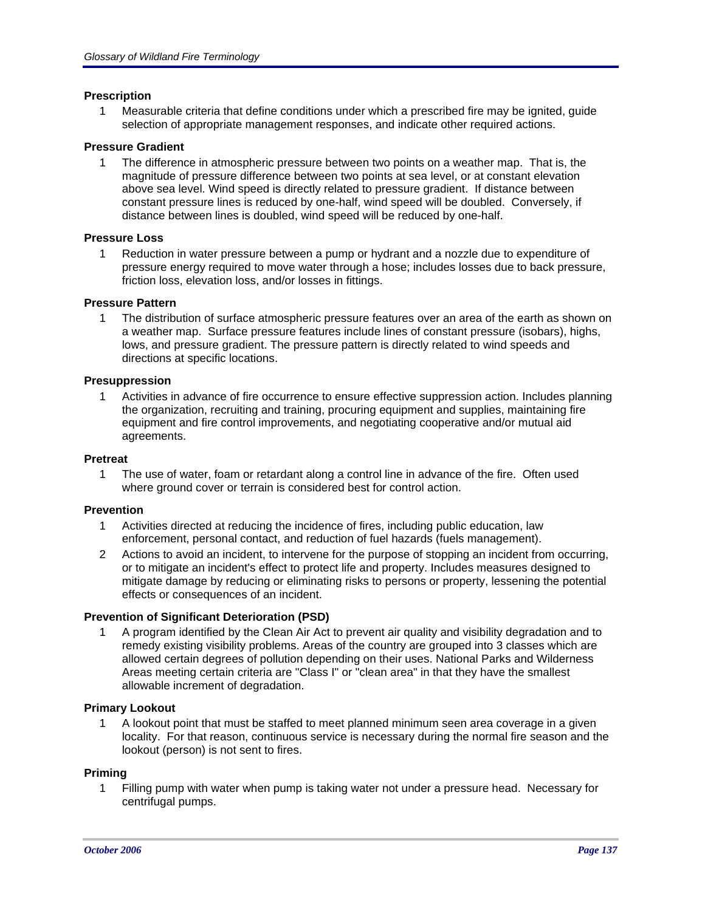**Prescription**

1. Measurable criteria that define conditions under which a prescribed fire may be ignited, guide selection of appropriate management responses, and indicate other required actions.

**Pressure Gradient**

1. The difference in atmospheric pressure between two points on a weather map. That is, the magnitude of pressure difference between two points at sea level, or at constant elevation above sea level. Wind speed is directly related to pressure gradient. If distance between constant pressure lines is reduced by one-half, wind speed will be doubled. Conversely, if distance between lines is doubled, wind speed will be reduced by one-half.

**Pressure Loss**

1. Reduction in water pressure between a pump or hydrant and a nozzle due to expenditure of pressure energy required to move water through a hose; includes losses due to back pressure, friction loss, elevation loss, and/or losses in fittings.

**Pressure Pattern**

1. The distribution of surface atmospheric pressure features over an area of the earth as shown on a weather map. Surface pressure features include lines of constant pressure (isobars), highs, lows, and pressure gradient. The pressure pattern is directly related to wind speeds and directions at specific locations.

**Presuppression**

1. Activities in advance of fire occurrence to ensure effective suppression action. Includes planning the organization, recruiting and training, procuring equipment and supplies, maintaining fire equipment and fire control improvements, and negotiating cooperative and/or mutual aid agreements.

**Pretreat**

1. The use of water, foam or retardant along a control line in advance of the fire. Often used where ground cover or terrain is considered best for control action.

**Prevention**

1. Activities directed at reducing the incidence of fires, including public education, law enforcement, personal contact, and reduction of fuel hazards (fuels management).
2. Actions to avoid an incident, to intervene for the purpose of stopping an incident from occurring, or to mitigate an incident's effect to protect life and property. Includes measures designed to mitigate damage by reducing or eliminating risks to persons or property, lessening the potential effects or consequences of an incident.

**Prevention of Significant Deterioration (PSD)**

1. A program identified by the Clean Air Act to prevent air quality and visibility degradation and to remedy existing visibility problems. Areas of the country are grouped into 3 classes which are allowed certain degrees of pollution depending on their uses. National Parks and Wilderness Areas meeting certain criteria are "Class I" or "clean area" in that they have the smallest allowable increment of degradation.

**Primary Lookout**

1. A lookout point that must be staffed to meet planned minimum seen area coverage in a given locality. For that reason, continuous service is necessary during the normal fire season and the lookout (person) is not sent to fires.

**Priming**

1. Filling pump with water when pump is taking water not under a pressure head. Necessary for centrifugal pumps.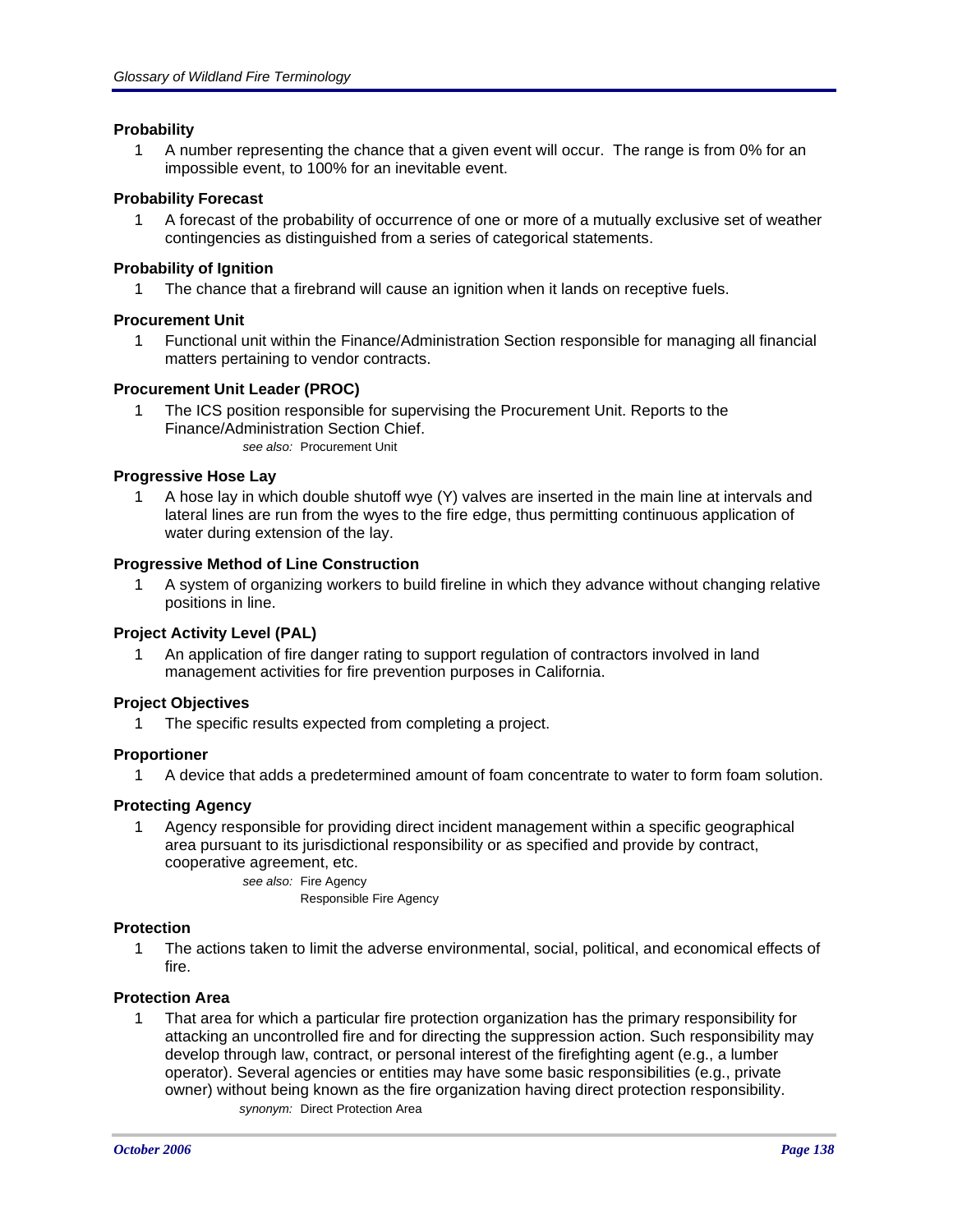**Probability**

1 A number representing the chance that a given event will occur. The range is from 0% for an impossible event, to 100% for an inevitable event.

**Probability Forecast**

1 A forecast of the probability of occurrence of one or more of a mutually exclusive set of weather contingencies as distinguished from a series of categorical statements.

**Probability of Ignition**

1 The chance that a firebrand will cause an ignition when it lands on receptive fuels.

**Procurement Unit**

1 Functional unit within the Finance/Administration Section responsible for managing all financial matters pertaining to vendor contracts.

**Procurement Unit Leader (PROC)**

1 The ICS position responsible for supervising the Procurement Unit. Reports to the Finance/Administration Section Chief.

*see also:* Procurement Unit

**Progressive Hose Lay**

1 A hose lay in which double shutoff wye (Y) valves are inserted in the main line at intervals and lateral lines are run from the wyes to the fire edge, thus permitting continuous application of water during extension of the lay.

**Progressive Method of Line Construction**

1 A system of organizing workers to build fireline in which they advance without changing relative positions in line.

**Project Activity Level (PAL)**

1 An application of fire danger rating to support regulation of contractors involved in land management activities for fire prevention purposes in California.

**Project Objectives**

1 The specific results expected from completing a project.

**Proportioner**

1 A device that adds a predetermined amount of foam concentrate to water to form foam solution.

**Protecting Agency**

1 Agency responsible for providing direct incident management within a specific geographical area pursuant to its jurisdictional responsibility or as specified and provide by contract, cooperative agreement, etc.

*see also:* Fire Agency
Responsible Fire Agency

**Protection**

1 The actions taken to limit the adverse environmental, social, political, and economical effects of fire.

**Protection Area**

1 That area for which a particular fire protection organization has the primary responsibility for attacking an uncontrolled fire and for directing the suppression action. Such responsibility may develop through law, contract, or personal interest of the firefighting agent (e.g., a lumber operator). Several agencies or entities may have some basic responsibilities (e.g., private owner) without being known as the fire organization having direct protection responsibility.

*synonym:* Direct Protection Area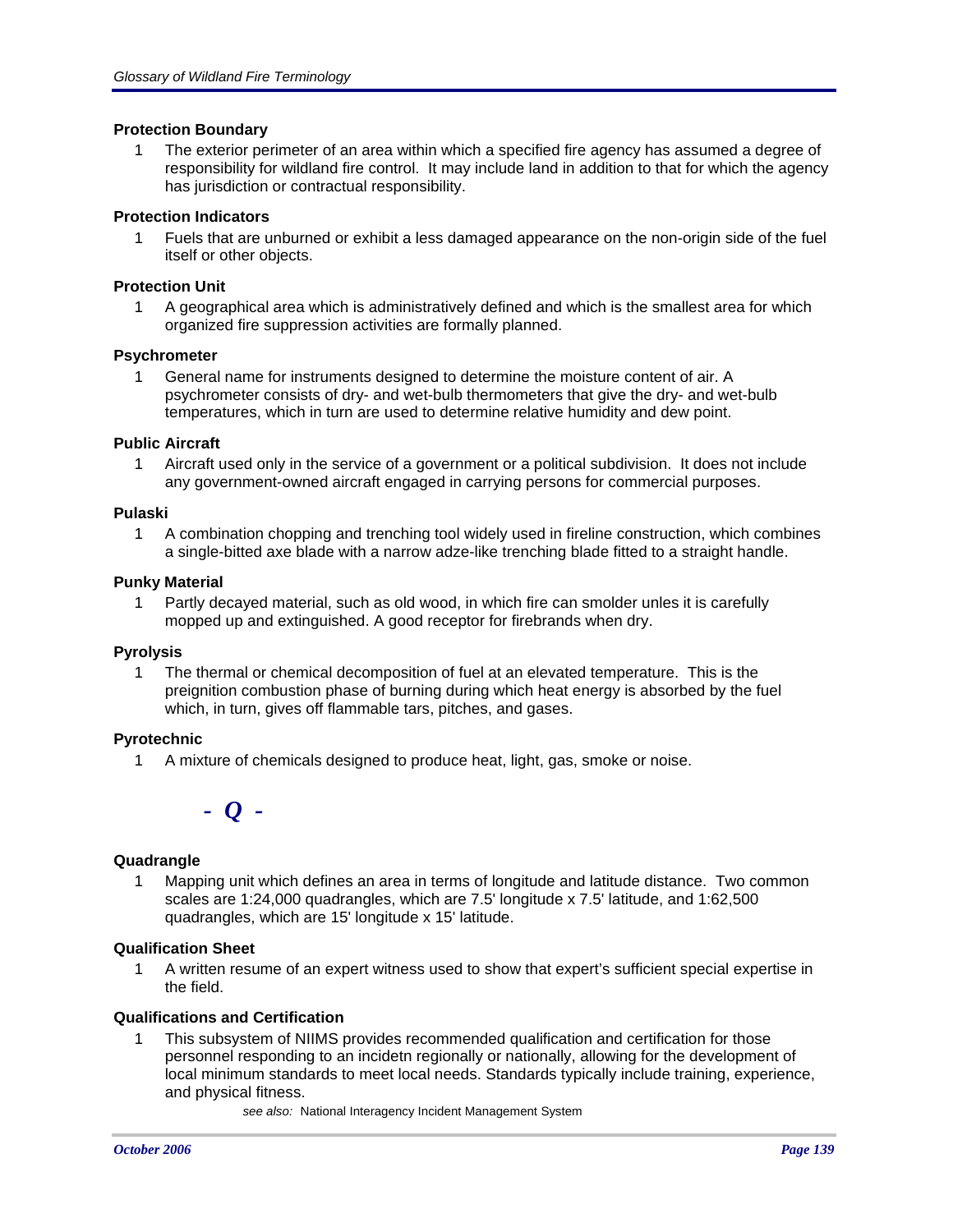**Protection Boundary**

1 The exterior perimeter of an area within which a specified fire agency has assumed a degree of responsibility for wildland fire control. It may include land in addition to that for which the agency has jurisdiction or contractual responsibility.

**Protection Indicators**

1 Fuels that are unburned or exhibit a less damaged appearance on the non-origin side of the fuel itself or other objects.

**Protection Unit**

1 A geographical area which is administratively defined and which is the smallest area for which organized fire suppression activities are formally planned.

**Psychrometer**

1 General name for instruments designed to determine the moisture content of air. A psychrometer consists of dry- and wet-bulb thermometers that give the dry- and wet-bulb temperatures, which in turn are used to determine relative humidity and dew point.

**Public Aircraft**

1 Aircraft used only in the service of a government or a political subdivision. It does not include any government-owned aircraft engaged in carrying persons for commercial purposes.

**Pulaski**

1 A combination chopping and trenching tool widely used in fireline construction, which combines a single-bitted axe blade with a narrow adze-like trenching blade fitted to a straight handle.

**Punky Material**

1 Partly decayed material, such as old wood, in which fire can smolder unles it is carefully mopped up and extinguished. A good receptor for firebrands when dry.

**Pyrolysis**

1 The thermal or chemical decomposition of fuel at an elevated temperature. This is the preignition combustion phase of burning during which heat energy is absorbed by the fuel which, in turn, gives off flammable tars, pitches, and gases.

**Pyrotechnic**

1 A mixture of chemicals designed to produce heat, light, gas, smoke or noise.

## *- Q -*

**Quadrangle**

1 Mapping unit which defines an area in terms of longitude and latitude distance. Two common scales are 1:24,000 quadrangles, which are 7.5' longitude x 7.5' latitude, and 1:62,500 quadrangles, which are 15' longitude x 15' latitude.

**Qualification Sheet**

1 A written resume of an expert witness used to show that expert's sufficient special expertise in the field.

**Qualifications and Certification**

1 This subsystem of NIIMS provides recommended qualification and certification for those personnel responding to an incidetn regionally or nationally, allowing for the development of local minimum standards to meet local needs. Standards typically include training, experience, and physical fitness.

*see also:* National Interagency Incident Management System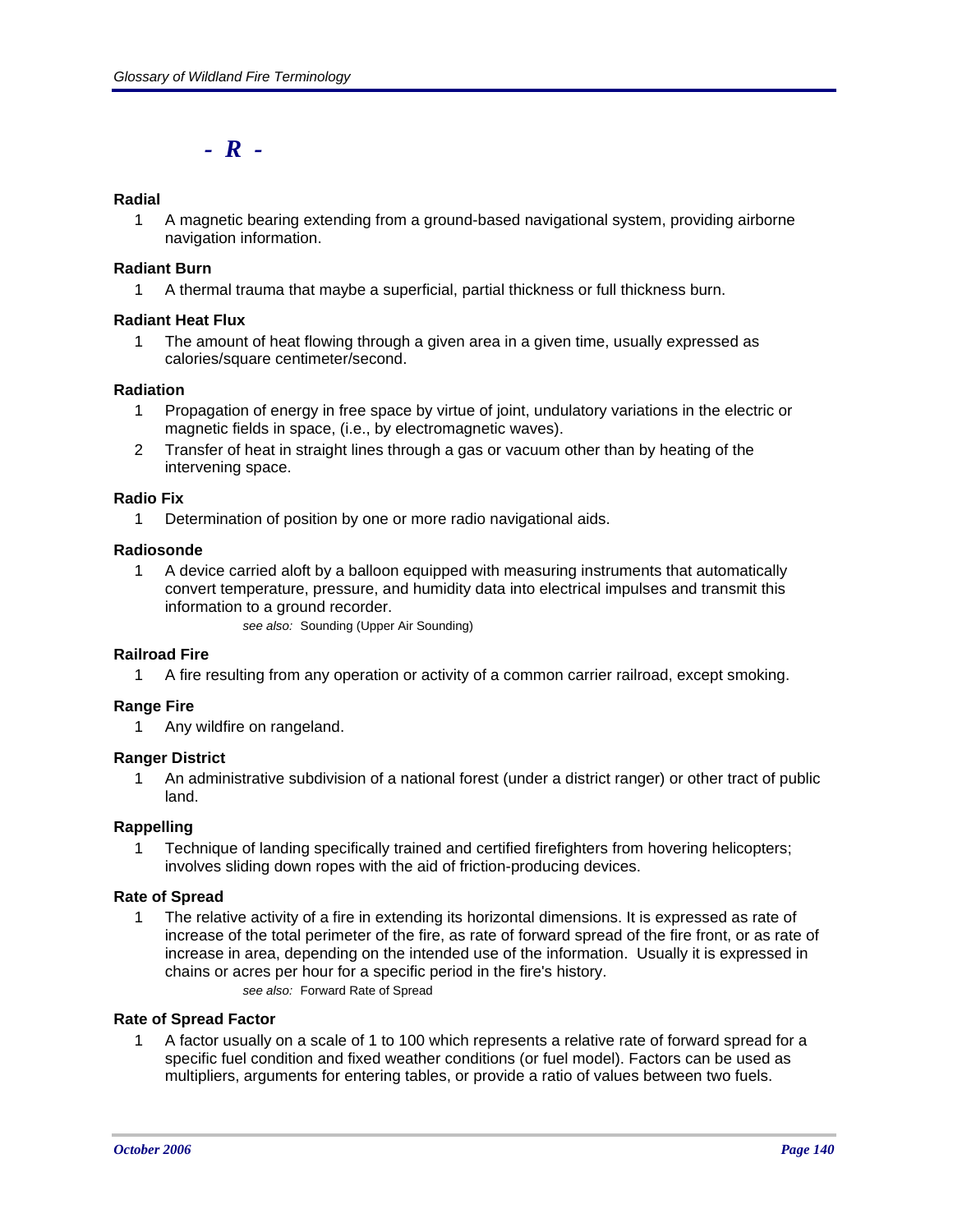# - R -

### Radial

1. A magnetic bearing extending from a ground-based navigational system, providing airborne navigation information.

### Radiant Burn

1. A thermal trauma that maybe a superficial, partial thickness or full thickness burn.

### Radiant Heat Flux

1. The amount of heat flowing through a given area in a given time, usually expressed as calories/square centimeter/second.

### Radiation

1. Propagation of energy in free space by virtue of joint, undulatory variations in the electric or magnetic fields in space, (i.e., by electromagnetic waves).
2. Transfer of heat in straight lines through a gas or vacuum other than by heating of the intervening space.

### Radio Fix

1. Determination of position by one or more radio navigational aids.

### Radiosonde

1. A device carried aloft by a balloon equipped with measuring instruments that automatically convert temperature, pressure, and humidity data into electrical impulses and transmit this information to a ground recorder.

   *see also:* Sounding (Upper Air Sounding)

### Railroad Fire

1. A fire resulting from any operation or activity of a common carrier railroad, except smoking.

### Range Fire

1. Any wildfire on rangeland.

### Ranger District

1. An administrative subdivision of a national forest (under a district ranger) or other tract of public land.

### Rappelling

1. Technique of landing specifically trained and certified firefighters from hovering helicopters; involves sliding down ropes with the aid of friction-producing devices.

### Rate of Spread

1. The relative activity of a fire in extending its horizontal dimensions. It is expressed as rate of increase of the total perimeter of the fire, as rate of forward spread of the fire front, or as rate of increase in area, depending on the intended use of the information. Usually it is expressed in chains or acres per hour for a specific period in the fire's history.

   *see also:* Forward Rate of Spread

### Rate of Spread Factor

1. A factor usually on a scale of 1 to 100 which represents a relative rate of forward spread for a specific fuel condition and fixed weather conditions (or fuel model). Factors can be used as multipliers, arguments for entering tables, or provide a ratio of values between two fuels.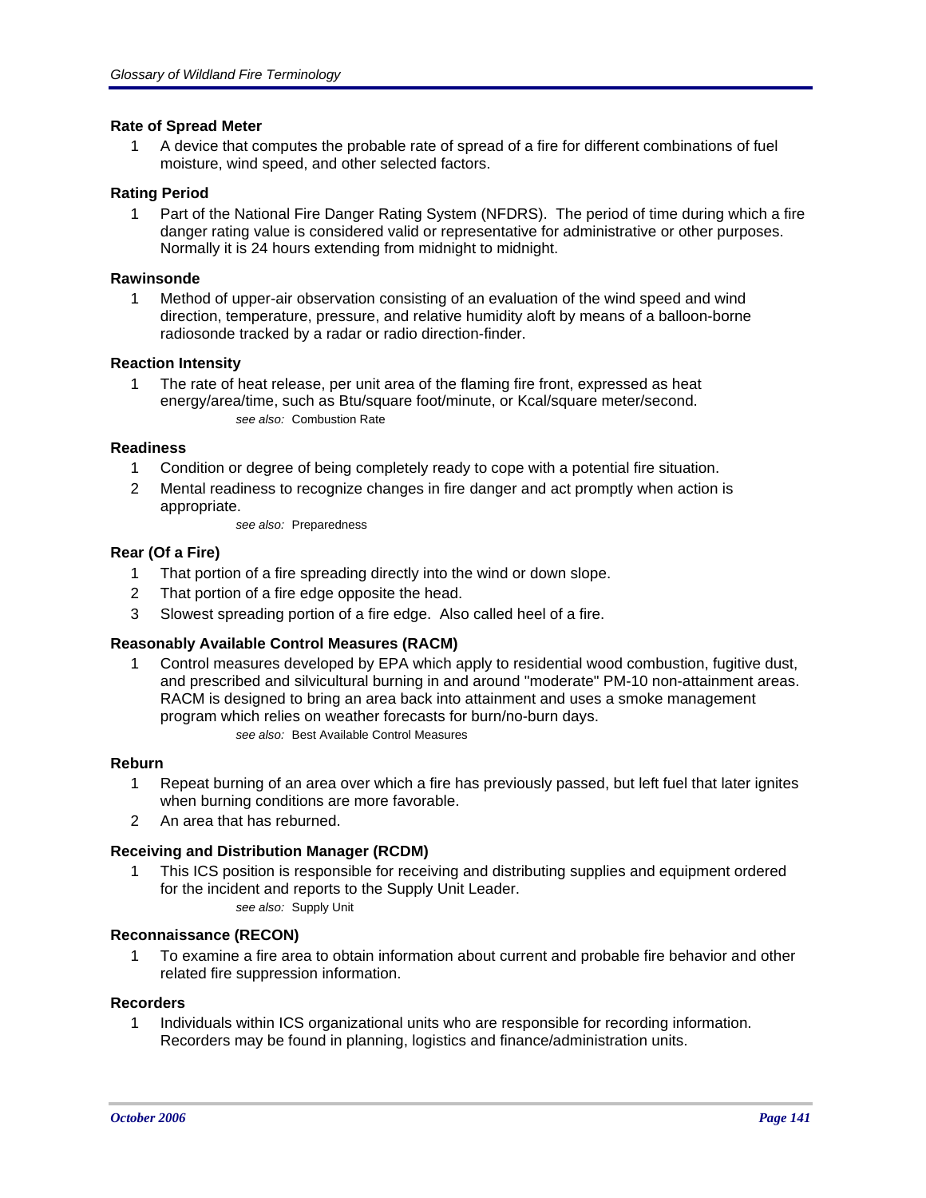**Rate of Spread Meter**

1 A device that computes the probable rate of spread of a fire for different combinations of fuel moisture, wind speed, and other selected factors.

**Rating Period**

1 Part of the National Fire Danger Rating System (NFDRS). The period of time during which a fire danger rating value is considered valid or representative for administrative or other purposes. Normally it is 24 hours extending from midnight to midnight.

**Rawinsonde**

1 Method of upper-air observation consisting of an evaluation of the wind speed and wind direction, temperature, pressure, and relative humidity aloft by means of a balloon-borne radiosonde tracked by a radar or radio direction-finder.

**Reaction Intensity**

1 The rate of heat release, per unit area of the flaming fire front, expressed as heat energy/area/time, such as Btu/square foot/minute, or Kcal/square meter/second.

*see also:* Combustion Rate

**Readiness**

1 Condition or degree of being completely ready to cope with a potential fire situation.

2 Mental readiness to recognize changes in fire danger and act promptly when action is appropriate.

*see also:* Preparedness

**Rear (Of a Fire)**

1 That portion of a fire spreading directly into the wind or down slope.

2 That portion of a fire edge opposite the head.

3 Slowest spreading portion of a fire edge. Also called heel of a fire.

**Reasonably Available Control Measures (RACM)**

1 Control measures developed by EPA which apply to residential wood combustion, fugitive dust, and prescribed and silvicultural burning in and around "moderate" PM-10 non-attainment areas. RACM is designed to bring an area back into attainment and uses a smoke management program which relies on weather forecasts for burn/no-burn days.

*see also:* Best Available Control Measures

**Reburn**

1 Repeat burning of an area over which a fire has previously passed, but left fuel that later ignites when burning conditions are more favorable.

2 An area that has reburned.

**Receiving and Distribution Manager (RCDM)**

1 This ICS position is responsible for receiving and distributing supplies and equipment ordered for the incident and reports to the Supply Unit Leader.

*see also:* Supply Unit

**Reconnaissance (RECON)**

1 To examine a fire area to obtain information about current and probable fire behavior and other related fire suppression information.

**Recorders**

1 Individuals within ICS organizational units who are responsible for recording information. Recorders may be found in planning, logistics and finance/administration units.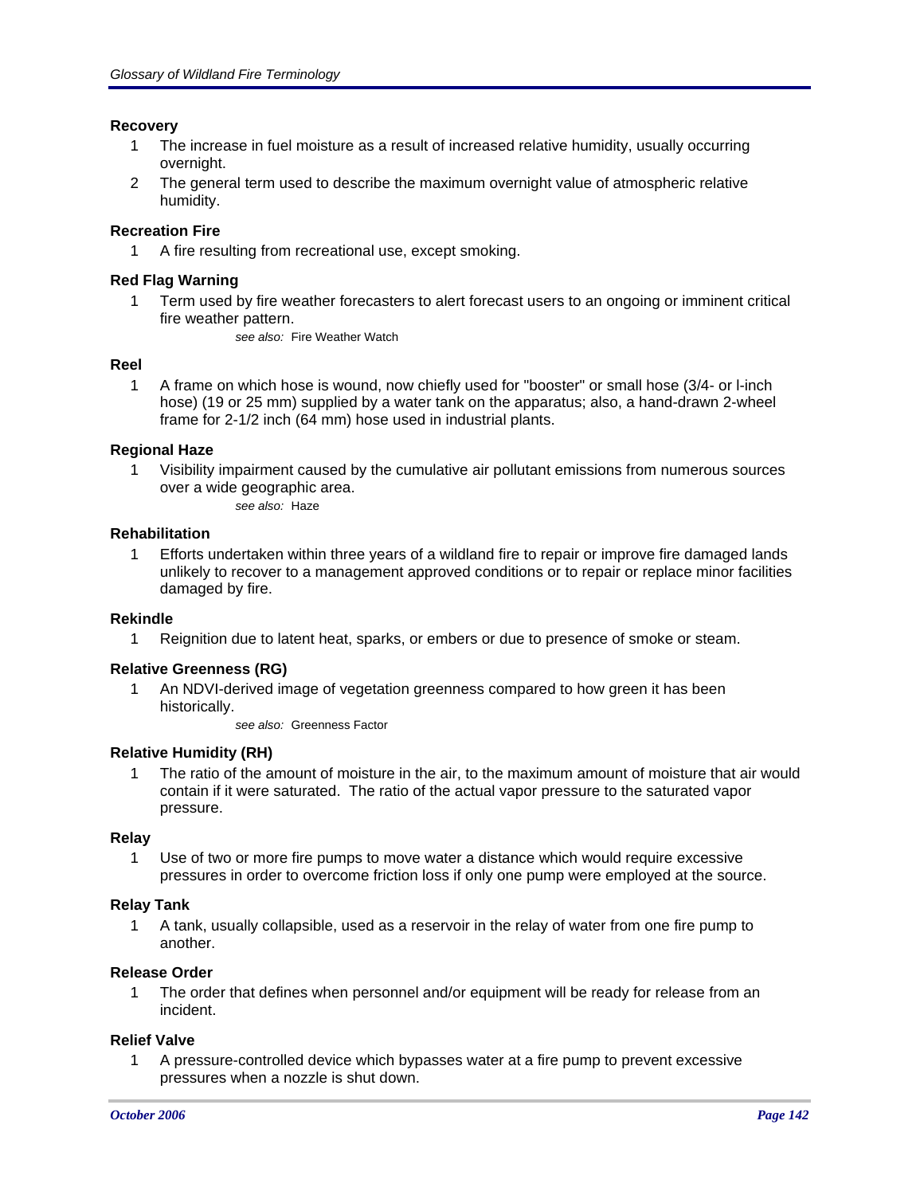**Recovery**

1. The increase in fuel moisture as a result of increased relative humidity, usually occurring overnight.
2. The general term used to describe the maximum overnight value of atmospheric relative humidity.

**Recreation Fire**

1. A fire resulting from recreational use, except smoking.

**Red Flag Warning**

1. Term used by fire weather forecasters to alert forecast users to an ongoing or imminent critical fire weather pattern.

   *see also:* Fire Weather Watch

**Reel**

1. A frame on which hose is wound, now chiefly used for "booster" or small hose (3/4- or l-inch hose) (19 or 25 mm) supplied by a water tank on the apparatus; also, a hand-drawn 2-wheel frame for 2-1/2 inch (64 mm) hose used in industrial plants.

**Regional Haze**

1. Visibility impairment caused by the cumulative air pollutant emissions from numerous sources over a wide geographic area.

   *see also:* Haze

**Rehabilitation**

1. Efforts undertaken within three years of a wildland fire to repair or improve fire damaged lands unlikely to recover to a management approved conditions or to repair or replace minor facilities damaged by fire.

**Rekindle**

1. Reignition due to latent heat, sparks, or embers or due to presence of smoke or steam.

**Relative Greenness (RG)**

1. An NDVI-derived image of vegetation greenness compared to how green it has been historically.

   *see also:* Greenness Factor

**Relative Humidity (RH)**

1. The ratio of the amount of moisture in the air, to the maximum amount of moisture that air would contain if it were saturated. The ratio of the actual vapor pressure to the saturated vapor pressure.

**Relay**

1. Use of two or more fire pumps to move water a distance which would require excessive pressures in order to overcome friction loss if only one pump were employed at the source.

**Relay Tank**

1. A tank, usually collapsible, used as a reservoir in the relay of water from one fire pump to another.

**Release Order**

1. The order that defines when personnel and/or equipment will be ready for release from an incident.

**Relief Valve**

1. A pressure-controlled device which bypasses water at a fire pump to prevent excessive pressures when a nozzle is shut down.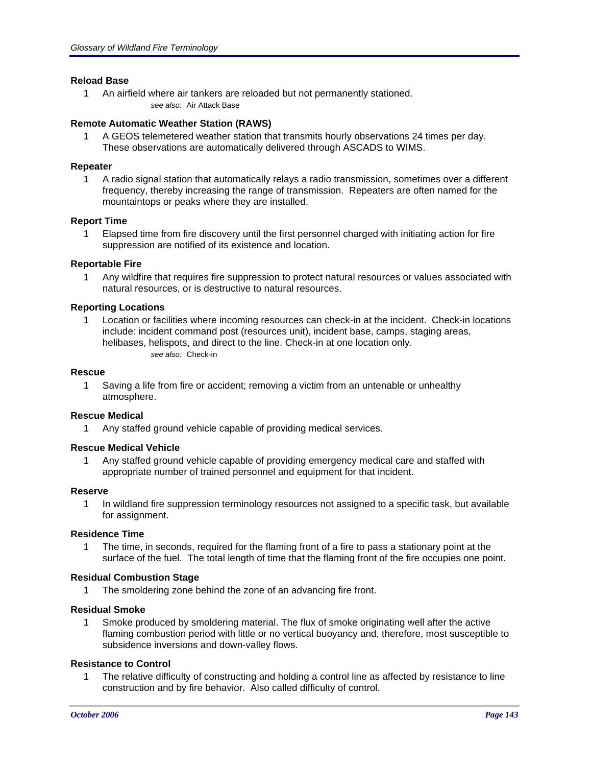### Reload Base

1 An airfield where air tankers are reloaded but not permanently stationed.

*see also:* Air Attack Base

### Remote Automatic Weather Station (RAWS)

1 A GEOS telemetered weather station that transmits hourly observations 24 times per day. These observations are automatically delivered through ASCADS to WIMS.

### Repeater

1 A radio signal station that automatically relays a radio transmission, sometimes over a different frequency, thereby increasing the range of transmission. Repeaters are often named for the mountaintops or peaks where they are installed.

### Report Time

1 Elapsed time from fire discovery until the first personnel charged with initiating action for fire suppression are notified of its existence and location.

### Reportable Fire

1 Any wildfire that requires fire suppression to protect natural resources or values associated with natural resources, or is destructive to natural resources.

### Reporting Locations

1 Location or facilities where incoming resources can check-in at the incident. Check-in locations include: incident command post (resources unit), incident base, camps, staging areas, helibases, helispots, and direct to the line. Check-in at one location only.

*see also:* Check-in

### Rescue

1 Saving a life from fire or accident; removing a victim from an untenable or unhealthy atmosphere.

### Rescue Medical

1 Any staffed ground vehicle capable of providing medical services.

### Rescue Medical Vehicle

1 Any staffed ground vehicle capable of providing emergency medical care and staffed with appropriate number of trained personnel and equipment for that incident.

### Reserve

1 In wildland fire suppression terminology resources not assigned to a specific task, but available for assignment.

### Residence Time

1 The time, in seconds, required for the flaming front of a fire to pass a stationary point at the surface of the fuel. The total length of time that the flaming front of the fire occupies one point.

### Residual Combustion Stage

1 The smoldering zone behind the zone of an advancing fire front.

### Residual Smoke

1 Smoke produced by smoldering material. The flux of smoke originating well after the active flaming combustion period with little or no vertical buoyancy and, therefore, most susceptible to subsidence inversions and down-valley flows.

### Resistance to Control

1 The relative difficulty of constructing and holding a control line as affected by resistance to line construction and by fire behavior. Also called difficulty of control.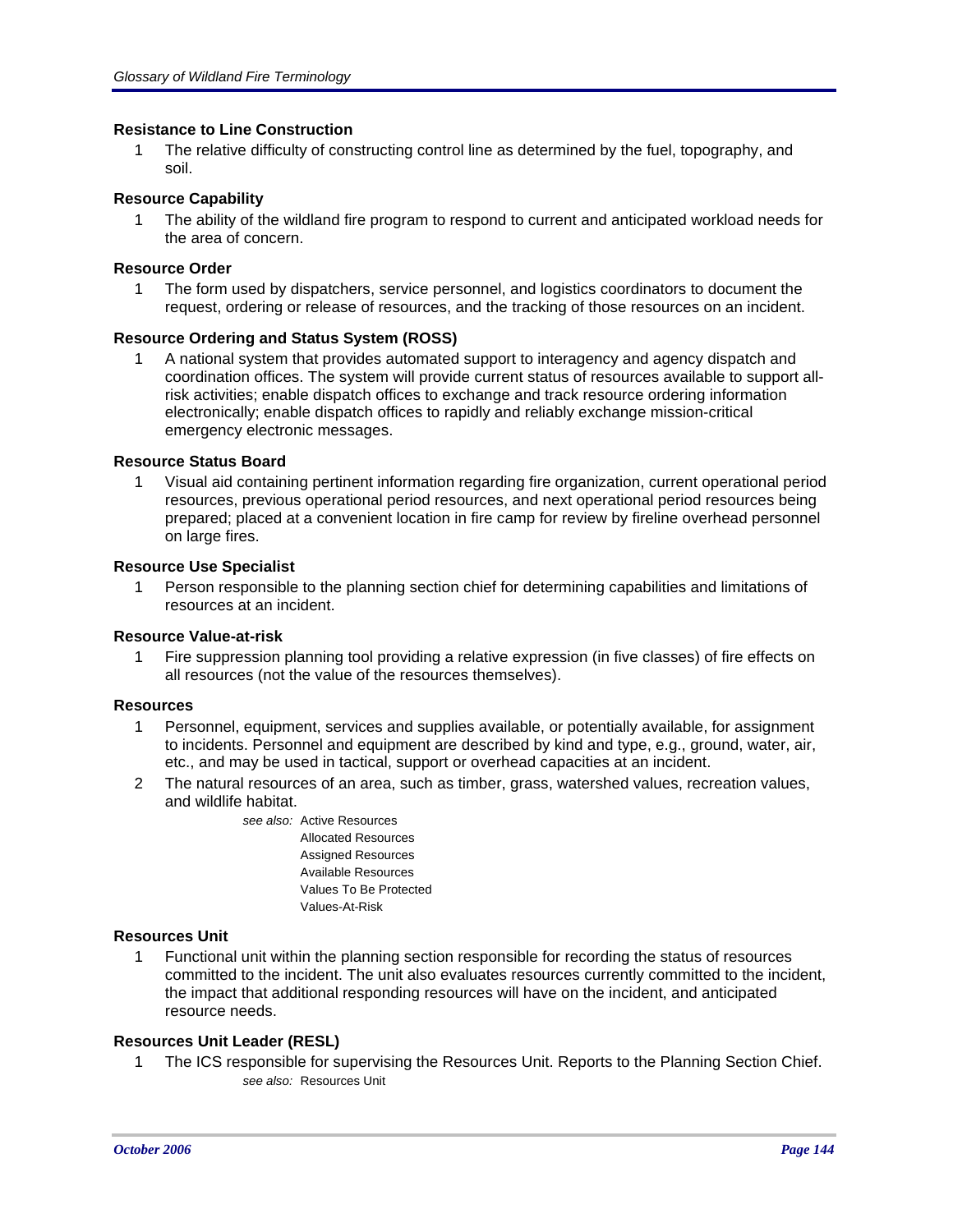**Resistance to Line Construction**

1. The relative difficulty of constructing control line as determined by the fuel, topography, and soil.

**Resource Capability**

1. The ability of the wildland fire program to respond to current and anticipated workload needs for the area of concern.

**Resource Order**

1. The form used by dispatchers, service personnel, and logistics coordinators to document the request, ordering or release of resources, and the tracking of those resources on an incident.

**Resource Ordering and Status System (ROSS)**

1. A national system that provides automated support to interagency and agency dispatch and coordination offices. The system will provide current status of resources available to support all-risk activities; enable dispatch offices to exchange and track resource ordering information electronically; enable dispatch offices to rapidly and reliably exchange mission-critical emergency electronic messages.

**Resource Status Board**

1. Visual aid containing pertinent information regarding fire organization, current operational period resources, previous operational period resources, and next operational period resources being prepared; placed at a convenient location in fire camp for review by fireline overhead personnel on large fires.

**Resource Use Specialist**

1. Person responsible to the planning section chief for determining capabilities and limitations of resources at an incident.

**Resource Value-at-risk**

1. Fire suppression planning tool providing a relative expression (in five classes) of fire effects on all resources (not the value of the resources themselves).

**Resources**

1. Personnel, equipment, services and supplies available, or potentially available, for assignment to incidents. Personnel and equipment are described by kind and type, e.g., ground, water, air, etc., and may be used in tactical, support or overhead capacities at an incident.
2. The natural resources of an area, such as timber, grass, watershed values, recreation values, and wildlife habitat.

*see also:* Active Resources
Allocated Resources
Assigned Resources
Available Resources
Values To Be Protected
Values-At-Risk

**Resources Unit**

1. Functional unit within the planning section responsible for recording the status of resources committed to the incident. The unit also evaluates resources currently committed to the incident, the impact that additional responding resources will have on the incident, and anticipated resource needs.

**Resources Unit Leader (RESL)**

1. The ICS responsible for supervising the Resources Unit. Reports to the Planning Section Chief.

*see also:* Resources Unit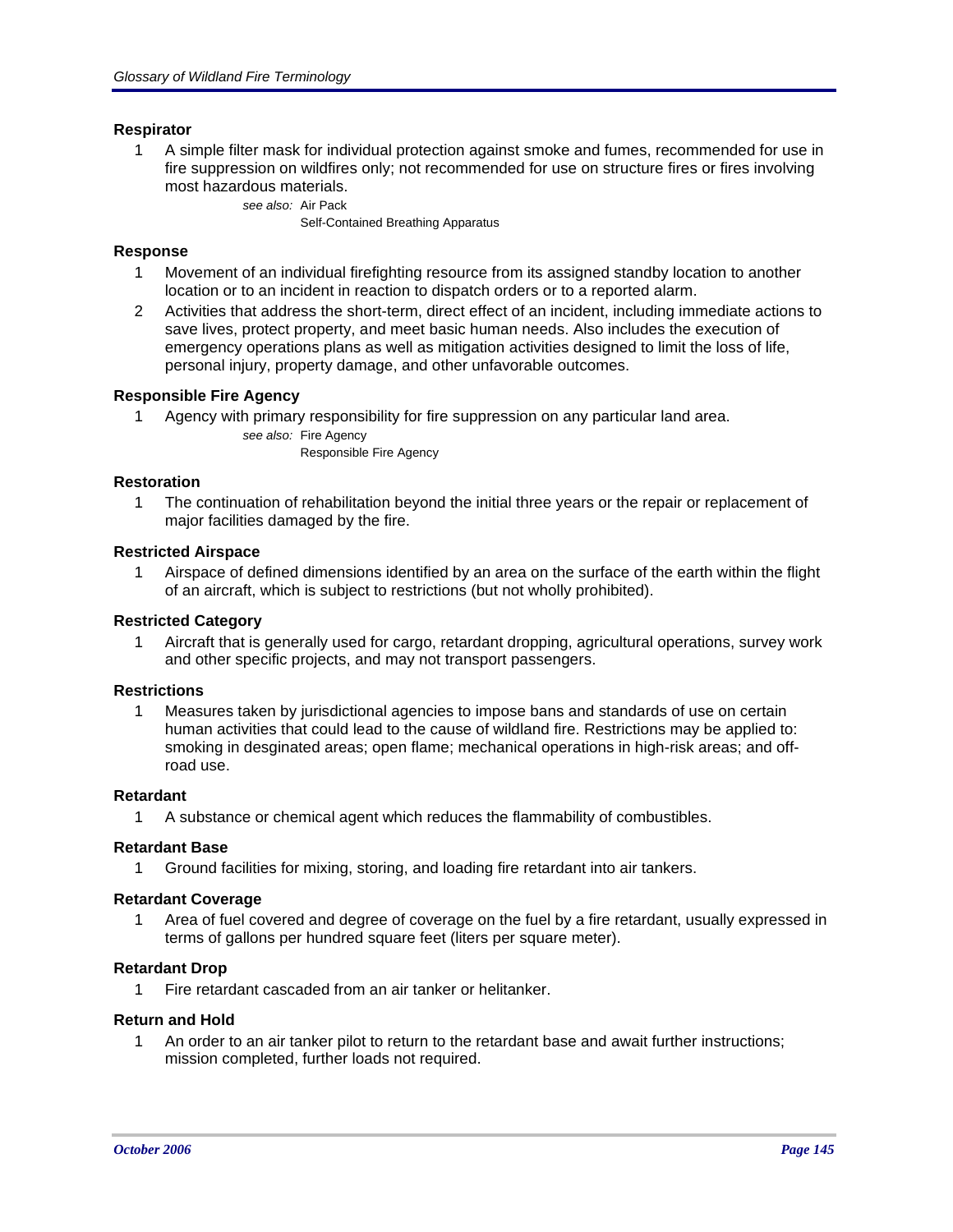**Respirator**

1 A simple filter mask for individual protection against smoke and fumes, recommended for use in fire suppression on wildfires only; not recommended for use on structure fires or fires involving most hazardous materials.

*see also:* Air Pack
Self-Contained Breathing Apparatus

**Response**

1 Movement of an individual firefighting resource from its assigned standby location to another location or to an incident in reaction to dispatch orders or to a reported alarm.

2 Activities that address the short-term, direct effect of an incident, including immediate actions to save lives, protect property, and meet basic human needs. Also includes the execution of emergency operations plans as well as mitigation activities designed to limit the loss of life, personal injury, property damage, and other unfavorable outcomes.

**Responsible Fire Agency**

1 Agency with primary responsibility for fire suppression on any particular land area.

*see also:* Fire Agency
Responsible Fire Agency

**Restoration**

1 The continuation of rehabilitation beyond the initial three years or the repair or replacement of major facilities damaged by the fire.

**Restricted Airspace**

1 Airspace of defined dimensions identified by an area on the surface of the earth within the flight of an aircraft, which is subject to restrictions (but not wholly prohibited).

**Restricted Category**

1 Aircraft that is generally used for cargo, retardant dropping, agricultural operations, survey work and other specific projects, and may not transport passengers.

**Restrictions**

1 Measures taken by jurisdictional agencies to impose bans and standards of use on certain human activities that could lead to the cause of wildland fire. Restrictions may be applied to: smoking in desginated areas; open flame; mechanical operations in high-risk areas; and off-road use.

**Retardant**

1 A substance or chemical agent which reduces the flammability of combustibles.

**Retardant Base**

1 Ground facilities for mixing, storing, and loading fire retardant into air tankers.

**Retardant Coverage**

1 Area of fuel covered and degree of coverage on the fuel by a fire retardant, usually expressed in terms of gallons per hundred square feet (liters per square meter).

**Retardant Drop**

1 Fire retardant cascaded from an air tanker or helitanker.

**Return and Hold**

1 An order to an air tanker pilot to return to the retardant base and await further instructions; mission completed, further loads not required.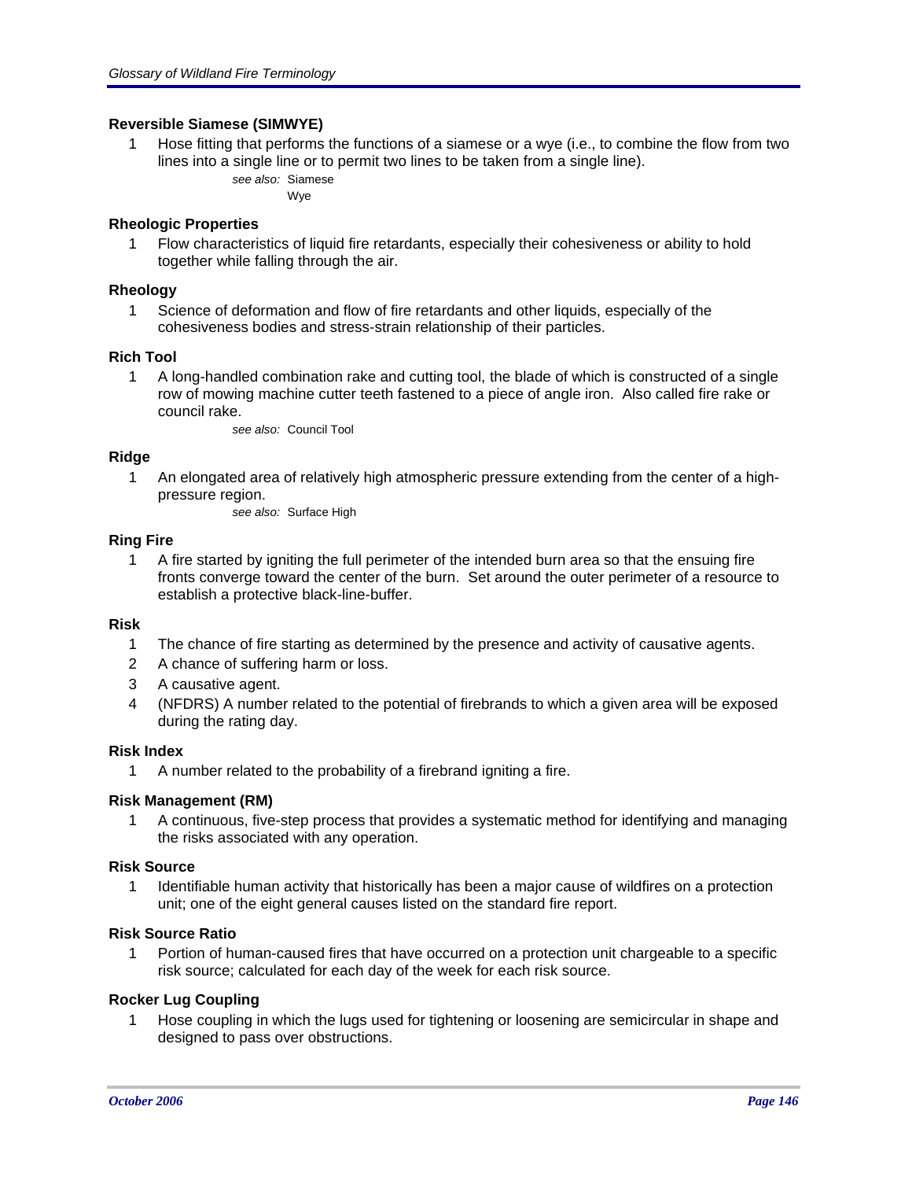### Reversible Siamese (SIMWYE)

1. Hose fitting that performs the functions of a siamese or a wye (i.e., to combine the flow from two lines into a single line or to permit two lines to be taken from a single line).

   *see also:* Siamese
   Wye

### Rheologic Properties

1. Flow characteristics of liquid fire retardants, especially their cohesiveness or ability to hold together while falling through the air.

### Rheology

1. Science of deformation and flow of fire retardants and other liquids, especially of the cohesiveness bodies and stress-strain relationship of their particles.

### Rich Tool

1. A long-handled combination rake and cutting tool, the blade of which is constructed of a single row of mowing machine cutter teeth fastened to a piece of angle iron. Also called fire rake or council rake.

   *see also:* Council Tool

### Ridge

1. An elongated area of relatively high atmospheric pressure extending from the center of a high-pressure region.

   *see also:* Surface High

### Ring Fire

1. A fire started by igniting the full perimeter of the intended burn area so that the ensuing fire fronts converge toward the center of the burn. Set around the outer perimeter of a resource to establish a protective black-line-buffer.

### Risk

1. The chance of fire starting as determined by the presence and activity of causative agents.
2. A chance of suffering harm or loss.
3. A causative agent.
4. (NFDRS) A number related to the potential of firebrands to which a given area will be exposed during the rating day.

### Risk Index

1. A number related to the probability of a firebrand igniting a fire.

### Risk Management (RM)

1. A continuous, five-step process that provides a systematic method for identifying and managing the risks associated with any operation.

### Risk Source

1. Identifiable human activity that historically has been a major cause of wildfires on a protection unit; one of the eight general causes listed on the standard fire report.

### Risk Source Ratio

1. Portion of human-caused fires that have occurred on a protection unit chargeable to a specific risk source; calculated for each day of the week for each risk source.

### Rocker Lug Coupling

1. Hose coupling in which the lugs used for tightening or loosening are semicircular in shape and designed to pass over obstructions.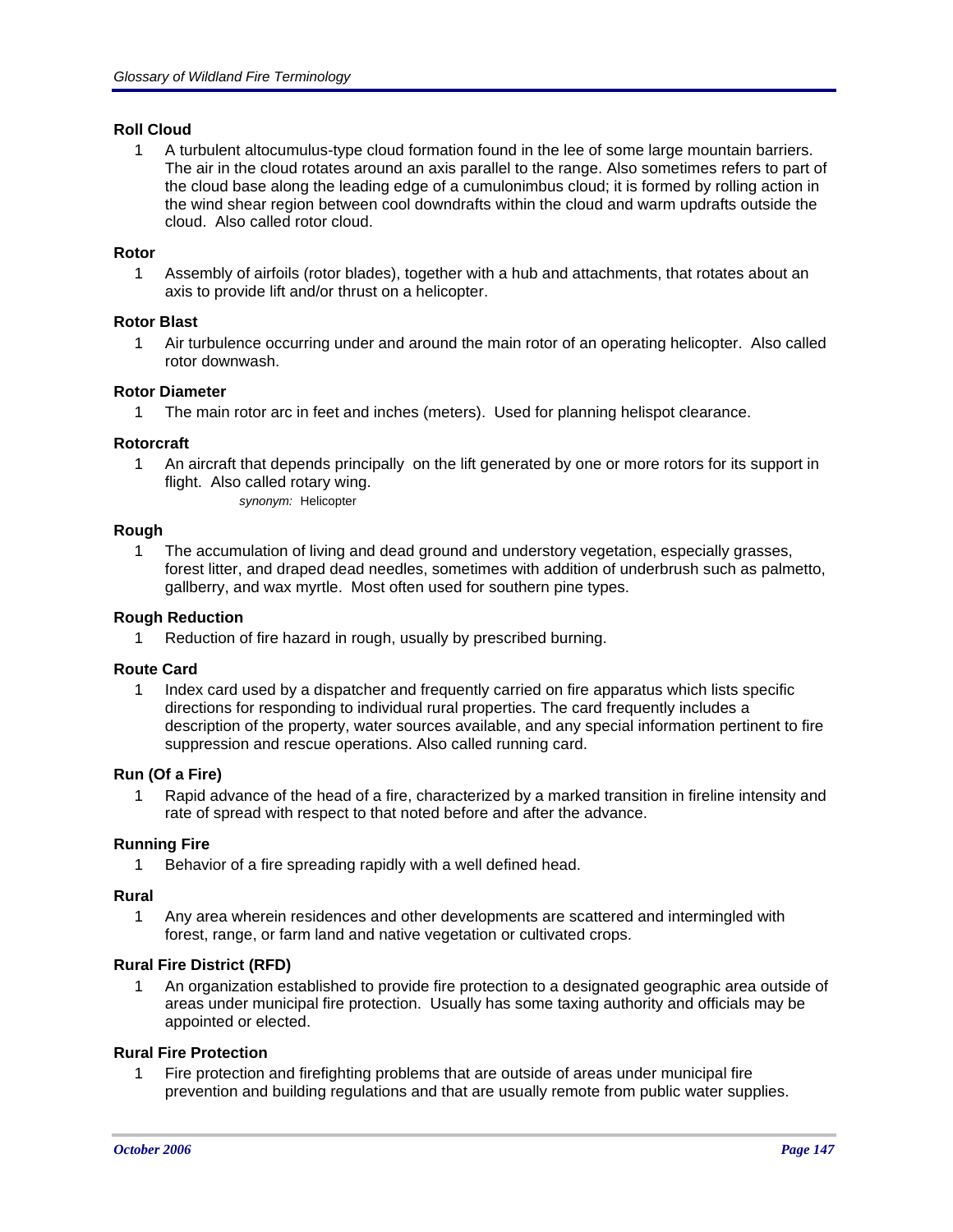### Roll Cloud

1 A turbulent altocumulus-type cloud formation found in the lee of some large mountain barriers. The air in the cloud rotates around an axis parallel to the range. Also sometimes refers to part of the cloud base along the leading edge of a cumulonimbus cloud; it is formed by rolling action in the wind shear region between cool downdrafts within the cloud and warm updrafts outside the cloud. Also called rotor cloud.

### Rotor

1 Assembly of airfoils (rotor blades), together with a hub and attachments, that rotates about an axis to provide lift and/or thrust on a helicopter.

### Rotor Blast

1 Air turbulence occurring under and around the main rotor of an operating helicopter. Also called rotor downwash.

### Rotor Diameter

1 The main rotor arc in feet and inches (meters). Used for planning helispot clearance.

### Rotorcraft

1 An aircraft that depends principally on the lift generated by one or more rotors for its support in flight. Also called rotary wing.

*synonym:* Helicopter

### Rough

1 The accumulation of living and dead ground and understory vegetation, especially grasses, forest litter, and draped dead needles, sometimes with addition of underbrush such as palmetto, gallberry, and wax myrtle. Most often used for southern pine types.

### Rough Reduction

1 Reduction of fire hazard in rough, usually by prescribed burning.

### Route Card

1 Index card used by a dispatcher and frequently carried on fire apparatus which lists specific directions for responding to individual rural properties. The card frequently includes a description of the property, water sources available, and any special information pertinent to fire suppression and rescue operations. Also called running card.

### Run (Of a Fire)

1 Rapid advance of the head of a fire, characterized by a marked transition in fireline intensity and rate of spread with respect to that noted before and after the advance.

### Running Fire

1 Behavior of a fire spreading rapidly with a well defined head.

### Rural

1 Any area wherein residences and other developments are scattered and intermingled with forest, range, or farm land and native vegetation or cultivated crops.

### Rural Fire District (RFD)

1 An organization established to provide fire protection to a designated geographic area outside of areas under municipal fire protection. Usually has some taxing authority and officials may be appointed or elected.

### Rural Fire Protection

1 Fire protection and firefighting problems that are outside of areas under municipal fire prevention and building regulations and that are usually remote from public water supplies.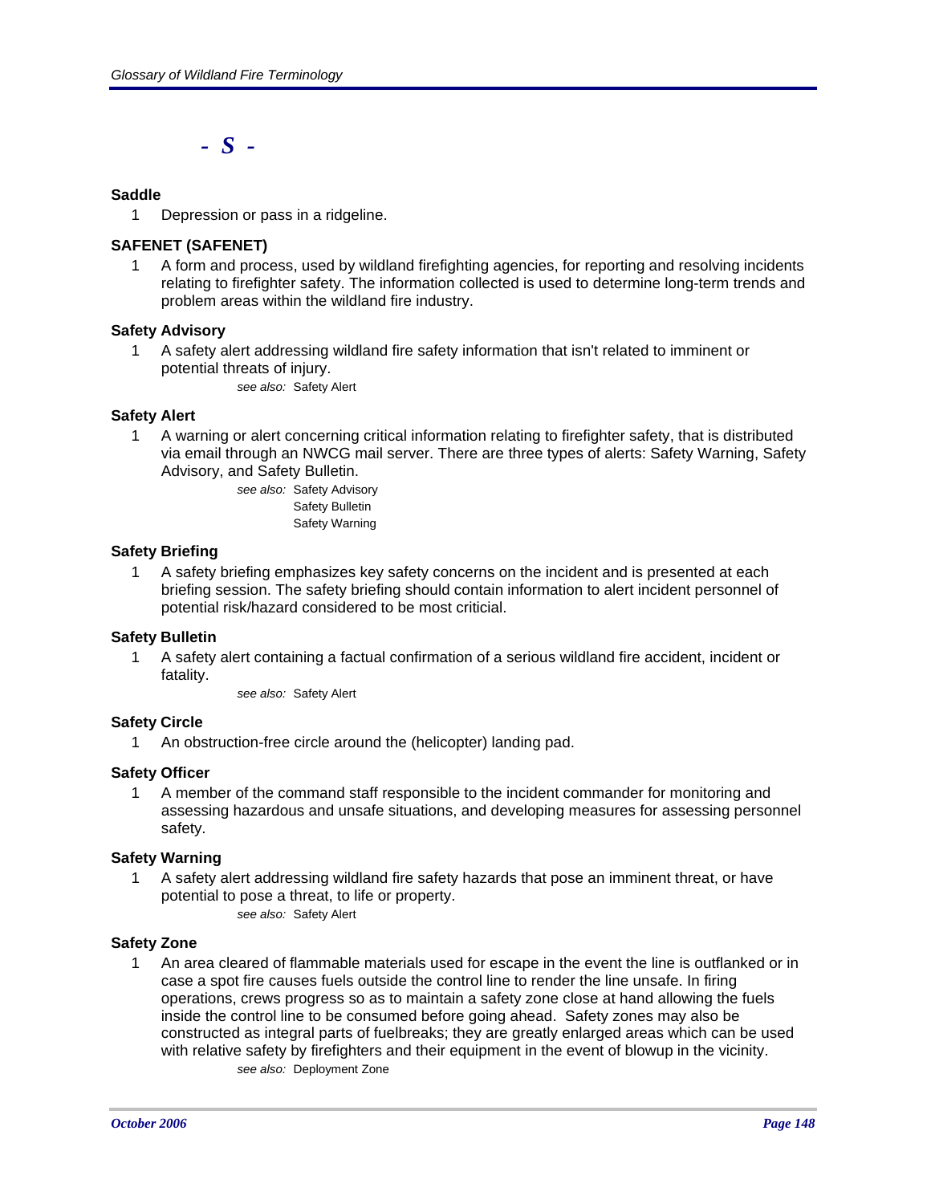## - S -

### Saddle

1 Depression or pass in a ridgeline.

### SAFENET (SAFENET)

1 A form and process, used by wildland firefighting agencies, for reporting and resolving incidents relating to firefighter safety. The information collected is used to determine long-term trends and problem areas within the wildland fire industry.

### Safety Advisory

1 A safety alert addressing wildland fire safety information that isn't related to imminent or potential threats of injury.

*see also:* Safety Alert

### Safety Alert

1 A warning or alert concerning critical information relating to firefighter safety, that is distributed via email through an NWCG mail server. There are three types of alerts: Safety Warning, Safety Advisory, and Safety Bulletin.

*see also:* Safety Advisory
Safety Bulletin
Safety Warning

### Safety Briefing

1 A safety briefing emphasizes key safety concerns on the incident and is presented at each briefing session. The safety briefing should contain information to alert incident personnel of potential risk/hazard considered to be most criticial.

### Safety Bulletin

1 A safety alert containing a factual confirmation of a serious wildland fire accident, incident or fatality.

*see also:* Safety Alert

### Safety Circle

1 An obstruction-free circle around the (helicopter) landing pad.

### Safety Officer

1 A member of the command staff responsible to the incident commander for monitoring and assessing hazardous and unsafe situations, and developing measures for assessing personnel safety.

### Safety Warning

1 A safety alert addressing wildland fire safety hazards that pose an imminent threat, or have potential to pose a threat, to life or property.

*see also:* Safety Alert

### Safety Zone

1 An area cleared of flammable materials used for escape in the event the line is outflanked or in case a spot fire causes fuels outside the control line to render the line unsafe. In firing operations, crews progress so as to maintain a safety zone close at hand allowing the fuels inside the control line to be consumed before going ahead. Safety zones may also be constructed as integral parts of fuelbreaks; they are greatly enlarged areas which can be used with relative safety by firefighters and their equipment in the event of blowup in the vicinity.

*see also:* Deployment Zone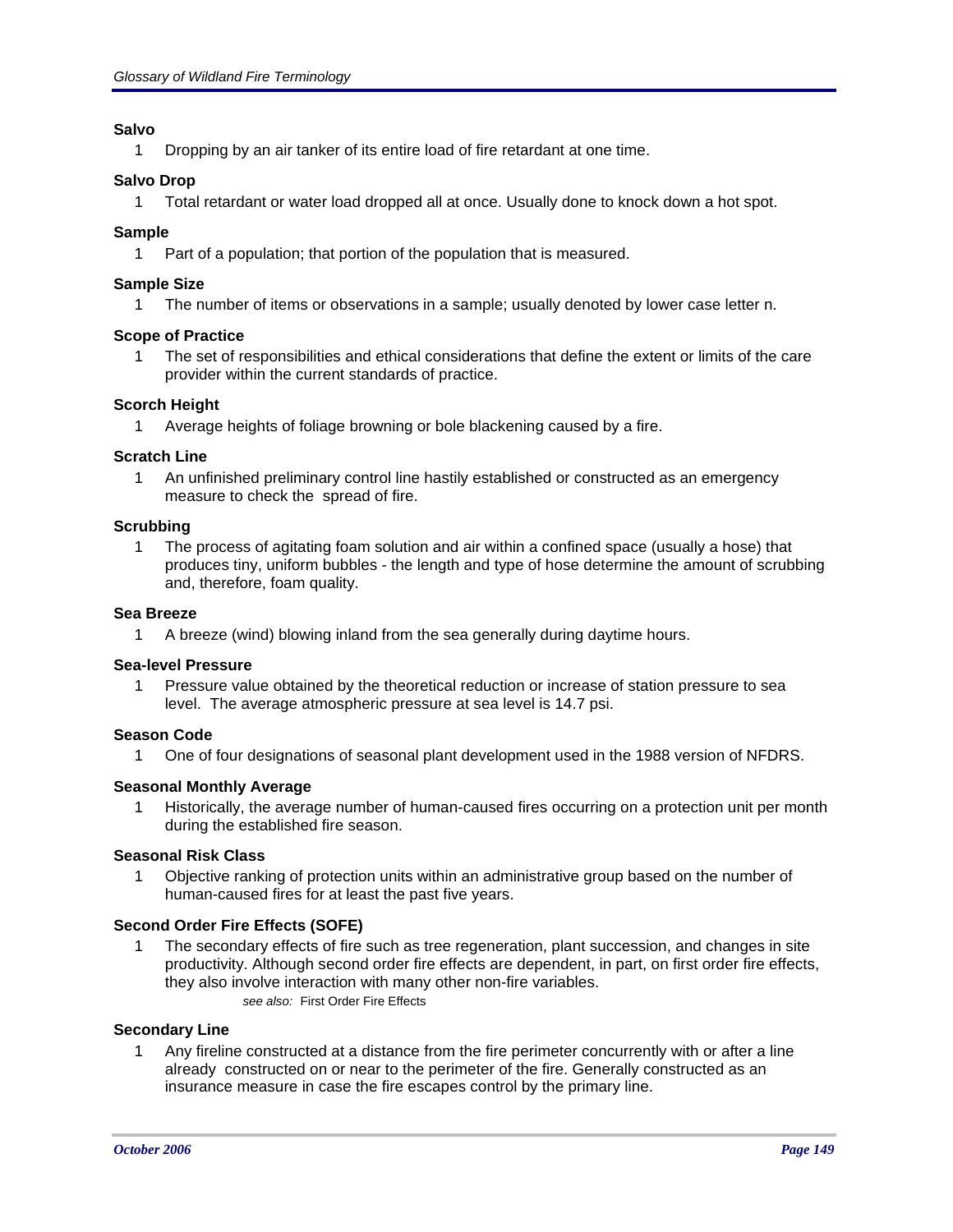**Salvo**

1 Dropping by an air tanker of its entire load of fire retardant at one time.

**Salvo Drop**

1 Total retardant or water load dropped all at once. Usually done to knock down a hot spot.

**Sample**

1 Part of a population; that portion of the population that is measured.

**Sample Size**

1 The number of items or observations in a sample; usually denoted by lower case letter n.

**Scope of Practice**

1 The set of responsibilities and ethical considerations that define the extent or limits of the care provider within the current standards of practice.

**Scorch Height**

1 Average heights of foliage browning or bole blackening caused by a fire.

**Scratch Line**

1 An unfinished preliminary control line hastily established or constructed as an emergency measure to check the spread of fire.

**Scrubbing**

1 The process of agitating foam solution and air within a confined space (usually a hose) that produces tiny, uniform bubbles - the length and type of hose determine the amount of scrubbing and, therefore, foam quality.

**Sea Breeze**

1 A breeze (wind) blowing inland from the sea generally during daytime hours.

**Sea-level Pressure**

1 Pressure value obtained by the theoretical reduction or increase of station pressure to sea level. The average atmospheric pressure at sea level is 14.7 psi.

**Season Code**

1 One of four designations of seasonal plant development used in the 1988 version of NFDRS.

**Seasonal Monthly Average**

1 Historically, the average number of human-caused fires occurring on a protection unit per month during the established fire season.

**Seasonal Risk Class**

1 Objective ranking of protection units within an administrative group based on the number of human-caused fires for at least the past five years.

**Second Order Fire Effects (SOFE)**

1 The secondary effects of fire such as tree regeneration, plant succession, and changes in site productivity. Although second order fire effects are dependent, in part, on first order fire effects, they also involve interaction with many other non-fire variables.

*see also:* First Order Fire Effects

**Secondary Line**

1 Any fireline constructed at a distance from the fire perimeter concurrently with or after a line already constructed on or near to the perimeter of the fire. Generally constructed as an insurance measure in case the fire escapes control by the primary line.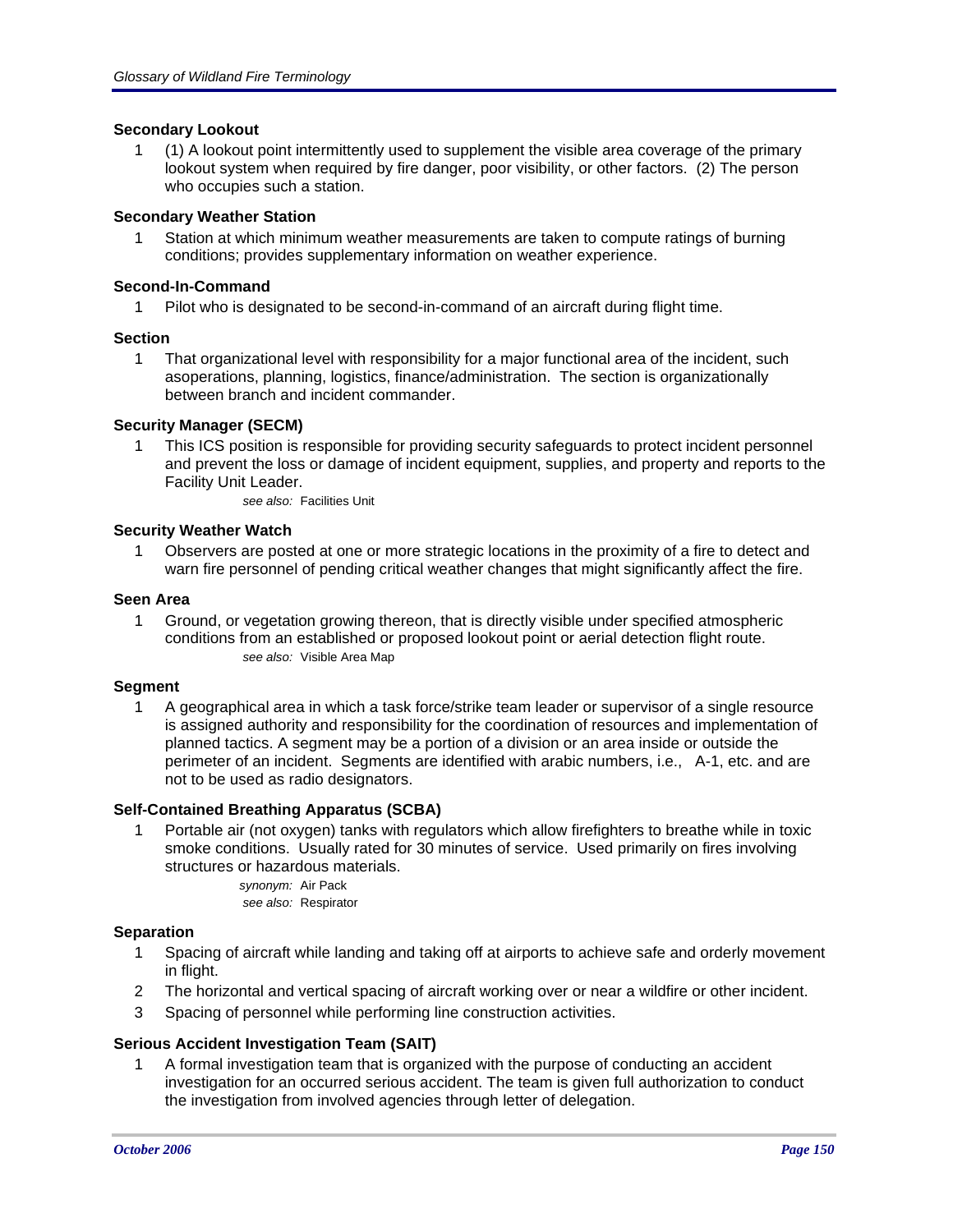**Secondary Lookout**

1 (1) A lookout point intermittently used to supplement the visible area coverage of the primary lookout system when required by fire danger, poor visibility, or other factors. (2) The person who occupies such a station.

**Secondary Weather Station**

1 Station at which minimum weather measurements are taken to compute ratings of burning conditions; provides supplementary information on weather experience.

**Second-In-Command**

1 Pilot who is designated to be second-in-command of an aircraft during flight time.

**Section**

1 That organizational level with responsibility for a major functional area of the incident, such asoperations, planning, logistics, finance/administration. The section is organizationally between branch and incident commander.

**Security Manager (SECM)**

1 This ICS position is responsible for providing security safeguards to protect incident personnel and prevent the loss or damage of incident equipment, supplies, and property and reports to the Facility Unit Leader.

*see also:* Facilities Unit

**Security Weather Watch**

1 Observers are posted at one or more strategic locations in the proximity of a fire to detect and warn fire personnel of pending critical weather changes that might significantly affect the fire.

**Seen Area**

1 Ground, or vegetation growing thereon, that is directly visible under specified atmospheric conditions from an established or proposed lookout point or aerial detection flight route.

*see also:* Visible Area Map

**Segment**

1 A geographical area in which a task force/strike team leader or supervisor of a single resource is assigned authority and responsibility for the coordination of resources and implementation of planned tactics. A segment may be a portion of a division or an area inside or outside the perimeter of an incident. Segments are identified with arabic numbers, i.e., A-1, etc. and are not to be used as radio designators.

**Self-Contained Breathing Apparatus (SCBA)**

1 Portable air (not oxygen) tanks with regulators which allow firefighters to breathe while in toxic smoke conditions. Usually rated for 30 minutes of service. Used primarily on fires involving structures or hazardous materials.

*synonym:* Air Pack
*see also:* Respirator

**Separation**

1 Spacing of aircraft while landing and taking off at airports to achieve safe and orderly movement in flight.
2 The horizontal and vertical spacing of aircraft working over or near a wildfire or other incident.
3 Spacing of personnel while performing line construction activities.

**Serious Accident Investigation Team (SAIT)**

1 A formal investigation team that is organized with the purpose of conducting an accident investigation for an occurred serious accident. The team is given full authorization to conduct the investigation from involved agencies through letter of delegation.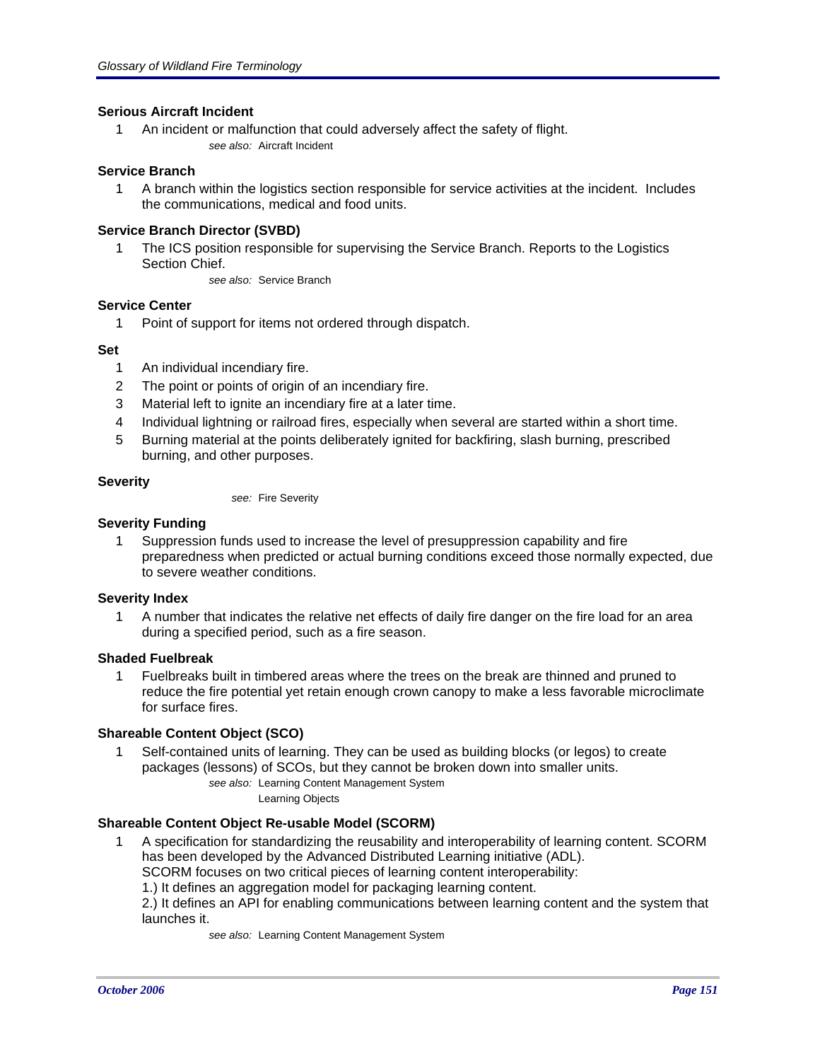### Serious Aircraft Incident

1. An incident or malfunction that could adversely affect the safety of flight.

   *see also:* Aircraft Incident

### Service Branch

1. A branch within the logistics section responsible for service activities at the incident. Includes the communications, medical and food units.

### Service Branch Director (SVBD)

1. The ICS position responsible for supervising the Service Branch. Reports to the Logistics Section Chief.

   *see also:* Service Branch

### Service Center

1. Point of support for items not ordered through dispatch.

### Set

1. An individual incendiary fire.
2. The point or points of origin of an incendiary fire.
3. Material left to ignite an incendiary fire at a later time.
4. Individual lightning or railroad fires, especially when several are started within a short time.
5. Burning material at the points deliberately ignited for backfiring, slash burning, prescribed burning, and other purposes.

### Severity

*see:* Fire Severity

### Severity Funding

1. Suppression funds used to increase the level of presuppression capability and fire preparedness when predicted or actual burning conditions exceed those normally expected, due to severe weather conditions.

### Severity Index

1. A number that indicates the relative net effects of daily fire danger on the fire load for an area during a specified period, such as a fire season.

### Shaded Fuelbreak

1. Fuelbreaks built in timbered areas where the trees on the break are thinned and pruned to reduce the fire potential yet retain enough crown canopy to make a less favorable microclimate for surface fires.

### Shareable Content Object (SCO)

1. Self-contained units of learning. They can be used as building blocks (or legos) to create packages (lessons) of SCOs, but they cannot be broken down into smaller units.

   *see also:* Learning Content Management System
   Learning Objects

### Shareable Content Object Re-usable Model (SCORM)

1. A specification for standardizing the reusability and interoperability of learning content. SCORM has been developed by the Advanced Distributed Learning initiative (ADL).
   SCORM focuses on two critical pieces of learning content interoperability:
   1.) It defines an aggregation model for packaging learning content.
   2.) It defines an API for enabling communications between learning content and the system that launches it.

   *see also:* Learning Content Management System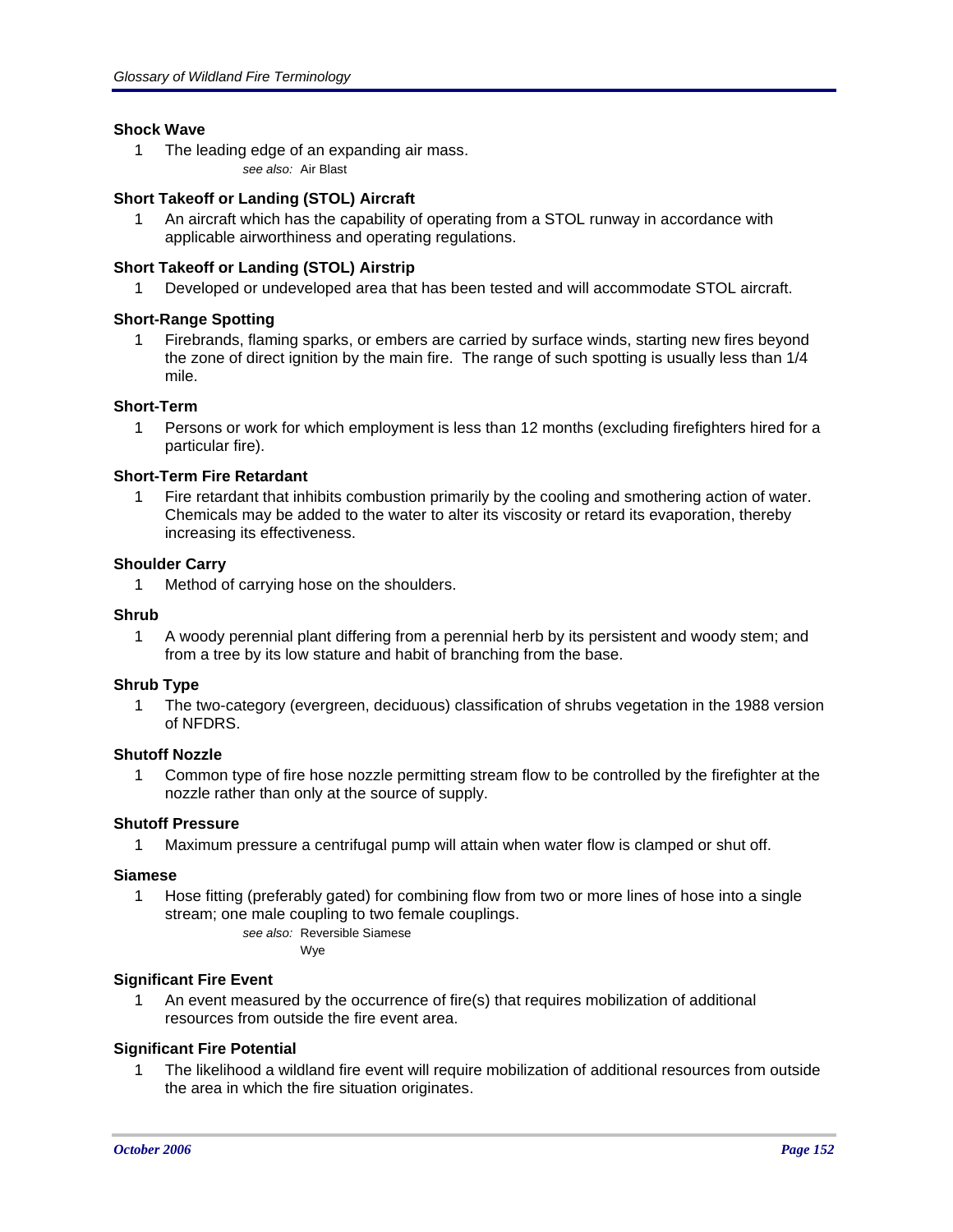### Shock Wave

1 The leading edge of an expanding air mass.

*see also:* Air Blast

### Short Takeoff or Landing (STOL) Aircraft

1 An aircraft which has the capability of operating from a STOL runway in accordance with applicable airworthiness and operating regulations.

### Short Takeoff or Landing (STOL) Airstrip

1 Developed or undeveloped area that has been tested and will accommodate STOL aircraft.

### Short-Range Spotting

1 Firebrands, flaming sparks, or embers are carried by surface winds, starting new fires beyond the zone of direct ignition by the main fire. The range of such spotting is usually less than 1/4 mile.

### Short-Term

1 Persons or work for which employment is less than 12 months (excluding firefighters hired for a particular fire).

### Short-Term Fire Retardant

1 Fire retardant that inhibits combustion primarily by the cooling and smothering action of water. Chemicals may be added to the water to alter its viscosity or retard its evaporation, thereby increasing its effectiveness.

### Shoulder Carry

1 Method of carrying hose on the shoulders.

### Shrub

1 A woody perennial plant differing from a perennial herb by its persistent and woody stem; and from a tree by its low stature and habit of branching from the base.

### Shrub Type

1 The two-category (evergreen, deciduous) classification of shrubs vegetation in the 1988 version of NFDRS.

### Shutoff Nozzle

1 Common type of fire hose nozzle permitting stream flow to be controlled by the firefighter at the nozzle rather than only at the source of supply.

### Shutoff Pressure

1 Maximum pressure a centrifugal pump will attain when water flow is clamped or shut off.

### Siamese

1 Hose fitting (preferably gated) for combining flow from two or more lines of hose into a single stream; one male coupling to two female couplings.

*see also:* Reversible Siamese
Wye

### Significant Fire Event

1 An event measured by the occurrence of fire(s) that requires mobilization of additional resources from outside the fire event area.

### Significant Fire Potential

1 The likelihood a wildland fire event will require mobilization of additional resources from outside the area in which the fire situation originates.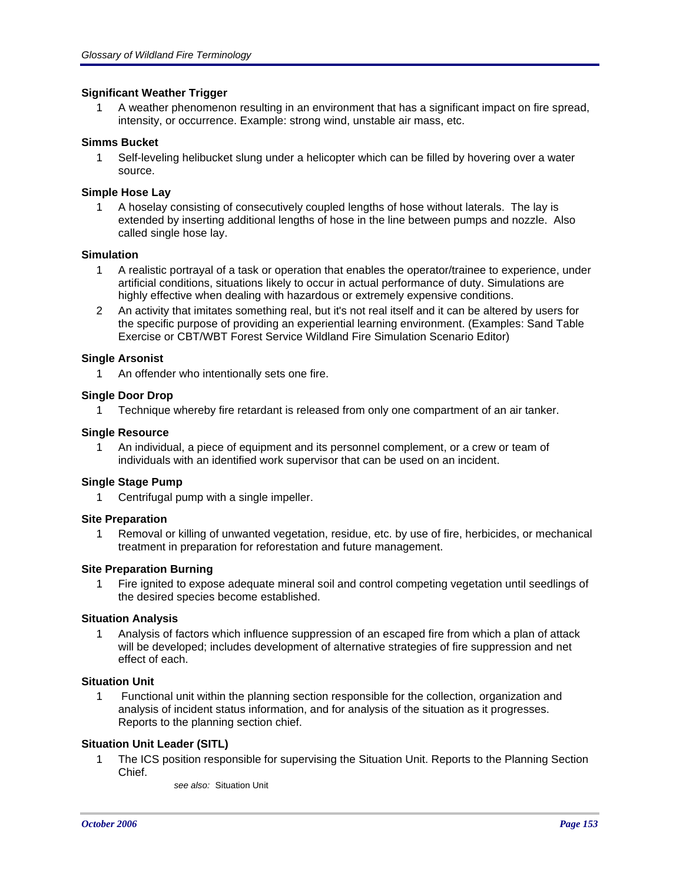**Significant Weather Trigger**

1. A weather phenomenon resulting in an environment that has a significant impact on fire spread, intensity, or occurrence. Example: strong wind, unstable air mass, etc.

**Simms Bucket**

1. Self-leveling helibucket slung under a helicopter which can be filled by hovering over a water source.

**Simple Hose Lay**

1. A hoselay consisting of consecutively coupled lengths of hose without laterals. The lay is extended by inserting additional lengths of hose in the line between pumps and nozzle. Also called single hose lay.

**Simulation**

1. A realistic portrayal of a task or operation that enables the operator/trainee to experience, under artificial conditions, situations likely to occur in actual performance of duty. Simulations are highly effective when dealing with hazardous or extremely expensive conditions.
2. An activity that imitates something real, but it's not real itself and it can be altered by users for the specific purpose of providing an experiential learning environment. (Examples: Sand Table Exercise or CBT/WBT Forest Service Wildland Fire Simulation Scenario Editor)

**Single Arsonist**

1. An offender who intentionally sets one fire.

**Single Door Drop**

1. Technique whereby fire retardant is released from only one compartment of an air tanker.

**Single Resource**

1. An individual, a piece of equipment and its personnel complement, or a crew or team of individuals with an identified work supervisor that can be used on an incident.

**Single Stage Pump**

1. Centrifugal pump with a single impeller.

**Site Preparation**

1. Removal or killing of unwanted vegetation, residue, etc. by use of fire, herbicides, or mechanical treatment in preparation for reforestation and future management.

**Site Preparation Burning**

1. Fire ignited to expose adequate mineral soil and control competing vegetation until seedlings of the desired species become established.

**Situation Analysis**

1. Analysis of factors which influence suppression of an escaped fire from which a plan of attack will be developed; includes development of alternative strategies of fire suppression and net effect of each.

**Situation Unit**

1. Functional unit within the planning section responsible for the collection, organization and analysis of incident status information, and for analysis of the situation as it progresses. Reports to the planning section chief.

**Situation Unit Leader (SITL)**

1. The ICS position responsible for supervising the Situation Unit. Reports to the Planning Section Chief.

*see also:* Situation Unit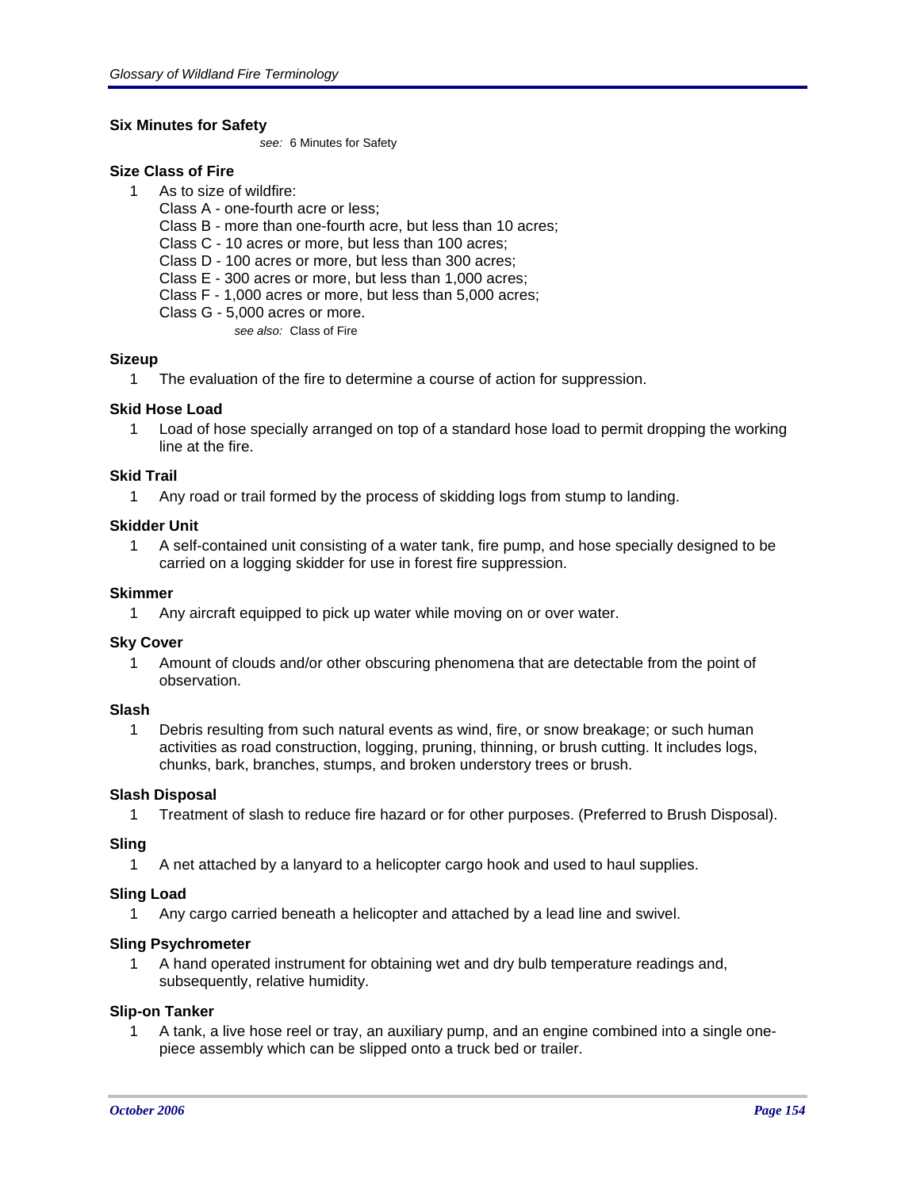**Six Minutes for Safety**

*see:* 6 Minutes for Safety

**Size Class of Fire**

1 As to size of wildfire:
Class A - one-fourth acre or less;
Class B - more than one-fourth acre, but less than 10 acres;
Class C - 10 acres or more, but less than 100 acres;
Class D - 100 acres or more, but less than 300 acres;
Class E - 300 acres or more, but less than 1,000 acres;
Class F - 1,000 acres or more, but less than 5,000 acres;
Class G - 5,000 acres or more.

*see also:* Class of Fire

**Sizeup**

1 The evaluation of the fire to determine a course of action for suppression.

**Skid Hose Load**

1 Load of hose specially arranged on top of a standard hose load to permit dropping the working line at the fire.

**Skid Trail**

1 Any road or trail formed by the process of skidding logs from stump to landing.

**Skidder Unit**

1 A self-contained unit consisting of a water tank, fire pump, and hose specially designed to be carried on a logging skidder for use in forest fire suppression.

**Skimmer**

1 Any aircraft equipped to pick up water while moving on or over water.

**Sky Cover**

1 Amount of clouds and/or other obscuring phenomena that are detectable from the point of observation.

**Slash**

1 Debris resulting from such natural events as wind, fire, or snow breakage; or such human activities as road construction, logging, pruning, thinning, or brush cutting. It includes logs, chunks, bark, branches, stumps, and broken understory trees or brush.

**Slash Disposal**

1 Treatment of slash to reduce fire hazard or for other purposes. (Preferred to Brush Disposal).

**Sling**

1 A net attached by a lanyard to a helicopter cargo hook and used to haul supplies.

**Sling Load**

1 Any cargo carried beneath a helicopter and attached by a lead line and swivel.

**Sling Psychrometer**

1 A hand operated instrument for obtaining wet and dry bulb temperature readings and, subsequently, relative humidity.

**Slip-on Tanker**

1 A tank, a live hose reel or tray, an auxiliary pump, and an engine combined into a single one-piece assembly which can be slipped onto a truck bed or trailer.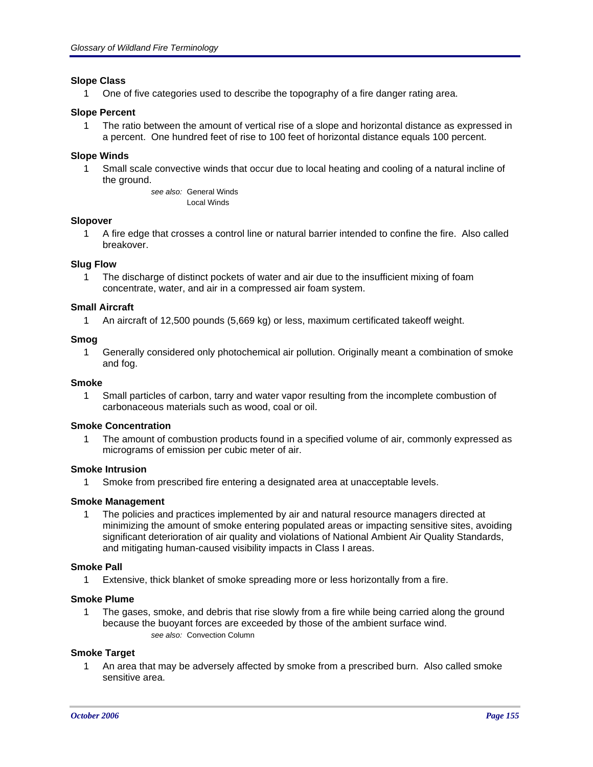### Slope Class

1 One of five categories used to describe the topography of a fire danger rating area.

### Slope Percent

1 The ratio between the amount of vertical rise of a slope and horizontal distance as expressed in a percent. One hundred feet of rise to 100 feet of horizontal distance equals 100 percent.

### Slope Winds

1 Small scale convective winds that occur due to local heating and cooling of a natural incline of the ground.

*see also:* General Winds
Local Winds

### Slopover

1 A fire edge that crosses a control line or natural barrier intended to confine the fire. Also called breakover.

### Slug Flow

1 The discharge of distinct pockets of water and air due to the insufficient mixing of foam concentrate, water, and air in a compressed air foam system.

### Small Aircraft

1 An aircraft of 12,500 pounds (5,669 kg) or less, maximum certificated takeoff weight.

### Smog

1 Generally considered only photochemical air pollution. Originally meant a combination of smoke and fog.

### Smoke

1 Small particles of carbon, tarry and water vapor resulting from the incomplete combustion of carbonaceous materials such as wood, coal or oil.

### Smoke Concentration

1 The amount of combustion products found in a specified volume of air, commonly expressed as micrograms of emission per cubic meter of air.

### Smoke Intrusion

1 Smoke from prescribed fire entering a designated area at unacceptable levels.

### Smoke Management

1 The policies and practices implemented by air and natural resource managers directed at minimizing the amount of smoke entering populated areas or impacting sensitive sites, avoiding significant deterioration of air quality and violations of National Ambient Air Quality Standards, and mitigating human-caused visibility impacts in Class I areas.

### Smoke Pall

1 Extensive, thick blanket of smoke spreading more or less horizontally from a fire.

### Smoke Plume

1 The gases, smoke, and debris that rise slowly from a fire while being carried along the ground because the buoyant forces are exceeded by those of the ambient surface wind.

*see also:* Convection Column

### Smoke Target

1 An area that may be adversely affected by smoke from a prescribed burn. Also called smoke sensitive area.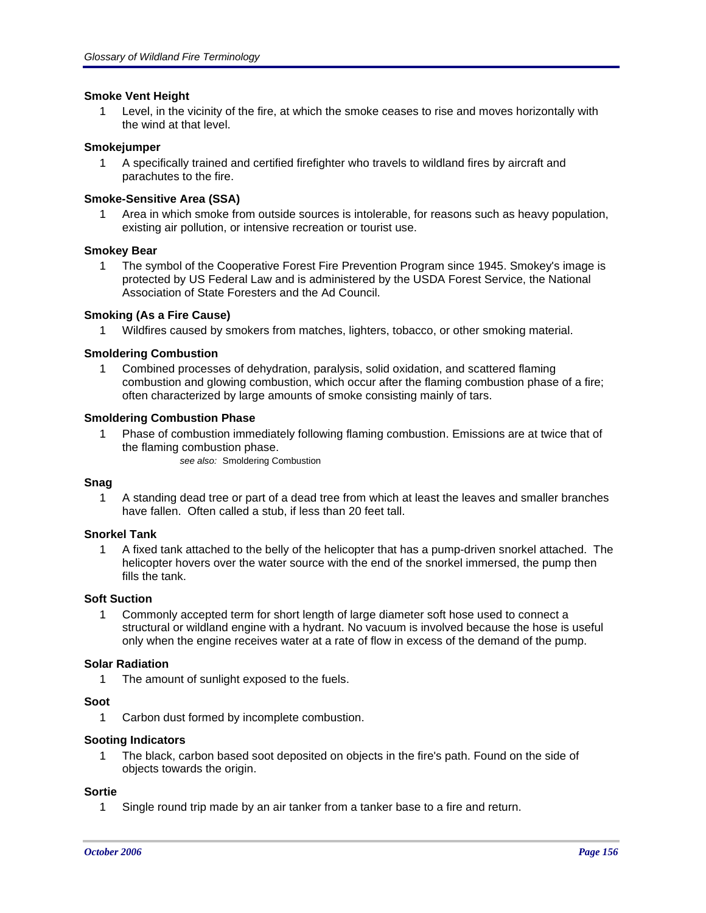**Smoke Vent Height**

1. Level, in the vicinity of the fire, at which the smoke ceases to rise and moves horizontally with the wind at that level.

**Smokejumper**

1. A specifically trained and certified firefighter who travels to wildland fires by aircraft and parachutes to the fire.

**Smoke-Sensitive Area (SSA)**

1. Area in which smoke from outside sources is intolerable, for reasons such as heavy population, existing air pollution, or intensive recreation or tourist use.

**Smokey Bear**

1. The symbol of the Cooperative Forest Fire Prevention Program since 1945. Smokey's image is protected by US Federal Law and is administered by the USDA Forest Service, the National Association of State Foresters and the Ad Council.

**Smoking (As a Fire Cause)**

1. Wildfires caused by smokers from matches, lighters, tobacco, or other smoking material.

**Smoldering Combustion**

1. Combined processes of dehydration, paralysis, solid oxidation, and scattered flaming combustion and glowing combustion, which occur after the flaming combustion phase of a fire; often characterized by large amounts of smoke consisting mainly of tars.

**Smoldering Combustion Phase**

1. Phase of combustion immediately following flaming combustion. Emissions are at twice that of the flaming combustion phase.

   *see also:* Smoldering Combustion

**Snag**

1. A standing dead tree or part of a dead tree from which at least the leaves and smaller branches have fallen. Often called a stub, if less than 20 feet tall.

**Snorkel Tank**

1. A fixed tank attached to the belly of the helicopter that has a pump-driven snorkel attached. The helicopter hovers over the water source with the end of the snorkel immersed, the pump then fills the tank.

**Soft Suction**

1. Commonly accepted term for short length of large diameter soft hose used to connect a structural or wildland engine with a hydrant. No vacuum is involved because the hose is useful only when the engine receives water at a rate of flow in excess of the demand of the pump.

**Solar Radiation**

1. The amount of sunlight exposed to the fuels.

**Soot**

1. Carbon dust formed by incomplete combustion.

**Sooting Indicators**

1. The black, carbon based soot deposited on objects in the fire's path. Found on the side of objects towards the origin.

**Sortie**

1. Single round trip made by an air tanker from a tanker base to a fire and return.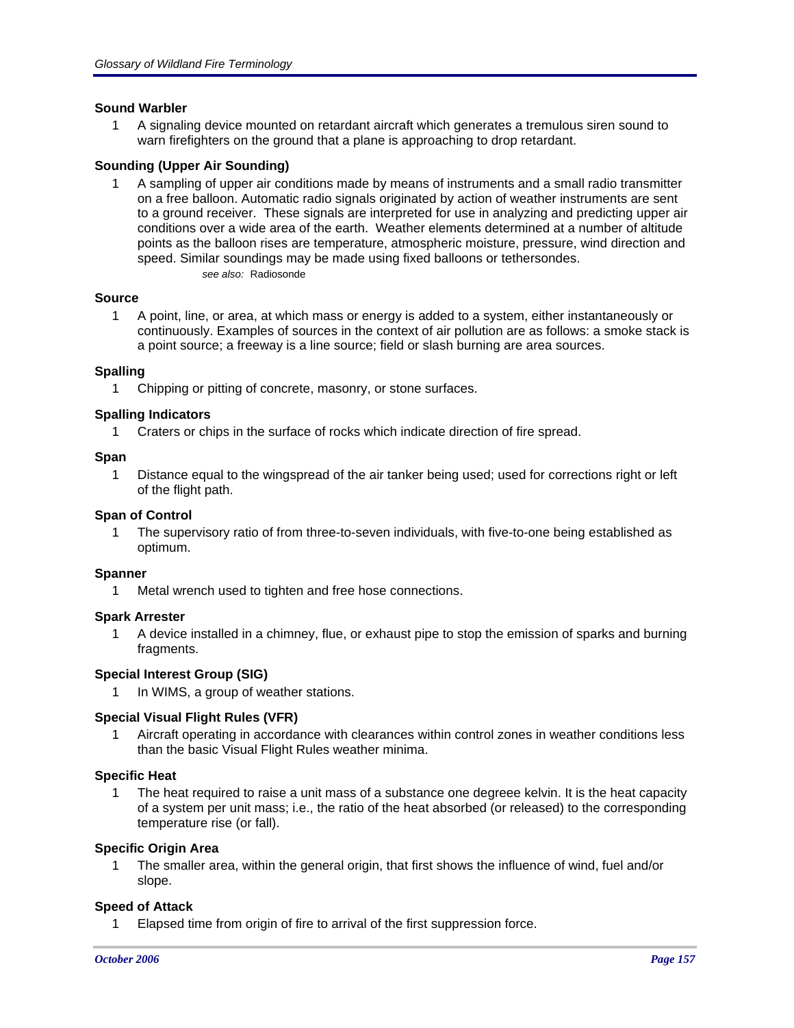**Sound Warbler**

1 A signaling device mounted on retardant aircraft which generates a tremulous siren sound to warn firefighters on the ground that a plane is approaching to drop retardant.

**Sounding (Upper Air Sounding)**

1 A sampling of upper air conditions made by means of instruments and a small radio transmitter on a free balloon. Automatic radio signals originated by action of weather instruments are sent to a ground receiver. These signals are interpreted for use in analyzing and predicting upper air conditions over a wide area of the earth. Weather elements determined at a number of altitude points as the balloon rises are temperature, atmospheric moisture, pressure, wind direction and speed. Similar soundings may be made using fixed balloons or tethersondes.

*see also:* Radiosonde

**Source**

1 A point, line, or area, at which mass or energy is added to a system, either instantaneously or continuously. Examples of sources in the context of air pollution are as follows: a smoke stack is a point source; a freeway is a line source; field or slash burning are area sources.

**Spalling**

1 Chipping or pitting of concrete, masonry, or stone surfaces.

**Spalling Indicators**

1 Craters or chips in the surface of rocks which indicate direction of fire spread.

**Span**

1 Distance equal to the wingspread of the air tanker being used; used for corrections right or left of the flight path.

**Span of Control**

1 The supervisory ratio of from three-to-seven individuals, with five-to-one being established as optimum.

**Spanner**

1 Metal wrench used to tighten and free hose connections.

**Spark Arrester**

1 A device installed in a chimney, flue, or exhaust pipe to stop the emission of sparks and burning fragments.

**Special Interest Group (SIG)**

1 In WIMS, a group of weather stations.

**Special Visual Flight Rules (VFR)**

1 Aircraft operating in accordance with clearances within control zones in weather conditions less than the basic Visual Flight Rules weather minima.

**Specific Heat**

1 The heat required to raise a unit mass of a substance one degreee kelvin. It is the heat capacity of a system per unit mass; i.e., the ratio of the heat absorbed (or released) to the corresponding temperature rise (or fall).

**Specific Origin Area**

1 The smaller area, within the general origin, that first shows the influence of wind, fuel and/or slope.

**Speed of Attack**

1 Elapsed time from origin of fire to arrival of the first suppression force.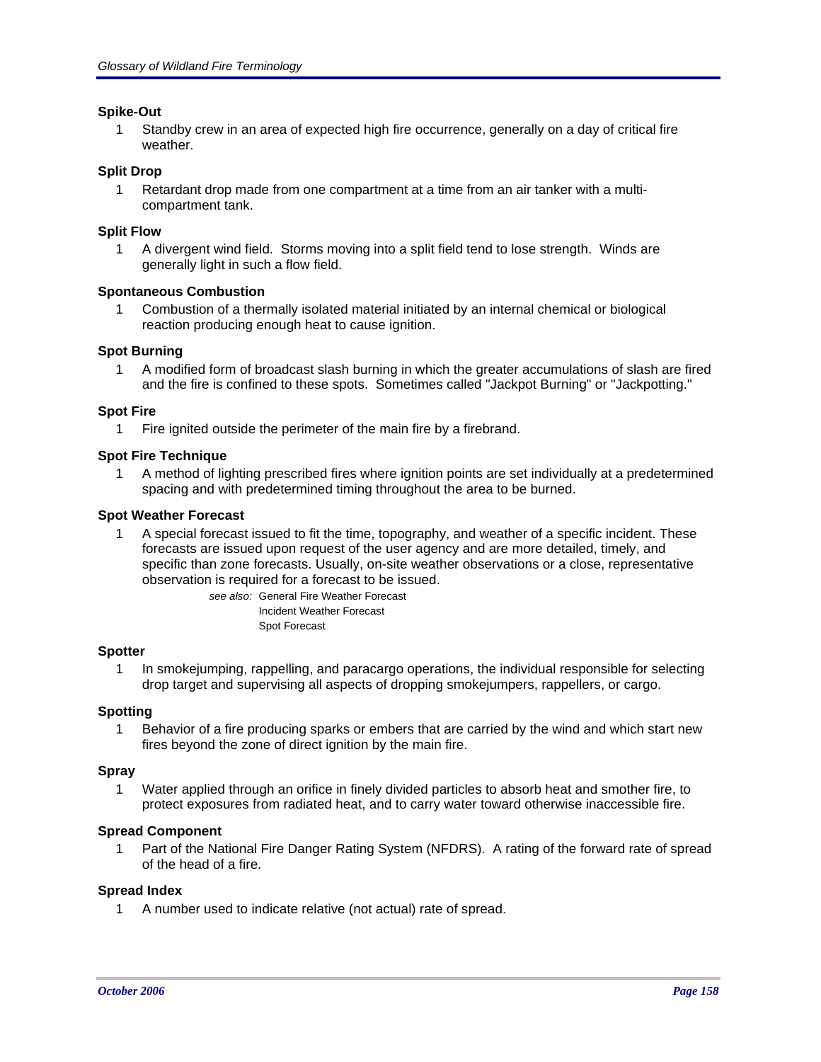**Spike-Out**

1 Standby crew in an area of expected high fire occurrence, generally on a day of critical fire weather.

**Split Drop**

1 Retardant drop made from one compartment at a time from an air tanker with a multi-compartment tank.

**Split Flow**

1 A divergent wind field. Storms moving into a split field tend to lose strength. Winds are generally light in such a flow field.

**Spontaneous Combustion**

1 Combustion of a thermally isolated material initiated by an internal chemical or biological reaction producing enough heat to cause ignition.

**Spot Burning**

1 A modified form of broadcast slash burning in which the greater accumulations of slash are fired and the fire is confined to these spots. Sometimes called "Jackpot Burning" or "Jackpotting."

**Spot Fire**

1 Fire ignited outside the perimeter of the main fire by a firebrand.

**Spot Fire Technique**

1 A method of lighting prescribed fires where ignition points are set individually at a predetermined spacing and with predetermined timing throughout the area to be burned.

**Spot Weather Forecast**

1 A special forecast issued to fit the time, topography, and weather of a specific incident. These forecasts are issued upon request of the user agency and are more detailed, timely, and specific than zone forecasts. Usually, on-site weather observations or a close, representative observation is required for a forecast to be issued.

*see also:* General Fire Weather Forecast
Incident Weather Forecast
Spot Forecast

**Spotter**

1 In smokejumping, rappelling, and paracargo operations, the individual responsible for selecting drop target and supervising all aspects of dropping smokejumpers, rappellers, or cargo.

**Spotting**

1 Behavior of a fire producing sparks or embers that are carried by the wind and which start new fires beyond the zone of direct ignition by the main fire.

**Spray**

1 Water applied through an orifice in finely divided particles to absorb heat and smother fire, to protect exposures from radiated heat, and to carry water toward otherwise inaccessible fire.

**Spread Component**

1 Part of the National Fire Danger Rating System (NFDRS). A rating of the forward rate of spread of the head of a fire.

**Spread Index**

1 A number used to indicate relative (not actual) rate of spread.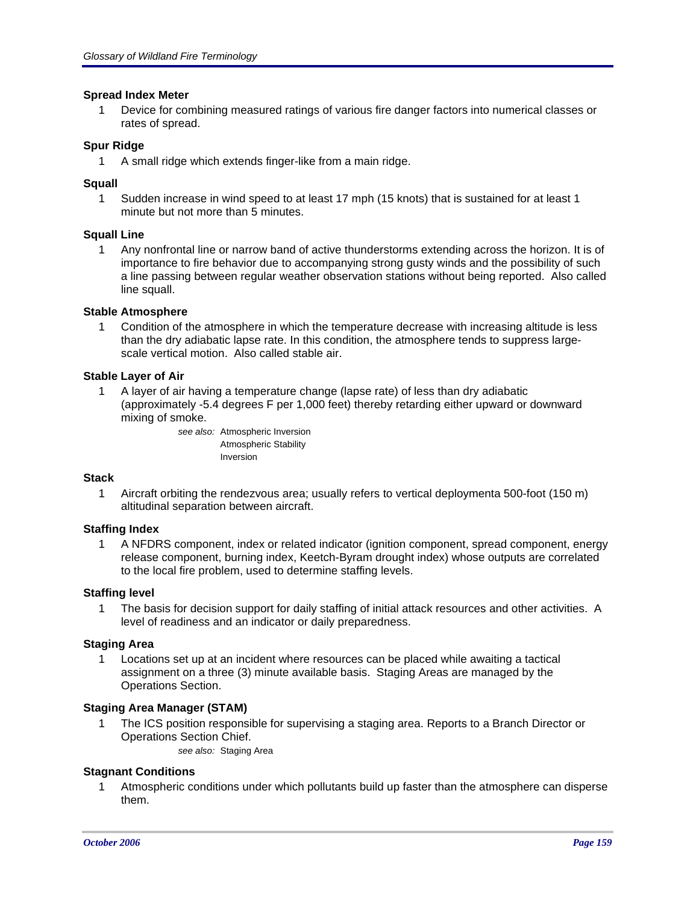**Spread Index Meter**

1 Device for combining measured ratings of various fire danger factors into numerical classes or rates of spread.

**Spur Ridge**

1 A small ridge which extends finger-like from a main ridge.

**Squall**

1 Sudden increase in wind speed to at least 17 mph (15 knots) that is sustained for at least 1 minute but not more than 5 minutes.

**Squall Line**

1 Any nonfrontal line or narrow band of active thunderstorms extending across the horizon. It is of importance to fire behavior due to accompanying strong gusty winds and the possibility of such a line passing between regular weather observation stations without being reported. Also called line squall.

**Stable Atmosphere**

1 Condition of the atmosphere in which the temperature decrease with increasing altitude is less than the dry adiabatic lapse rate. In this condition, the atmosphere tends to suppress large-scale vertical motion. Also called stable air.

**Stable Layer of Air**

1 A layer of air having a temperature change (lapse rate) of less than dry adiabatic (approximately -5.4 degrees F per 1,000 feet) thereby retarding either upward or downward mixing of smoke.

*see also:* Atmospheric Inversion
Atmospheric Stability
Inversion

**Stack**

1 Aircraft orbiting the rendezvous area; usually refers to vertical deploymenta 500-foot (150 m) altitudinal separation between aircraft.

**Staffing Index**

1 A NFDRS component, index or related indicator (ignition component, spread component, energy release component, burning index, Keetch-Byram drought index) whose outputs are correlated to the local fire problem, used to determine staffing levels.

**Staffing level**

1 The basis for decision support for daily staffing of initial attack resources and other activities. A level of readiness and an indicator or daily preparedness.

**Staging Area**

1 Locations set up at an incident where resources can be placed while awaiting a tactical assignment on a three (3) minute available basis. Staging Areas are managed by the Operations Section.

**Staging Area Manager (STAM)**

1 The ICS position responsible for supervising a staging area. Reports to a Branch Director or Operations Section Chief.

*see also:* Staging Area

**Stagnant Conditions**

1 Atmospheric conditions under which pollutants build up faster than the atmosphere can disperse them.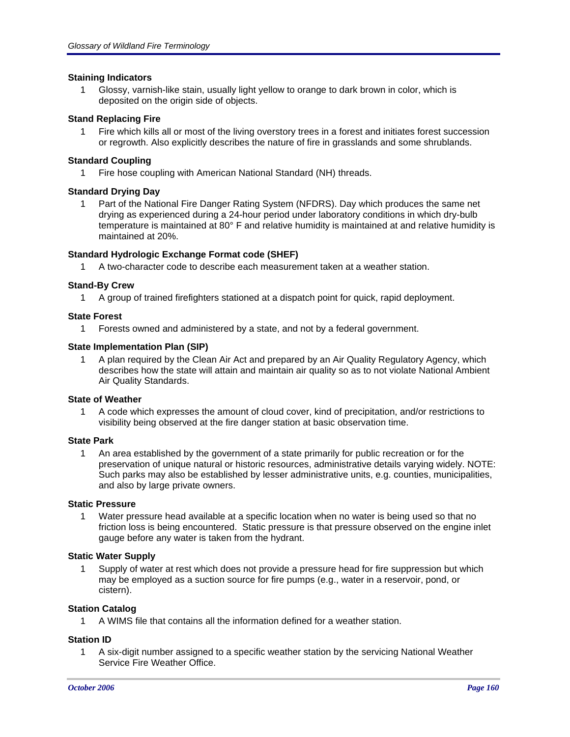**Staining Indicators**

1 Glossy, varnish-like stain, usually light yellow to orange to dark brown in color, which is deposited on the origin side of objects.

**Stand Replacing Fire**

1 Fire which kills all or most of the living overstory trees in a forest and initiates forest succession or regrowth. Also explicitly describes the nature of fire in grasslands and some shrublands.

**Standard Coupling**

1 Fire hose coupling with American National Standard (NH) threads.

**Standard Drying Day**

1 Part of the National Fire Danger Rating System (NFDRS). Day which produces the same net drying as experienced during a 24-hour period under laboratory conditions in which dry-bulb temperature is maintained at 80° F and relative humidity is maintained at and relative humidity is maintained at 20%.

**Standard Hydrologic Exchange Format code (SHEF)**

1 A two-character code to describe each measurement taken at a weather station.

**Stand-By Crew**

1 A group of trained firefighters stationed at a dispatch point for quick, rapid deployment.

**State Forest**

1 Forests owned and administered by a state, and not by a federal government.

**State Implementation Plan (SIP)**

1 A plan required by the Clean Air Act and prepared by an Air Quality Regulatory Agency, which describes how the state will attain and maintain air quality so as to not violate National Ambient Air Quality Standards.

**State of Weather**

1 A code which expresses the amount of cloud cover, kind of precipitation, and/or restrictions to visibility being observed at the fire danger station at basic observation time.

**State Park**

1 An area established by the government of a state primarily for public recreation or for the preservation of unique natural or historic resources, administrative details varying widely. NOTE: Such parks may also be established by lesser administrative units, e.g. counties, municipalities, and also by large private owners.

**Static Pressure**

1 Water pressure head available at a specific location when no water is being used so that no friction loss is being encountered. Static pressure is that pressure observed on the engine inlet gauge before any water is taken from the hydrant.

**Static Water Supply**

1 Supply of water at rest which does not provide a pressure head for fire suppression but which may be employed as a suction source for fire pumps (e.g., water in a reservoir, pond, or cistern).

**Station Catalog**

1 A WIMS file that contains all the information defined for a weather station.

**Station ID**

1 A six-digit number assigned to a specific weather station by the servicing National Weather Service Fire Weather Office.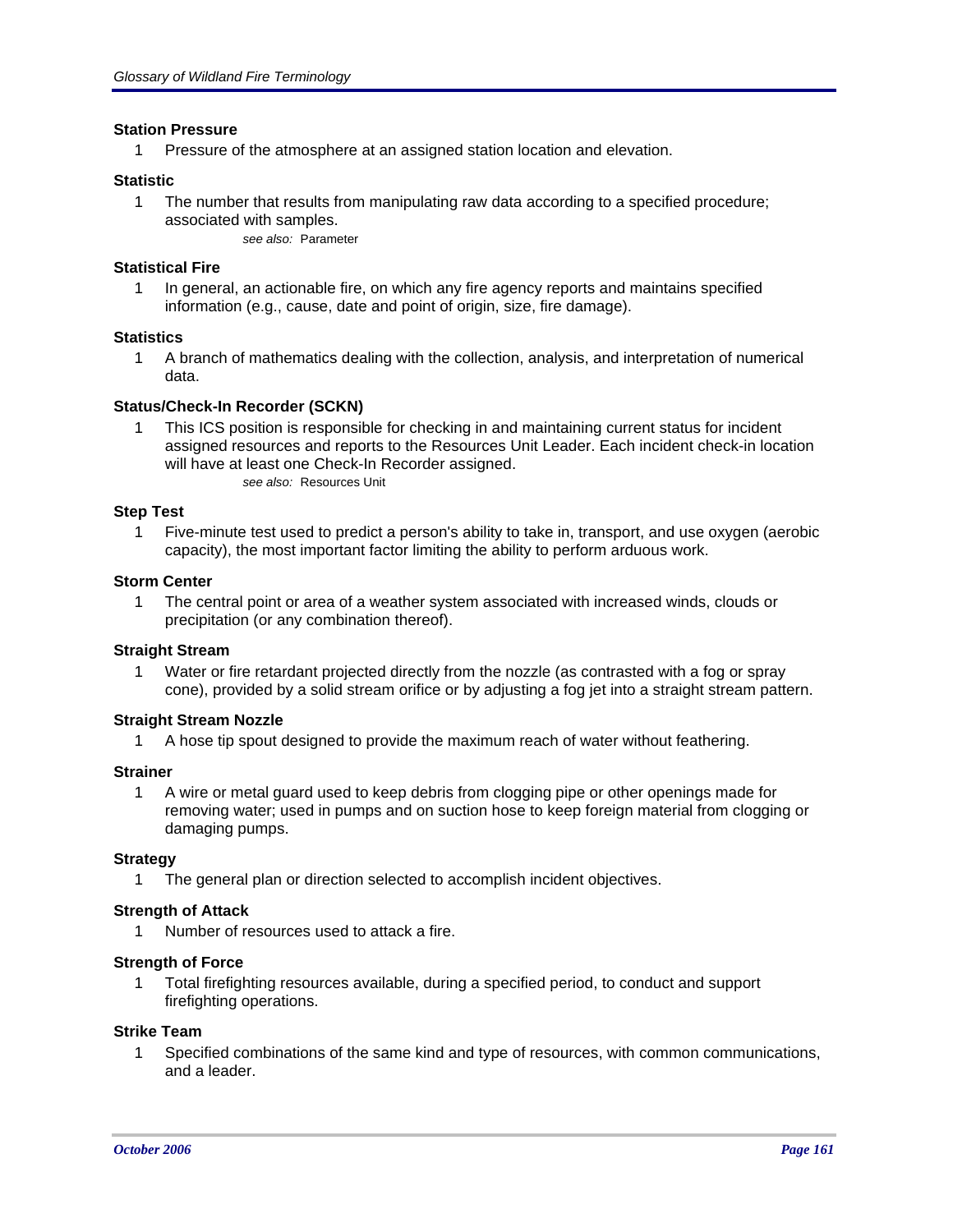### Station Pressure

1 Pressure of the atmosphere at an assigned station location and elevation.

### Statistic

1 The number that results from manipulating raw data according to a specified procedure; associated with samples.

*see also:* Parameter

### Statistical Fire

1 In general, an actionable fire, on which any fire agency reports and maintains specified information (e.g., cause, date and point of origin, size, fire damage).

### Statistics

1 A branch of mathematics dealing with the collection, analysis, and interpretation of numerical data.

### Status/Check-In Recorder (SCKN)

1 This ICS position is responsible for checking in and maintaining current status for incident assigned resources and reports to the Resources Unit Leader. Each incident check-in location will have at least one Check-In Recorder assigned.

*see also:* Resources Unit

### Step Test

1 Five-minute test used to predict a person's ability to take in, transport, and use oxygen (aerobic capacity), the most important factor limiting the ability to perform arduous work.

### Storm Center

1 The central point or area of a weather system associated with increased winds, clouds or precipitation (or any combination thereof).

### Straight Stream

1 Water or fire retardant projected directly from the nozzle (as contrasted with a fog or spray cone), provided by a solid stream orifice or by adjusting a fog jet into a straight stream pattern.

### Straight Stream Nozzle

1 A hose tip spout designed to provide the maximum reach of water without feathering.

### Strainer

1 A wire or metal guard used to keep debris from clogging pipe or other openings made for removing water; used in pumps and on suction hose to keep foreign material from clogging or damaging pumps.

### Strategy

1 The general plan or direction selected to accomplish incident objectives.

### Strength of Attack

1 Number of resources used to attack a fire.

### Strength of Force

1 Total firefighting resources available, during a specified period, to conduct and support firefighting operations.

### Strike Team

1 Specified combinations of the same kind and type of resources, with common communications, and a leader.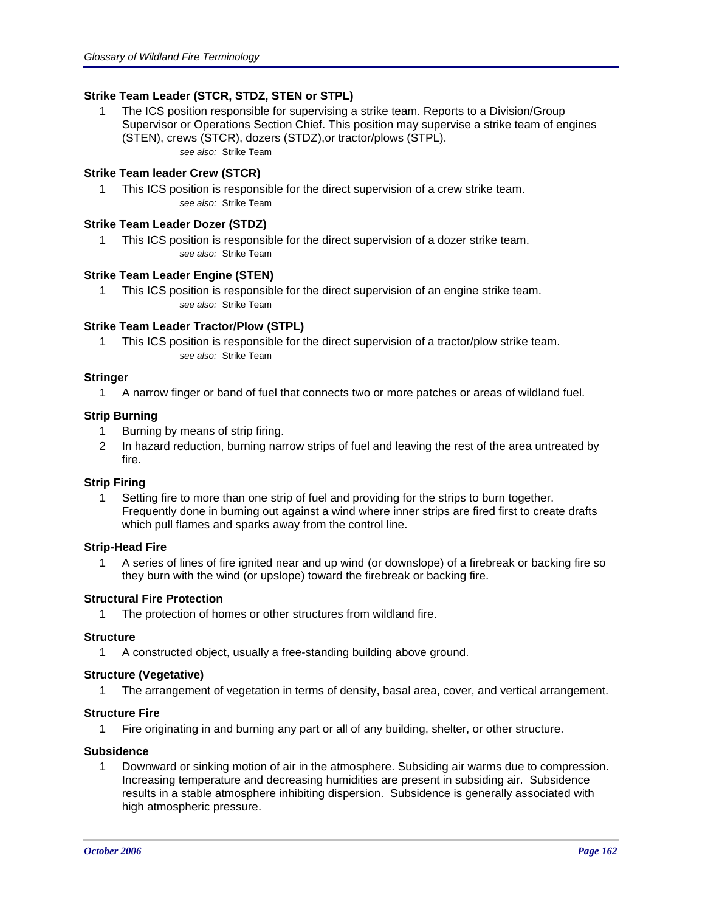**Strike Team Leader (STCR, STDZ, STEN or STPL)**

1 The ICS position responsible for supervising a strike team. Reports to a Division/Group Supervisor or Operations Section Chief. This position may supervise a strike team of engines (STEN), crews (STCR), dozers (STDZ),or tractor/plows (STPL).
*see also:* Strike Team

**Strike Team leader Crew (STCR)**

1 This ICS position is responsible for the direct supervision of a crew strike team.
*see also:* Strike Team

**Strike Team Leader Dozer (STDZ)**

1 This ICS position is responsible for the direct supervision of a dozer strike team.
*see also:* Strike Team

**Strike Team Leader Engine (STEN)**

1 This ICS position is responsible for the direct supervision of an engine strike team.
*see also:* Strike Team

**Strike Team Leader Tractor/Plow (STPL)**

1 This ICS position is responsible for the direct supervision of a tractor/plow strike team.
*see also:* Strike Team

**Stringer**

1 A narrow finger or band of fuel that connects two or more patches or areas of wildland fuel.

**Strip Burning**

1 Burning by means of strip firing.
2 In hazard reduction, burning narrow strips of fuel and leaving the rest of the area untreated by fire.

**Strip Firing**

1 Setting fire to more than one strip of fuel and providing for the strips to burn together. Frequently done in burning out against a wind where inner strips are fired first to create drafts which pull flames and sparks away from the control line.

**Strip-Head Fire**

1 A series of lines of fire ignited near and up wind (or downslope) of a firebreak or backing fire so they burn with the wind (or upslope) toward the firebreak or backing fire.

**Structural Fire Protection**

1 The protection of homes or other structures from wildland fire.

**Structure**

1 A constructed object, usually a free-standing building above ground.

**Structure (Vegetative)**

1 The arrangement of vegetation in terms of density, basal area, cover, and vertical arrangement.

**Structure Fire**

1 Fire originating in and burning any part or all of any building, shelter, or other structure.

**Subsidence**

1 Downward or sinking motion of air in the atmosphere. Subsiding air warms due to compression. Increasing temperature and decreasing humidities are present in subsiding air. Subsidence results in a stable atmosphere inhibiting dispersion. Subsidence is generally associated with high atmospheric pressure.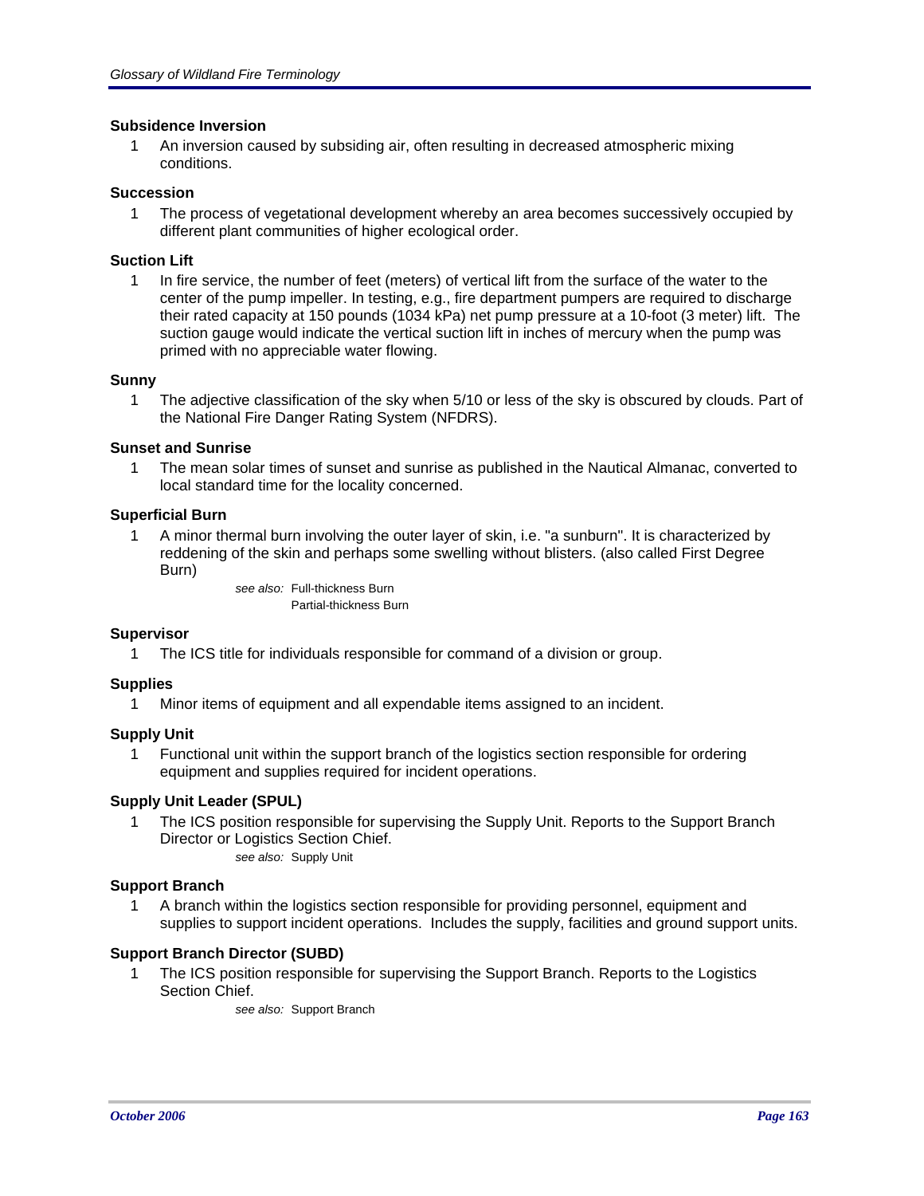**Subsidence Inversion**

1 An inversion caused by subsiding air, often resulting in decreased atmospheric mixing conditions.

**Succession**

1 The process of vegetational development whereby an area becomes successively occupied by different plant communities of higher ecological order.

**Suction Lift**

1 In fire service, the number of feet (meters) of vertical lift from the surface of the water to the center of the pump impeller. In testing, e.g., fire department pumpers are required to discharge their rated capacity at 150 pounds (1034 kPa) net pump pressure at a 10-foot (3 meter) lift. The suction gauge would indicate the vertical suction lift in inches of mercury when the pump was primed with no appreciable water flowing.

**Sunny**

1 The adjective classification of the sky when 5/10 or less of the sky is obscured by clouds. Part of the National Fire Danger Rating System (NFDRS).

**Sunset and Sunrise**

1 The mean solar times of sunset and sunrise as published in the Nautical Almanac, converted to local standard time for the locality concerned.

**Superficial Burn**

1 A minor thermal burn involving the outer layer of skin, i.e. "a sunburn". It is characterized by reddening of the skin and perhaps some swelling without blisters. (also called First Degree Burn)

*see also:* Full-thickness Burn
Partial-thickness Burn

**Supervisor**

1 The ICS title for individuals responsible for command of a division or group.

**Supplies**

1 Minor items of equipment and all expendable items assigned to an incident.

**Supply Unit**

1 Functional unit within the support branch of the logistics section responsible for ordering equipment and supplies required for incident operations.

**Supply Unit Leader (SPUL)**

1 The ICS position responsible for supervising the Supply Unit. Reports to the Support Branch Director or Logistics Section Chief.

*see also:* Supply Unit

**Support Branch**

1 A branch within the logistics section responsible for providing personnel, equipment and supplies to support incident operations. Includes the supply, facilities and ground support units.

**Support Branch Director (SUBD)**

1 The ICS position responsible for supervising the Support Branch. Reports to the Logistics Section Chief.

*see also:* Support Branch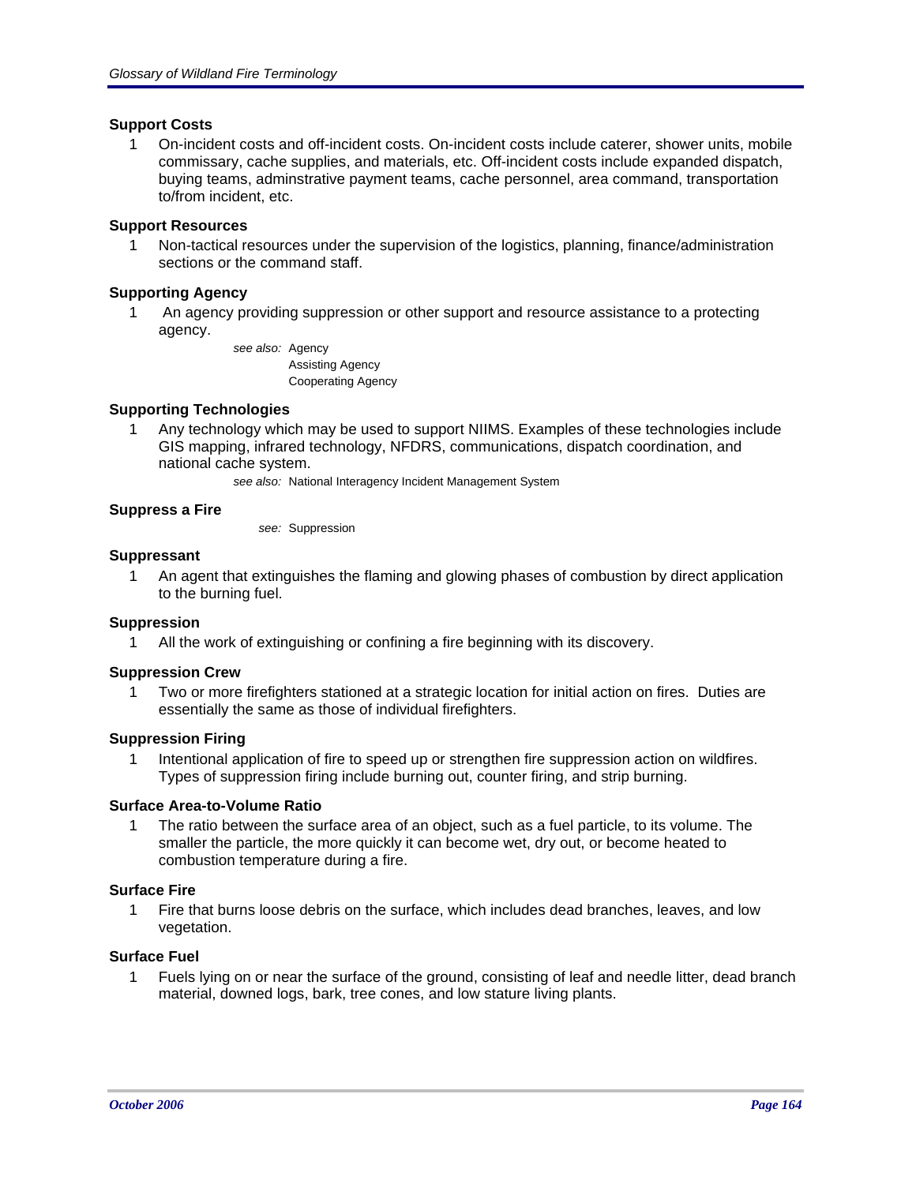**Support Costs**

1 On-incident costs and off-incident costs. On-incident costs include caterer, shower units, mobile commissary, cache supplies, and materials, etc. Off-incident costs include expanded dispatch, buying teams, adminstrative payment teams, cache personnel, area command, transportation to/from incident, etc.

**Support Resources**

1 Non-tactical resources under the supervision of the logistics, planning, finance/administration sections or the command staff.

**Supporting Agency**

1 An agency providing suppression or other support and resource assistance to a protecting agency.

*see also:* Agency
Assisting Agency
Cooperating Agency

**Supporting Technologies**

1 Any technology which may be used to support NIIMS. Examples of these technologies include GIS mapping, infrared technology, NFDRS, communications, dispatch coordination, and national cache system.

*see also:* National Interagency Incident Management System

**Suppress a Fire**

*see:* Suppression

**Suppressant**

1 An agent that extinguishes the flaming and glowing phases of combustion by direct application to the burning fuel.

**Suppression**

1 All the work of extinguishing or confining a fire beginning with its discovery.

**Suppression Crew**

1 Two or more firefighters stationed at a strategic location for initial action on fires. Duties are essentially the same as those of individual firefighters.

**Suppression Firing**

1 Intentional application of fire to speed up or strengthen fire suppression action on wildfires. Types of suppression firing include burning out, counter firing, and strip burning.

**Surface Area-to-Volume Ratio**

1 The ratio between the surface area of an object, such as a fuel particle, to its volume. The smaller the particle, the more quickly it can become wet, dry out, or become heated to combustion temperature during a fire.

**Surface Fire**

1 Fire that burns loose debris on the surface, which includes dead branches, leaves, and low vegetation.

**Surface Fuel**

1 Fuels lying on or near the surface of the ground, consisting of leaf and needle litter, dead branch material, downed logs, bark, tree cones, and low stature living plants.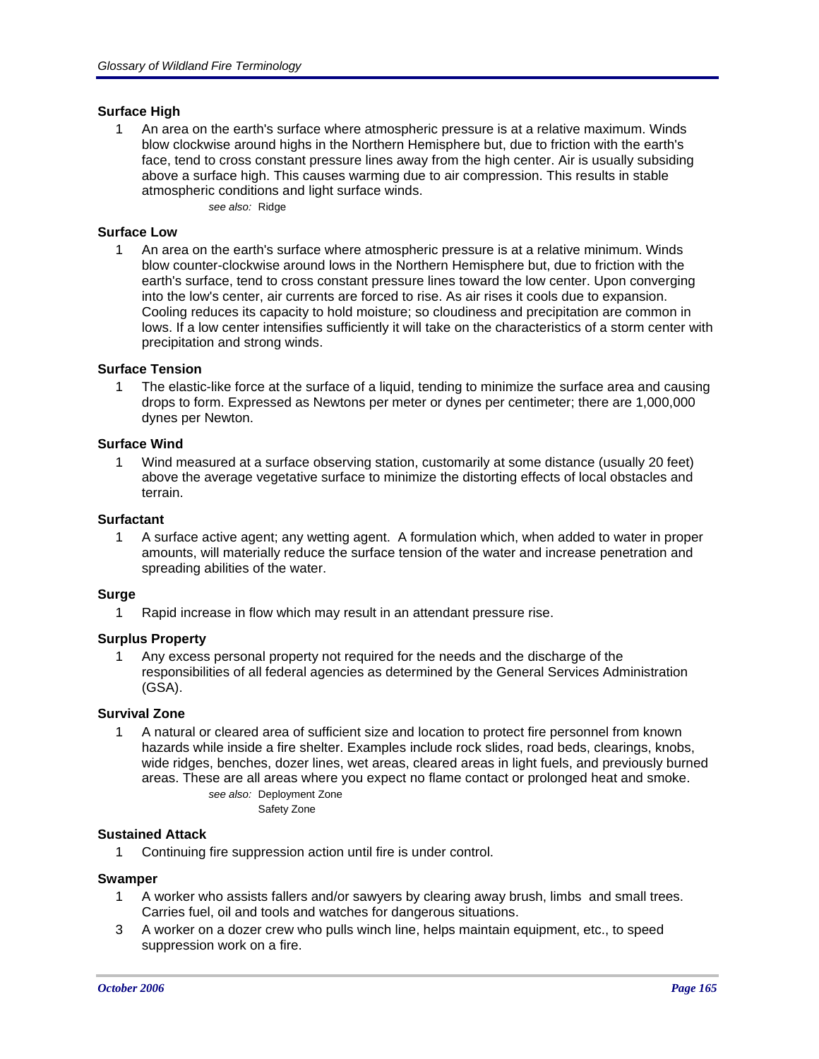### Surface High

1 An area on the earth's surface where atmospheric pressure is at a relative maximum. Winds blow clockwise around highs in the Northern Hemisphere but, due to friction with the earth's face, tend to cross constant pressure lines away from the high center. Air is usually subsiding above a surface high. This causes warming due to air compression. This results in stable atmospheric conditions and light surface winds.

*see also:* Ridge

### Surface Low

1 An area on the earth's surface where atmospheric pressure is at a relative minimum. Winds blow counter-clockwise around lows in the Northern Hemisphere but, due to friction with the earth's surface, tend to cross constant pressure lines toward the low center. Upon converging into the low's center, air currents are forced to rise. As air rises it cools due to expansion. Cooling reduces its capacity to hold moisture; so cloudiness and precipitation are common in lows. If a low center intensifies sufficiently it will take on the characteristics of a storm center with precipitation and strong winds.

### Surface Tension

1 The elastic-like force at the surface of a liquid, tending to minimize the surface area and causing drops to form. Expressed as Newtons per meter or dynes per centimeter; there are 1,000,000 dynes per Newton.

### Surface Wind

1 Wind measured at a surface observing station, customarily at some distance (usually 20 feet) above the average vegetative surface to minimize the distorting effects of local obstacles and terrain.

### Surfactant

1 A surface active agent; any wetting agent. A formulation which, when added to water in proper amounts, will materially reduce the surface tension of the water and increase penetration and spreading abilities of the water.

### Surge

1 Rapid increase in flow which may result in an attendant pressure rise.

### Surplus Property

1 Any excess personal property not required for the needs and the discharge of the responsibilities of all federal agencies as determined by the General Services Administration (GSA).

### Survival Zone

1 A natural or cleared area of sufficient size and location to protect fire personnel from known hazards while inside a fire shelter. Examples include rock slides, road beds, clearings, knobs, wide ridges, benches, dozer lines, wet areas, cleared areas in light fuels, and previously burned areas. These are all areas where you expect no flame contact or prolonged heat and smoke.

*see also:* Deployment Zone
Safety Zone

### Sustained Attack

1 Continuing fire suppression action until fire is under control.

### Swamper

1 A worker who assists fallers and/or sawyers by clearing away brush, limbs and small trees. Carries fuel, oil and tools and watches for dangerous situations.

3 A worker on a dozer crew who pulls winch line, helps maintain equipment, etc., to speed suppression work on a fire.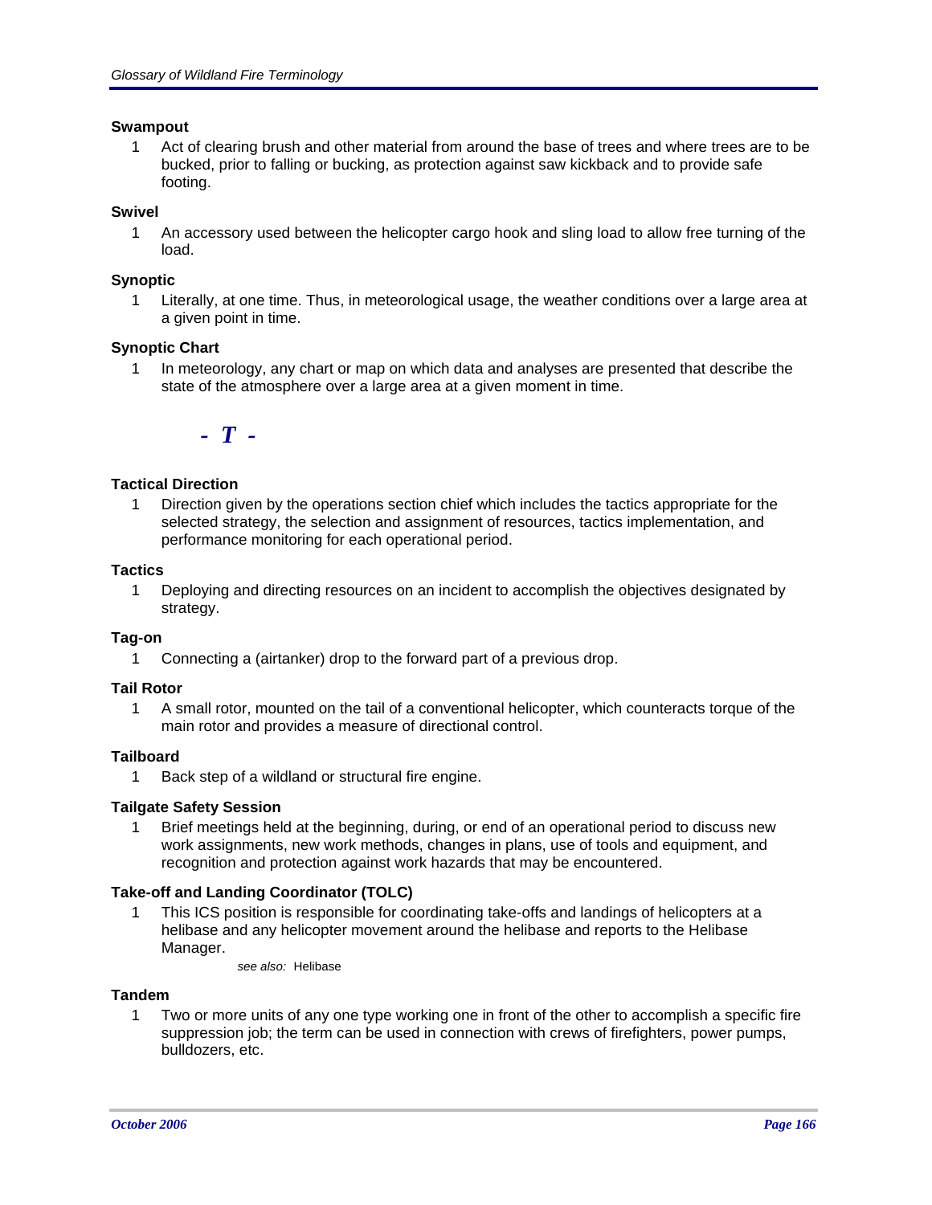**Swampout**

1. Act of clearing brush and other material from around the base of trees and where trees are to be bucked, prior to falling or bucking, as protection against saw kickback and to provide safe footing.

**Swivel**

1. An accessory used between the helicopter cargo hook and sling load to allow free turning of the load.

**Synoptic**

1. Literally, at one time. Thus, in meteorological usage, the weather conditions over a large area at a given point in time.

**Synoptic Chart**

1. In meteorology, any chart or map on which data and analyses are presented that describe the state of the atmosphere over a large area at a given moment in time.

## - T -

**Tactical Direction**

1. Direction given by the operations section chief which includes the tactics appropriate for the selected strategy, the selection and assignment of resources, tactics implementation, and performance monitoring for each operational period.

**Tactics**

1. Deploying and directing resources on an incident to accomplish the objectives designated by strategy.

**Tag-on**

1. Connecting a (airtanker) drop to the forward part of a previous drop.

**Tail Rotor**

1. A small rotor, mounted on the tail of a conventional helicopter, which counteracts torque of the main rotor and provides a measure of directional control.

**Tailboard**

1. Back step of a wildland or structural fire engine.

**Tailgate Safety Session**

1. Brief meetings held at the beginning, during, or end of an operational period to discuss new work assignments, new work methods, changes in plans, use of tools and equipment, and recognition and protection against work hazards that may be encountered.

**Take-off and Landing Coordinator (TOLC)**

1. This ICS position is responsible for coordinating take-offs and landings of helicopters at a helibase and any helicopter movement around the helibase and reports to the Helibase Manager.

   *see also:* Helibase

**Tandem**

1. Two or more units of any one type working one in front of the other to accomplish a specific fire suppression job; the term can be used in connection with crews of firefighters, power pumps, bulldozers, etc.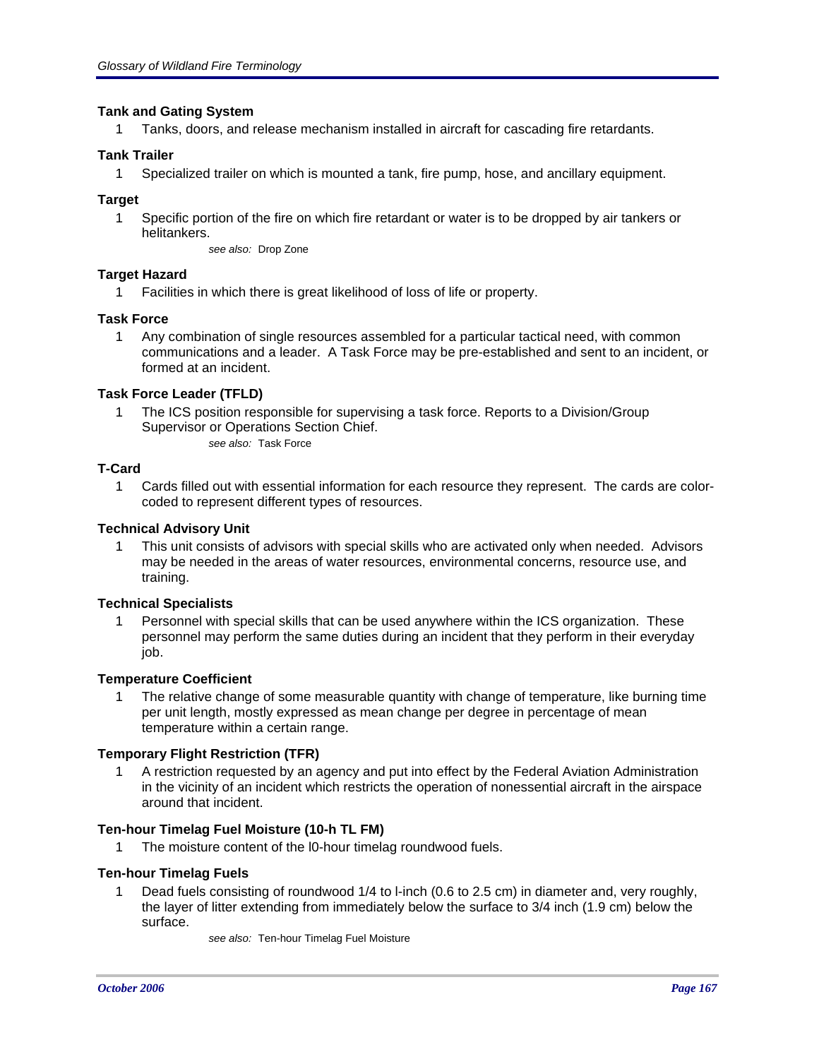**Tank and Gating System**

1 Tanks, doors, and release mechanism installed in aircraft for cascading fire retardants.

**Tank Trailer**

1 Specialized trailer on which is mounted a tank, fire pump, hose, and ancillary equipment.

**Target**

1 Specific portion of the fire on which fire retardant or water is to be dropped by air tankers or helitankers.

*see also:* Drop Zone

**Target Hazard**

1 Facilities in which there is great likelihood of loss of life or property.

**Task Force**

1 Any combination of single resources assembled for a particular tactical need, with common communications and a leader. A Task Force may be pre-established and sent to an incident, or formed at an incident.

**Task Force Leader (TFLD)**

1 The ICS position responsible for supervising a task force. Reports to a Division/Group Supervisor or Operations Section Chief.

*see also:* Task Force

**T-Card**

1 Cards filled out with essential information for each resource they represent. The cards are color-coded to represent different types of resources.

**Technical Advisory Unit**

1 This unit consists of advisors with special skills who are activated only when needed. Advisors may be needed in the areas of water resources, environmental concerns, resource use, and training.

**Technical Specialists**

1 Personnel with special skills that can be used anywhere within the ICS organization. These personnel may perform the same duties during an incident that they perform in their everyday job.

**Temperature Coefficient**

1 The relative change of some measurable quantity with change of temperature, like burning time per unit length, mostly expressed as mean change per degree in percentage of mean temperature within a certain range.

**Temporary Flight Restriction (TFR)**

1 A restriction requested by an agency and put into effect by the Federal Aviation Administration in the vicinity of an incident which restricts the operation of nonessential aircraft in the airspace around that incident.

**Ten-hour Timelag Fuel Moisture (10-h TL FM)**

1 The moisture content of the l0-hour timelag roundwood fuels.

**Ten-hour Timelag Fuels**

1 Dead fuels consisting of roundwood 1/4 to l-inch (0.6 to 2.5 cm) in diameter and, very roughly, the layer of litter extending from immediately below the surface to 3/4 inch (1.9 cm) below the surface.

*see also:* Ten-hour Timelag Fuel Moisture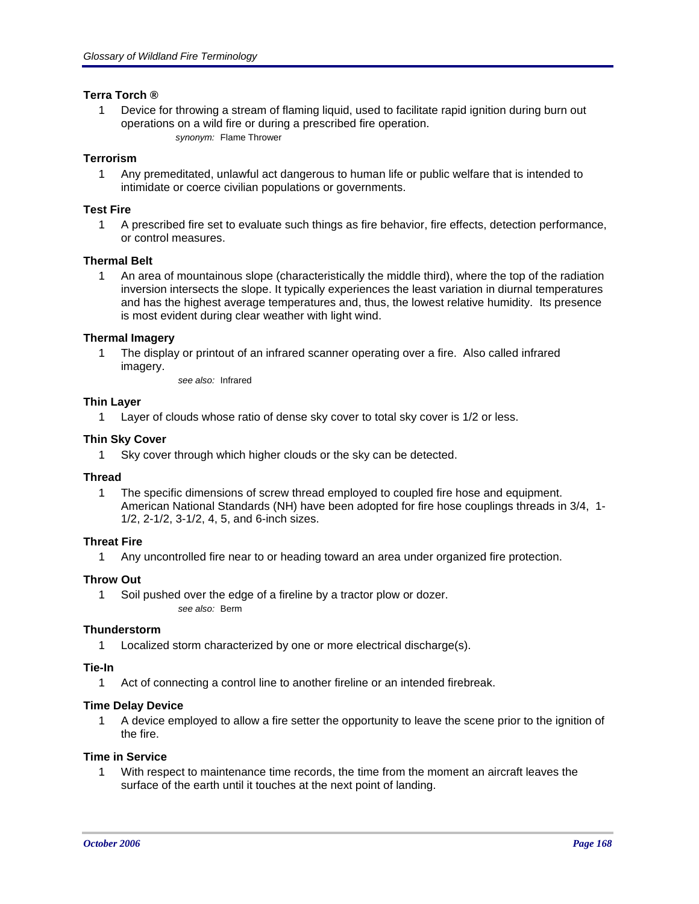**Terra Torch ®**

1 Device for throwing a stream of flaming liquid, used to facilitate rapid ignition during burn out operations on a wild fire or during a prescribed fire operation.

*synonym:* Flame Thrower

**Terrorism**

1 Any premeditated, unlawful act dangerous to human life or public welfare that is intended to intimidate or coerce civilian populations or governments.

**Test Fire**

1 A prescribed fire set to evaluate such things as fire behavior, fire effects, detection performance, or control measures.

**Thermal Belt**

1 An area of mountainous slope (characteristically the middle third), where the top of the radiation inversion intersects the slope. It typically experiences the least variation in diurnal temperatures and has the highest average temperatures and, thus, the lowest relative humidity. Its presence is most evident during clear weather with light wind.

**Thermal Imagery**

1 The display or printout of an infrared scanner operating over a fire. Also called infrared imagery.

*see also:* Infrared

**Thin Layer**

1 Layer of clouds whose ratio of dense sky cover to total sky cover is 1/2 or less.

**Thin Sky Cover**

1 Sky cover through which higher clouds or the sky can be detected.

**Thread**

1 The specific dimensions of screw thread employed to coupled fire hose and equipment. American National Standards (NH) have been adopted for fire hose couplings threads in 3/4, 1-1/2, 2-1/2, 3-1/2, 4, 5, and 6-inch sizes.

**Threat Fire**

1 Any uncontrolled fire near to or heading toward an area under organized fire protection.

**Throw Out**

1 Soil pushed over the edge of a fireline by a tractor plow or dozer.

*see also:* Berm

**Thunderstorm**

1 Localized storm characterized by one or more electrical discharge(s).

**Tie-In**

1 Act of connecting a control line to another fireline or an intended firebreak.

**Time Delay Device**

1 A device employed to allow a fire setter the opportunity to leave the scene prior to the ignition of the fire.

**Time in Service**

1 With respect to maintenance time records, the time from the moment an aircraft leaves the surface of the earth until it touches at the next point of landing.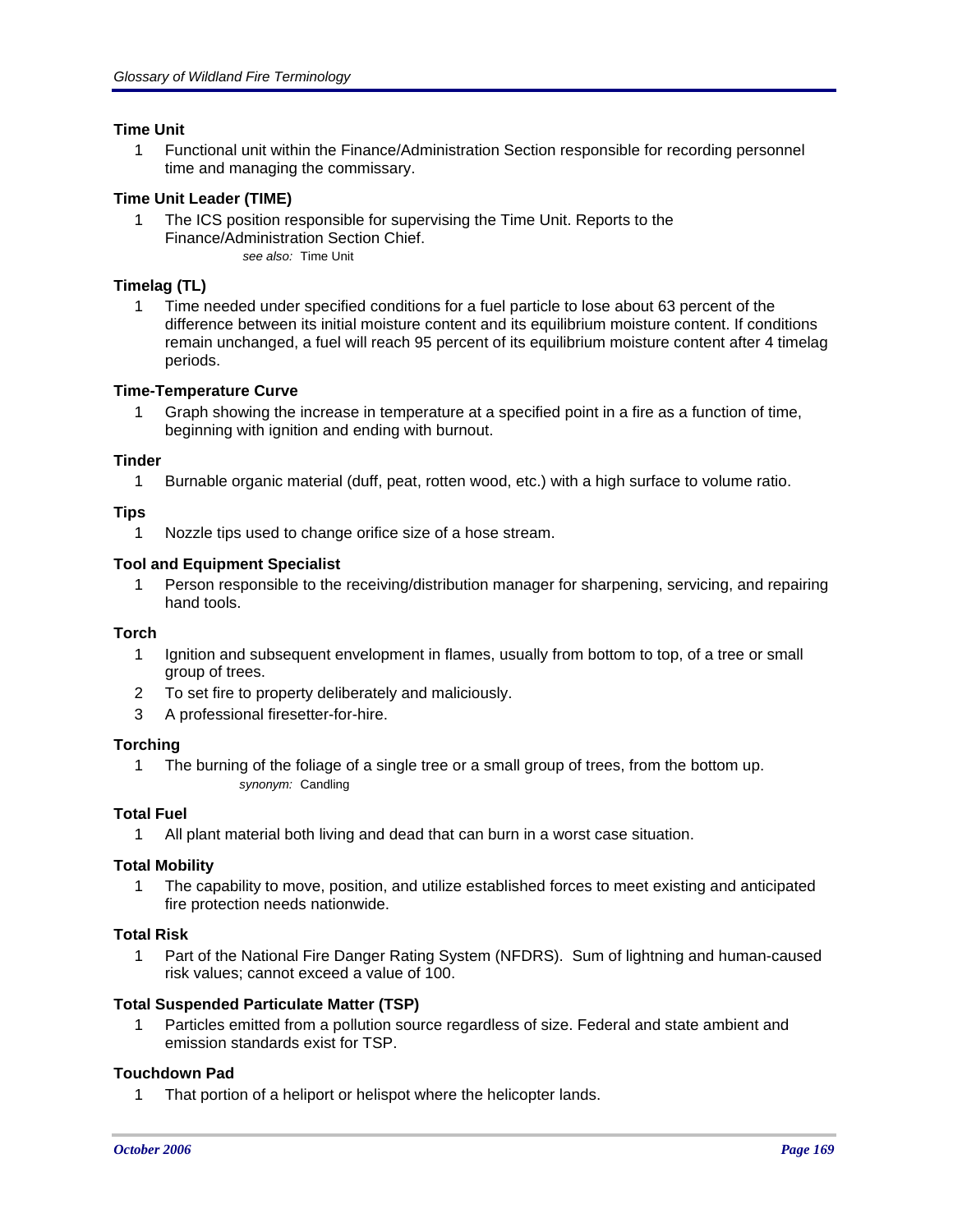### Time Unit

1 Functional unit within the Finance/Administration Section responsible for recording personnel time and managing the commissary.

### Time Unit Leader (TIME)

1 The ICS position responsible for supervising the Time Unit. Reports to the Finance/Administration Section Chief.

*see also:* Time Unit

### Timelag (TL)

1 Time needed under specified conditions for a fuel particle to lose about 63 percent of the difference between its initial moisture content and its equilibrium moisture content. If conditions remain unchanged, a fuel will reach 95 percent of its equilibrium moisture content after 4 timelag periods.

### Time-Temperature Curve

1 Graph showing the increase in temperature at a specified point in a fire as a function of time, beginning with ignition and ending with burnout.

### Tinder

1 Burnable organic material (duff, peat, rotten wood, etc.) with a high surface to volume ratio.

### Tips

1 Nozzle tips used to change orifice size of a hose stream.

### Tool and Equipment Specialist

1 Person responsible to the receiving/distribution manager for sharpening, servicing, and repairing hand tools.

### Torch

1 Ignition and subsequent envelopment in flames, usually from bottom to top, of a tree or small group of trees.

2 To set fire to property deliberately and maliciously.

3 A professional firesetter-for-hire.

### Torching

1 The burning of the foliage of a single tree or a small group of trees, from the bottom up.

*synonym:* Candling

### Total Fuel

1 All plant material both living and dead that can burn in a worst case situation.

### Total Mobility

1 The capability to move, position, and utilize established forces to meet existing and anticipated fire protection needs nationwide.

### Total Risk

1 Part of the National Fire Danger Rating System (NFDRS). Sum of lightning and human-caused risk values; cannot exceed a value of 100.

### Total Suspended Particulate Matter (TSP)

1 Particles emitted from a pollution source regardless of size. Federal and state ambient and emission standards exist for TSP.

### Touchdown Pad

1 That portion of a heliport or helispot where the helicopter lands.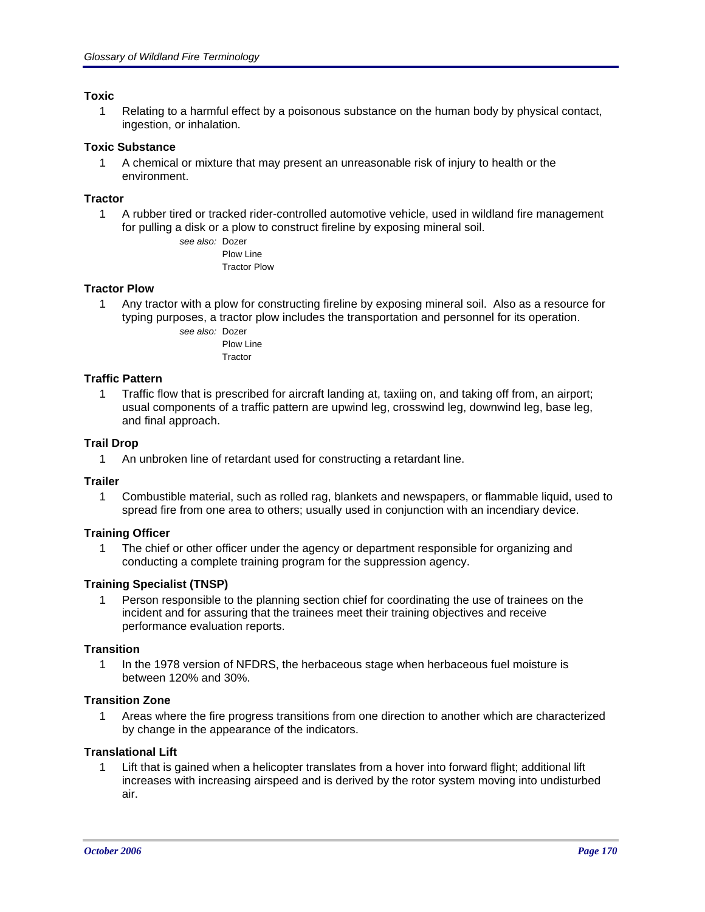### Toxic

1 Relating to a harmful effect by a poisonous substance on the human body by physical contact, ingestion, or inhalation.

### Toxic Substance

1 A chemical or mixture that may present an unreasonable risk of injury to health or the environment.

### Tractor

1 A rubber tired or tracked rider-controlled automotive vehicle, used in wildland fire management for pulling a disk or a plow to construct fireline by exposing mineral soil.

*see also:* Dozer
Plow Line
Tractor Plow

### Tractor Plow

1 Any tractor with a plow for constructing fireline by exposing mineral soil. Also as a resource for typing purposes, a tractor plow includes the transportation and personnel for its operation.

*see also:* Dozer
Plow Line
Tractor

### Traffic Pattern

1 Traffic flow that is prescribed for aircraft landing at, taxiing on, and taking off from, an airport; usual components of a traffic pattern are upwind leg, crosswind leg, downwind leg, base leg, and final approach.

### Trail Drop

1 An unbroken line of retardant used for constructing a retardant line.

### Trailer

1 Combustible material, such as rolled rag, blankets and newspapers, or flammable liquid, used to spread fire from one area to others; usually used in conjunction with an incendiary device.

### Training Officer

1 The chief or other officer under the agency or department responsible for organizing and conducting a complete training program for the suppression agency.

### Training Specialist (TNSP)

1 Person responsible to the planning section chief for coordinating the use of trainees on the incident and for assuring that the trainees meet their training objectives and receive performance evaluation reports.

### Transition

1 In the 1978 version of NFDRS, the herbaceous stage when herbaceous fuel moisture is between 120% and 30%.

### Transition Zone

1 Areas where the fire progress transitions from one direction to another which are characterized by change in the appearance of the indicators.

### Translational Lift

1 Lift that is gained when a helicopter translates from a hover into forward flight; additional lift increases with increasing airspeed and is derived by the rotor system moving into undisturbed air.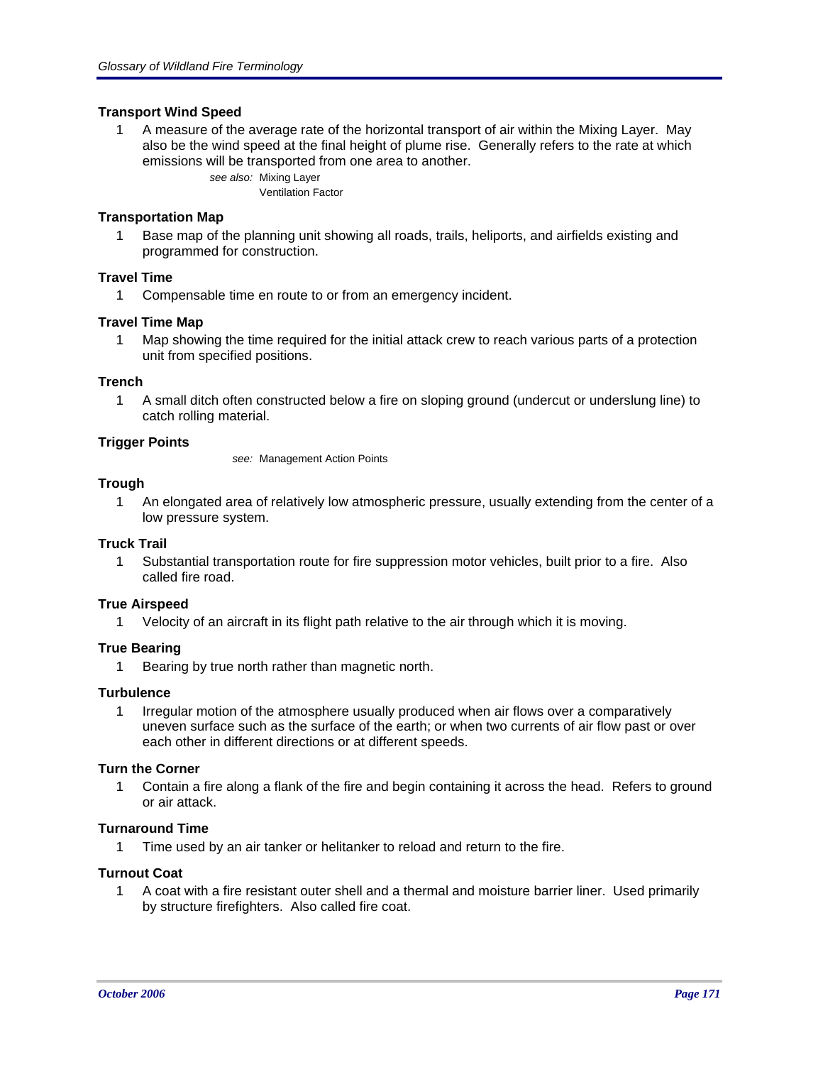### Transport Wind Speed

1 A measure of the average rate of the horizontal transport of air within the Mixing Layer. May also be the wind speed at the final height of plume rise. Generally refers to the rate at which emissions will be transported from one area to another.

*see also:* Mixing Layer
Ventilation Factor

### Transportation Map

1 Base map of the planning unit showing all roads, trails, heliports, and airfields existing and programmed for construction.

### Travel Time

1 Compensable time en route to or from an emergency incident.

### Travel Time Map

1 Map showing the time required for the initial attack crew to reach various parts of a protection unit from specified positions.

### Trench

1 A small ditch often constructed below a fire on sloping ground (undercut or underslung line) to catch rolling material.

### Trigger Points

*see:* Management Action Points

### Trough

1 An elongated area of relatively low atmospheric pressure, usually extending from the center of a low pressure system.

### Truck Trail

1 Substantial transportation route for fire suppression motor vehicles, built prior to a fire. Also called fire road.

### True Airspeed

1 Velocity of an aircraft in its flight path relative to the air through which it is moving.

### True Bearing

1 Bearing by true north rather than magnetic north.

### Turbulence

1 Irregular motion of the atmosphere usually produced when air flows over a comparatively uneven surface such as the surface of the earth; or when two currents of air flow past or over each other in different directions or at different speeds.

### Turn the Corner

1 Contain a fire along a flank of the fire and begin containing it across the head. Refers to ground or air attack.

### Turnaround Time

1 Time used by an air tanker or helitanker to reload and return to the fire.

### Turnout Coat

1 A coat with a fire resistant outer shell and a thermal and moisture barrier liner. Used primarily by structure firefighters. Also called fire coat.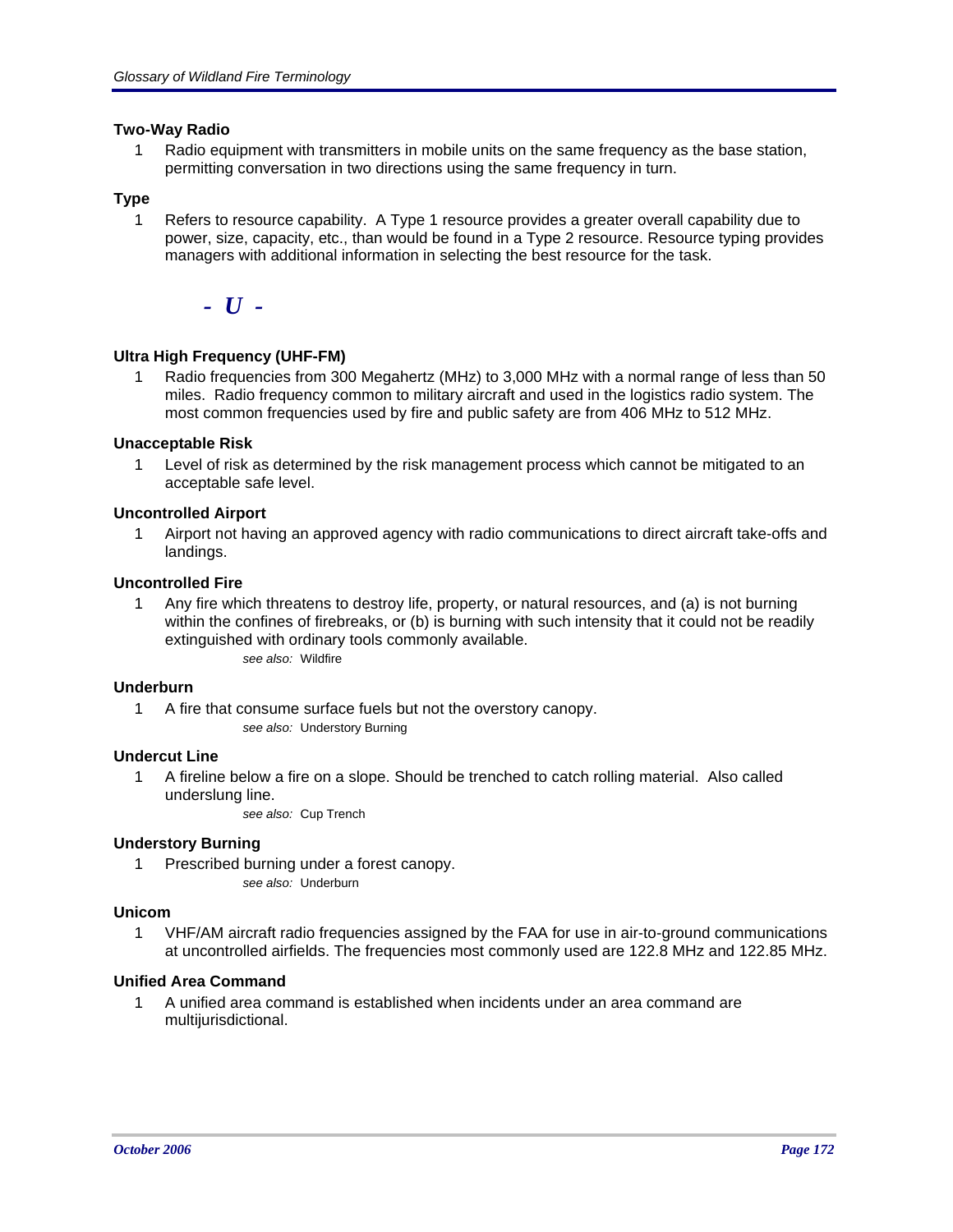### Two-Way Radio

1. Radio equipment with transmitters in mobile units on the same frequency as the base station, permitting conversation in two directions using the same frequency in turn.

### Type

1. Refers to resource capability. A Type 1 resource provides a greater overall capability due to power, size, capacity, etc., than would be found in a Type 2 resource. Resource typing provides managers with additional information in selecting the best resource for the task.

## - U -

### Ultra High Frequency (UHF-FM)

1. Radio frequencies from 300 Megahertz (MHz) to 3,000 MHz with a normal range of less than 50 miles. Radio frequency common to military aircraft and used in the logistics radio system. The most common frequencies used by fire and public safety are from 406 MHz to 512 MHz.

### Unacceptable Risk

1. Level of risk as determined by the risk management process which cannot be mitigated to an acceptable safe level.

### Uncontrolled Airport

1. Airport not having an approved agency with radio communications to direct aircraft take-offs and landings.

### Uncontrolled Fire

1. Any fire which threatens to destroy life, property, or natural resources, and (a) is not burning within the confines of firebreaks, or (b) is burning with such intensity that it could not be readily extinguished with ordinary tools commonly available.

   *see also:* Wildfire

### Underburn

1. A fire that consume surface fuels but not the overstory canopy.

   *see also:* Understory Burning

### Undercut Line

1. A fireline below a fire on a slope. Should be trenched to catch rolling material. Also called underslung line.

   *see also:* Cup Trench

### Understory Burning

1. Prescribed burning under a forest canopy.

   *see also:* Underburn

### Unicom

1. VHF/AM aircraft radio frequencies assigned by the FAA for use in air-to-ground communications at uncontrolled airfields. The frequencies most commonly used are 122.8 MHz and 122.85 MHz.

### Unified Area Command

1. A unified area command is established when incidents under an area command are multijurisdictional.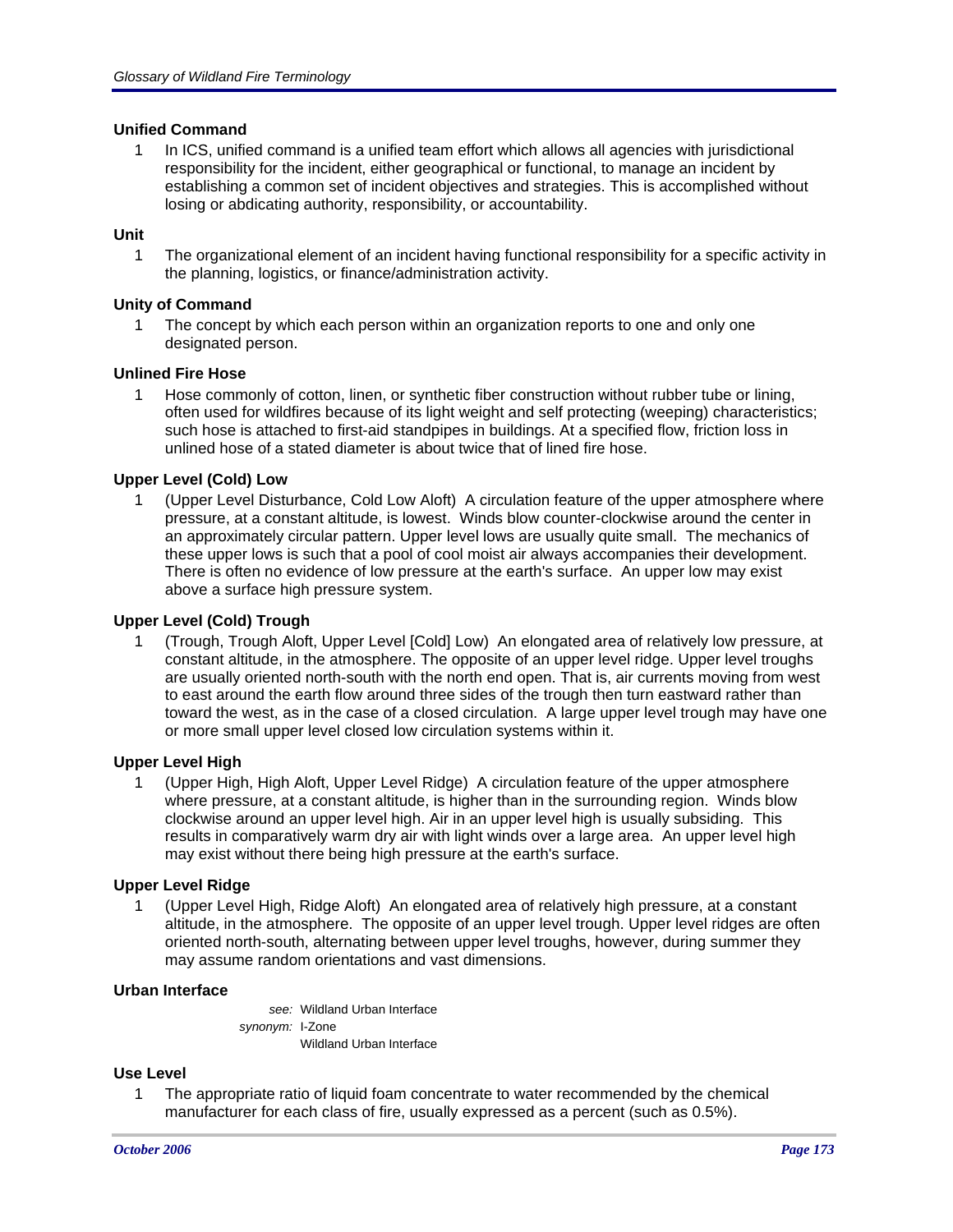### Unified Command

1 In ICS, unified command is a unified team effort which allows all agencies with jurisdictional responsibility for the incident, either geographical or functional, to manage an incident by establishing a common set of incident objectives and strategies. This is accomplished without losing or abdicating authority, responsibility, or accountability.

### Unit

1 The organizational element of an incident having functional responsibility for a specific activity in the planning, logistics, or finance/administration activity.

### Unity of Command

1 The concept by which each person within an organization reports to one and only one designated person.

### Unlined Fire Hose

1 Hose commonly of cotton, linen, or synthetic fiber construction without rubber tube or lining, often used for wildfires because of its light weight and self protecting (weeping) characteristics; such hose is attached to first-aid standpipes in buildings. At a specified flow, friction loss in unlined hose of a stated diameter is about twice that of lined fire hose.

### Upper Level (Cold) Low

1 (Upper Level Disturbance, Cold Low Aloft) A circulation feature of the upper atmosphere where pressure, at a constant altitude, is lowest. Winds blow counter-clockwise around the center in an approximately circular pattern. Upper level lows are usually quite small. The mechanics of these upper lows is such that a pool of cool moist air always accompanies their development. There is often no evidence of low pressure at the earth's surface. An upper low may exist above a surface high pressure system.

### Upper Level (Cold) Trough

1 (Trough, Trough Aloft, Upper Level [Cold] Low) An elongated area of relatively low pressure, at constant altitude, in the atmosphere. The opposite of an upper level ridge. Upper level troughs are usually oriented north-south with the north end open. That is, air currents moving from west to east around the earth flow around three sides of the trough then turn eastward rather than toward the west, as in the case of a closed circulation. A large upper level trough may have one or more small upper level closed low circulation systems within it.

### Upper Level High

1 (Upper High, High Aloft, Upper Level Ridge) A circulation feature of the upper atmosphere where pressure, at a constant altitude, is higher than in the surrounding region. Winds blow clockwise around an upper level high. Air in an upper level high is usually subsiding. This results in comparatively warm dry air with light winds over a large area. An upper level high may exist without there being high pressure at the earth's surface.

### Upper Level Ridge

1 (Upper Level High, Ridge Aloft) An elongated area of relatively high pressure, at a constant altitude, in the atmosphere. The opposite of an upper level trough. Upper level ridges are often oriented north-south, alternating between upper level troughs, however, during summer they may assume random orientations and vast dimensions.

### Urban Interface

*see:* Wildland Urban Interface
*synonym:* I-Zone
Wildland Urban Interface

### Use Level

1 The appropriate ratio of liquid foam concentrate to water recommended by the chemical manufacturer for each class of fire, usually expressed as a percent (such as 0.5%).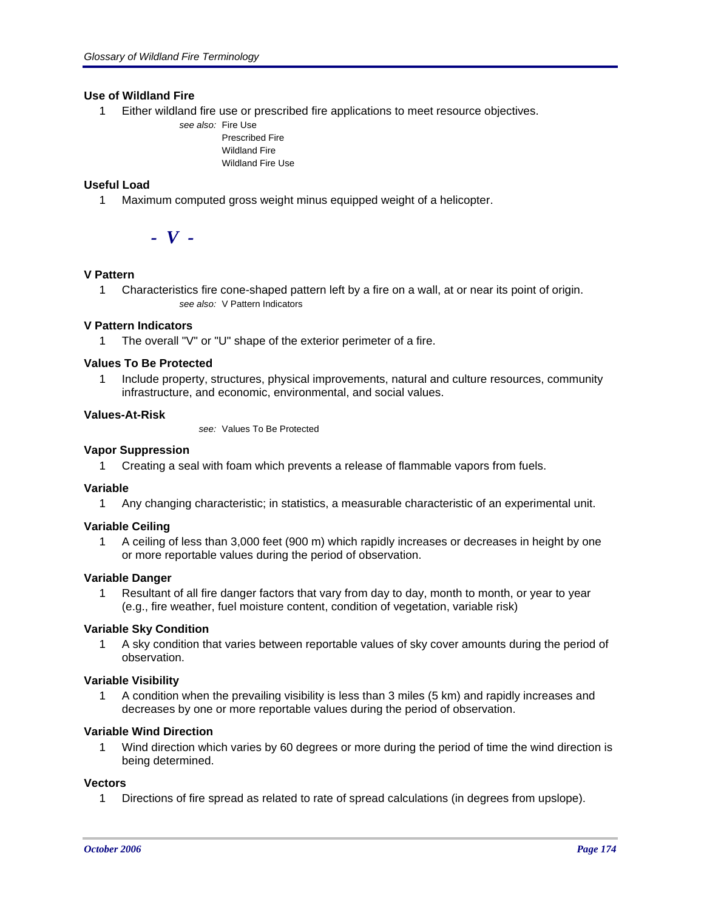### Use of Wildland Fire

1 Either wildland fire use or prescribed fire applications to meet resource objectives.

*see also:* Fire Use
Prescribed Fire
Wildland Fire
Wildland Fire Use

### Useful Load

1 Maximum computed gross weight minus equipped weight of a helicopter.

## *- V -*

### V Pattern

1 Characteristics fire cone-shaped pattern left by a fire on a wall, at or near its point of origin.

*see also:* V Pattern Indicators

### V Pattern Indicators

1 The overall "V" or "U" shape of the exterior perimeter of a fire.

### Values To Be Protected

1 Include property, structures, physical improvements, natural and culture resources, community infrastructure, and economic, environmental, and social values.

### Values-At-Risk

*see:* Values To Be Protected

### Vapor Suppression

1 Creating a seal with foam which prevents a release of flammable vapors from fuels.

### Variable

1 Any changing characteristic; in statistics, a measurable characteristic of an experimental unit.

### Variable Ceiling

1 A ceiling of less than 3,000 feet (900 m) which rapidly increases or decreases in height by one or more reportable values during the period of observation.

### Variable Danger

1 Resultant of all fire danger factors that vary from day to day, month to month, or year to year (e.g., fire weather, fuel moisture content, condition of vegetation, variable risk)

### Variable Sky Condition

1 A sky condition that varies between reportable values of sky cover amounts during the period of observation.

### Variable Visibility

1 A condition when the prevailing visibility is less than 3 miles (5 km) and rapidly increases and decreases by one or more reportable values during the period of observation.

### Variable Wind Direction

1 Wind direction which varies by 60 degrees or more during the period of time the wind direction is being determined.

### Vectors

1 Directions of fire spread as related to rate of spread calculations (in degrees from upslope).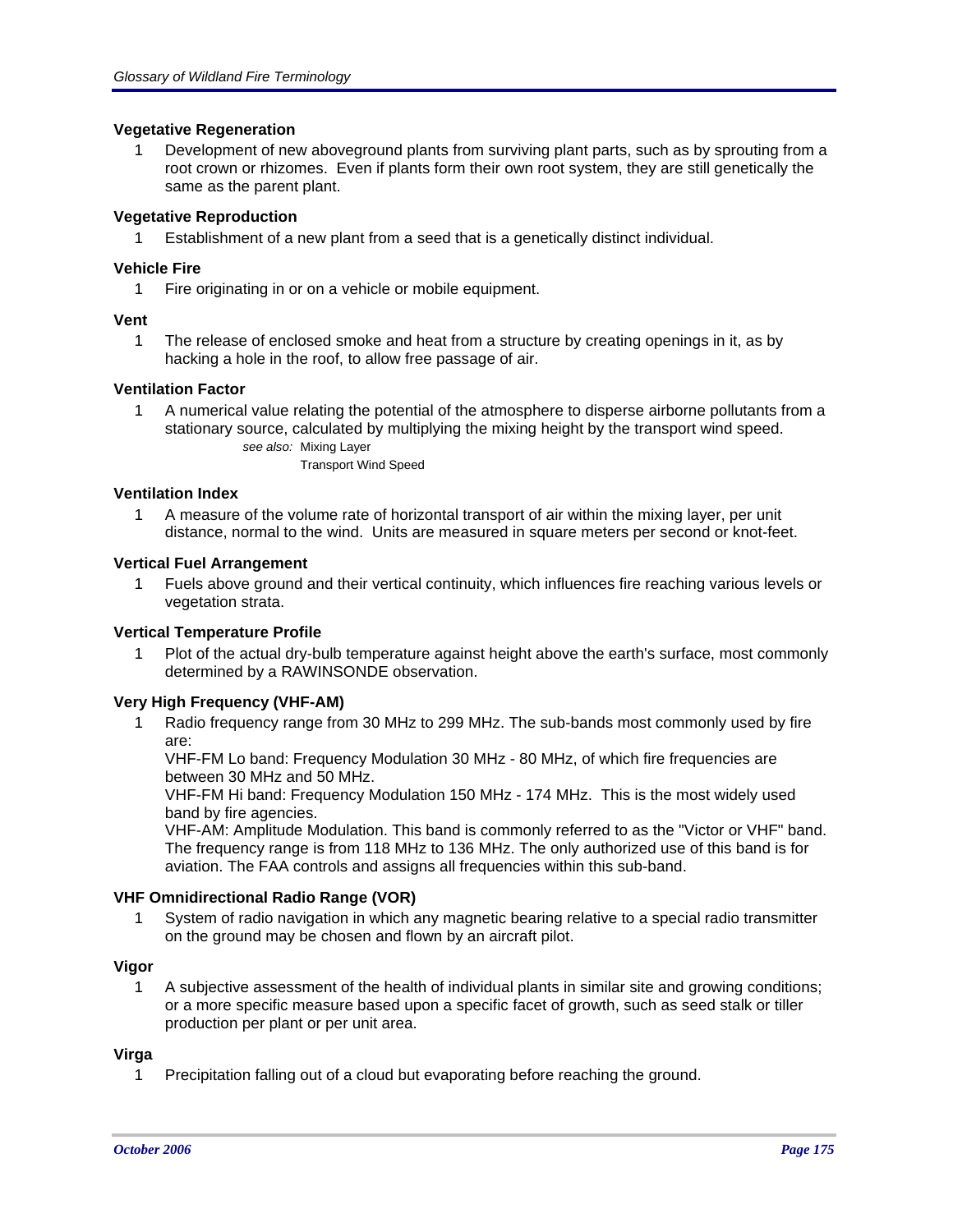**Vegetative Regeneration**

1 Development of new aboveground plants from surviving plant parts, such as by sprouting from a root crown or rhizomes. Even if plants form their own root system, they are still genetically the same as the parent plant.

**Vegetative Reproduction**

1 Establishment of a new plant from a seed that is a genetically distinct individual.

**Vehicle Fire**

1 Fire originating in or on a vehicle or mobile equipment.

**Vent**

1 The release of enclosed smoke and heat from a structure by creating openings in it, as by hacking a hole in the roof, to allow free passage of air.

**Ventilation Factor**

1 A numerical value relating the potential of the atmosphere to disperse airborne pollutants from a stationary source, calculated by multiplying the mixing height by the transport wind speed.

*see also:* Mixing Layer
Transport Wind Speed

**Ventilation Index**

1 A measure of the volume rate of horizontal transport of air within the mixing layer, per unit distance, normal to the wind. Units are measured in square meters per second or knot-feet.

**Vertical Fuel Arrangement**

1 Fuels above ground and their vertical continuity, which influences fire reaching various levels or vegetation strata.

**Vertical Temperature Profile**

1 Plot of the actual dry-bulb temperature against height above the earth's surface, most commonly determined by a RAWINSONDE observation.

**Very High Frequency (VHF-AM)**

1 Radio frequency range from 30 MHz to 299 MHz. The sub-bands most commonly used by fire are:
VHF-FM Lo band: Frequency Modulation 30 MHz - 80 MHz, of which fire frequencies are between 30 MHz and 50 MHz.
VHF-FM Hi band: Frequency Modulation 150 MHz - 174 MHz. This is the most widely used band by fire agencies.
VHF-AM: Amplitude Modulation. This band is commonly referred to as the "Victor or VHF" band. The frequency range is from 118 MHz to 136 MHz. The only authorized use of this band is for aviation. The FAA controls and assigns all frequencies within this sub-band.

**VHF Omnidirectional Radio Range (VOR)**

1 System of radio navigation in which any magnetic bearing relative to a special radio transmitter on the ground may be chosen and flown by an aircraft pilot.

**Vigor**

1 A subjective assessment of the health of individual plants in similar site and growing conditions; or a more specific measure based upon a specific facet of growth, such as seed stalk or tiller production per plant or per unit area.

**Virga**

1 Precipitation falling out of a cloud but evaporating before reaching the ground.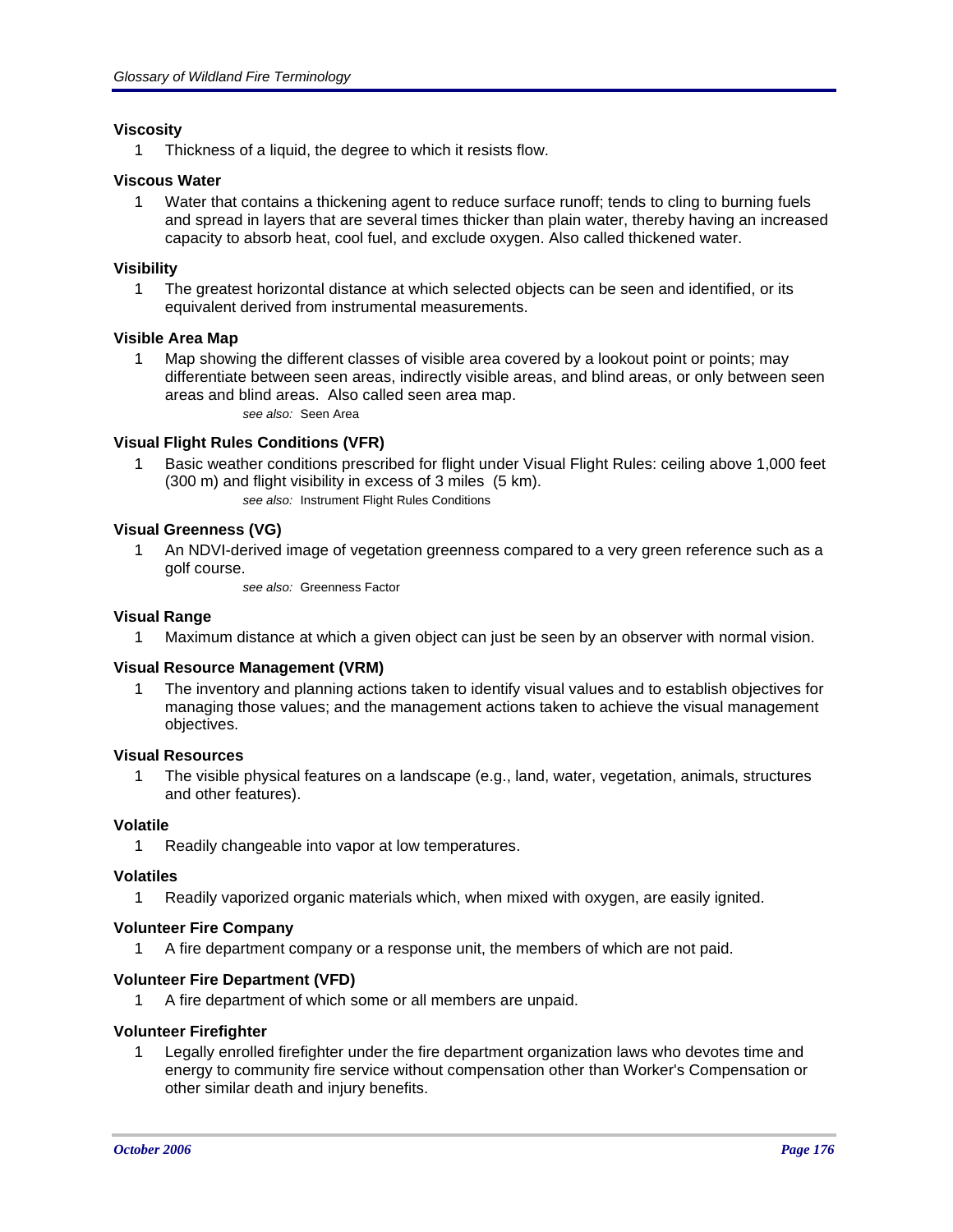### Viscosity

1 Thickness of a liquid, the degree to which it resists flow.

### Viscous Water

1 Water that contains a thickening agent to reduce surface runoff; tends to cling to burning fuels and spread in layers that are several times thicker than plain water, thereby having an increased capacity to absorb heat, cool fuel, and exclude oxygen. Also called thickened water.

### Visibility

1 The greatest horizontal distance at which selected objects can be seen and identified, or its equivalent derived from instrumental measurements.

### Visible Area Map

1 Map showing the different classes of visible area covered by a lookout point or points; may differentiate between seen areas, indirectly visible areas, and blind areas, or only between seen areas and blind areas. Also called seen area map.

*see also:* Seen Area

### Visual Flight Rules Conditions (VFR)

1 Basic weather conditions prescribed for flight under Visual Flight Rules: ceiling above 1,000 feet (300 m) and flight visibility in excess of 3 miles (5 km).

*see also:* Instrument Flight Rules Conditions

### Visual Greenness (VG)

1 An NDVI-derived image of vegetation greenness compared to a very green reference such as a golf course.

*see also:* Greenness Factor

### Visual Range

1 Maximum distance at which a given object can just be seen by an observer with normal vision.

### Visual Resource Management (VRM)

1 The inventory and planning actions taken to identify visual values and to establish objectives for managing those values; and the management actions taken to achieve the visual management objectives.

### Visual Resources

1 The visible physical features on a landscape (e.g., land, water, vegetation, animals, structures and other features).

### Volatile

1 Readily changeable into vapor at low temperatures.

### Volatiles

1 Readily vaporized organic materials which, when mixed with oxygen, are easily ignited.

### Volunteer Fire Company

1 A fire department company or a response unit, the members of which are not paid.

### Volunteer Fire Department (VFD)

1 A fire department of which some or all members are unpaid.

### Volunteer Firefighter

1 Legally enrolled firefighter under the fire department organization laws who devotes time and energy to community fire service without compensation other than Worker's Compensation or other similar death and injury benefits.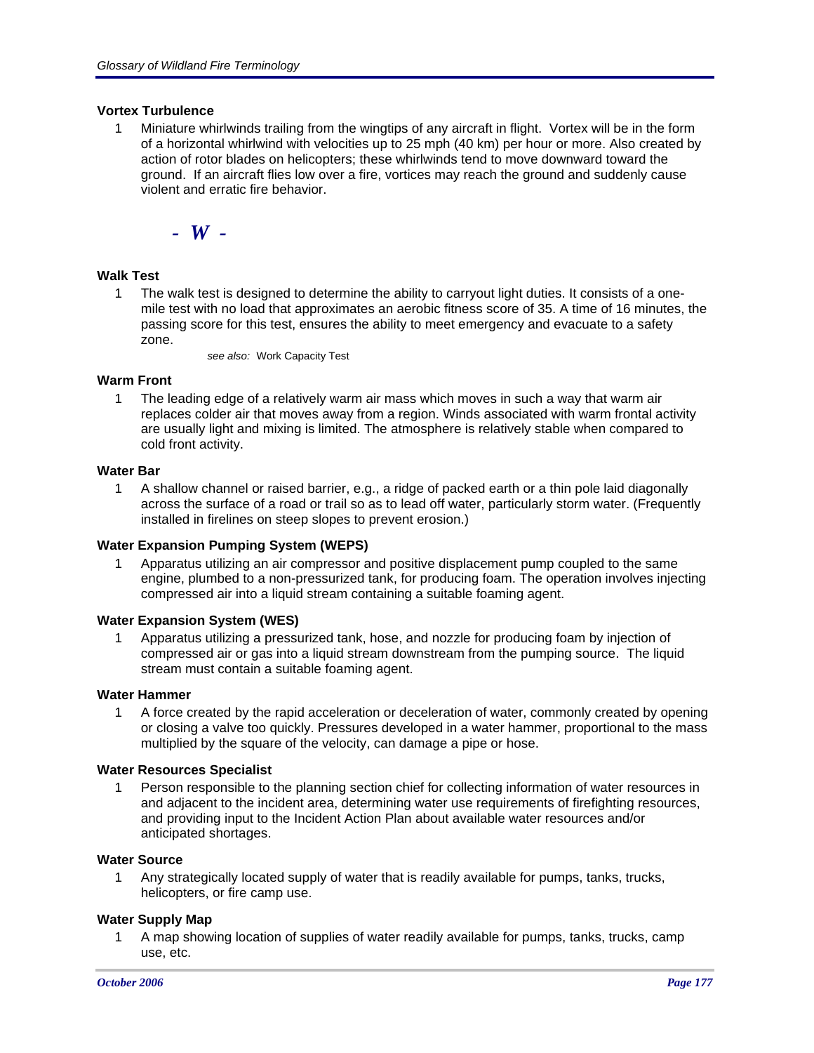### Vortex Turbulence

1. Miniature whirlwinds trailing from the wingtips of any aircraft in flight. Vortex will be in the form of a horizontal whirlwind with velocities up to 25 mph (40 km) per hour or more. Also created by action of rotor blades on helicopters; these whirlwinds tend to move downward toward the ground. If an aircraft flies low over a fire, vortices may reach the ground and suddenly cause violent and erratic fire behavior.

## - W -

### Walk Test

1. The walk test is designed to determine the ability to carryout light duties. It consists of a one-mile test with no load that approximates an aerobic fitness score of 35. A time of 16 minutes, the passing score for this test, ensures the ability to meet emergency and evacuate to a safety zone.

   *see also:* Work Capacity Test

### Warm Front

1. The leading edge of a relatively warm air mass which moves in such a way that warm air replaces colder air that moves away from a region. Winds associated with warm frontal activity are usually light and mixing is limited. The atmosphere is relatively stable when compared to cold front activity.

### Water Bar

1. A shallow channel or raised barrier, e.g., a ridge of packed earth or a thin pole laid diagonally across the surface of a road or trail so as to lead off water, particularly storm water. (Frequently installed in firelines on steep slopes to prevent erosion.)

### Water Expansion Pumping System (WEPS)

1. Apparatus utilizing an air compressor and positive displacement pump coupled to the same engine, plumbed to a non-pressurized tank, for producing foam. The operation involves injecting compressed air into a liquid stream containing a suitable foaming agent.

### Water Expansion System (WES)

1. Apparatus utilizing a pressurized tank, hose, and nozzle for producing foam by injection of compressed air or gas into a liquid stream downstream from the pumping source. The liquid stream must contain a suitable foaming agent.

### Water Hammer

1. A force created by the rapid acceleration or deceleration of water, commonly created by opening or closing a valve too quickly. Pressures developed in a water hammer, proportional to the mass multiplied by the square of the velocity, can damage a pipe or hose.

### Water Resources Specialist

1. Person responsible to the planning section chief for collecting information of water resources in and adjacent to the incident area, determining water use requirements of firefighting resources, and providing input to the Incident Action Plan about available water resources and/or anticipated shortages.

### Water Source

1. Any strategically located supply of water that is readily available for pumps, tanks, trucks, helicopters, or fire camp use.

### Water Supply Map

1. A map showing location of supplies of water readily available for pumps, tanks, trucks, camp use, etc.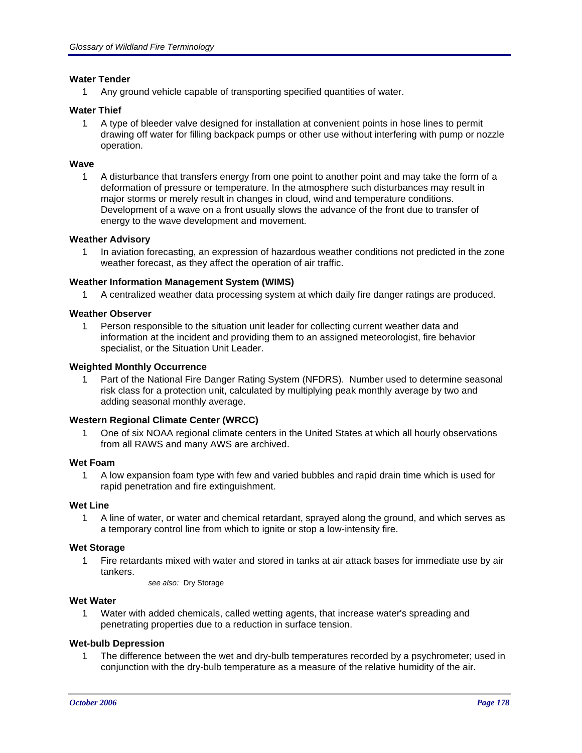**Water Tender**

1 Any ground vehicle capable of transporting specified quantities of water.

**Water Thief**

1 A type of bleeder valve designed for installation at convenient points in hose lines to permit drawing off water for filling backpack pumps or other use without interfering with pump or nozzle operation.

**Wave**

1 A disturbance that transfers energy from one point to another point and may take the form of a deformation of pressure or temperature. In the atmosphere such disturbances may result in major storms or merely result in changes in cloud, wind and temperature conditions. Development of a wave on a front usually slows the advance of the front due to transfer of energy to the wave development and movement.

**Weather Advisory**

1 In aviation forecasting, an expression of hazardous weather conditions not predicted in the zone weather forecast, as they affect the operation of air traffic.

**Weather Information Management System (WIMS)**

1 A centralized weather data processing system at which daily fire danger ratings are produced.

**Weather Observer**

1 Person responsible to the situation unit leader for collecting current weather data and information at the incident and providing them to an assigned meteorologist, fire behavior specialist, or the Situation Unit Leader.

**Weighted Monthly Occurrence**

1 Part of the National Fire Danger Rating System (NFDRS). Number used to determine seasonal risk class for a protection unit, calculated by multiplying peak monthly average by two and adding seasonal monthly average.

**Western Regional Climate Center (WRCC)**

1 One of six NOAA regional climate centers in the United States at which all hourly observations from all RAWS and many AWS are archived.

**Wet Foam**

1 A low expansion foam type with few and varied bubbles and rapid drain time which is used for rapid penetration and fire extinguishment.

**Wet Line**

1 A line of water, or water and chemical retardant, sprayed along the ground, and which serves as a temporary control line from which to ignite or stop a low-intensity fire.

**Wet Storage**

1 Fire retardants mixed with water and stored in tanks at air attack bases for immediate use by air tankers.

*see also:* Dry Storage

**Wet Water**

1 Water with added chemicals, called wetting agents, that increase water's spreading and penetrating properties due to a reduction in surface tension.

**Wet-bulb Depression**

1 The difference between the wet and dry-bulb temperatures recorded by a psychrometer; used in conjunction with the dry-bulb temperature as a measure of the relative humidity of the air.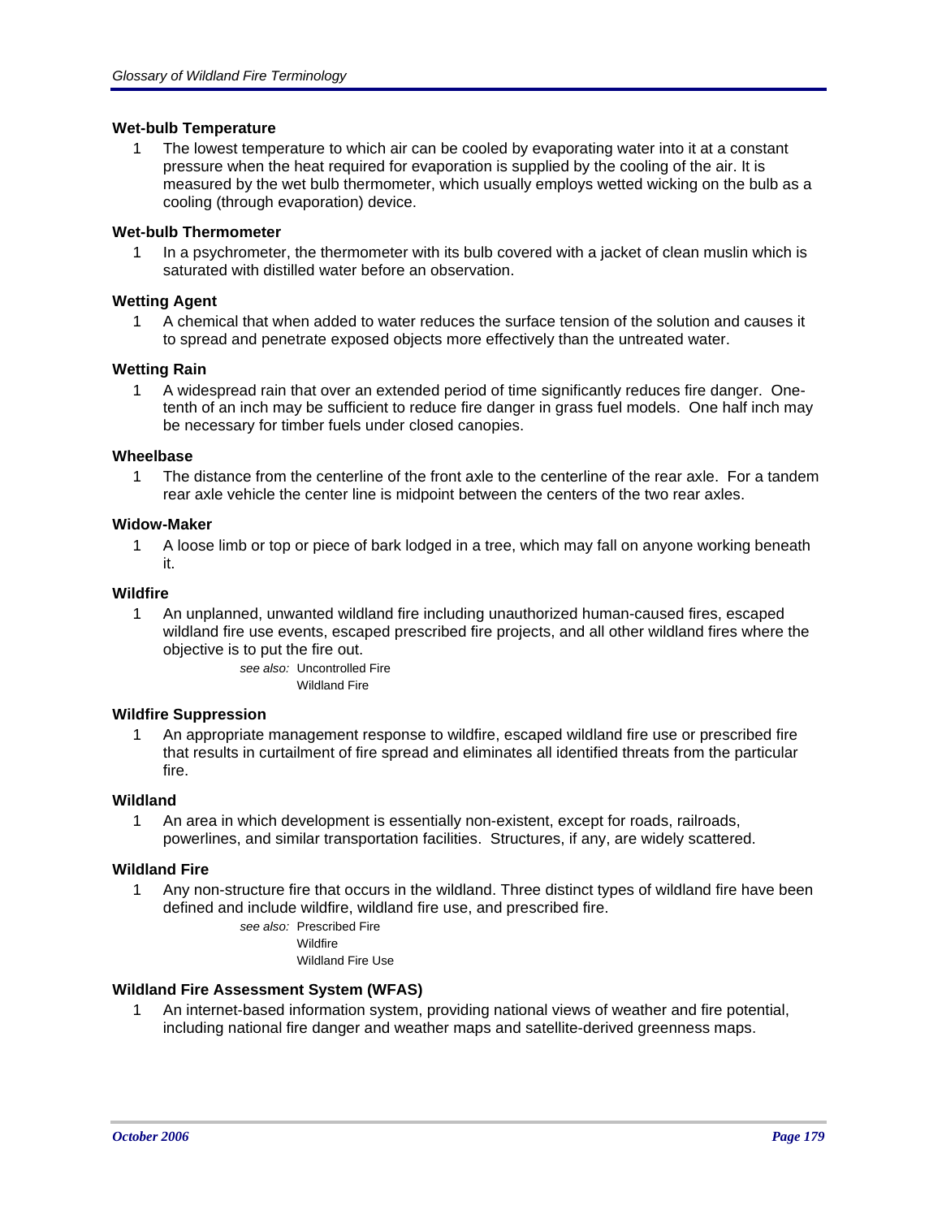### Wet-bulb Temperature

1 The lowest temperature to which air can be cooled by evaporating water into it at a constant pressure when the heat required for evaporation is supplied by the cooling of the air. It is measured by the wet bulb thermometer, which usually employs wetted wicking on the bulb as a cooling (through evaporation) device.

### Wet-bulb Thermometer

1 In a psychrometer, the thermometer with its bulb covered with a jacket of clean muslin which is saturated with distilled water before an observation.

### Wetting Agent

1 A chemical that when added to water reduces the surface tension of the solution and causes it to spread and penetrate exposed objects more effectively than the untreated water.

### Wetting Rain

1 A widespread rain that over an extended period of time significantly reduces fire danger. One-tenth of an inch may be sufficient to reduce fire danger in grass fuel models. One half inch may be necessary for timber fuels under closed canopies.

### Wheelbase

1 The distance from the centerline of the front axle to the centerline of the rear axle. For a tandem rear axle vehicle the center line is midpoint between the centers of the two rear axles.

### Widow-Maker

1 A loose limb or top or piece of bark lodged in a tree, which may fall on anyone working beneath it.

### Wildfire

1 An unplanned, unwanted wildland fire including unauthorized human-caused fires, escaped wildland fire use events, escaped prescribed fire projects, and all other wildland fires where the objective is to put the fire out.

*see also:* Uncontrolled Fire
Wildland Fire

### Wildfire Suppression

1 An appropriate management response to wildfire, escaped wildland fire use or prescribed fire that results in curtailment of fire spread and eliminates all identified threats from the particular fire.

### Wildland

1 An area in which development is essentially non-existent, except for roads, railroads, powerlines, and similar transportation facilities. Structures, if any, are widely scattered.

### Wildland Fire

1 Any non-structure fire that occurs in the wildland. Three distinct types of wildland fire have been defined and include wildfire, wildland fire use, and prescribed fire.

*see also:* Prescribed Fire
Wildfire
Wildland Fire Use

### Wildland Fire Assessment System (WFAS)

1 An internet-based information system, providing national views of weather and fire potential, including national fire danger and weather maps and satellite-derived greenness maps.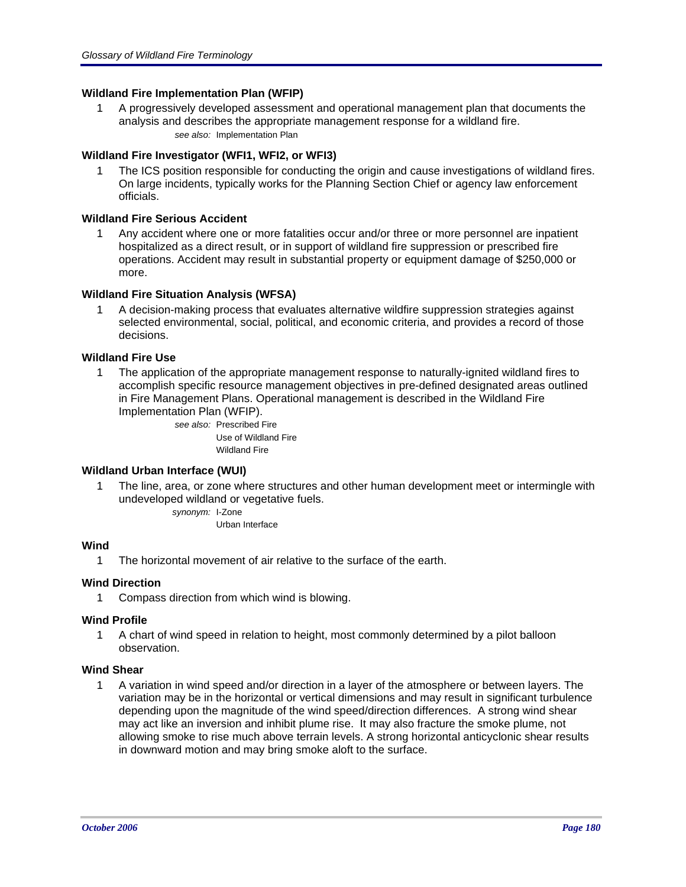### Wildland Fire Implementation Plan (WFIP)

1 A progressively developed assessment and operational management plan that documents the analysis and describes the appropriate management response for a wildland fire.

*see also:* Implementation Plan

### Wildland Fire Investigator (WFI1, WFI2, or WFI3)

1 The ICS position responsible for conducting the origin and cause investigations of wildland fires. On large incidents, typically works for the Planning Section Chief or agency law enforcement officials.

### Wildland Fire Serious Accident

1 Any accident where one or more fatalities occur and/or three or more personnel are inpatient hospitalized as a direct result, or in support of wildland fire suppression or prescribed fire operations. Accident may result in substantial property or equipment damage of $250,000 or more.

### Wildland Fire Situation Analysis (WFSA)

1 A decision-making process that evaluates alternative wildfire suppression strategies against selected environmental, social, political, and economic criteria, and provides a record of those decisions.

### Wildland Fire Use

1 The application of the appropriate management response to naturally-ignited wildland fires to accomplish specific resource management objectives in pre-defined designated areas outlined in Fire Management Plans. Operational management is described in the Wildland Fire Implementation Plan (WFIP).

*see also:* Prescribed Fire
Use of Wildland Fire
Wildland Fire

### Wildland Urban Interface (WUI)

1 The line, area, or zone where structures and other human development meet or intermingle with undeveloped wildland or vegetative fuels.

*synonym:* I-Zone
Urban Interface

### Wind

1 The horizontal movement of air relative to the surface of the earth.

### Wind Direction

1 Compass direction from which wind is blowing.

### Wind Profile

1 A chart of wind speed in relation to height, most commonly determined by a pilot balloon observation.

### Wind Shear

1 A variation in wind speed and/or direction in a layer of the atmosphere or between layers. The variation may be in the horizontal or vertical dimensions and may result in significant turbulence depending upon the magnitude of the wind speed/direction differences. A strong wind shear may act like an inversion and inhibit plume rise. It may also fracture the smoke plume, not allowing smoke to rise much above terrain levels. A strong horizontal anticyclonic shear results in downward motion and may bring smoke aloft to the surface.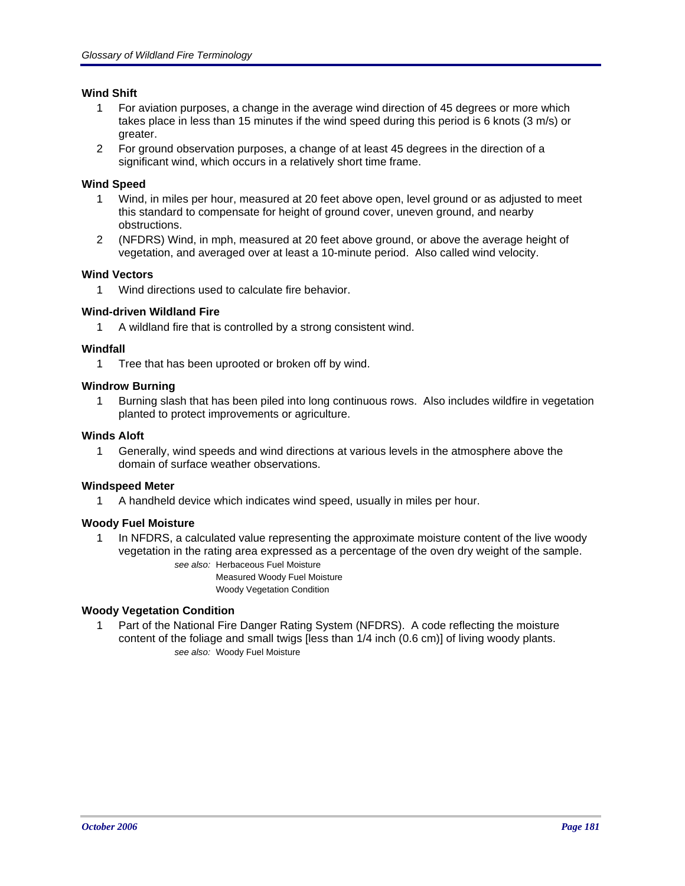### Wind Shift

1. For aviation purposes, a change in the average wind direction of 45 degrees or more which takes place in less than 15 minutes if the wind speed during this period is 6 knots (3 m/s) or greater.
2. For ground observation purposes, a change of at least 45 degrees in the direction of a significant wind, which occurs in a relatively short time frame.

### Wind Speed

1. Wind, in miles per hour, measured at 20 feet above open, level ground or as adjusted to meet this standard to compensate for height of ground cover, uneven ground, and nearby obstructions.
2. (NFDRS) Wind, in mph, measured at 20 feet above ground, or above the average height of vegetation, and averaged over at least a 10-minute period. Also called wind velocity.

### Wind Vectors

1. Wind directions used to calculate fire behavior.

### Wind-driven Wildland Fire

1. A wildland fire that is controlled by a strong consistent wind.

### Windfall

1. Tree that has been uprooted or broken off by wind.

### Windrow Burning

1. Burning slash that has been piled into long continuous rows. Also includes wildfire in vegetation planted to protect improvements or agriculture.

### Winds Aloft

1. Generally, wind speeds and wind directions at various levels in the atmosphere above the domain of surface weather observations.

### Windspeed Meter

1. A handheld device which indicates wind speed, usually in miles per hour.

### Woody Fuel Moisture

1. In NFDRS, a calculated value representing the approximate moisture content of the live woody vegetation in the rating area expressed as a percentage of the oven dry weight of the sample.

   *see also:* Herbaceous Fuel Moisture
   Measured Woody Fuel Moisture
   Woody Vegetation Condition

### Woody Vegetation Condition

1. Part of the National Fire Danger Rating System (NFDRS). A code reflecting the moisture content of the foliage and small twigs [less than 1/4 inch (0.6 cm)] of living woody plants.

   *see also:* Woody Fuel Moisture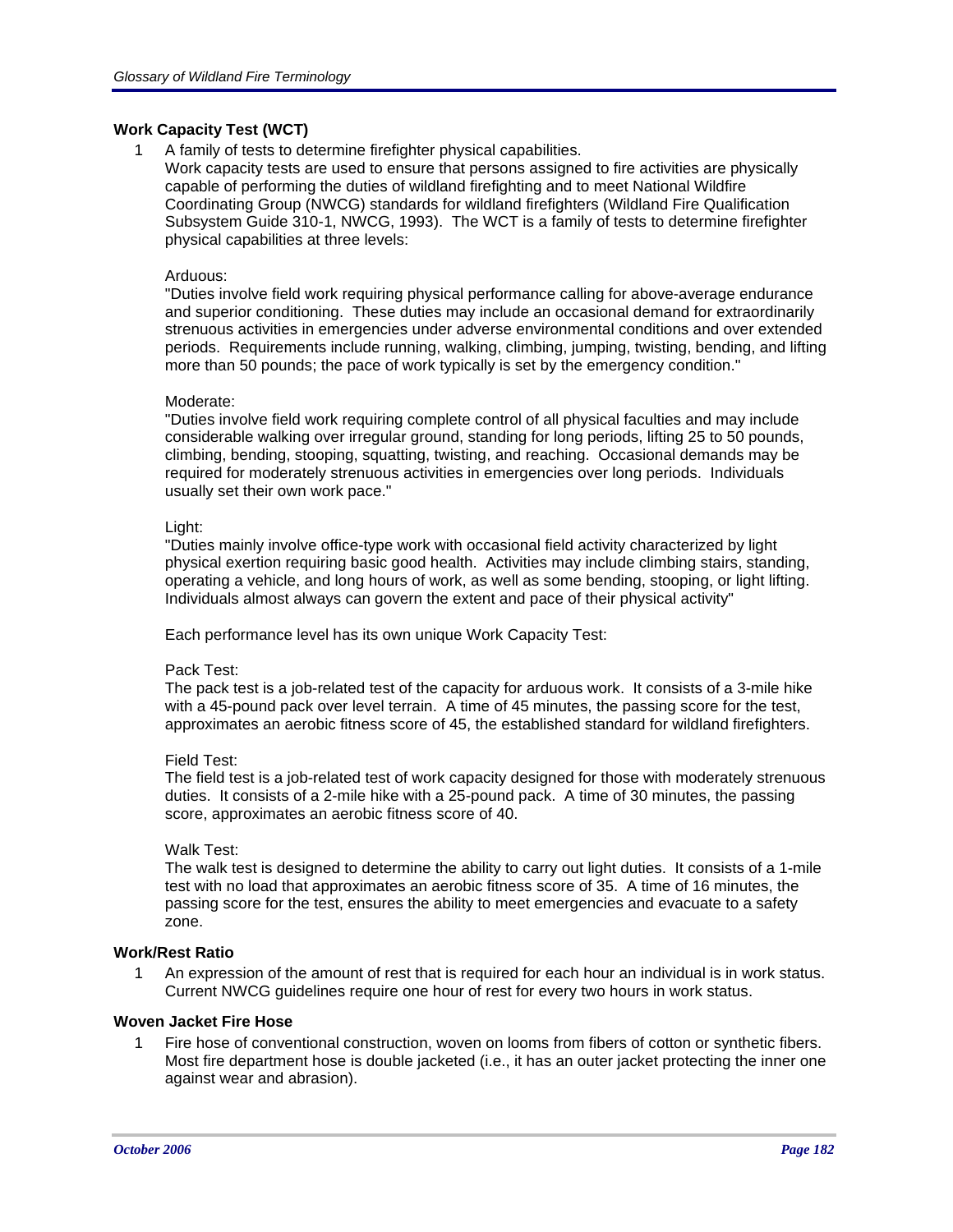**Work Capacity Test (WCT)**

1 A family of tests to determine firefighter physical capabilities.
Work capacity tests are used to ensure that persons assigned to fire activities are physically capable of performing the duties of wildland firefighting and to meet National Wildfire Coordinating Group (NWCG) standards for wildland firefighters (Wildland Fire Qualification Subsystem Guide 310-1, NWCG, 1993). The WCT is a family of tests to determine firefighter physical capabilities at three levels:

Arduous:
"Duties involve field work requiring physical performance calling for above-average endurance and superior conditioning. These duties may include an occasional demand for extraordinarily strenuous activities in emergencies under adverse environmental conditions and over extended periods. Requirements include running, walking, climbing, jumping, twisting, bending, and lifting more than 50 pounds; the pace of work typically is set by the emergency condition."

Moderate:
"Duties involve field work requiring complete control of all physical faculties and may include considerable walking over irregular ground, standing for long periods, lifting 25 to 50 pounds, climbing, bending, stooping, squatting, twisting, and reaching. Occasional demands may be required for moderately strenuous activities in emergencies over long periods. Individuals usually set their own work pace."

Light:
"Duties mainly involve office-type work with occasional field activity characterized by light physical exertion requiring basic good health. Activities may include climbing stairs, standing, operating a vehicle, and long hours of work, as well as some bending, stooping, or light lifting. Individuals almost always can govern the extent and pace of their physical activity"

Each performance level has its own unique Work Capacity Test:

Pack Test:
The pack test is a job-related test of the capacity for arduous work. It consists of a 3-mile hike with a 45-pound pack over level terrain. A time of 45 minutes, the passing score for the test, approximates an aerobic fitness score of 45, the established standard for wildland firefighters.

Field Test:
The field test is a job-related test of work capacity designed for those with moderately strenuous duties. It consists of a 2-mile hike with a 25-pound pack. A time of 30 minutes, the passing score, approximates an aerobic fitness score of 40.

Walk Test:
The walk test is designed to determine the ability to carry out light duties. It consists of a 1-mile test with no load that approximates an aerobic fitness score of 35. A time of 16 minutes, the passing score for the test, ensures the ability to meet emergencies and evacuate to a safety zone.

**Work/Rest Ratio**

1 An expression of the amount of rest that is required for each hour an individual is in work status. Current NWCG guidelines require one hour of rest for every two hours in work status.

**Woven Jacket Fire Hose**

1 Fire hose of conventional construction, woven on looms from fibers of cotton or synthetic fibers. Most fire department hose is double jacketed (i.e., it has an outer jacket protecting the inner one against wear and abrasion).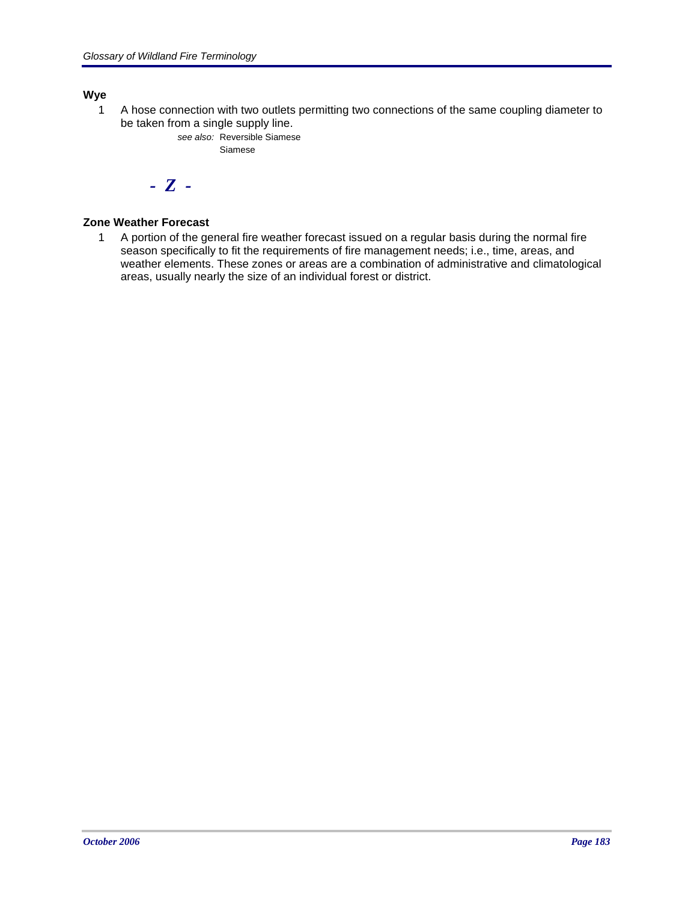**Wye**

1 A hose connection with two outlets permitting two connections of the same coupling diameter to be taken from a single supply line.

*see also:* Reversible Siamese
Siamese

## - Z -

**Zone Weather Forecast**

1 A portion of the general fire weather forecast issued on a regular basis during the normal fire season specifically to fit the requirements of fire management needs; i.e., time, areas, and weather elements. These zones or areas are a combination of administrative and climatological areas, usually nearly the size of an individual forest or district.